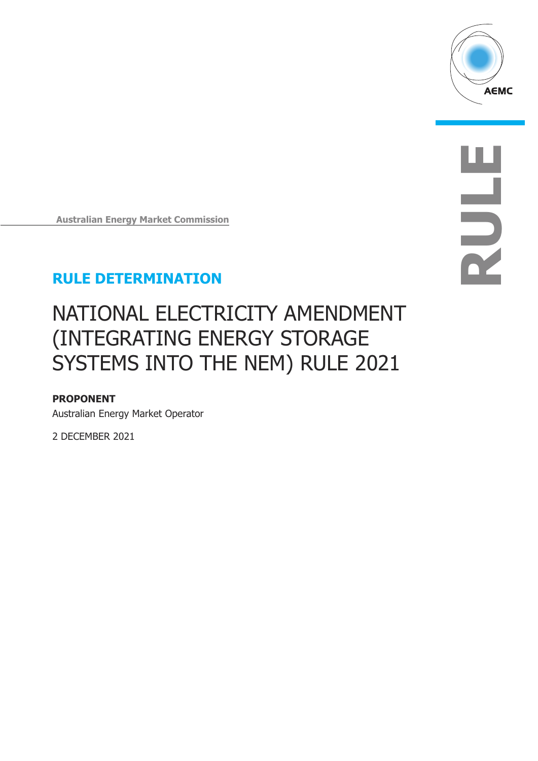Australian Energy Market Commission

## RULE DETERMINATION

# NATIONAL ELECTRICITY AMENDMENT (INTEGRATING ENERGY STORAGE SYSTEMS INTO THE NEM) RULE 2021

**PROPONENT**

Australian Energy Market Operator

2 DECEMBER 2021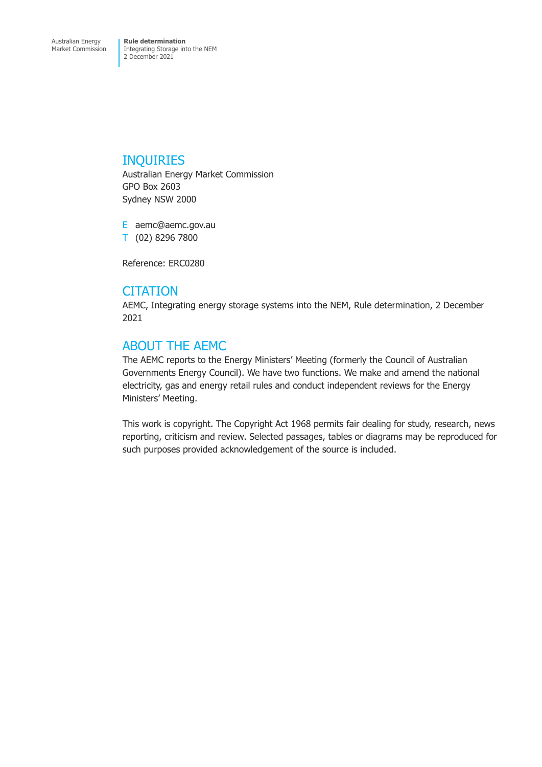## INQUIRIES

Australian Energy Market Commission
GPO Box 2603
Sydney NSW 2000

E aemc@aemc.gov.au
T (02) 8296 7800

Reference: ERC0280

## CITATION

AEMC, Integrating energy storage systems into the NEM, Rule determination, 2 December 2021

## ABOUT THE AEMC

The AEMC reports to the Energy Ministers' Meeting (formerly the Council of Australian Governments Energy Council). We have two functions. We make and amend the national electricity, gas and energy retail rules and conduct independent reviews for the Energy Ministers' Meeting.

This work is copyright. The Copyright Act 1968 permits fair dealing for study, research, news reporting, criticism and review. Selected passages, tables or diagrams may be reproduced for such purposes provided acknowledgement of the source is included.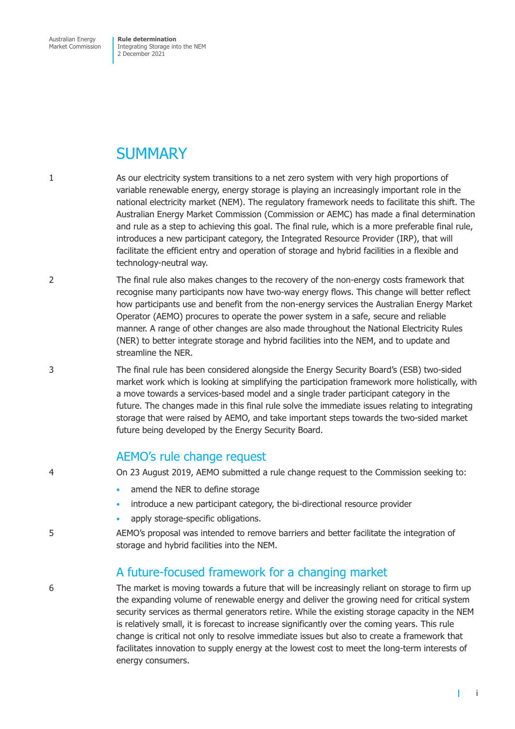# SUMMARY

1 As our electricity system transitions to a net zero system with very high proportions of variable renewable energy, energy storage is playing an increasingly important role in the national electricity market (NEM). The regulatory framework needs to facilitate this shift. The Australian Energy Market Commission (Commission or AEMC) has made a final determination and rule as a step to achieving this goal. The final rule, which is a more preferable final rule, introduces a new participant category, the Integrated Resource Provider (IRP), that will facilitate the efficient entry and operation of storage and hybrid facilities in a flexible and technology-neutral way.

2 The final rule also makes changes to the recovery of the non-energy costs framework that recognise many participants now have two-way energy flows. This change will better reflect how participants use and benefit from the non-energy services the Australian Energy Market Operator (AEMO) procures to operate the power system in a safe, secure and reliable manner. A range of other changes are also made throughout the National Electricity Rules (NER) to better integrate storage and hybrid facilities into the NEM, and to update and streamline the NER.

3 The final rule has been considered alongside the Energy Security Board's (ESB) two-sided market work which is looking at simplifying the participation framework more holistically, with a move towards a services-based model and a single trader participant category in the future. The changes made in this final rule solve the immediate issues relating to integrating storage that were raised by AEMO, and take important steps towards the two-sided market future being developed by the Energy Security Board.

## AEMO's rule change request

4 On 23 August 2019, AEMO submitted a rule change request to the Commission seeking to:

- amend the NER to define storage
- introduce a new participant category, the bi-directional resource provider
- apply storage-specific obligations.

5 AEMO's proposal was intended to remove barriers and better facilitate the integration of storage and hybrid facilities into the NEM.

## A future-focused framework for a changing market

6 The market is moving towards a future that will be increasingly reliant on storage to firm up the expanding volume of renewable energy and deliver the growing need for critical system security services as thermal generators retire. While the existing storage capacity in the NEM is relatively small, it is forecast to increase significantly over the coming years. This rule change is critical not only to resolve immediate issues but also to create a framework that facilitates innovation to supply energy at the lowest cost to meet the long-term interests of energy consumers.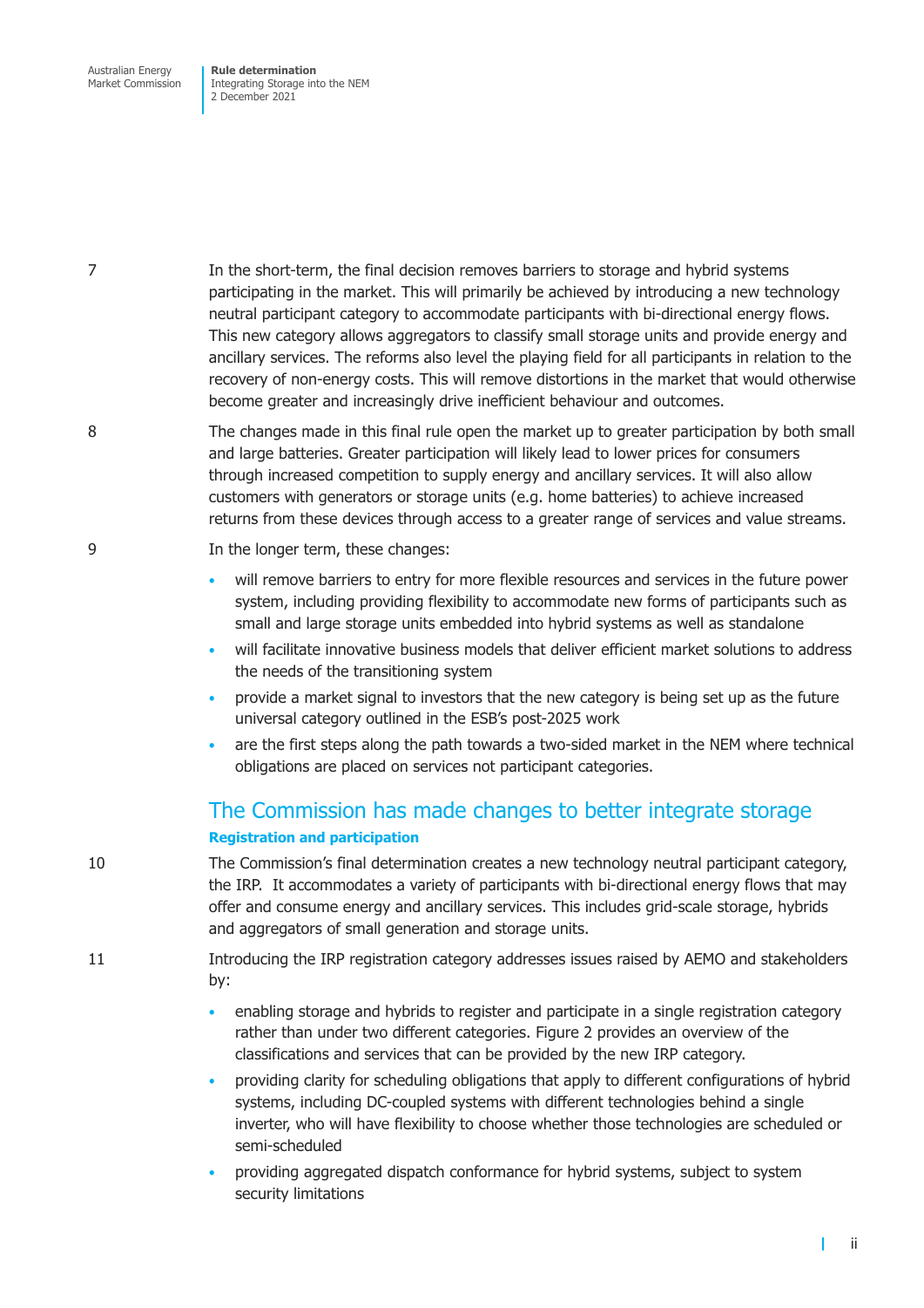7 In the short-term, the final decision removes barriers to storage and hybrid systems participating in the market. This will primarily be achieved by introducing a new technology neutral participant category to accommodate participants with bi-directional energy flows. This new category allows aggregators to classify small storage units and provide energy and ancillary services. The reforms also level the playing field for all participants in relation to the recovery of non-energy costs. This will remove distortions in the market that would otherwise become greater and increasingly drive inefficient behaviour and outcomes.

8 The changes made in this final rule open the market up to greater participation by both small and large batteries. Greater participation will likely lead to lower prices for consumers through increased competition to supply energy and ancillary services. It will also allow customers with generators or storage units (e.g. home batteries) to achieve increased returns from these devices through access to a greater range of services and value streams.

9 In the longer term, these changes:

- will remove barriers to entry for more flexible resources and services in the future power system, including providing flexibility to accommodate new forms of participants such as small and large storage units embedded into hybrid systems as well as standalone
- will facilitate innovative business models that deliver efficient market solutions to address the needs of the transitioning system
- provide a market signal to investors that the new category is being set up as the future universal category outlined in the ESB's post-2025 work
- are the first steps along the path towards a two-sided market in the NEM where technical obligations are placed on services not participant categories.

## The Commission has made changes to better integrate storage

### Registration and participation

10 The Commission's final determination creates a new technology neutral participant category, the IRP. It accommodates a variety of participants with bi-directional energy flows that may offer and consume energy and ancillary services. This includes grid-scale storage, hybrids and aggregators of small generation and storage units.

11 Introducing the IRP registration category addresses issues raised by AEMO and stakeholders by:

- enabling storage and hybrids to register and participate in a single registration category rather than under two different categories. Figure 2 provides an overview of the classifications and services that can be provided by the new IRP category.
- providing clarity for scheduling obligations that apply to different configurations of hybrid systems, including DC-coupled systems with different technologies behind a single inverter, who will have flexibility to choose whether those technologies are scheduled or semi-scheduled
- providing aggregated dispatch conformance for hybrid systems, subject to system security limitations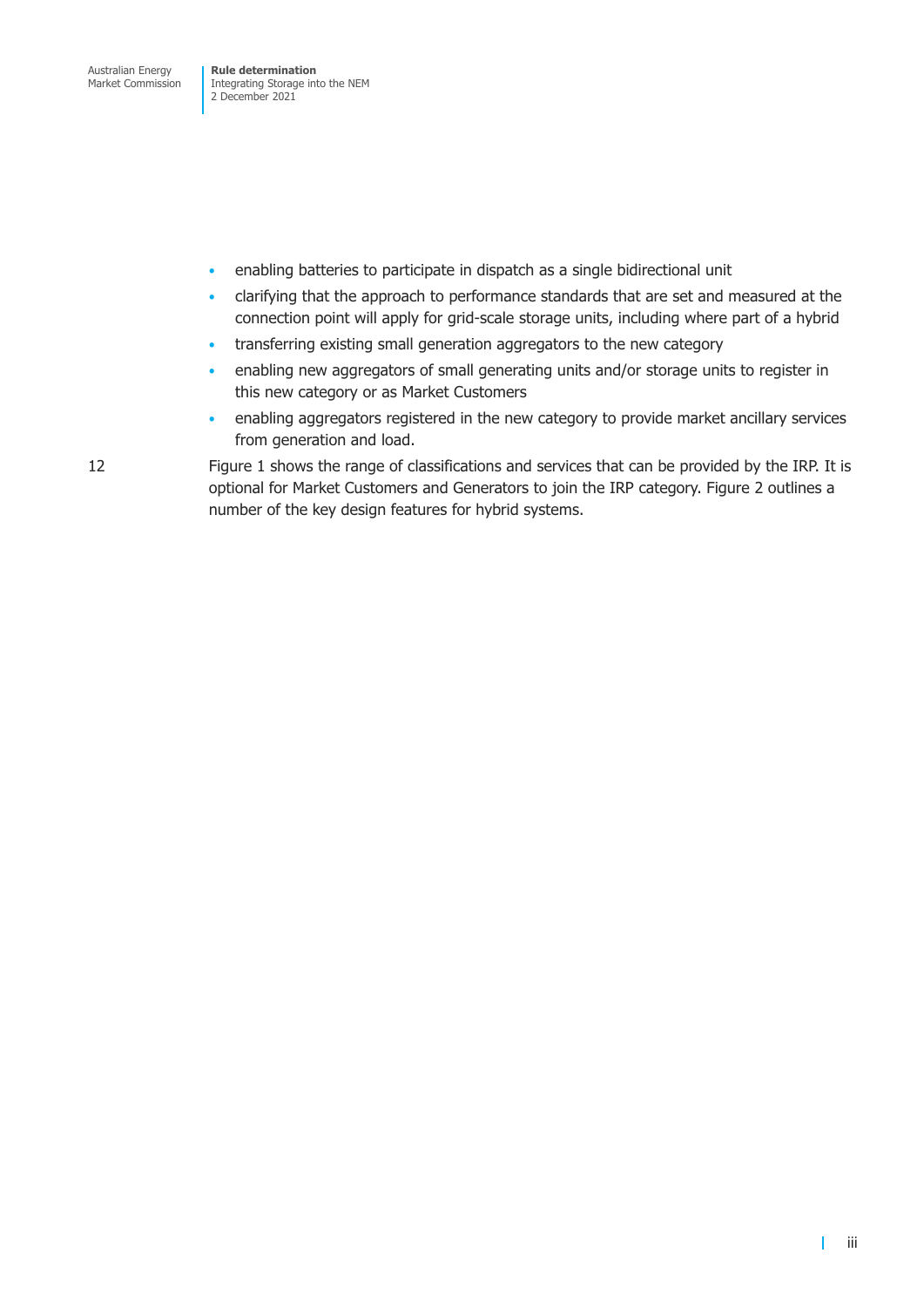- enabling batteries to participate in dispatch as a single bidirectional unit
- clarifying that the approach to performance standards that are set and measured at the connection point will apply for grid-scale storage units, including where part of a hybrid
- transferring existing small generation aggregators to the new category
- enabling new aggregators of small generating units and/or storage units to register in this new category or as Market Customers
- enabling aggregators registered in the new category to provide market ancillary services from generation and load.

12 Figure 1 shows the range of classifications and services that can be provided by the IRP. It is optional for Market Customers and Generators to join the IRP category. Figure 2 outlines a number of the key design features for hybrid systems.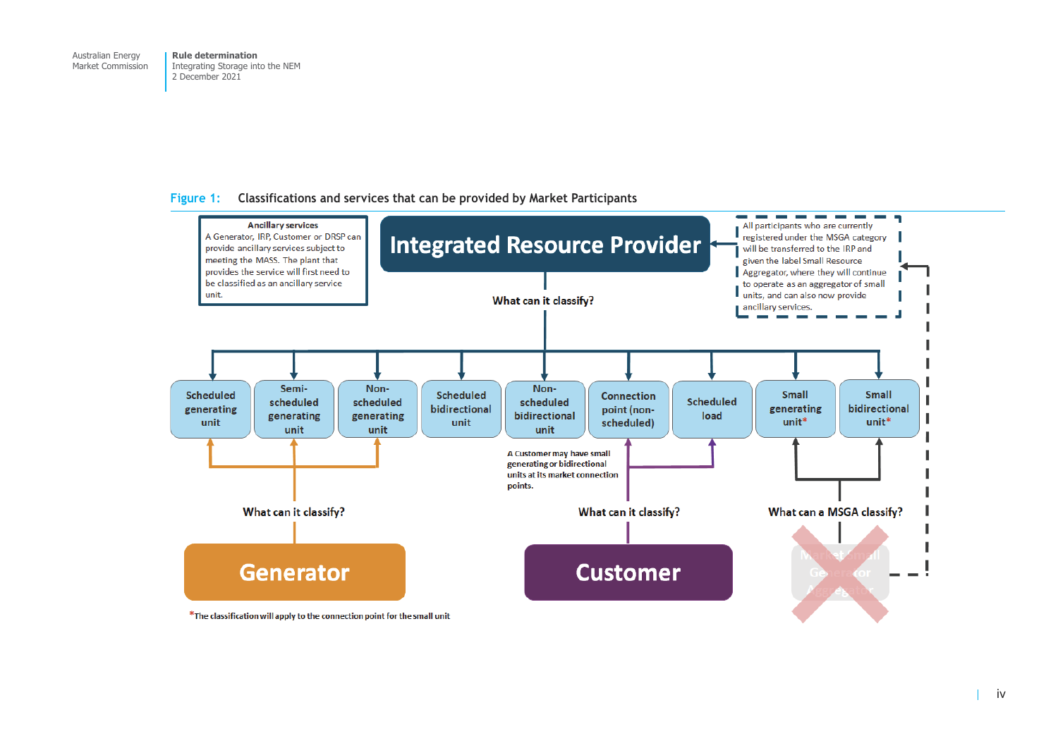**Figure 1: Classifications and services that can be provided by Market Participants**

**Ancillary services**
A Generator, IRP, Customer or DRSP can provide ancillary services subject to meeting the MASS. The plant that provides the service will first need to be classified as an ancillary service unit.

**Integrated Resource Provider**

All participants who are currently registered under the MSGA category will be transferred to the IRP and given the label Small Resource Aggregator, where they will continue to operate as an aggregator of small units, and can also now provide ancillary services.

What can it classify?

- Scheduled generating unit
- Semi-scheduled generating unit
- Non-scheduled generating unit
- Scheduled bidirectional unit
- Non-scheduled bidirectional unit
- Connection point (non-scheduled)
- Scheduled load
- Small generating unit*
- Small bidirectional unit*

A Customer may have small generating or bidirectional units at its market connection points.

What can it classify? — **Generator** (Scheduled generating unit, Semi-scheduled generating unit, Non-scheduled generating unit)

What can it classify? — **Customer** (Connection point (non-scheduled), Scheduled load)

What can a MSGA classify? — ~~Market Small Generator Aggregator~~ (Small generating unit*, Small bidirectional unit*)

*The classification will apply to the connection point for the small unit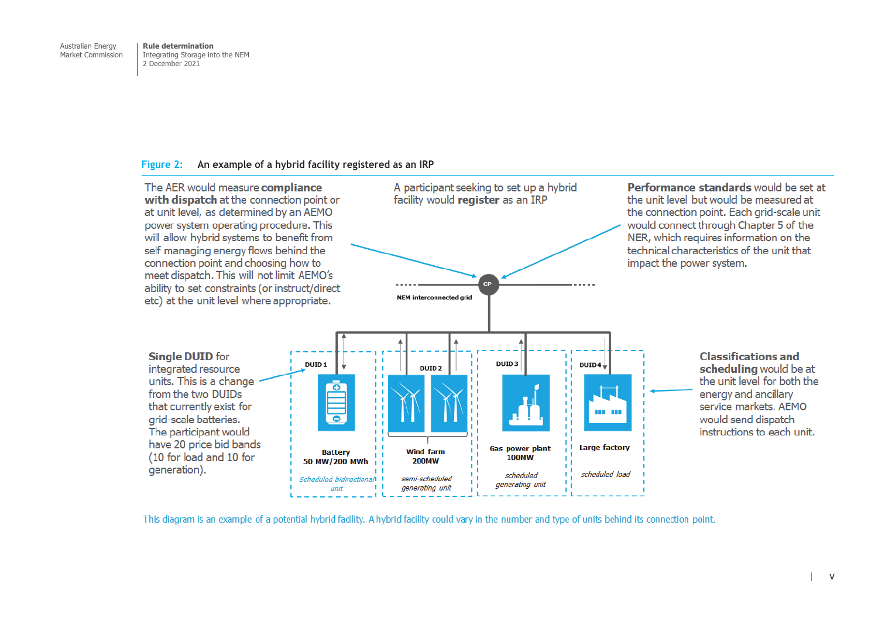**Figure 2: An example of a hybrid facility registered as an IRP**

The AER would measure **compliance with dispatch** at the connection point or at unit level, as determined by an AEMO power system operating procedure. This will allow hybrid systems to benefit from self managing energy flows behind the connection point and choosing how to meet dispatch. This will not limit AEMO's ability to set constraints (or instruct/direct etc) at the unit level where appropriate.

A participant seeking to set up a hybrid facility would **register** as an IRP

**Performance standards** would be set at the unit level but would be measured at the connection point. Each grid-scale unit would connect through Chapter 5 of the NER, which requires information on the technical characteristics of the unit that impact the power system.

CP

NEM interconnected grid

**Single DUID** for integrated resource units. This is a change from the two DUIDs that currently exist for grid-scale batteries. The participant would have 20 price bid bands (10 for load and 10 for generation).

DUID 1 — Battery 50 MW/200 MWh — *Scheduled bidirectional unit*

DUID 2 — Wind farm 200MW — *semi-scheduled generating unit*

DUID 3 — Gas power plant 100MW — *scheduled generating unit*

DUID 4 — Large factory — *scheduled load*

**Classifications and scheduling** would be at the unit level for both the energy and ancillary service markets. AEMO would send dispatch instructions to each unit.

This diagram is an example of a potential hybrid facility. A hybrid facility could vary in the number and type of units behind its connection point.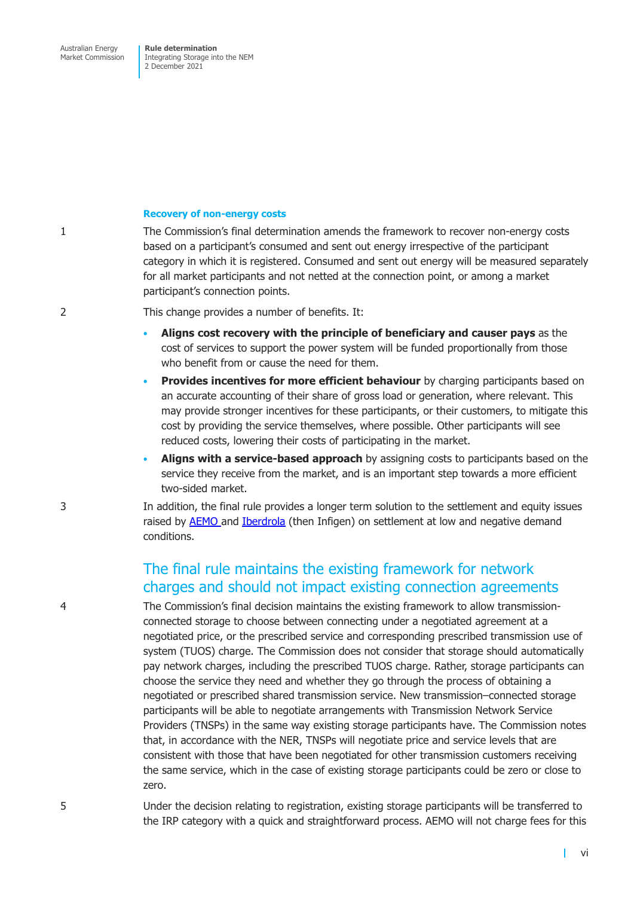### Recovery of non-energy costs

1 The Commission's final determination amends the framework to recover non-energy costs based on a participant's consumed and sent out energy irrespective of the participant category in which it is registered. Consumed and sent out energy will be measured separately for all market participants and not netted at the connection point, or among a market participant's connection points.

2 This change provides a number of benefits. It:

- **Aligns cost recovery with the principle of beneficiary and causer pays** as the cost of services to support the power system will be funded proportionally from those who benefit from or cause the need for them.
- **Provides incentives for more efficient behaviour** by charging participants based on an accurate accounting of their share of gross load or generation, where relevant. This may provide stronger incentives for these participants, or their customers, to mitigate this cost by providing the service themselves, where possible. Other participants will see reduced costs, lowering their costs of participating in the market.
- **Aligns with a service-based approach** by assigning costs to participants based on the service they receive from the market, and is an important step towards a more efficient two-sided market.

3 In addition, the final rule provides a longer term solution to the settlement and equity issues raised by AEMO and Iberdrola (then Infigen) on settlement at low and negative demand conditions.

## The final rule maintains the existing framework for network charges and should not impact existing connection agreements

4 The Commission's final decision maintains the existing framework to allow transmission-connected storage to choose between connecting under a negotiated agreement at a negotiated price, or the prescribed service and corresponding prescribed transmission use of system (TUOS) charge. The Commission does not consider that storage should automatically pay network charges, including the prescribed TUOS charge. Rather, storage participants can choose the service they need and whether they go through the process of obtaining a negotiated or prescribed shared transmission service. New transmission–connected storage participants will be able to negotiate arrangements with Transmission Network Service Providers (TNSPs) in the same way existing storage participants have. The Commission notes that, in accordance with the NER, TNSPs will negotiate price and service levels that are consistent with those that have been negotiated for other transmission customers receiving the same service, which in the case of existing storage participants could be zero or close to zero.

5 Under the decision relating to registration, existing storage participants will be transferred to the IRP category with a quick and straightforward process. AEMO will not charge fees for this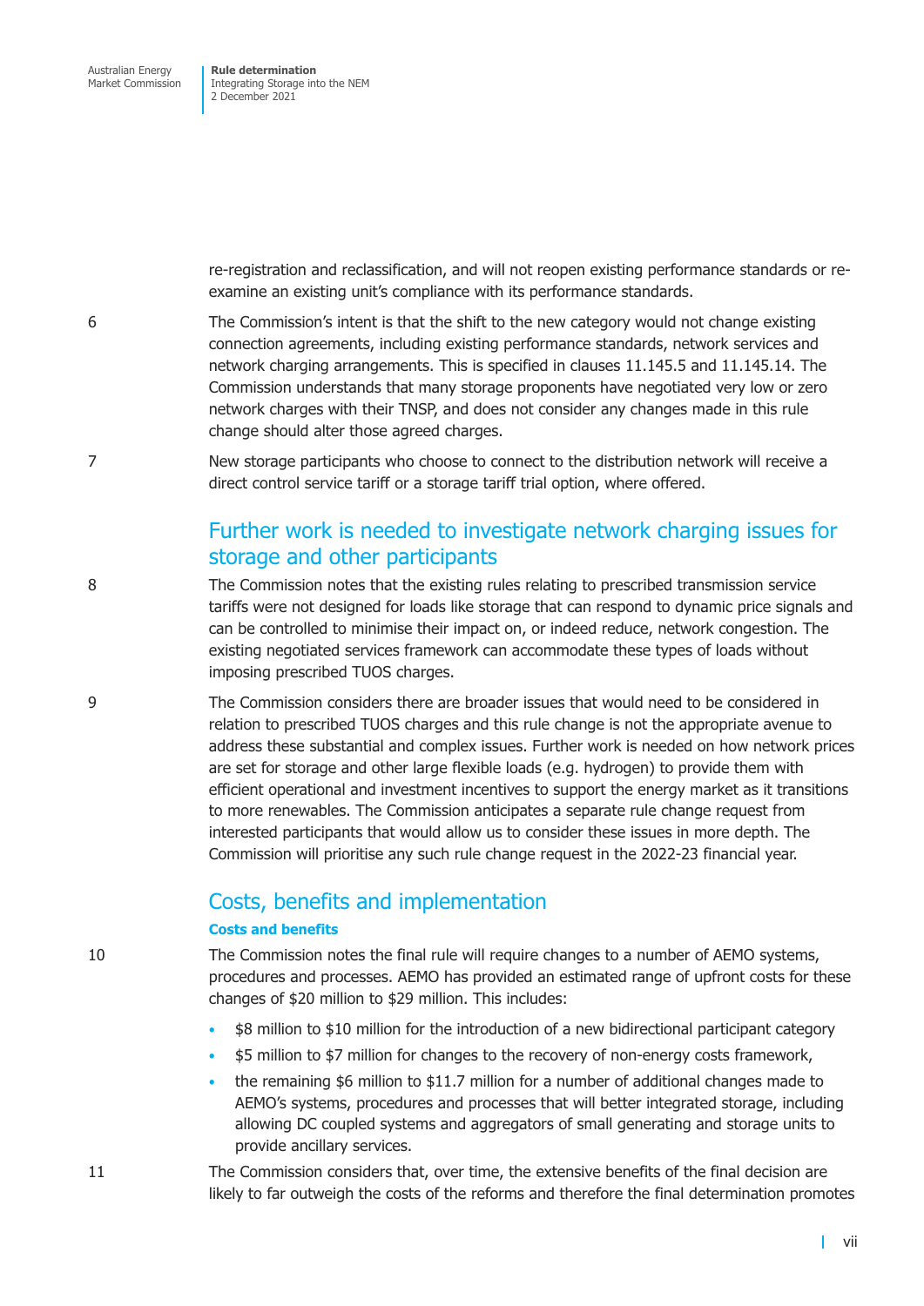re-registration and reclassification, and will not reopen existing performance standards or re-examine an existing unit's compliance with its performance standards.

6 The Commission's intent is that the shift to the new category would not change existing connection agreements, including existing performance standards, network services and network charging arrangements. This is specified in clauses 11.145.5 and 11.145.14. The Commission understands that many storage proponents have negotiated very low or zero network charges with their TNSP, and does not consider any changes made in this rule change should alter those agreed charges.

7 New storage participants who choose to connect to the distribution network will receive a direct control service tariff or a storage tariff trial option, where offered.

## Further work is needed to investigate network charging issues for storage and other participants

8 The Commission notes that the existing rules relating to prescribed transmission service tariffs were not designed for loads like storage that can respond to dynamic price signals and can be controlled to minimise their impact on, or indeed reduce, network congestion. The existing negotiated services framework can accommodate these types of loads without imposing prescribed TUOS charges.

9 The Commission considers there are broader issues that would need to be considered in relation to prescribed TUOS charges and this rule change is not the appropriate avenue to address these substantial and complex issues. Further work is needed on how network prices are set for storage and other large flexible loads (e.g. hydrogen) to provide them with efficient operational and investment incentives to support the energy market as it transitions to more renewables. The Commission anticipates a separate rule change request from interested participants that would allow us to consider these issues in more depth. The Commission will prioritise any such rule change request in the 2022-23 financial year.

## Costs, benefits and implementation

### Costs and benefits

10 The Commission notes the final rule will require changes to a number of AEMO systems, procedures and processes. AEMO has provided an estimated range of upfront costs for these changes of $20 million to $29 million. This includes:

- $8 million to $10 million for the introduction of a new bidirectional participant category
- $5 million to $7 million for changes to the recovery of non-energy costs framework,
- the remaining $6 million to $11.7 million for a number of additional changes made to AEMO's systems, procedures and processes that will better integrated storage, including allowing DC coupled systems and aggregators of small generating and storage units to provide ancillary services.

11 The Commission considers that, over time, the extensive benefits of the final decision are likely to far outweigh the costs of the reforms and therefore the final determination promotes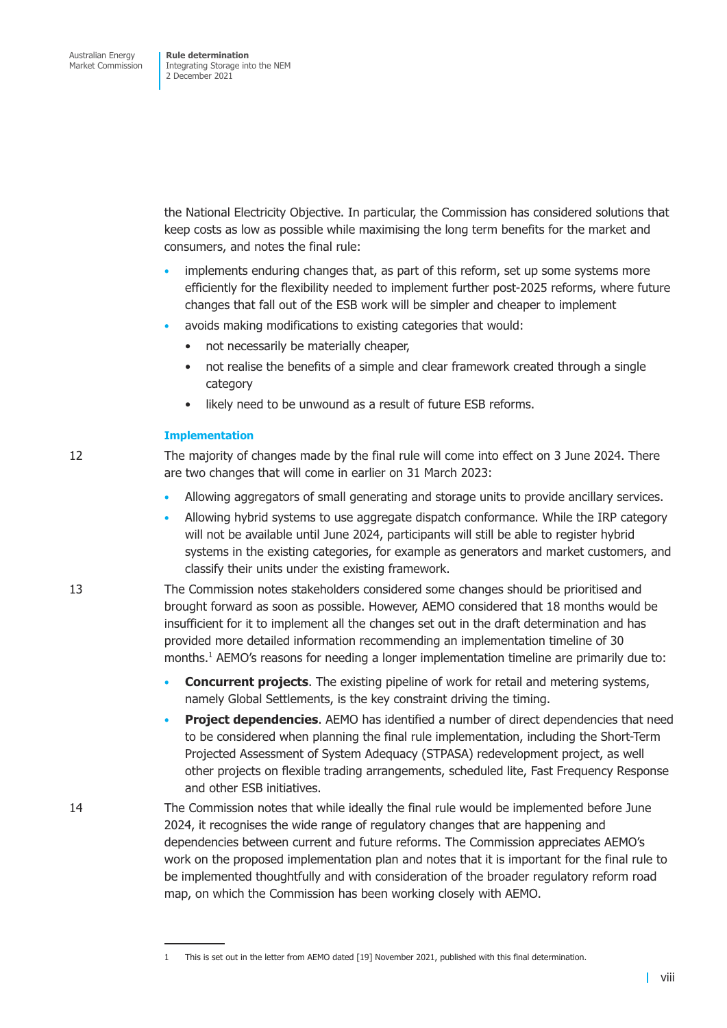the National Electricity Objective. In particular, the Commission has considered solutions that keep costs as low as possible while maximising the long term benefits for the market and consumers, and notes the final rule:

- implements enduring changes that, as part of this reform, set up some systems more efficiently for the flexibility needed to implement further post-2025 reforms, where future changes that fall out of the ESB work will be simpler and cheaper to implement
- avoids making modifications to existing categories that would:
  - not necessarily be materially cheaper,
  - not realise the benefits of a simple and clear framework created through a single category
  - likely need to be unwound as a result of future ESB reforms.

### Implementation

12 The majority of changes made by the final rule will come into effect on 3 June 2024. There are two changes that will come in earlier on 31 March 2023:

- Allowing aggregators of small generating and storage units to provide ancillary services.
- Allowing hybrid systems to use aggregate dispatch conformance. While the IRP category will not be available until June 2024, participants will still be able to register hybrid systems in the existing categories, for example as generators and market customers, and classify their units under the existing framework.

13 The Commission notes stakeholders considered some changes should be prioritised and brought forward as soon as possible. However, AEMO considered that 18 months would be insufficient for it to implement all the changes set out in the draft determination and has provided more detailed information recommending an implementation timeline of 30 months.[1] AEMO's reasons for needing a longer implementation timeline are primarily due to:

- **Concurrent projects**. The existing pipeline of work for retail and metering systems, namely Global Settlements, is the key constraint driving the timing.
- **Project dependencies**. AEMO has identified a number of direct dependencies that need to be considered when planning the final rule implementation, including the Short-Term Projected Assessment of System Adequacy (STPASA) redevelopment project, as well other projects on flexible trading arrangements, scheduled lite, Fast Frequency Response and other ESB initiatives.

14 The Commission notes that while ideally the final rule would be implemented before June 2024, it recognises the wide range of regulatory changes that are happening and dependencies between current and future reforms. The Commission appreciates AEMO's work on the proposed implementation plan and notes that it is important for the final rule to be implemented thoughtfully and with consideration of the broader regulatory reform road map, on which the Commission has been working closely with AEMO.

---

1 This is set out in the letter from AEMO dated [19] November 2021, published with this final determination.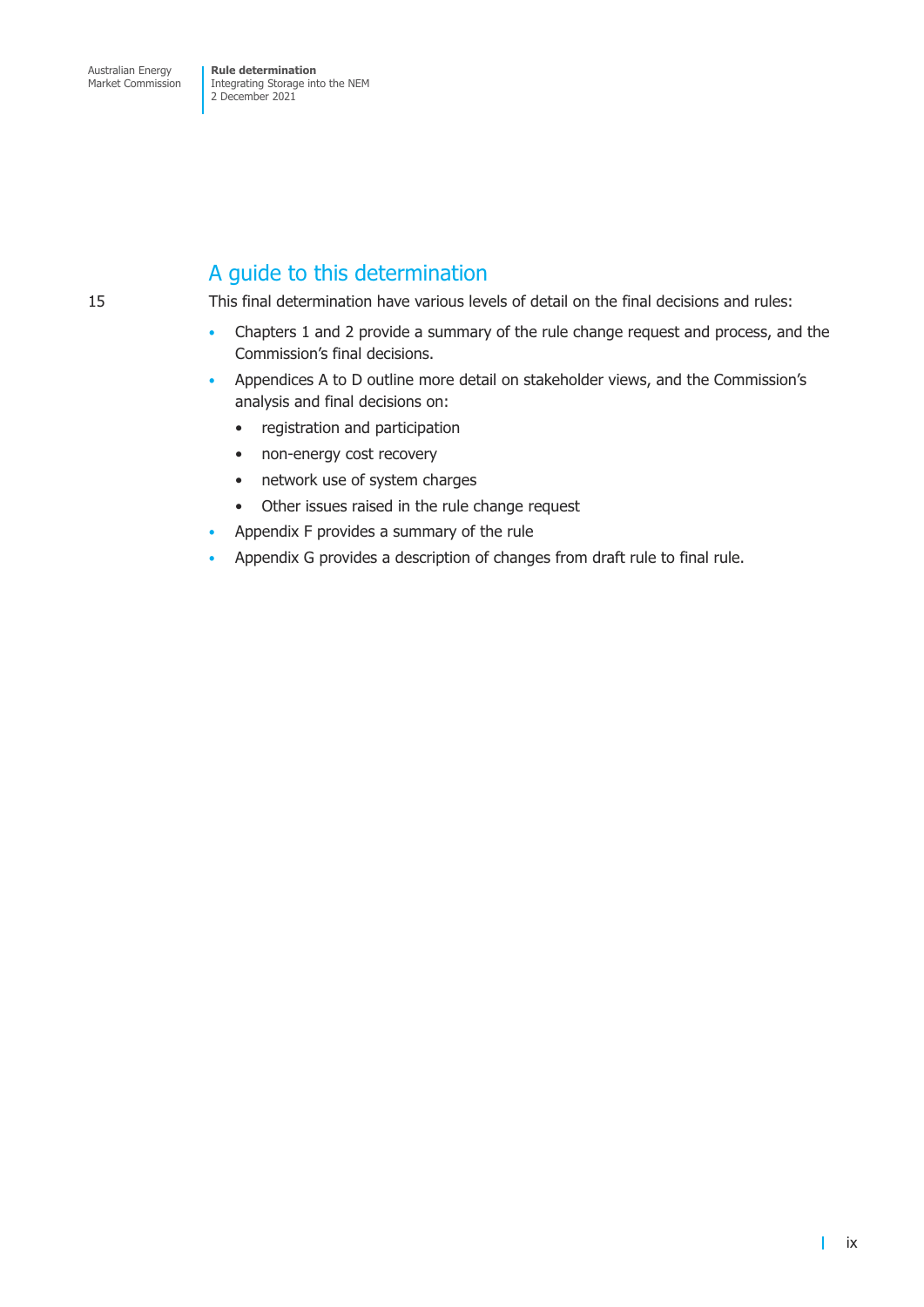# A guide to this determination

This final determination have various levels of detail on the final decisions and rules:

- Chapters 1 and 2 provide a summary of the rule change request and process, and the Commission's final decisions.
- Appendices A to D outline more detail on stakeholder views, and the Commission's analysis and final decisions on:
  - registration and participation
  - non-energy cost recovery
  - network use of system charges
  - Other issues raised in the rule change request
- Appendix F provides a summary of the rule
- Appendix G provides a description of changes from draft rule to final rule.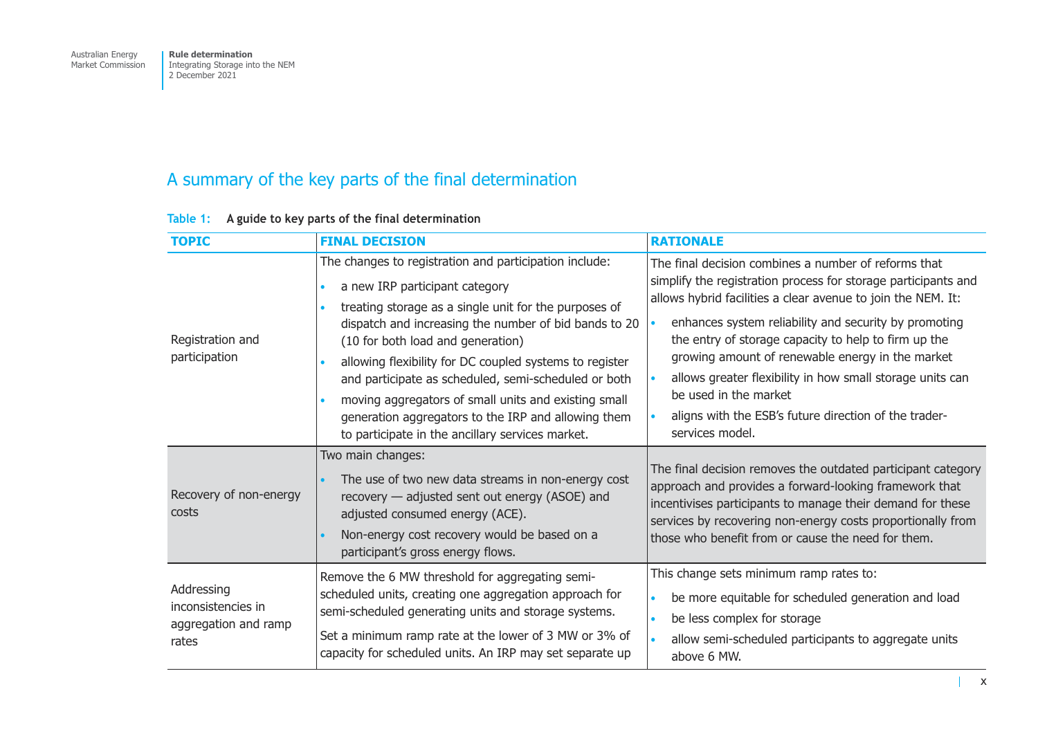## A summary of the key parts of the final determination

**Table 1: A guide to key parts of the final determination**

| TOPIC | FINAL DECISION | RATIONALE |
|---|---|---|
| Registration and participation | The changes to registration and participation include: <br>• a new IRP participant category <br>• treating storage as a single unit for the purposes of dispatch and increasing the number of bid bands to 20 (10 for both load and generation) <br>• allowing flexibility for DC coupled systems to register and participate as scheduled, semi-scheduled or both <br>• moving aggregators of small units and existing small generation aggregators to the IRP and allowing them to participate in the ancillary services market. | The final decision combines a number of reforms that simplify the registration process for storage participants and allows hybrid facilities a clear avenue to join the NEM. It: <br>• enhances system reliability and security by promoting the entry of storage capacity to help to firm up the growing amount of renewable energy in the market <br>• allows greater flexibility in how small storage units can be used in the market <br>• aligns with the ESB's future direction of the trader-services model. |
| Recovery of non-energy costs | Two main changes: <br>• The use of two new data streams in non-energy cost recovery — adjusted sent out energy (ASOE) and adjusted consumed energy (ACE). <br>• Non-energy cost recovery would be based on a participant's gross energy flows. | The final decision removes the outdated participant category approach and provides a forward-looking framework that incentivises participants to manage their demand for these services by recovering non-energy costs proportionally from those who benefit from or cause the need for them. |
| Addressing inconsistencies in aggregation and ramp rates | Remove the 6 MW threshold for aggregating semi-scheduled units, creating one aggregation approach for semi-scheduled generating units and storage systems. <br>Set a minimum ramp rate at the lower of 3 MW or 3% of capacity for scheduled units. An IRP may set separate up | This change sets minimum ramp rates to: <br>• be more equitable for scheduled generation and load <br>• be less complex for storage <br>• allow semi-scheduled participants to aggregate units above 6 MW. |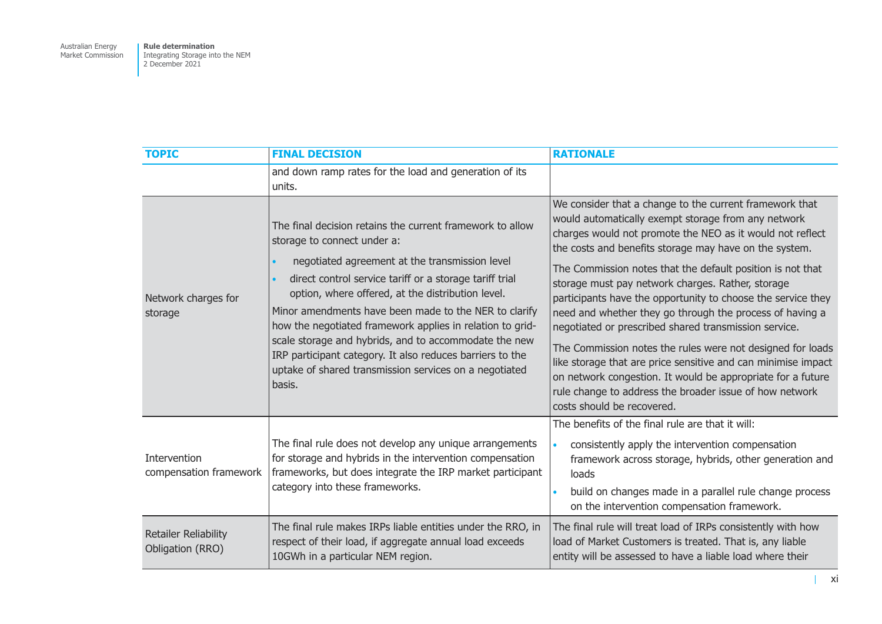| TOPIC | FINAL DECISION | RATIONALE |
|---|---|---|
| | and down ramp rates for the load and generation of its units. | |
| Network charges for storage | The final decision retains the current framework to allow storage to connect under a:<br>• negotiated agreement at the transmission level<br>• direct control service tariff or a storage tariff trial option, where offered, at the distribution level.<br>Minor amendments have been made to the NER to clarify how the negotiated framework applies in relation to grid-scale storage and hybrids, and to accommodate the new IRP participant category. It also reduces barriers to the uptake of shared transmission services on a negotiated basis. | We consider that a change to the current framework that would automatically exempt storage from any network charges would not promote the NEO as it would not reflect the costs and benefits storage may have on the system.<br>The Commission notes that the default position is not that storage must pay network charges. Rather, storage participants have the opportunity to choose the service they need and whether they go through the process of having a negotiated or prescribed shared transmission service.<br>The Commission notes the rules were not designed for loads like storage that are price sensitive and can minimise impact on network congestion. It would be appropriate for a future rule change to address the broader issue of how network costs should be recovered. |
| Intervention compensation framework | The final rule does not develop any unique arrangements for storage and hybrids in the intervention compensation frameworks, but does integrate the IRP market participant category into these frameworks. | The benefits of the final rule are that it will:<br>• consistently apply the intervention compensation framework across storage, hybrids, other generation and loads<br>• build on changes made in a parallel rule change process on the intervention compensation framework. |
| Retailer Reliability Obligation (RRO) | The final rule makes IRPs liable entities under the RRO, in respect of their load, if aggregate annual load exceeds 10GWh in a particular NEM region. | The final rule will treat load of IRPs consistently with how load of Market Customers is treated. That is, any liable entity will be assessed to have a liable load where their |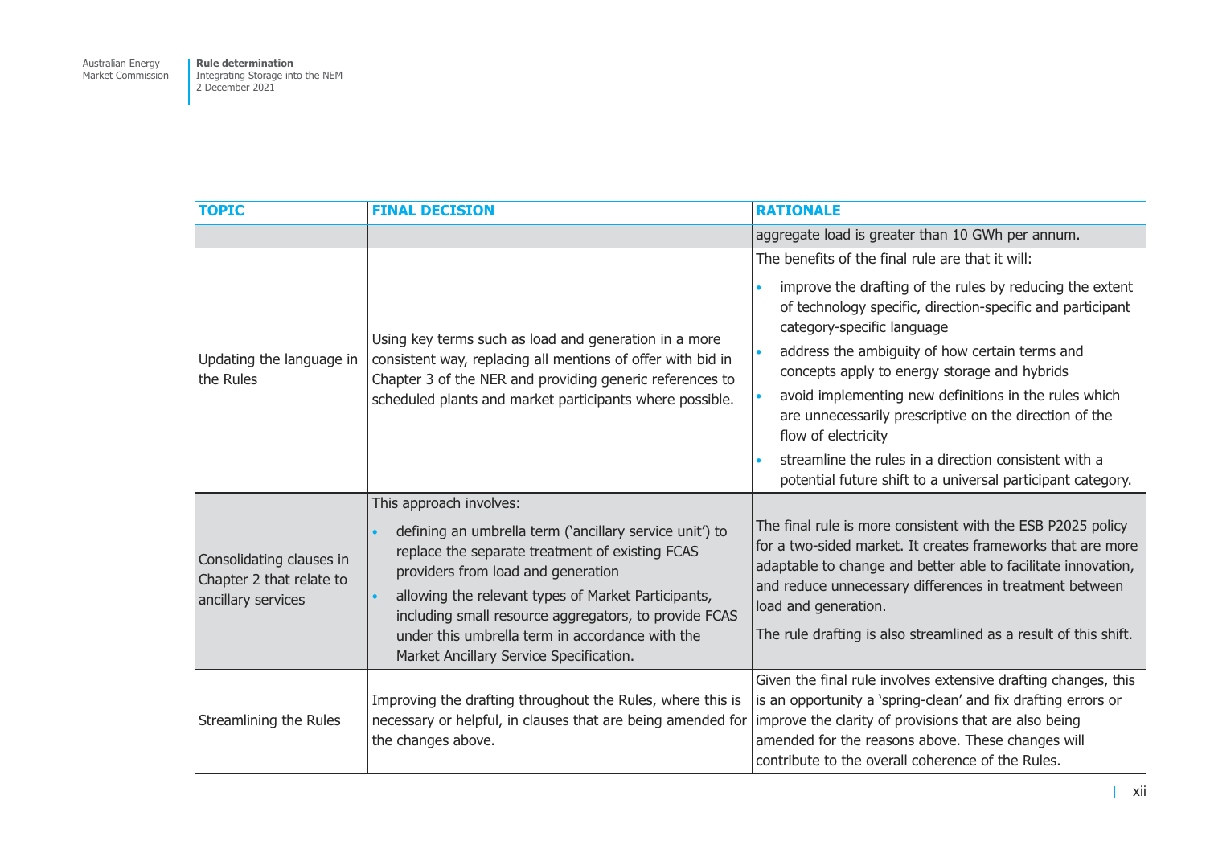| TOPIC | FINAL DECISION | RATIONALE |
|---|---|---|
| | | aggregate load is greater than 10 GWh per annum. |
| Updating the language in the Rules | Using key terms such as load and generation in a more consistent way, replacing all mentions of offer with bid in Chapter 3 of the NER and providing generic references to scheduled plants and market participants where possible. | The benefits of the final rule are that it will:<br>• improve the drafting of the rules by reducing the extent of technology specific, direction-specific and participant category-specific language<br>• address the ambiguity of how certain terms and concepts apply to energy storage and hybrids<br>• avoid implementing new definitions in the rules which are unnecessarily prescriptive on the direction of the flow of electricity<br>• streamline the rules in a direction consistent with a potential future shift to a universal participant category. |
| Consolidating clauses in Chapter 2 that relate to ancillary services | This approach involves:<br>• defining an umbrella term ('ancillary service unit') to replace the separate treatment of existing FCAS providers from load and generation<br>• allowing the relevant types of Market Participants, including small resource aggregators, to provide FCAS under this umbrella term in accordance with the Market Ancillary Service Specification. | The final rule is more consistent with the ESB P2025 policy for a two-sided market. It creates frameworks that are more adaptable to change and better able to facilitate innovation, and reduce unnecessary differences in treatment between load and generation.<br>The rule drafting is also streamlined as a result of this shift. |
| Streamlining the Rules | Improving the drafting throughout the Rules, where this is necessary or helpful, in clauses that are being amended for the changes above. | Given the final rule involves extensive drafting changes, this is an opportunity a 'spring-clean' and fix drafting errors or improve the clarity of provisions that are also being amended for the reasons above. These changes will contribute to the overall coherence of the Rules. |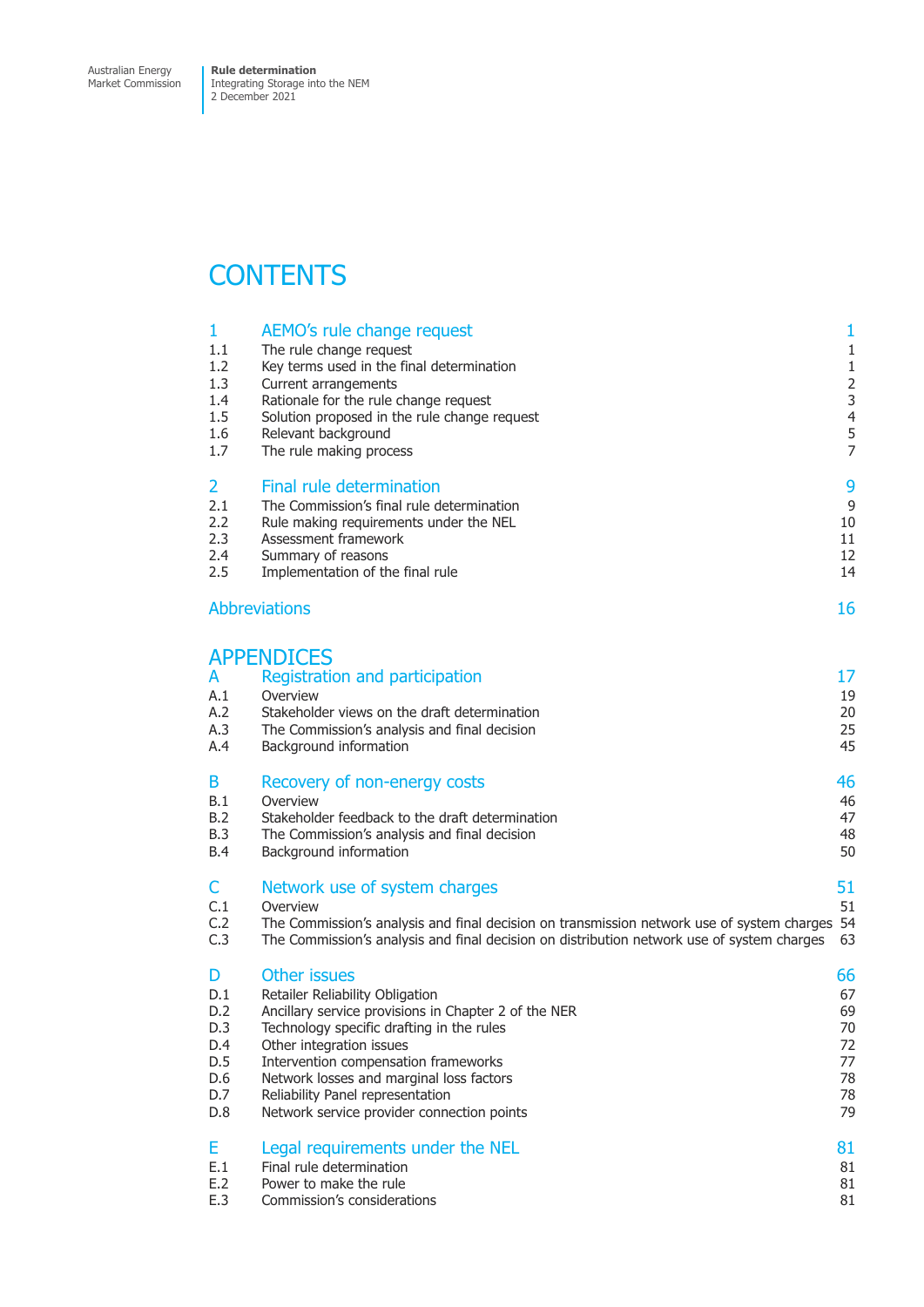# CONTENTS

| | | |
|---|---|---|
| **1** | **AEMO's rule change request** | **1** |
| 1.1 | The rule change request | 1 |
| 1.2 | Key terms used in the final determination | 1 |
| 1.3 | Current arrangements | 2 |
| 1.4 | Rationale for the rule change request | 3 |
| 1.5 | Solution proposed in the rule change request | 4 |
| 1.6 | Relevant background | 5 |
| 1.7 | The rule making process | 7 |
| **2** | **Final rule determination** | **9** |
| 2.1 | The Commission's final rule determination | 9 |
| 2.2 | Rule making requirements under the NEL | 10 |
| 2.3 | Assessment framework | 11 |
| 2.4 | Summary of reasons | 12 |
| 2.5 | Implementation of the final rule | 14 |
| | **Abbreviations** | **16** |

# APPENDICES

| | | |
|---|---|---|
| **A** | **Registration and participation** | **17** |
| A.1 | Overview | 19 |
| A.2 | Stakeholder views on the draft determination | 20 |
| A.3 | The Commission's analysis and final decision | 25 |
| A.4 | Background information | 45 |
| **B** | **Recovery of non-energy costs** | **46** |
| B.1 | Overview | 46 |
| B.2 | Stakeholder feedback to the draft determination | 47 |
| B.3 | The Commission's analysis and final decision | 48 |
| B.4 | Background information | 50 |
| **C** | **Network use of system charges** | **51** |
| C.1 | Overview | 51 |
| C.2 | The Commission's analysis and final decision on transmission network use of system charges | 54 |
| C.3 | The Commission's analysis and final decision on distribution network use of system charges | 63 |
| **D** | **Other issues** | **66** |
| D.1 | Retailer Reliability Obligation | 67 |
| D.2 | Ancillary service provisions in Chapter 2 of the NER | 69 |
| D.3 | Technology specific drafting in the rules | 70 |
| D.4 | Other integration issues | 72 |
| D.5 | Intervention compensation frameworks | 77 |
| D.6 | Network losses and marginal loss factors | 78 |
| D.7 | Reliability Panel representation | 78 |
| D.8 | Network service provider connection points | 79 |
| **E** | **Legal requirements under the NEL** | **81** |
| E.1 | Final rule determination | 81 |
| E.2 | Power to make the rule | 81 |
| E.3 | Commission's considerations | 81 |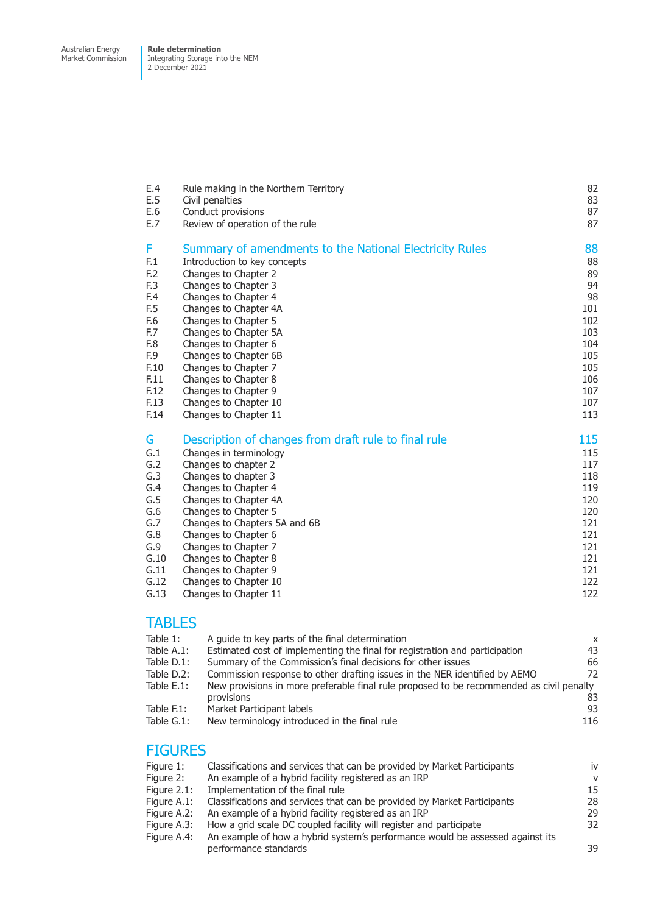| | | |
|---|---|---|
| E.4 | Rule making in the Northern Territory | 82 |
| E.5 | Civil penalties | 83 |
| E.6 | Conduct provisions | 87 |
| E.7 | Review of operation of the rule | 87 |
| **F** | **Summary of amendments to the National Electricity Rules** | **88** |
| F.1 | Introduction to key concepts | 88 |
| F.2 | Changes to Chapter 2 | 89 |
| F.3 | Changes to Chapter 3 | 94 |
| F.4 | Changes to Chapter 4 | 98 |
| F.5 | Changes to Chapter 4A | 101 |
| F.6 | Changes to Chapter 5 | 102 |
| F.7 | Changes to Chapter 5A | 103 |
| F.8 | Changes to Chapter 6 | 104 |
| F.9 | Changes to Chapter 6B | 105 |
| F.10 | Changes to Chapter 7 | 105 |
| F.11 | Changes to Chapter 8 | 106 |
| F.12 | Changes to Chapter 9 | 107 |
| F.13 | Changes to Chapter 10 | 107 |
| F.14 | Changes to Chapter 11 | 113 |
| **G** | **Description of changes from draft rule to final rule** | **115** |
| G.1 | Changes in terminology | 115 |
| G.2 | Changes to chapter 2 | 117 |
| G.3 | Changes to chapter 3 | 118 |
| G.4 | Changes to Chapter 4 | 119 |
| G.5 | Changes to Chapter 4A | 120 |
| G.6 | Changes to Chapter 5 | 120 |
| G.7 | Changes to Chapters 5A and 6B | 121 |
| G.8 | Changes to Chapter 6 | 121 |
| G.9 | Changes to Chapter 7 | 121 |
| G.10 | Changes to Chapter 8 | 121 |
| G.11 | Changes to Chapter 9 | 121 |
| G.12 | Changes to Chapter 10 | 122 |
| G.13 | Changes to Chapter 11 | 122 |

## TABLES

| | | |
|---|---|---|
| Table 1: | A guide to key parts of the final determination | x |
| Table A.1: | Estimated cost of implementing the final for registration and participation | 43 |
| Table D.1: | Summary of the Commission's final decisions for other issues | 66 |
| Table D.2: | Commission response to other drafting issues in the NER identified by AEMO | 72 |
| Table E.1: | New provisions in more preferable final rule proposed to be recommended as civil penalty provisions | 83 |
| Table F.1: | Market Participant labels | 93 |
| Table G.1: | New terminology introduced in the final rule | 116 |

## FIGURES

| | | |
|---|---|---|
| Figure 1: | Classifications and services that can be provided by Market Participants | iv |
| Figure 2: | An example of a hybrid facility registered as an IRP | v |
| Figure 2.1: | Implementation of the final rule | 15 |
| Figure A.1: | Classifications and services that can be provided by Market Participants | 28 |
| Figure A.2: | An example of a hybrid facility registered as an IRP | 29 |
| Figure A.3: | How a grid scale DC coupled facility will register and participate | 32 |
| Figure A.4: | An example of how a hybrid system's performance would be assessed against its performance standards | 39 |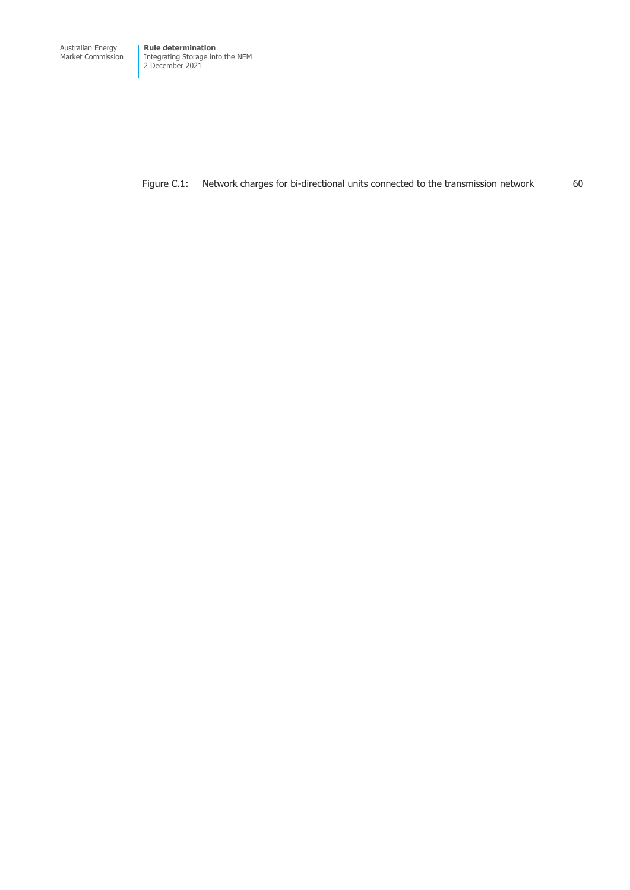Figure C.1: Network charges for bi-directional units connected to the transmission network 60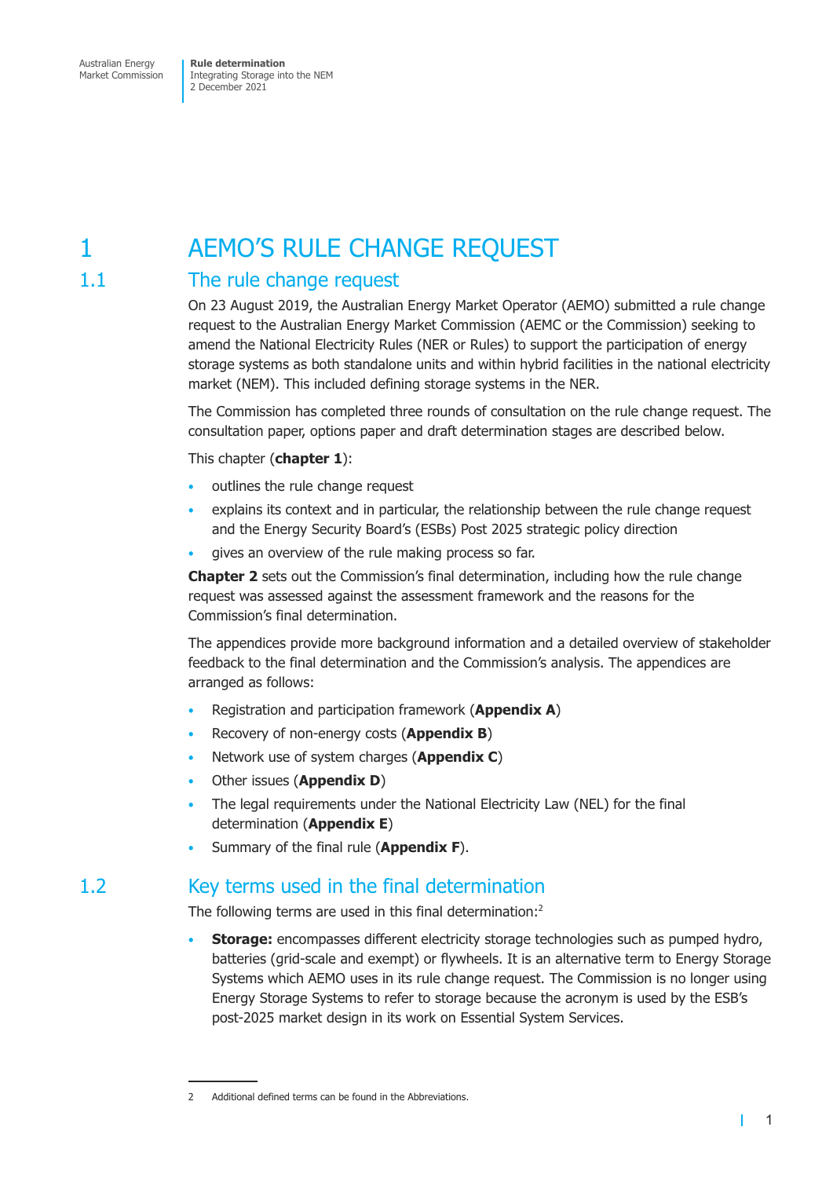# 1 AEMO'S RULE CHANGE REQUEST

## 1.1 The rule change request

On 23 August 2019, the Australian Energy Market Operator (AEMO) submitted a rule change request to the Australian Energy Market Commission (AEMC or the Commission) seeking to amend the National Electricity Rules (NER or Rules) to support the participation of energy storage systems as both standalone units and within hybrid facilities in the national electricity market (NEM). This included defining storage systems in the NER.

The Commission has completed three rounds of consultation on the rule change request. The consultation paper, options paper and draft determination stages are described below.

This chapter (**chapter 1**):

- outlines the rule change request
- explains its context and in particular, the relationship between the rule change request and the Energy Security Board's (ESBs) Post 2025 strategic policy direction
- gives an overview of the rule making process so far.

**Chapter 2** sets out the Commission's final determination, including how the rule change request was assessed against the assessment framework and the reasons for the Commission's final determination.

The appendices provide more background information and a detailed overview of stakeholder feedback to the final determination and the Commission's analysis. The appendices are arranged as follows:

- Registration and participation framework (**Appendix A**)
- Recovery of non-energy costs (**Appendix B**)
- Network use of system charges (**Appendix C**)
- Other issues (**Appendix D**)
- The legal requirements under the National Electricity Law (NEL) for the final determination (**Appendix E**)
- Summary of the final rule (**Appendix F**).

## 1.2 Key terms used in the final determination

The following terms are used in this final determination:[2]

- **Storage:** encompasses different electricity storage technologies such as pumped hydro, batteries (grid-scale and exempt) or flywheels. It is an alternative term to Energy Storage Systems which AEMO uses in its rule change request. The Commission is no longer using Energy Storage Systems to refer to storage because the acronym is used by the ESB's post-2025 market design in its work on Essential System Services.

---

2 Additional defined terms can be found in the Abbreviations.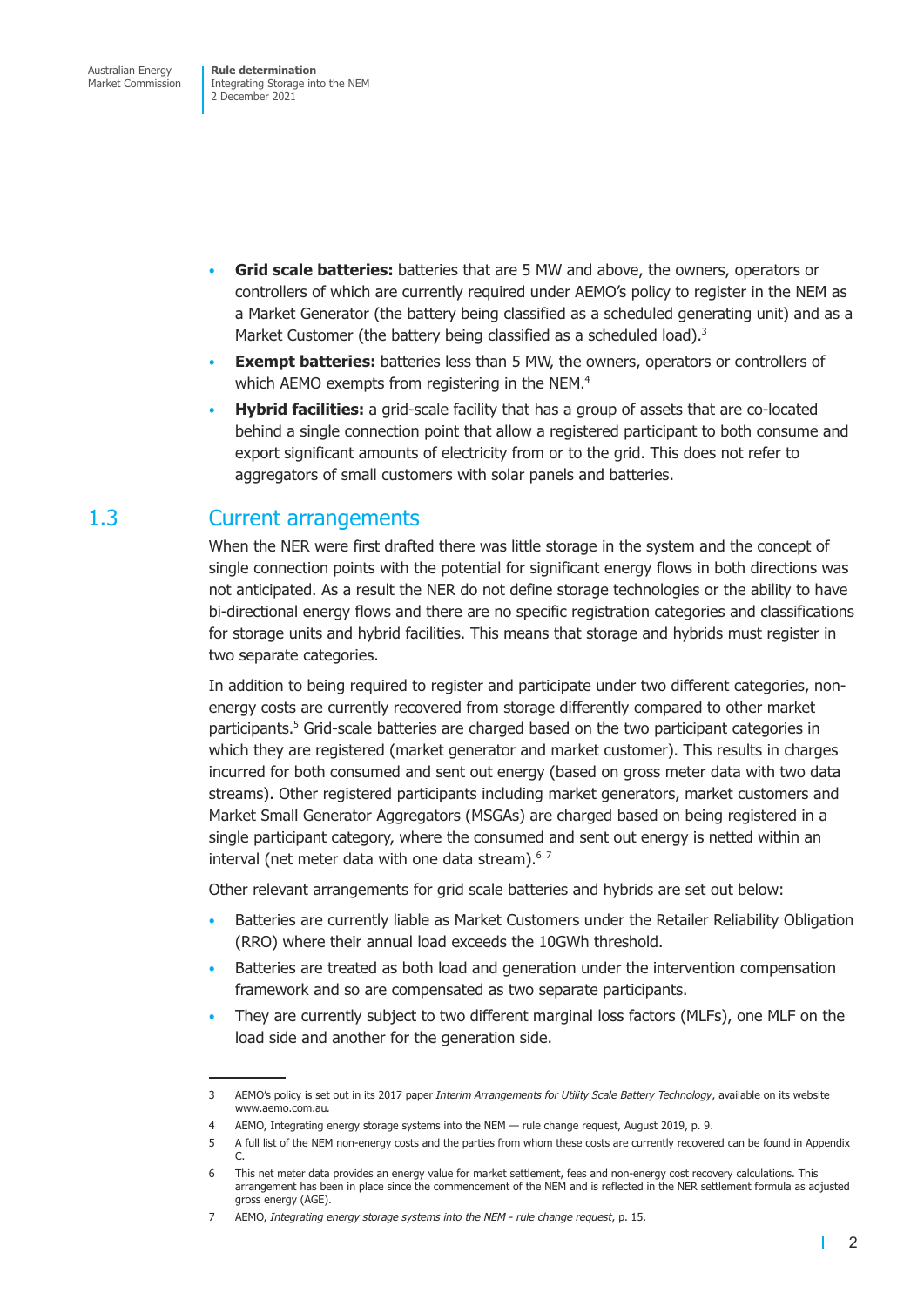- **Grid scale batteries:** batteries that are 5 MW and above, the owners, operators or controllers of which are currently required under AEMO's policy to register in the NEM as a Market Generator (the battery being classified as a scheduled generating unit) and as a Market Customer (the battery being classified as a scheduled load).[3]
- **Exempt batteries:** batteries less than 5 MW, the owners, operators or controllers of which AEMO exempts from registering in the NEM.[4]
- **Hybrid facilities:** a grid-scale facility that has a group of assets that are co-located behind a single connection point that allow a registered participant to both consume and export significant amounts of electricity from or to the grid. This does not refer to aggregators of small customers with solar panels and batteries.

## 1.3 Current arrangements

When the NER were first drafted there was little storage in the system and the concept of single connection points with the potential for significant energy flows in both directions was not anticipated. As a result the NER do not define storage technologies or the ability to have bi-directional energy flows and there are no specific registration categories and classifications for storage units and hybrid facilities. This means that storage and hybrids must register in two separate categories.

In addition to being required to register and participate under two different categories, non-energy costs are currently recovered from storage differently compared to other market participants.[5] Grid-scale batteries are charged based on the two participant categories in which they are registered (market generator and market customer). This results in charges incurred for both consumed and sent out energy (based on gross meter data with two data streams). Other registered participants including market generators, market customers and Market Small Generator Aggregators (MSGAs) are charged based on being registered in a single participant category, where the consumed and sent out energy is netted within an interval (net meter data with one data stream).[6] [7]

Other relevant arrangements for grid scale batteries and hybrids are set out below:

- Batteries are currently liable as Market Customers under the Retailer Reliability Obligation (RRO) where their annual load exceeds the 10GWh threshold.
- Batteries are treated as both load and generation under the intervention compensation framework and so are compensated as two separate participants.
- They are currently subject to two different marginal loss factors (MLFs), one MLF on the load side and another for the generation side.

---

3 AEMO's policy is set out in its 2017 paper *Interim Arrangements for Utility Scale Battery Technology*, available on its website www.aemo.com.au.

4 AEMO, Integrating energy storage systems into the NEM — rule change request, August 2019, p. 9.

5 A full list of the NEM non-energy costs and the parties from whom these costs are currently recovered can be found in Appendix C.

6 This net meter data provides an energy value for market settlement, fees and non-energy cost recovery calculations. This arrangement has been in place since the commencement of the NEM and is reflected in the NER settlement formula as adjusted gross energy (AGE).

7 AEMO, *Integrating energy storage systems into the NEM - rule change request*, p. 15.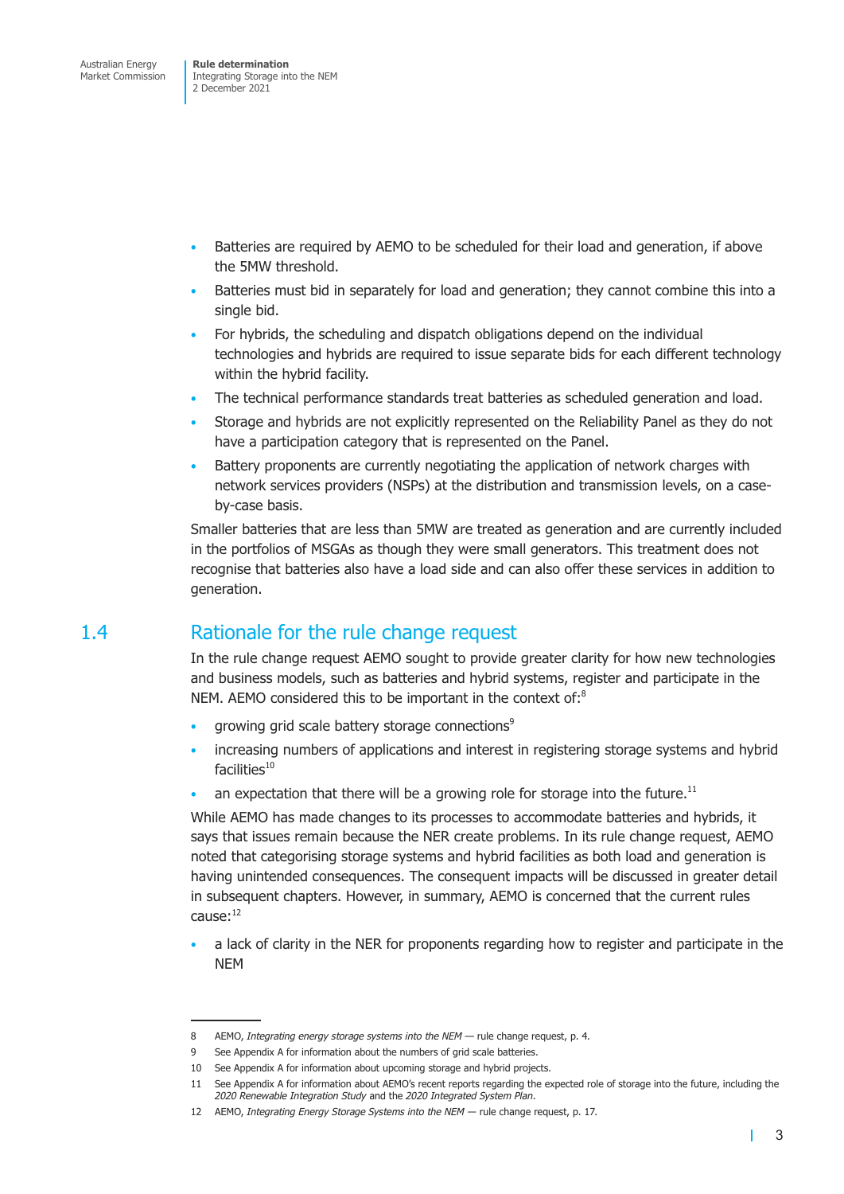- Batteries are required by AEMO to be scheduled for their load and generation, if above the 5MW threshold.
- Batteries must bid in separately for load and generation; they cannot combine this into a single bid.
- For hybrids, the scheduling and dispatch obligations depend on the individual technologies and hybrids are required to issue separate bids for each different technology within the hybrid facility.
- The technical performance standards treat batteries as scheduled generation and load.
- Storage and hybrids are not explicitly represented on the Reliability Panel as they do not have a participation category that is represented on the Panel.
- Battery proponents are currently negotiating the application of network charges with network services providers (NSPs) at the distribution and transmission levels, on a case-by-case basis.

Smaller batteries that are less than 5MW are treated as generation and are currently included in the portfolios of MSGAs as though they were small generators. This treatment does not recognise that batteries also have a load side and can also offer these services in addition to generation.

## 1.4 Rationale for the rule change request

In the rule change request AEMO sought to provide greater clarity for how new technologies and business models, such as batteries and hybrid systems, register and participate in the NEM. AEMO considered this to be important in the context of:[8]

- growing grid scale battery storage connections[9]
- increasing numbers of applications and interest in registering storage systems and hybrid facilities[10]
- an expectation that there will be a growing role for storage into the future.[11]

While AEMO has made changes to its processes to accommodate batteries and hybrids, it says that issues remain because the NER create problems. In its rule change request, AEMO noted that categorising storage systems and hybrid facilities as both load and generation is having unintended consequences. The consequent impacts will be discussed in greater detail in subsequent chapters. However, in summary, AEMO is concerned that the current rules cause:[12]

- a lack of clarity in the NER for proponents regarding how to register and participate in the NEM

---

8 AEMO, *Integrating energy storage systems into the NEM* — rule change request, p. 4.

9 See Appendix A for information about the numbers of grid scale batteries.

10 See Appendix A for information about upcoming storage and hybrid projects.

11 See Appendix A for information about AEMO's recent reports regarding the expected role of storage into the future, including the *2020 Renewable Integration Study* and the *2020 Integrated System Plan*.

12 AEMO, *Integrating Energy Storage Systems into the NEM* — rule change request, p. 17.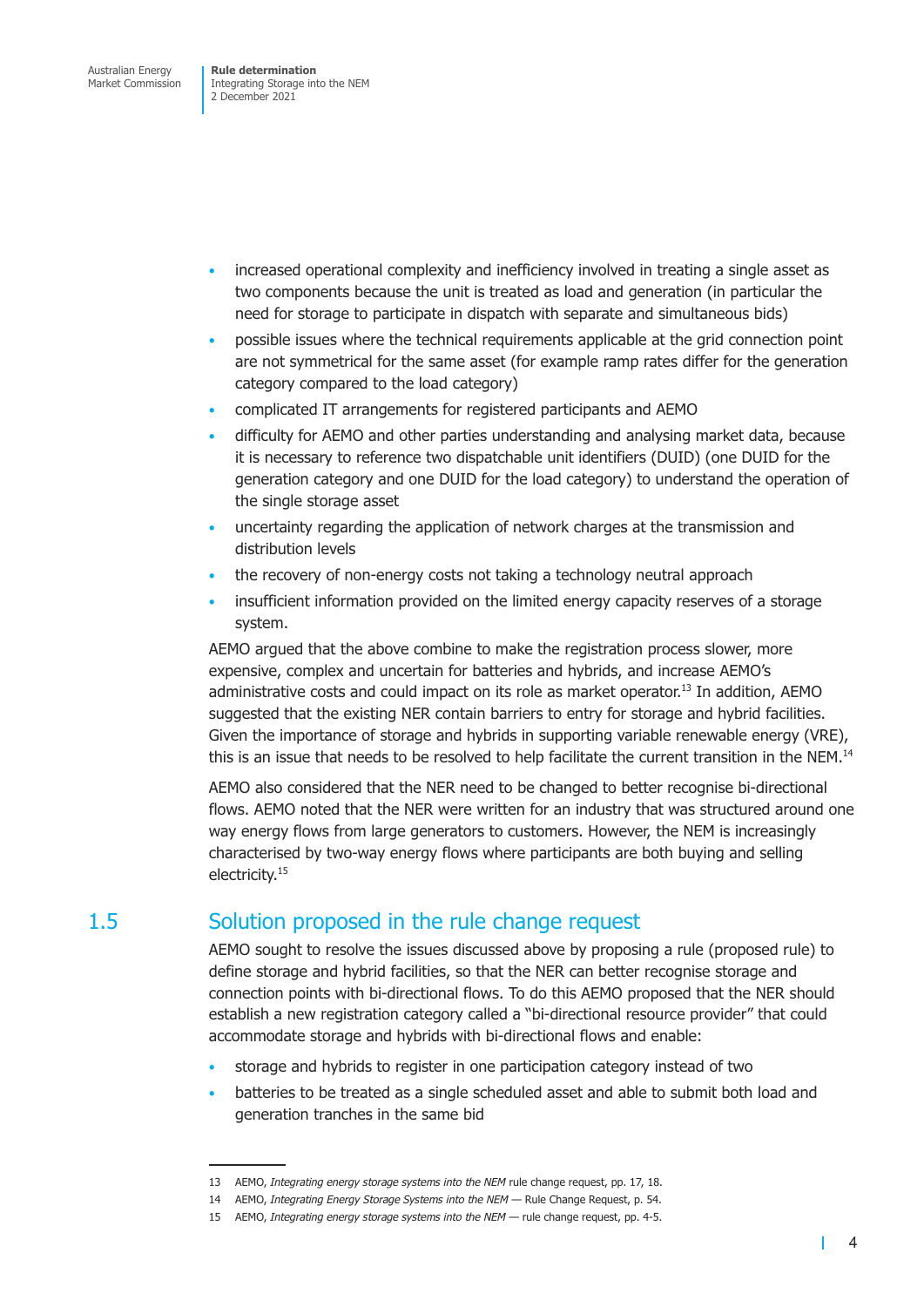- increased operational complexity and inefficiency involved in treating a single asset as two components because the unit is treated as load and generation (in particular the need for storage to participate in dispatch with separate and simultaneous bids)
- possible issues where the technical requirements applicable at the grid connection point are not symmetrical for the same asset (for example ramp rates differ for the generation category compared to the load category)
- complicated IT arrangements for registered participants and AEMO
- difficulty for AEMO and other parties understanding and analysing market data, because it is necessary to reference two dispatchable unit identifiers (DUID) (one DUID for the generation category and one DUID for the load category) to understand the operation of the single storage asset
- uncertainty regarding the application of network charges at the transmission and distribution levels
- the recovery of non-energy costs not taking a technology neutral approach
- insufficient information provided on the limited energy capacity reserves of a storage system.

AEMO argued that the above combine to make the registration process slower, more expensive, complex and uncertain for batteries and hybrids, and increase AEMO's administrative costs and could impact on its role as market operator.[13] In addition, AEMO suggested that the existing NER contain barriers to entry for storage and hybrid facilities. Given the importance of storage and hybrids in supporting variable renewable energy (VRE), this is an issue that needs to be resolved to help facilitate the current transition in the NEM.[14]

AEMO also considered that the NER need to be changed to better recognise bi-directional flows. AEMO noted that the NER were written for an industry that was structured around one way energy flows from large generators to customers. However, the NEM is increasingly characterised by two-way energy flows where participants are both buying and selling electricity.[15]

## 1.5 Solution proposed in the rule change request

AEMO sought to resolve the issues discussed above by proposing a rule (proposed rule) to define storage and hybrid facilities, so that the NER can better recognise storage and connection points with bi-directional flows. To do this AEMO proposed that the NER should establish a new registration category called a "bi-directional resource provider" that could accommodate storage and hybrids with bi-directional flows and enable:

- storage and hybrids to register in one participation category instead of two
- batteries to be treated as a single scheduled asset and able to submit both load and generation tranches in the same bid

---

13 AEMO, *Integrating energy storage systems into the NEM* rule change request, pp. 17, 18.

14 AEMO, *Integrating Energy Storage Systems into the NEM* — Rule Change Request, p. 54.

15 AEMO, *Integrating energy storage systems into the NEM* — rule change request, pp. 4-5.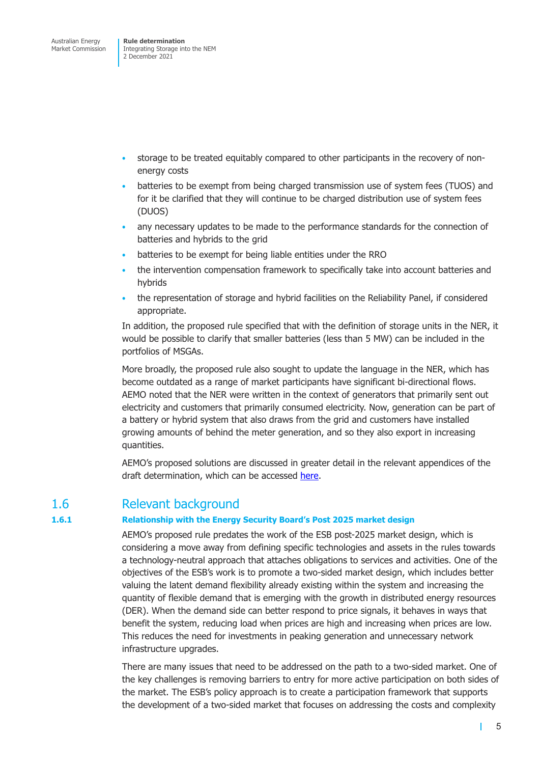- storage to be treated equitably compared to other participants in the recovery of non-energy costs
- batteries to be exempt from being charged transmission use of system fees (TUOS) and for it be clarified that they will continue to be charged distribution use of system fees (DUOS)
- any necessary updates to be made to the performance standards for the connection of batteries and hybrids to the grid
- batteries to be exempt for being liable entities under the RRO
- the intervention compensation framework to specifically take into account batteries and hybrids
- the representation of storage and hybrid facilities on the Reliability Panel, if considered appropriate.

In addition, the proposed rule specified that with the definition of storage units in the NER, it would be possible to clarify that smaller batteries (less than 5 MW) can be included in the portfolios of MSGAs.

More broadly, the proposed rule also sought to update the language in the NER, which has become outdated as a range of market participants have significant bi-directional flows. AEMO noted that the NER were written in the context of generators that primarily sent out electricity and customers that primarily consumed electricity. Now, generation can be part of a battery or hybrid system that also draws from the grid and customers have installed growing amounts of behind the meter generation, and so they also export in increasing quantities.

AEMO's proposed solutions are discussed in greater detail in the relevant appendices of the draft determination, which can be accessed here.

## 1.6 Relevant background

### 1.6.1 Relationship with the Energy Security Board's Post 2025 market design

AEMO's proposed rule predates the work of the ESB post-2025 market design, which is considering a move away from defining specific technologies and assets in the rules towards a technology-neutral approach that attaches obligations to services and activities. One of the objectives of the ESB's work is to promote a two-sided market design, which includes better valuing the latent demand flexibility already existing within the system and increasing the quantity of flexible demand that is emerging with the growth in distributed energy resources (DER). When the demand side can better respond to price signals, it behaves in ways that benefit the system, reducing load when prices are high and increasing when prices are low. This reduces the need for investments in peaking generation and unnecessary network infrastructure upgrades.

There are many issues that need to be addressed on the path to a two-sided market. One of the key challenges is removing barriers to entry for more active participation on both sides of the market. The ESB's policy approach is to create a participation framework that supports the development of a two-sided market that focuses on addressing the costs and complexity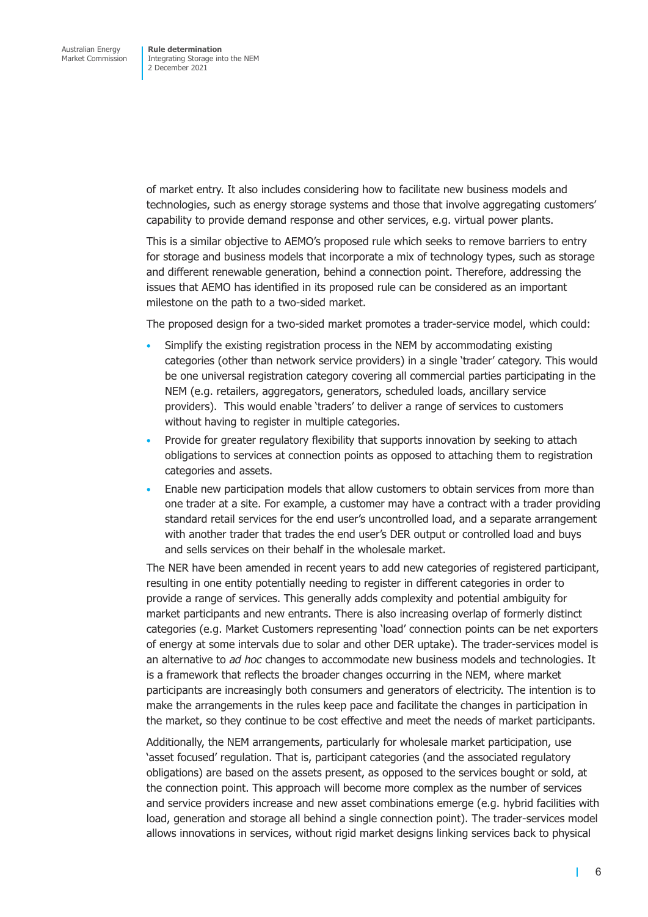of market entry. It also includes considering how to facilitate new business models and technologies, such as energy storage systems and those that involve aggregating customers' capability to provide demand response and other services, e.g. virtual power plants.

This is a similar objective to AEMO's proposed rule which seeks to remove barriers to entry for storage and business models that incorporate a mix of technology types, such as storage and different renewable generation, behind a connection point. Therefore, addressing the issues that AEMO has identified in its proposed rule can be considered as an important milestone on the path to a two-sided market.

The proposed design for a two-sided market promotes a trader-service model, which could:

- Simplify the existing registration process in the NEM by accommodating existing categories (other than network service providers) in a single 'trader' category. This would be one universal registration category covering all commercial parties participating in the NEM (e.g. retailers, aggregators, generators, scheduled loads, ancillary service providers). This would enable 'traders' to deliver a range of services to customers without having to register in multiple categories.
- Provide for greater regulatory flexibility that supports innovation by seeking to attach obligations to services at connection points as opposed to attaching them to registration categories and assets.
- Enable new participation models that allow customers to obtain services from more than one trader at a site. For example, a customer may have a contract with a trader providing standard retail services for the end user's uncontrolled load, and a separate arrangement with another trader that trades the end user's DER output or controlled load and buys and sells services on their behalf in the wholesale market.

The NER have been amended in recent years to add new categories of registered participant, resulting in one entity potentially needing to register in different categories in order to provide a range of services. This generally adds complexity and potential ambiguity for market participants and new entrants. There is also increasing overlap of formerly distinct categories (e.g. Market Customers representing 'load' connection points can be net exporters of energy at some intervals due to solar and other DER uptake). The trader-services model is an alternative to *ad hoc* changes to accommodate new business models and technologies. It is a framework that reflects the broader changes occurring in the NEM, where market participants are increasingly both consumers and generators of electricity. The intention is to make the arrangements in the rules keep pace and facilitate the changes in participation in the market, so they continue to be cost effective and meet the needs of market participants.

Additionally, the NEM arrangements, particularly for wholesale market participation, use 'asset focused' regulation. That is, participant categories (and the associated regulatory obligations) are based on the assets present, as opposed to the services bought or sold, at the connection point. This approach will become more complex as the number of services and service providers increase and new asset combinations emerge (e.g. hybrid facilities with load, generation and storage all behind a single connection point). The trader-services model allows innovations in services, without rigid market designs linking services back to physical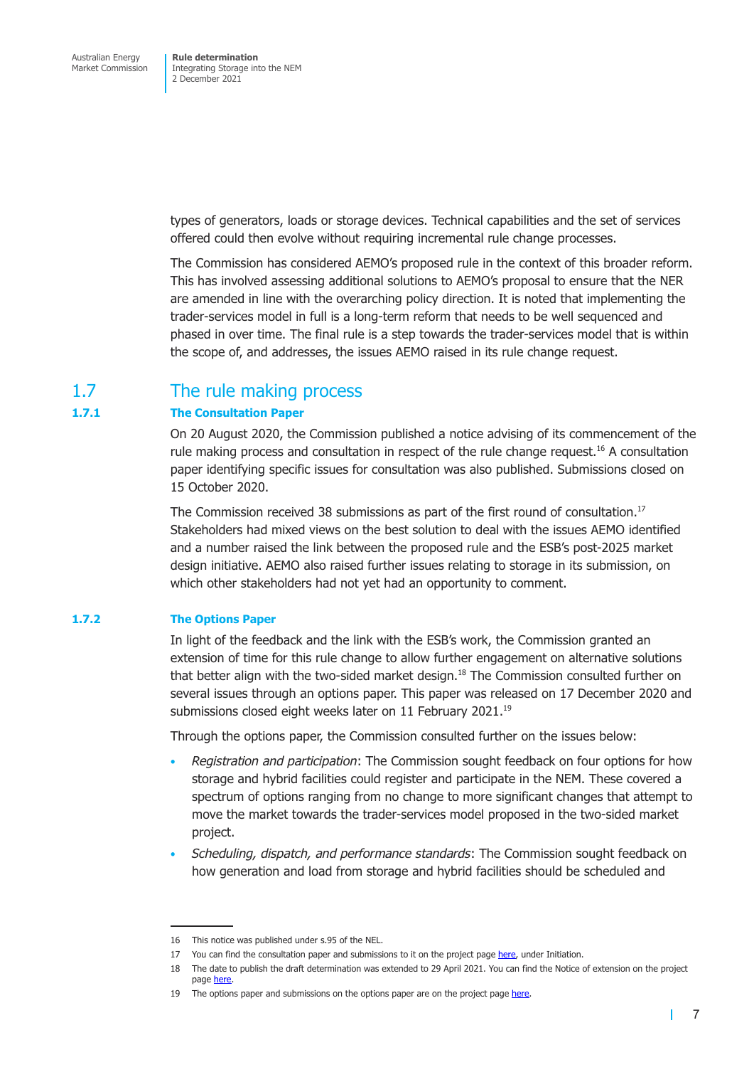types of generators, loads or storage devices. Technical capabilities and the set of services offered could then evolve without requiring incremental rule change processes.

The Commission has considered AEMO's proposed rule in the context of this broader reform. This has involved assessing additional solutions to AEMO's proposal to ensure that the NER are amended in line with the overarching policy direction. It is noted that implementing the trader-services model in full is a long-term reform that needs to be well sequenced and phased in over time. The final rule is a step towards the trader-services model that is within the scope of, and addresses, the issues AEMO raised in its rule change request.

## 1.7 The rule making process

### 1.7.1 The Consultation Paper

On 20 August 2020, the Commission published a notice advising of its commencement of the rule making process and consultation in respect of the rule change request.[16] A consultation paper identifying specific issues for consultation was also published. Submissions closed on 15 October 2020.

The Commission received 38 submissions as part of the first round of consultation.[17] Stakeholders had mixed views on the best solution to deal with the issues AEMO identified and a number raised the link between the proposed rule and the ESB's post-2025 market design initiative. AEMO also raised further issues relating to storage in its submission, on which other stakeholders had not yet had an opportunity to comment.

### 1.7.2 The Options Paper

In light of the feedback and the link with the ESB's work, the Commission granted an extension of time for this rule change to allow further engagement on alternative solutions that better align with the two-sided market design.[18] The Commission consulted further on several issues through an options paper. This paper was released on 17 December 2020 and submissions closed eight weeks later on 11 February 2021.[19]

Through the options paper, the Commission consulted further on the issues below:

- *Registration and participation*: The Commission sought feedback on four options for how storage and hybrid facilities could register and participate in the NEM. These covered a spectrum of options ranging from no change to more significant changes that attempt to move the market towards the trader-services model proposed in the two-sided market project.
- *Scheduling, dispatch, and performance standards*: The Commission sought feedback on how generation and load from storage and hybrid facilities should be scheduled and

16 This notice was published under s.95 of the NEL.

17 You can find the consultation paper and submissions to it on the project page here, under Initiation.

18 The date to publish the draft determination was extended to 29 April 2021. You can find the Notice of extension on the project page here.

19 The options paper and submissions on the options paper are on the project page here.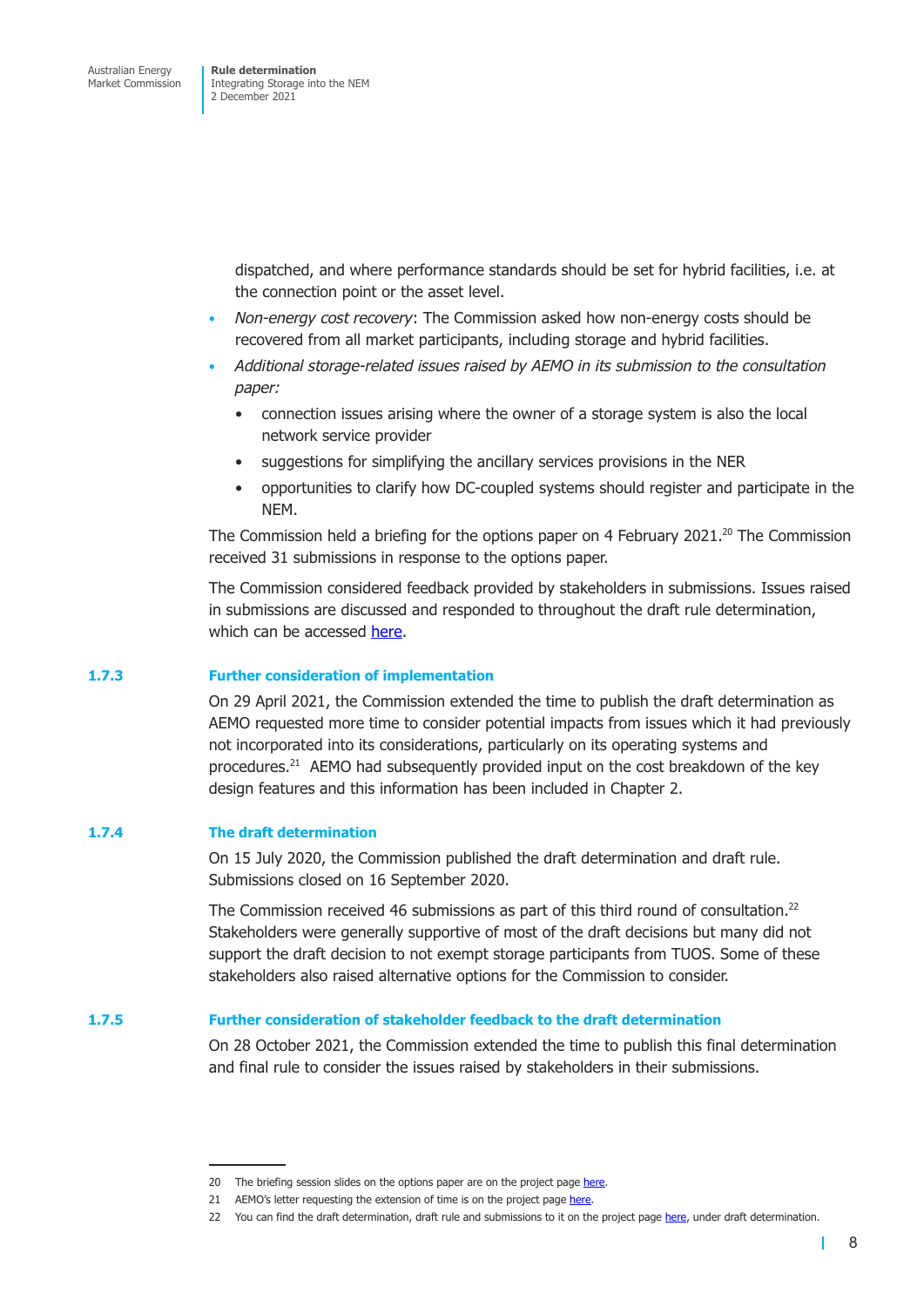dispatched, and where performance standards should be set for hybrid facilities, i.e. at the connection point or the asset level.

- *Non-energy cost recovery*: The Commission asked how non-energy costs should be recovered from all market participants, including storage and hybrid facilities.
- *Additional storage-related issues raised by AEMO in its submission to the consultation paper:*
  - connection issues arising where the owner of a storage system is also the local network service provider
  - suggestions for simplifying the ancillary services provisions in the NER
  - opportunities to clarify how DC-coupled systems should register and participate in the NEM.

The Commission held a briefing for the options paper on 4 February 2021.[20] The Commission received 31 submissions in response to the options paper.

The Commission considered feedback provided by stakeholders in submissions. Issues raised in submissions are discussed and responded to throughout the draft rule determination, which can be accessed here.

### 1.7.3 Further consideration of implementation

On 29 April 2021, the Commission extended the time to publish the draft determination as AEMO requested more time to consider potential impacts from issues which it had previously not incorporated into its considerations, particularly on its operating systems and procedures.[21] AEMO had subsequently provided input on the cost breakdown of the key design features and this information has been included in Chapter 2.

### 1.7.4 The draft determination

On 15 July 2020, the Commission published the draft determination and draft rule. Submissions closed on 16 September 2020.

The Commission received 46 submissions as part of this third round of consultation.[22] Stakeholders were generally supportive of most of the draft decisions but many did not support the draft decision to not exempt storage participants from TUOS. Some of these stakeholders also raised alternative options for the Commission to consider.

### 1.7.5 Further consideration of stakeholder feedback to the draft determination

On 28 October 2021, the Commission extended the time to publish this final determination and final rule to consider the issues raised by stakeholders in their submissions.

---

20 The briefing session slides on the options paper are on the project page here.

21 AEMO's letter requesting the extension of time is on the project page here.

22 You can find the draft determination, draft rule and submissions to it on the project page here, under draft determination.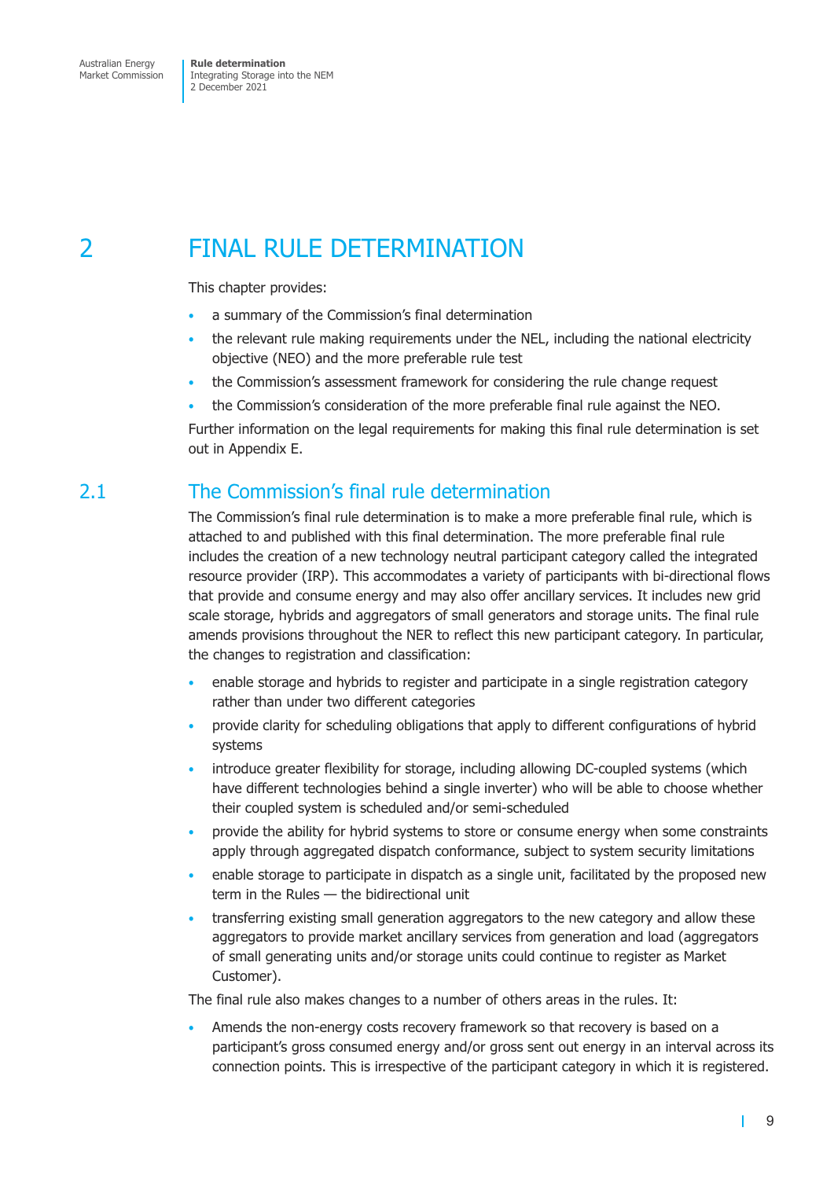# 2 FINAL RULE DETERMINATION

This chapter provides:

- a summary of the Commission's final determination
- the relevant rule making requirements under the NEL, including the national electricity objective (NEO) and the more preferable rule test
- the Commission's assessment framework for considering the rule change request
- the Commission's consideration of the more preferable final rule against the NEO.

Further information on the legal requirements for making this final rule determination is set out in Appendix E.

## 2.1 The Commission's final rule determination

The Commission's final rule determination is to make a more preferable final rule, which is attached to and published with this final determination. The more preferable final rule includes the creation of a new technology neutral participant category called the integrated resource provider (IRP). This accommodates a variety of participants with bi-directional flows that provide and consume energy and may also offer ancillary services. It includes new grid scale storage, hybrids and aggregators of small generators and storage units. The final rule amends provisions throughout the NER to reflect this new participant category. In particular, the changes to registration and classification:

- enable storage and hybrids to register and participate in a single registration category rather than under two different categories
- provide clarity for scheduling obligations that apply to different configurations of hybrid systems
- introduce greater flexibility for storage, including allowing DC-coupled systems (which have different technologies behind a single inverter) who will be able to choose whether their coupled system is scheduled and/or semi-scheduled
- provide the ability for hybrid systems to store or consume energy when some constraints apply through aggregated dispatch conformance, subject to system security limitations
- enable storage to participate in dispatch as a single unit, facilitated by the proposed new term in the Rules — the bidirectional unit
- transferring existing small generation aggregators to the new category and allow these aggregators to provide market ancillary services from generation and load (aggregators of small generating units and/or storage units could continue to register as Market Customer).

The final rule also makes changes to a number of others areas in the rules. It:

- Amends the non-energy costs recovery framework so that recovery is based on a participant's gross consumed energy and/or gross sent out energy in an interval across its connection points. This is irrespective of the participant category in which it is registered.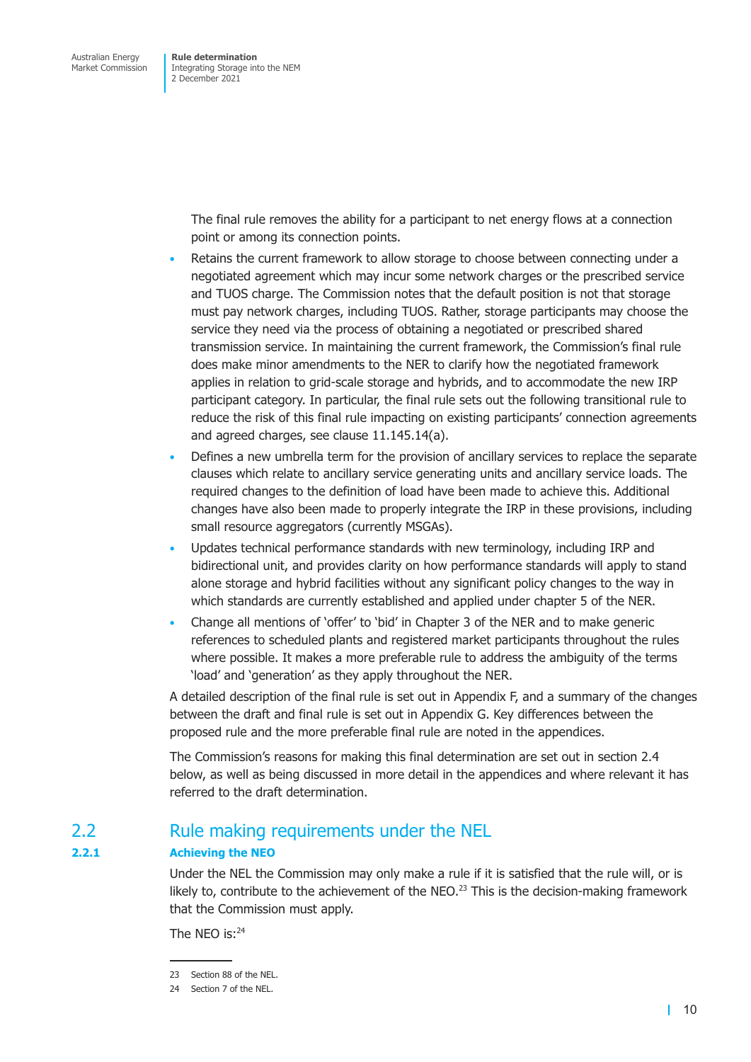The final rule removes the ability for a participant to net energy flows at a connection point or among its connection points.

- Retains the current framework to allow storage to choose between connecting under a negotiated agreement which may incur some network charges or the prescribed service and TUOS charge. The Commission notes that the default position is not that storage must pay network charges, including TUOS. Rather, storage participants may choose the service they need via the process of obtaining a negotiated or prescribed shared transmission service. In maintaining the current framework, the Commission's final rule does make minor amendments to the NER to clarify how the negotiated framework applies in relation to grid-scale storage and hybrids, and to accommodate the new IRP participant category. In particular, the final rule sets out the following transitional rule to reduce the risk of this final rule impacting on existing participants' connection agreements and agreed charges, see clause 11.145.14(a).
- Defines a new umbrella term for the provision of ancillary services to replace the separate clauses which relate to ancillary service generating units and ancillary service loads. The required changes to the definition of load have been made to achieve this. Additional changes have also been made to properly integrate the IRP in these provisions, including small resource aggregators (currently MSGAs).
- Updates technical performance standards with new terminology, including IRP and bidirectional unit, and provides clarity on how performance standards will apply to stand alone storage and hybrid facilities without any significant policy changes to the way in which standards are currently established and applied under chapter 5 of the NER.
- Change all mentions of 'offer' to 'bid' in Chapter 3 of the NER and to make generic references to scheduled plants and registered market participants throughout the rules where possible. It makes a more preferable rule to address the ambiguity of the terms 'load' and 'generation' as they apply throughout the NER.

A detailed description of the final rule is set out in Appendix F, and a summary of the changes between the draft and final rule is set out in Appendix G. Key differences between the proposed rule and the more preferable final rule are noted in the appendices.

The Commission's reasons for making this final determination are set out in section 2.4 below, as well as being discussed in more detail in the appendices and where relevant it has referred to the draft determination.

## 2.2 Rule making requirements under the NEL

### 2.2.1 Achieving the NEO

Under the NEL the Commission may only make a rule if it is satisfied that the rule will, or is likely to, contribute to the achievement of the NEO.[23] This is the decision-making framework that the Commission must apply.

The NEO is:[24]

---

23 Section 88 of the NEL.

24 Section 7 of the NEL.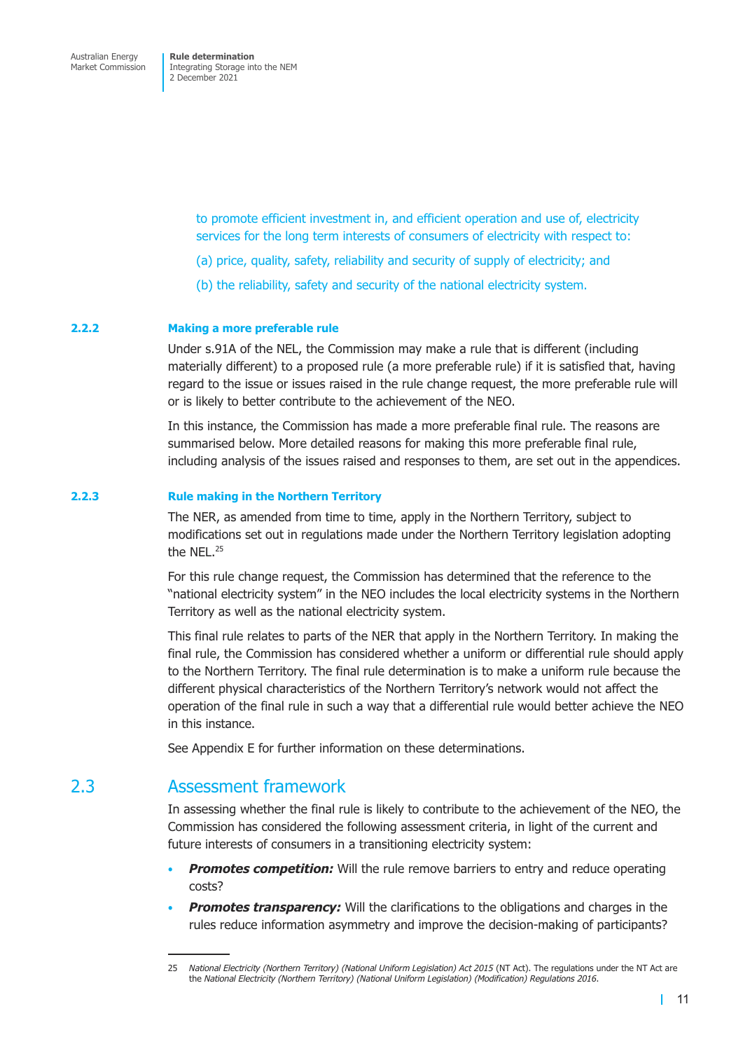to promote efficient investment in, and efficient operation and use of, electricity services for the long term interests of consumers of electricity with respect to:

(a) price, quality, safety, reliability and security of supply of electricity; and

(b) the reliability, safety and security of the national electricity system.

### 2.2.2 Making a more preferable rule

Under s.91A of the NEL, the Commission may make a rule that is different (including materially different) to a proposed rule (a more preferable rule) if it is satisfied that, having regard to the issue or issues raised in the rule change request, the more preferable rule will or is likely to better contribute to the achievement of the NEO.

In this instance, the Commission has made a more preferable final rule. The reasons are summarised below. More detailed reasons for making this more preferable final rule, including analysis of the issues raised and responses to them, are set out in the appendices.

### 2.2.3 Rule making in the Northern Territory

The NER, as amended from time to time, apply in the Northern Territory, subject to modifications set out in regulations made under the Northern Territory legislation adopting the NEL.[25]

For this rule change request, the Commission has determined that the reference to the "national electricity system" in the NEO includes the local electricity systems in the Northern Territory as well as the national electricity system.

This final rule relates to parts of the NER that apply in the Northern Territory. In making the final rule, the Commission has considered whether a uniform or differential rule should apply to the Northern Territory. The final rule determination is to make a uniform rule because the different physical characteristics of the Northern Territory's network would not affect the operation of the final rule in such a way that a differential rule would better achieve the NEO in this instance.

See Appendix E for further information on these determinations.

## 2.3 Assessment framework

In assessing whether the final rule is likely to contribute to the achievement of the NEO, the Commission has considered the following assessment criteria, in light of the current and future interests of consumers in a transitioning electricity system:

- ***Promotes competition:*** Will the rule remove barriers to entry and reduce operating costs?
- ***Promotes transparency:*** Will the clarifications to the obligations and charges in the rules reduce information asymmetry and improve the decision-making of participants?

---

25 *National Electricity (Northern Territory) (National Uniform Legislation) Act 2015* (NT Act). The regulations under the NT Act are the *National Electricity (Northern Territory) (National Uniform Legislation) (Modification) Regulations 2016*.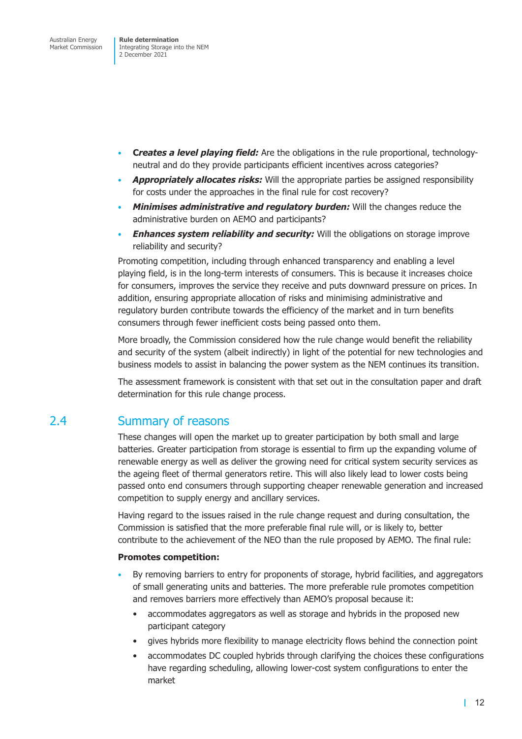- ***Creates a level playing field:*** Are the obligations in the rule proportional, technology-neutral and do they provide participants efficient incentives across categories?
- ***Appropriately allocates risks:*** Will the appropriate parties be assigned responsibility for costs under the approaches in the final rule for cost recovery?
- ***Minimises administrative and regulatory burden:*** Will the changes reduce the administrative burden on AEMO and participants?
- ***Enhances system reliability and security:*** Will the obligations on storage improve reliability and security?

Promoting competition, including through enhanced transparency and enabling a level playing field, is in the long-term interests of consumers. This is because it increases choice for consumers, improves the service they receive and puts downward pressure on prices. In addition, ensuring appropriate allocation of risks and minimising administrative and regulatory burden contribute towards the efficiency of the market and in turn benefits consumers through fewer inefficient costs being passed onto them.

More broadly, the Commission considered how the rule change would benefit the reliability and security of the system (albeit indirectly) in light of the potential for new technologies and business models to assist in balancing the power system as the NEM continues its transition.

The assessment framework is consistent with that set out in the consultation paper and draft determination for this rule change process.

## 2.4 Summary of reasons

These changes will open the market up to greater participation by both small and large batteries. Greater participation from storage is essential to firm up the expanding volume of renewable energy as well as deliver the growing need for critical system security services as the ageing fleet of thermal generators retire. This will also likely lead to lower costs being passed onto end consumers through supporting cheaper renewable generation and increased competition to supply energy and ancillary services.

Having regard to the issues raised in the rule change request and during consultation, the Commission is satisfied that the more preferable final rule will, or is likely to, better contribute to the achievement of the NEO than the rule proposed by AEMO. The final rule:

**Promotes competition:**

- By removing barriers to entry for proponents of storage, hybrid facilities, and aggregators of small generating units and batteries. The more preferable rule promotes competition and removes barriers more effectively than AEMO's proposal because it:
  - accommodates aggregators as well as storage and hybrids in the proposed new participant category
  - gives hybrids more flexibility to manage electricity flows behind the connection point
  - accommodates DC coupled hybrids through clarifying the choices these configurations have regarding scheduling, allowing lower-cost system configurations to enter the market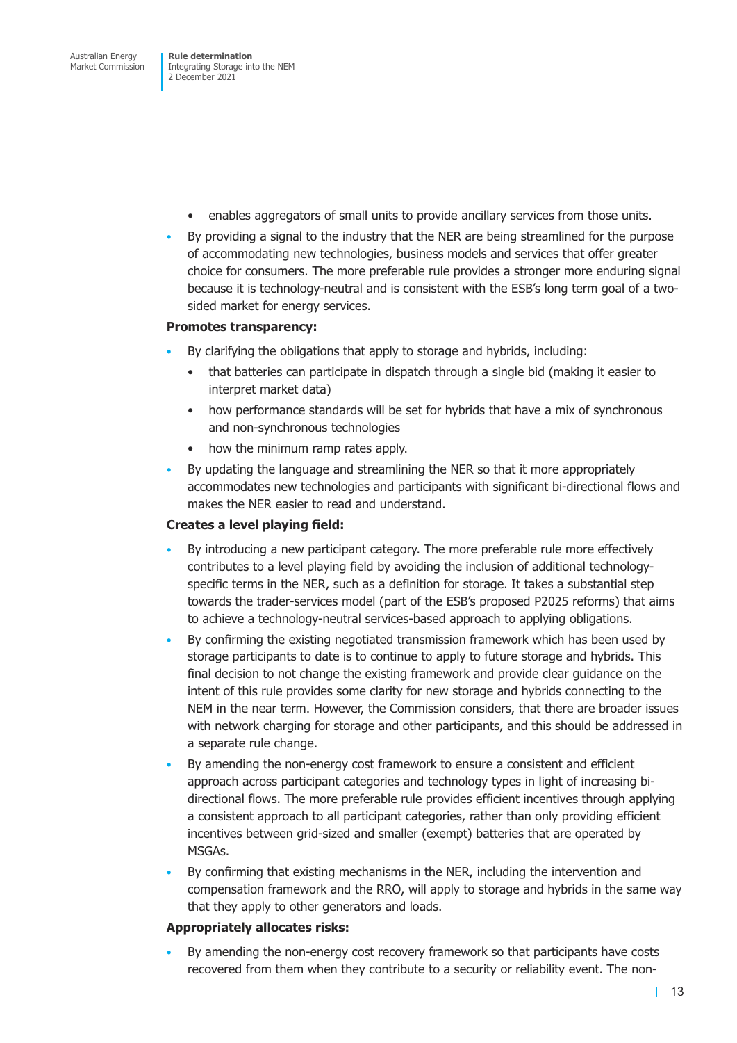- enables aggregators of small units to provide ancillary services from those units.
- By providing a signal to the industry that the NER are being streamlined for the purpose of accommodating new technologies, business models and services that offer greater choice for consumers. The more preferable rule provides a stronger more enduring signal because it is technology-neutral and is consistent with the ESB's long term goal of a two-sided market for energy services.

**Promotes transparency:**

- By clarifying the obligations that apply to storage and hybrids, including:
    - that batteries can participate in dispatch through a single bid (making it easier to interpret market data)
    - how performance standards will be set for hybrids that have a mix of synchronous and non-synchronous technologies
    - how the minimum ramp rates apply.
- By updating the language and streamlining the NER so that it more appropriately accommodates new technologies and participants with significant bi-directional flows and makes the NER easier to read and understand.

**Creates a level playing field:**

- By introducing a new participant category. The more preferable rule more effectively contributes to a level playing field by avoiding the inclusion of additional technology-specific terms in the NER, such as a definition for storage. It takes a substantial step towards the trader-services model (part of the ESB's proposed P2025 reforms) that aims to achieve a technology-neutral services-based approach to applying obligations.
- By confirming the existing negotiated transmission framework which has been used by storage participants to date is to continue to apply to future storage and hybrids. This final decision to not change the existing framework and provide clear guidance on the intent of this rule provides some clarity for new storage and hybrids connecting to the NEM in the near term. However, the Commission considers, that there are broader issues with network charging for storage and other participants, and this should be addressed in a separate rule change.
- By amending the non-energy cost framework to ensure a consistent and efficient approach across participant categories and technology types in light of increasing bi-directional flows. The more preferable rule provides efficient incentives through applying a consistent approach to all participant categories, rather than only providing efficient incentives between grid-sized and smaller (exempt) batteries that are operated by MSGAs.
- By confirming that existing mechanisms in the NER, including the intervention and compensation framework and the RRO, will apply to storage and hybrids in the same way that they apply to other generators and loads.

**Appropriately allocates risks:**

- By amending the non-energy cost recovery framework so that participants have costs recovered from them when they contribute to a security or reliability event. The non-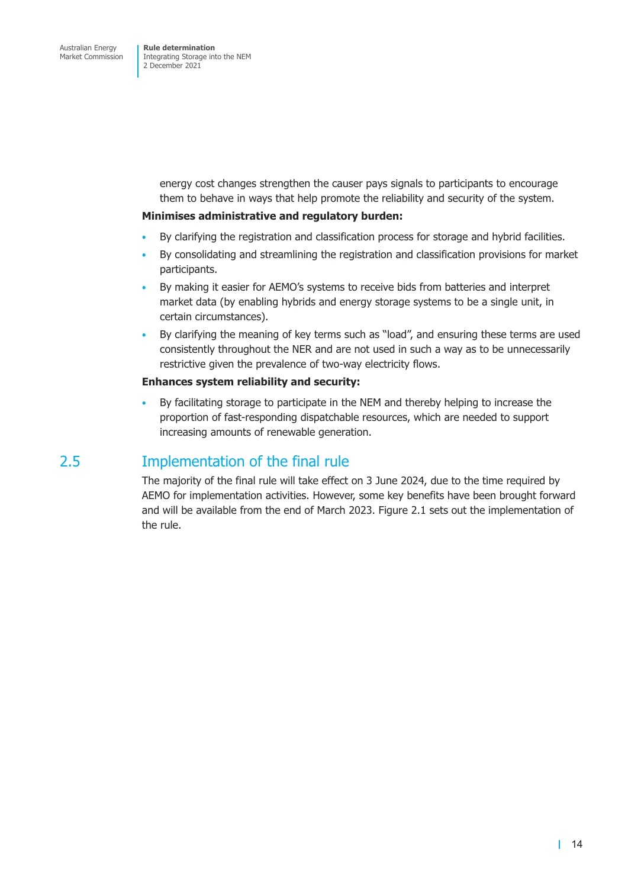energy cost changes strengthen the causer pays signals to participants to encourage them to behave in ways that help promote the reliability and security of the system.

**Minimises administrative and regulatory burden:**

- By clarifying the registration and classification process for storage and hybrid facilities.
- By consolidating and streamlining the registration and classification provisions for market participants.
- By making it easier for AEMO's systems to receive bids from batteries and interpret market data (by enabling hybrids and energy storage systems to be a single unit, in certain circumstances).
- By clarifying the meaning of key terms such as "load", and ensuring these terms are used consistently throughout the NER and are not used in such a way as to be unnecessarily restrictive given the prevalence of two-way electricity flows.

**Enhances system reliability and security:**

- By facilitating storage to participate in the NEM and thereby helping to increase the proportion of fast-responding dispatchable resources, which are needed to support increasing amounts of renewable generation.

## 2.5 Implementation of the final rule

The majority of the final rule will take effect on 3 June 2024, due to the time required by AEMO for implementation activities. However, some key benefits have been brought forward and will be available from the end of March 2023. Figure 2.1 sets out the implementation of the rule.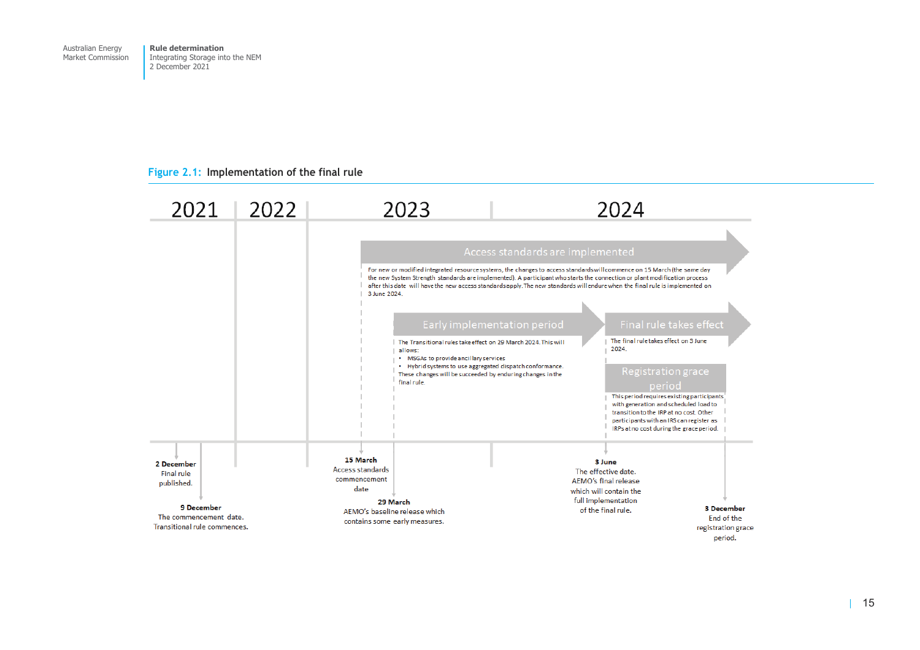Figure 2.1: Implementation of the final rule

2021 | 2022 | 2023 | 2024

**Access standards are implemented**

For new or modified integrated resource systems, the changes to access standards will commence on 15 March (the same day the new System Strength standards are implemented). A participant who starts the connection or plant modification process after this date will have the new access standards apply. The new standards will endure when the final rule is implemented on 3 June 2024.

**Early implementation period**

The Transitional rules take effect on 29 March 2024. This will allows:

- MSGAs to provide ancillary services
- Hybrid systems to use aggregated dispatch conformance.

These changes will be succeeded by enduring changes in the final rule.

**Final rule takes effect**

The final rule takes effect on 3 June 2024.

**Registration grace period**

This period requires existing participants with generation and scheduled load to transition to the IRP at no cost. Other participants with an IRS can register as IRPs at no cost during the grace period.

**2 December** Final rule published.

**9 December** The commencement date. Transitional rule commences.

**15 March** Access standards commencement date

**29 March** AEMO's baseline release which contains some early measures.

**3 June** The effective date. AEMO's final release which will contain the full implementation of the final rule.

**3 December** End of the registration grace period.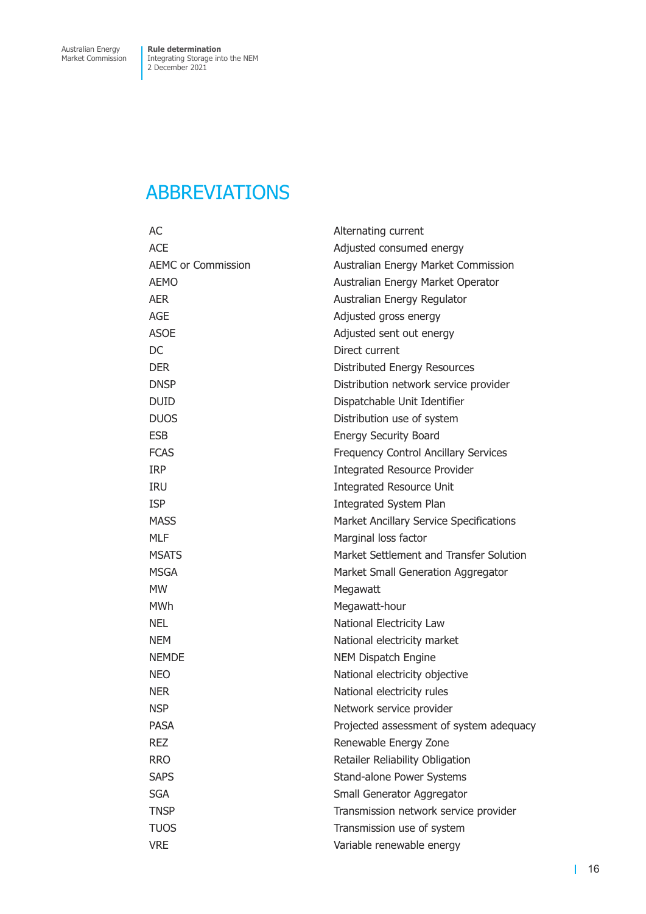# ABBREVIATIONS

| | |
|---|---|
| AC | Alternating current |
| ACE | Adjusted consumed energy |
| AEMC or Commission | Australian Energy Market Commission |
| AEMO | Australian Energy Market Operator |
| AER | Australian Energy Regulator |
| AGE | Adjusted gross energy |
| ASOE | Adjusted sent out energy |
| DC | Direct current |
| DER | Distributed Energy Resources |
| DNSP | Distribution network service provider |
| DUID | Dispatchable Unit Identifier |
| DUOS | Distribution use of system |
| ESB | Energy Security Board |
| FCAS | Frequency Control Ancillary Services |
| IRP | Integrated Resource Provider |
| IRU | Integrated Resource Unit |
| ISP | Integrated System Plan |
| MASS | Market Ancillary Service Specifications |
| MLF | Marginal loss factor |
| MSATS | Market Settlement and Transfer Solution |
| MSGA | Market Small Generation Aggregator |
| MW | Megawatt |
| MWh | Megawatt-hour |
| NEL | National Electricity Law |
| NEM | National electricity market |
| NEMDE | NEM Dispatch Engine |
| NEO | National electricity objective |
| NER | National electricity rules |
| NSP | Network service provider |
| PASA | Projected assessment of system adequacy |
| REZ | Renewable Energy Zone |
| RRO | Retailer Reliability Obligation |
| SAPS | Stand-alone Power Systems |
| SGA | Small Generator Aggregator |
| TNSP | Transmission network service provider |
| TUOS | Transmission use of system |
| VRE | Variable renewable energy |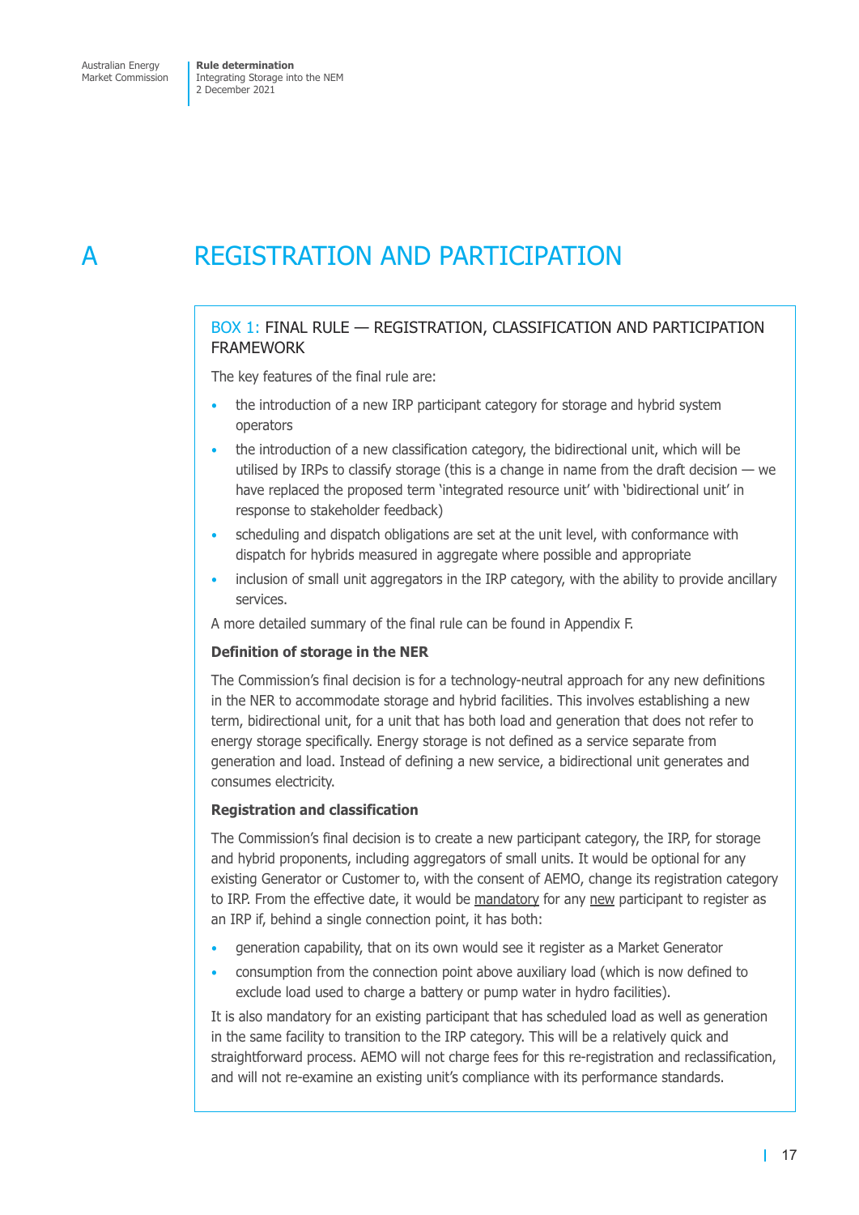# A REGISTRATION AND PARTICIPATION

## BOX 1: FINAL RULE — REGISTRATION, CLASSIFICATION AND PARTICIPATION FRAMEWORK

The key features of the final rule are:

- the introduction of a new IRP participant category for storage and hybrid system operators
- the introduction of a new classification category, the bidirectional unit, which will be utilised by IRPs to classify storage (this is a change in name from the draft decision — we have replaced the proposed term 'integrated resource unit' with 'bidirectional unit' in response to stakeholder feedback)
- scheduling and dispatch obligations are set at the unit level, with conformance with dispatch for hybrids measured in aggregate where possible and appropriate
- inclusion of small unit aggregators in the IRP category, with the ability to provide ancillary services.

A more detailed summary of the final rule can be found in Appendix F.

**Definition of storage in the NER**

The Commission's final decision is for a technology-neutral approach for any new definitions in the NER to accommodate storage and hybrid facilities. This involves establishing a new term, bidirectional unit, for a unit that has both load and generation that does not refer to energy storage specifically. Energy storage is not defined as a service separate from generation and load. Instead of defining a new service, a bidirectional unit generates and consumes electricity.

**Registration and classification**

The Commission's final decision is to create a new participant category, the IRP, for storage and hybrid proponents, including aggregators of small units. It would be optional for any existing Generator or Customer to, with the consent of AEMO, change its registration category to IRP. From the effective date, it would be mandatory for any new participant to register as an IRP if, behind a single connection point, it has both:

- generation capability, that on its own would see it register as a Market Generator
- consumption from the connection point above auxiliary load (which is now defined to exclude load used to charge a battery or pump water in hydro facilities).

It is also mandatory for an existing participant that has scheduled load as well as generation in the same facility to transition to the IRP category. This will be a relatively quick and straightforward process. AEMO will not charge fees for this re-registration and reclassification, and will not re-examine an existing unit's compliance with its performance standards.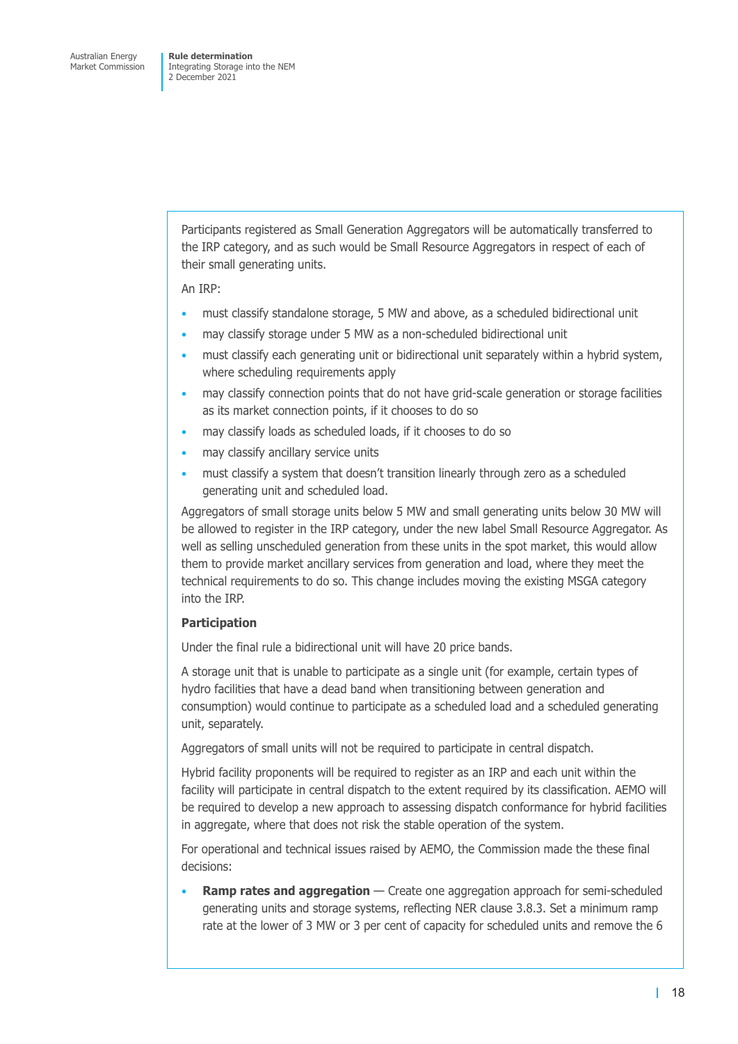Participants registered as Small Generation Aggregators will be automatically transferred to the IRP category, and as such would be Small Resource Aggregators in respect of each of their small generating units.

An IRP:

- must classify standalone storage, 5 MW and above, as a scheduled bidirectional unit
- may classify storage under 5 MW as a non-scheduled bidirectional unit
- must classify each generating unit or bidirectional unit separately within a hybrid system, where scheduling requirements apply
- may classify connection points that do not have grid-scale generation or storage facilities as its market connection points, if it chooses to do so
- may classify loads as scheduled loads, if it chooses to do so
- may classify ancillary service units
- must classify a system that doesn't transition linearly through zero as a scheduled generating unit and scheduled load.

Aggregators of small storage units below 5 MW and small generating units below 30 MW will be allowed to register in the IRP category, under the new label Small Resource Aggregator. As well as selling unscheduled generation from these units in the spot market, this would allow them to provide market ancillary services from generation and load, where they meet the technical requirements to do so. This change includes moving the existing MSGA category into the IRP.

**Participation**

Under the final rule a bidirectional unit will have 20 price bands.

A storage unit that is unable to participate as a single unit (for example, certain types of hydro facilities that have a dead band when transitioning between generation and consumption) would continue to participate as a scheduled load and a scheduled generating unit, separately.

Aggregators of small units will not be required to participate in central dispatch.

Hybrid facility proponents will be required to register as an IRP and each unit within the facility will participate in central dispatch to the extent required by its classification. AEMO will be required to develop a new approach to assessing dispatch conformance for hybrid facilities in aggregate, where that does not risk the stable operation of the system.

For operational and technical issues raised by AEMO, the Commission made the these final decisions:

- **Ramp rates and aggregation** — Create one aggregation approach for semi-scheduled generating units and storage systems, reflecting NER clause 3.8.3. Set a minimum ramp rate at the lower of 3 MW or 3 per cent of capacity for scheduled units and remove the 6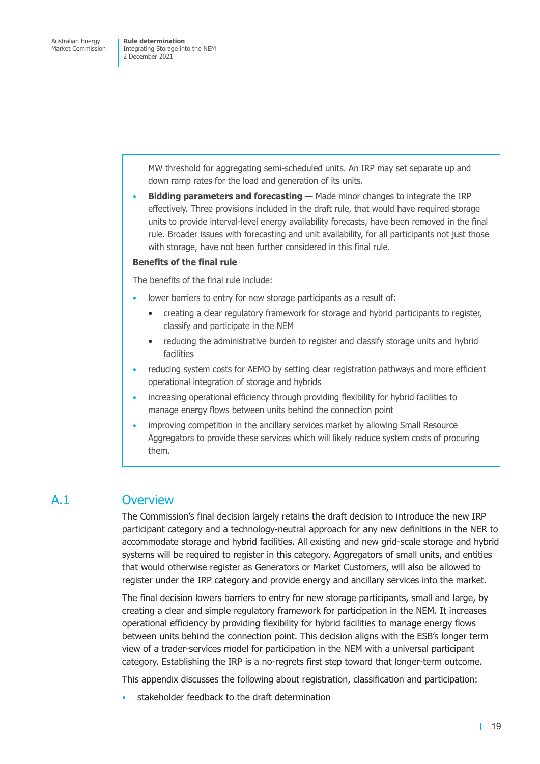MW threshold for aggregating semi-scheduled units. An IRP may set separate up and down ramp rates for the load and generation of its units.

- **Bidding parameters and forecasting** — Made minor changes to integrate the IRP effectively. Three provisions included in the draft rule, that would have required storage units to provide interval-level energy availability forecasts, have been removed in the final rule. Broader issues with forecasting and unit availability, for all participants not just those with storage, have not been further considered in this final rule.

**Benefits of the final rule**

The benefits of the final rule include:

- lower barriers to entry for new storage participants as a result of:
  - creating a clear regulatory framework for storage and hybrid participants to register, classify and participate in the NEM
  - reducing the administrative burden to register and classify storage units and hybrid facilities
- reducing system costs for AEMO by setting clear registration pathways and more efficient operational integration of storage and hybrids
- increasing operational efficiency through providing flexibility for hybrid facilities to manage energy flows between units behind the connection point
- improving competition in the ancillary services market by allowing Small Resource Aggregators to provide these services which will likely reduce system costs of procuring them.

## A.1 Overview

The Commission's final decision largely retains the draft decision to introduce the new IRP participant category and a technology-neutral approach for any new definitions in the NER to accommodate storage and hybrid facilities. All existing and new grid-scale storage and hybrid systems will be required to register in this category. Aggregators of small units, and entities that would otherwise register as Generators or Market Customers, will also be allowed to register under the IRP category and provide energy and ancillary services into the market.

The final decision lowers barriers to entry for new storage participants, small and large, by creating a clear and simple regulatory framework for participation in the NEM. It increases operational efficiency by providing flexibility for hybrid facilities to manage energy flows between units behind the connection point. This decision aligns with the ESB's longer term view of a trader-services model for participation in the NEM with a universal participant category. Establishing the IRP is a no-regrets first step toward that longer-term outcome.

This appendix discusses the following about registration, classification and participation:

- stakeholder feedback to the draft determination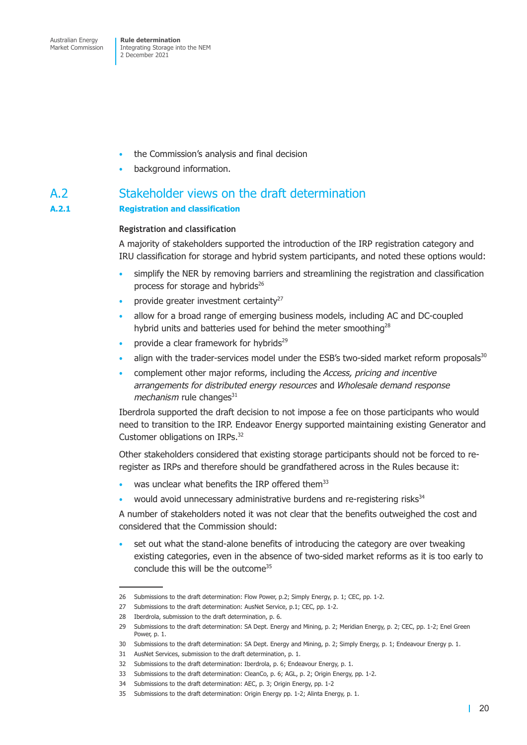- the Commission's analysis and final decision
- background information.

## A.2 Stakeholder views on the draft determination

### A.2.1 Registration and classification

#### Registration and classification

A majority of stakeholders supported the introduction of the IRP registration category and IRU classification for storage and hybrid system participants, and noted these options would:

- simplify the NER by removing barriers and streamlining the registration and classification process for storage and hybrids[26]
- provide greater investment certainty[27]
- allow for a broad range of emerging business models, including AC and DC-coupled hybrid units and batteries used for behind the meter smoothing[28]
- provide a clear framework for hybrids[29]
- align with the trader-services model under the ESB's two-sided market reform proposals[30]
- complement other major reforms, including the *Access, pricing and incentive arrangements for distributed energy resources* and *Wholesale demand response mechanism* rule changes[31]

Iberdrola supported the draft decision to not impose a fee on those participants who would need to transition to the IRP. Endeavor Energy supported maintaining existing Generator and Customer obligations on IRPs.[32]

Other stakeholders considered that existing storage participants should not be forced to re-register as IRPs and therefore should be grandfathered across in the Rules because it:

- was unclear what benefits the IRP offered them[33]
- would avoid unnecessary administrative burdens and re-registering risks[34]

A number of stakeholders noted it was not clear that the benefits outweighed the cost and considered that the Commission should:

- set out what the stand-alone benefits of introducing the category are over tweaking existing categories, even in the absence of two-sided market reforms as it is too early to conclude this will be the outcome[35]

---

26 Submissions to the draft determination: Flow Power, p.2; Simply Energy, p. 1; CEC, pp. 1-2.

27 Submissions to the draft determination: AusNet Service, p.1; CEC, pp. 1-2.

28 Iberdrola, submission to the draft determination, p. 6.

29 Submissions to the draft determination: SA Dept. Energy and Mining, p. 2; Meridian Energy, p. 2; CEC, pp. 1-2; Enel Green Power, p. 1.

30 Submissions to the draft determination: SA Dept. Energy and Mining, p. 2; Simply Energy, p. 1; Endeavour Energy p. 1.

31 AusNet Services, submission to the draft determination, p. 1.

32 Submissions to the draft determination: Iberdrola, p. 6; Endeavour Energy, p. 1.

33 Submissions to the draft determination: CleanCo, p. 6; AGL, p. 2; Origin Energy, pp. 1-2.

34 Submissions to the draft determination: AEC, p. 3; Origin Energy, pp. 1-2

35 Submissions to the draft determination: Origin Energy pp. 1-2; Alinta Energy, p. 1.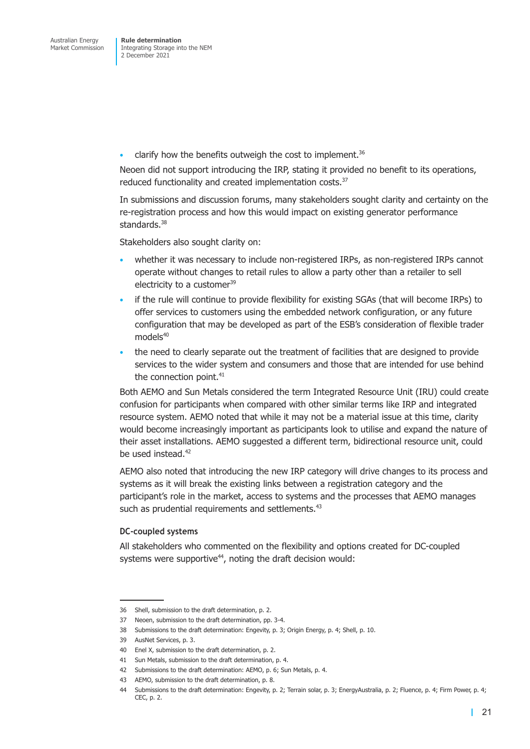- clarify how the benefits outweigh the cost to implement.[36]

Neoen did not support introducing the IRP, stating it provided no benefit to its operations, reduced functionality and created implementation costs.[37]

In submissions and discussion forums, many stakeholders sought clarity and certainty on the re-registration process and how this would impact on existing generator performance standards.[38]

Stakeholders also sought clarity on:

- whether it was necessary to include non-registered IRPs, as non-registered IRPs cannot operate without changes to retail rules to allow a party other than a retailer to sell electricity to a customer[39]
- if the rule will continue to provide flexibility for existing SGAs (that will become IRPs) to offer services to customers using the embedded network configuration, or any future configuration that may be developed as part of the ESB's consideration of flexible trader models[40]
- the need to clearly separate out the treatment of facilities that are designed to provide services to the wider system and consumers and those that are intended for use behind the connection point.[41]

Both AEMO and Sun Metals considered the term Integrated Resource Unit (IRU) could create confusion for participants when compared with other similar terms like IRP and integrated resource system. AEMO noted that while it may not be a material issue at this time, clarity would become increasingly important as participants look to utilise and expand the nature of their asset installations. AEMO suggested a different term, bidirectional resource unit, could be used instead.[42]

AEMO also noted that introducing the new IRP category will drive changes to its process and systems as it will break the existing links between a registration category and the participant's role in the market, access to systems and the processes that AEMO manages such as prudential requirements and settlements.[43]

#### DC-coupled systems

All stakeholders who commented on the flexibility and options created for DC-coupled systems were supportive[44], noting the draft decision would:

---

36 Shell, submission to the draft determination, p. 2.

37 Neoen, submission to the draft determination, pp. 3-4.

38 Submissions to the draft determination: Engevity, p. 3; Origin Energy, p. 4; Shell, p. 10.

39 AusNet Services, p. 3.

40 Enel X, submission to the draft determination, p. 2.

41 Sun Metals, submission to the draft determination, p. 4.

42 Submissions to the draft determination: AEMO, p. 6; Sun Metals, p. 4.

43 AEMO, submission to the draft determination, p. 8.

44 Submissions to the draft determination: Engevity, p. 2; Terrain solar, p. 3; EnergyAustralia, p. 2; Fluence, p. 4; Firm Power, p. 4; CEC, p. 2.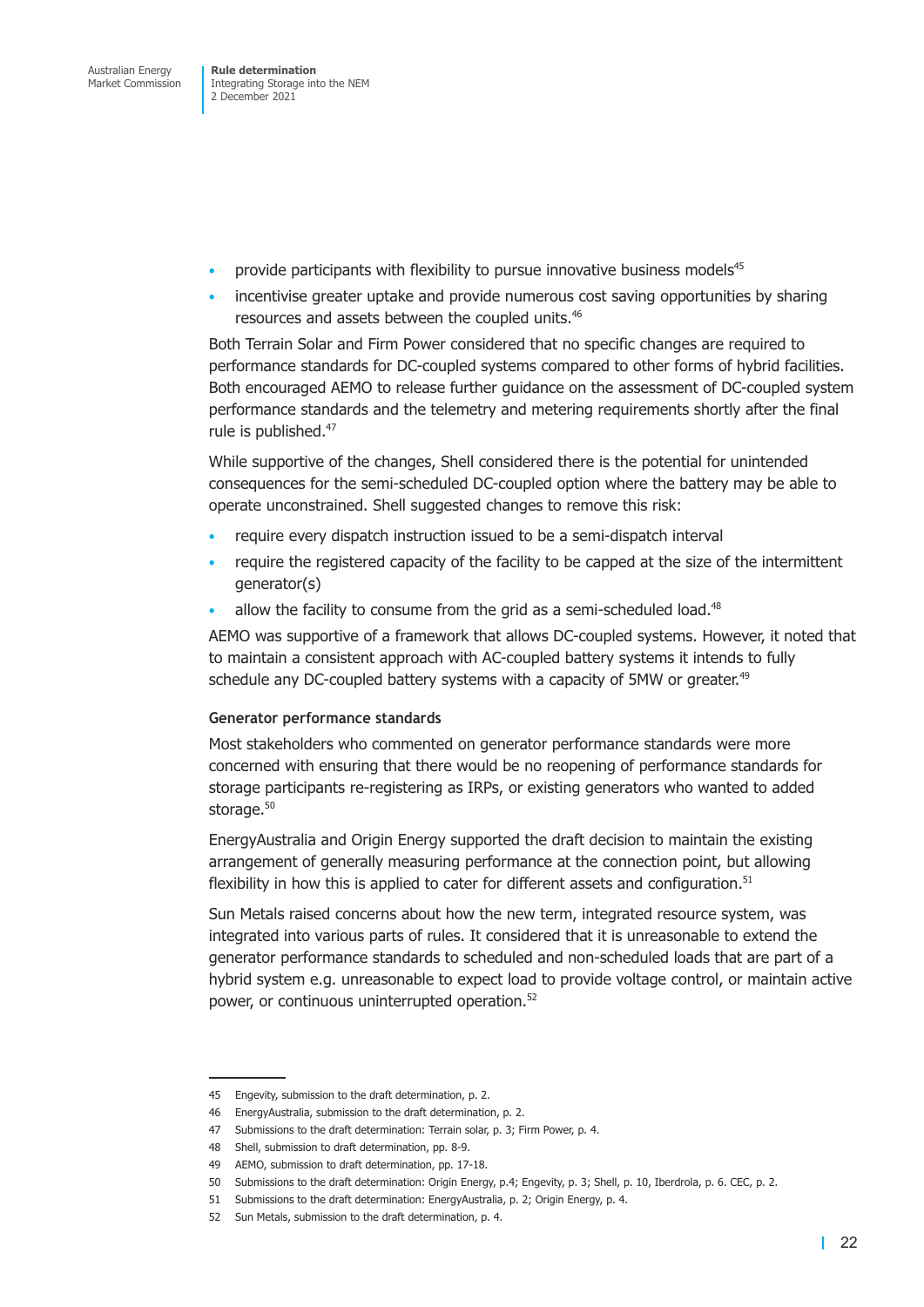- provide participants with flexibility to pursue innovative business models[45]
- incentivise greater uptake and provide numerous cost saving opportunities by sharing resources and assets between the coupled units.[46]

Both Terrain Solar and Firm Power considered that no specific changes are required to performance standards for DC-coupled systems compared to other forms of hybrid facilities. Both encouraged AEMO to release further guidance on the assessment of DC-coupled system performance standards and the telemetry and metering requirements shortly after the final rule is published.[47]

While supportive of the changes, Shell considered there is the potential for unintended consequences for the semi-scheduled DC-coupled option where the battery may be able to operate unconstrained. Shell suggested changes to remove this risk:

- require every dispatch instruction issued to be a semi-dispatch interval
- require the registered capacity of the facility to be capped at the size of the intermittent generator(s)
- allow the facility to consume from the grid as a semi-scheduled load.[48]

AEMO was supportive of a framework that allows DC-coupled systems. However, it noted that to maintain a consistent approach with AC-coupled battery systems it intends to fully schedule any DC-coupled battery systems with a capacity of 5MW or greater.[49]

#### Generator performance standards

Most stakeholders who commented on generator performance standards were more concerned with ensuring that there would be no reopening of performance standards for storage participants re-registering as IRPs, or existing generators who wanted to added storage.[50]

EnergyAustralia and Origin Energy supported the draft decision to maintain the existing arrangement of generally measuring performance at the connection point, but allowing flexibility in how this is applied to cater for different assets and configuration.[51]

Sun Metals raised concerns about how the new term, integrated resource system, was integrated into various parts of rules. It considered that it is unreasonable to extend the generator performance standards to scheduled and non-scheduled loads that are part of a hybrid system e.g. unreasonable to expect load to provide voltage control, or maintain active power, or continuous uninterrupted operation.[52]

---

45 Engevity, submission to the draft determination, p. 2.

46 EnergyAustralia, submission to the draft determination, p. 2.

47 Submissions to the draft determination: Terrain solar, p. 3; Firm Power, p. 4.

48 Shell, submission to draft determination, pp. 8-9.

49 AEMO, submission to draft determination, pp. 17-18.

50 Submissions to the draft determination: Origin Energy, p.4; Engevity, p. 3; Shell, p. 10, Iberdrola, p. 6. CEC, p. 2.

51 Submissions to the draft determination: EnergyAustralia, p. 2; Origin Energy, p. 4.

52 Sun Metals, submission to the draft determination, p. 4.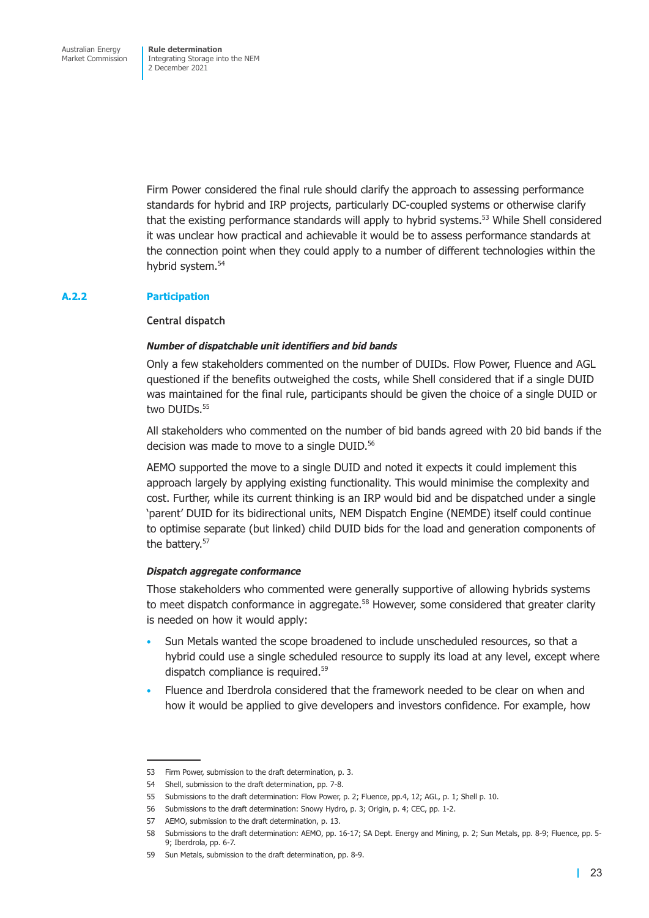Firm Power considered the final rule should clarify the approach to assessing performance standards for hybrid and IRP projects, particularly DC-coupled systems or otherwise clarify that the existing performance standards will apply to hybrid systems.[53] While Shell considered it was unclear how practical and achievable it would be to assess performance standards at the connection point when they could apply to a number of different technologies within the hybrid system.[54]

### A.2.2 Participation

#### Central dispatch

***Number of dispatchable unit identifiers and bid bands***

Only a few stakeholders commented on the number of DUIDs. Flow Power, Fluence and AGL questioned if the benefits outweighed the costs, while Shell considered that if a single DUID was maintained for the final rule, participants should be given the choice of a single DUID or two DUIDs.[55]

All stakeholders who commented on the number of bid bands agreed with 20 bid bands if the decision was made to move to a single DUID.[56]

AEMO supported the move to a single DUID and noted it expects it could implement this approach largely by applying existing functionality. This would minimise the complexity and cost. Further, while its current thinking is an IRP would bid and be dispatched under a single 'parent' DUID for its bidirectional units, NEM Dispatch Engine (NEMDE) itself could continue to optimise separate (but linked) child DUID bids for the load and generation components of the battery.[57]

***Dispatch aggregate conformance***

Those stakeholders who commented were generally supportive of allowing hybrids systems to meet dispatch conformance in aggregate.[58] However, some considered that greater clarity is needed on how it would apply:

- Sun Metals wanted the scope broadened to include unscheduled resources, so that a hybrid could use a single scheduled resource to supply its load at any level, except where dispatch compliance is required.[59]
- Fluence and Iberdrola considered that the framework needed to be clear on when and how it would be applied to give developers and investors confidence. For example, how

---

53 Firm Power, submission to the draft determination, p. 3.

54 Shell, submission to the draft determination, pp. 7-8.

55 Submissions to the draft determination: Flow Power, p. 2; Fluence, pp.4, 12; AGL, p. 1; Shell p. 10.

56 Submissions to the draft determination: Snowy Hydro, p. 3; Origin, p. 4; CEC, pp. 1-2.

57 AEMO, submission to the draft determination, p. 13.

58 Submissions to the draft determination: AEMO, pp. 16-17; SA Dept. Energy and Mining, p. 2; Sun Metals, pp. 8-9; Fluence, pp. 5-9; Iberdrola, pp. 6-7.

59 Sun Metals, submission to the draft determination, pp. 8-9.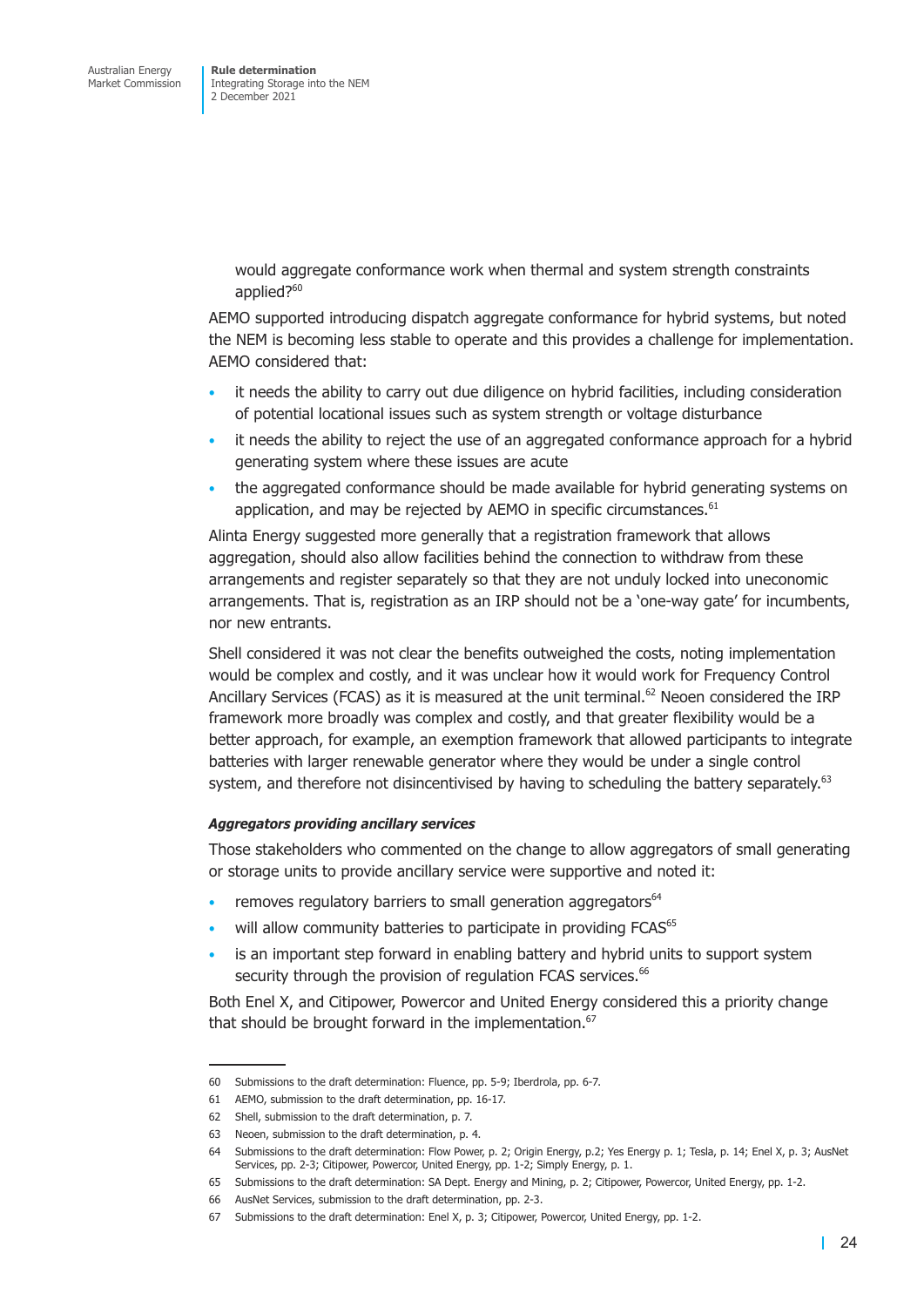would aggregate conformance work when thermal and system strength constraints applied?[60]

AEMO supported introducing dispatch aggregate conformance for hybrid systems, but noted the NEM is becoming less stable to operate and this provides a challenge for implementation. AEMO considered that:

- it needs the ability to carry out due diligence on hybrid facilities, including consideration of potential locational issues such as system strength or voltage disturbance
- it needs the ability to reject the use of an aggregated conformance approach for a hybrid generating system where these issues are acute
- the aggregated conformance should be made available for hybrid generating systems on application, and may be rejected by AEMO in specific circumstances.[61]

Alinta Energy suggested more generally that a registration framework that allows aggregation, should also allow facilities behind the connection to withdraw from these arrangements and register separately so that they are not unduly locked into uneconomic arrangements. That is, registration as an IRP should not be a 'one-way gate' for incumbents, nor new entrants.

Shell considered it was not clear the benefits outweighed the costs, noting implementation would be complex and costly, and it was unclear how it would work for Frequency Control Ancillary Services (FCAS) as it is measured at the unit terminal.[62] Neoen considered the IRP framework more broadly was complex and costly, and that greater flexibility would be a better approach, for example, an exemption framework that allowed participants to integrate batteries with larger renewable generator where they would be under a single control system, and therefore not disincentivised by having to scheduling the battery separately.[63]

***Aggregators providing ancillary services***

Those stakeholders who commented on the change to allow aggregators of small generating or storage units to provide ancillary service were supportive and noted it:

- removes regulatory barriers to small generation aggregators[64]
- will allow community batteries to participate in providing FCAS[65]
- is an important step forward in enabling battery and hybrid units to support system security through the provision of regulation FCAS services.[66]

Both Enel X, and Citipower, Powercor and United Energy considered this a priority change that should be brought forward in the implementation.[67]

---

60 Submissions to the draft determination: Fluence, pp. 5-9; Iberdrola, pp. 6-7.

61 AEMO, submission to the draft determination, pp. 16-17.

62 Shell, submission to the draft determination, p. 7.

63 Neoen, submission to the draft determination, p. 4.

64 Submissions to the draft determination: Flow Power, p. 2; Origin Energy, p.2; Yes Energy p. 1; Tesla, p. 14; Enel X, p. 3; AusNet Services, pp. 2-3; Citipower, Powercor, United Energy, pp. 1-2; Simply Energy, p. 1.

65 Submissions to the draft determination: SA Dept. Energy and Mining, p. 2; Citipower, Powercor, United Energy, pp. 1-2.

66 AusNet Services, submission to the draft determination, pp. 2-3.

67 Submissions to the draft determination: Enel X, p. 3; Citipower, Powercor, United Energy, pp. 1-2.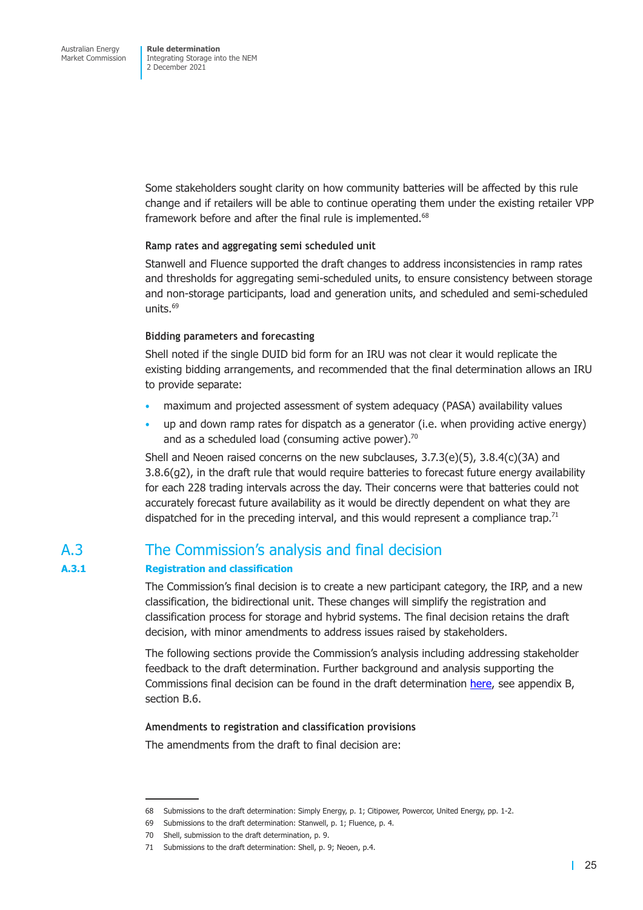Some stakeholders sought clarity on how community batteries will be affected by this rule change and if retailers will be able to continue operating them under the existing retailer VPP framework before and after the final rule is implemented.[68]

#### Ramp rates and aggregating semi scheduled unit

Stanwell and Fluence supported the draft changes to address inconsistencies in ramp rates and thresholds for aggregating semi-scheduled units, to ensure consistency between storage and non-storage participants, load and generation units, and scheduled and semi-scheduled units.[69]

#### Bidding parameters and forecasting

Shell noted if the single DUID bid form for an IRU was not clear it would replicate the existing bidding arrangements, and recommended that the final determination allows an IRU to provide separate:

- maximum and projected assessment of system adequacy (PASA) availability values
- up and down ramp rates for dispatch as a generator (i.e. when providing active energy) and as a scheduled load (consuming active power).[70]

Shell and Neoen raised concerns on the new subclauses, 3.7.3(e)(5), 3.8.4(c)(3A) and 3.8.6(g2), in the draft rule that would require batteries to forecast future energy availability for each 228 trading intervals across the day. Their concerns were that batteries could not accurately forecast future availability as it would be directly dependent on what they are dispatched for in the preceding interval, and this would represent a compliance trap.[71]

## A.3 The Commission's analysis and final decision

### A.3.1 Registration and classification

The Commission's final decision is to create a new participant category, the IRP, and a new classification, the bidirectional unit. These changes will simplify the registration and classification process for storage and hybrid systems. The final decision retains the draft decision, with minor amendments to address issues raised by stakeholders.

The following sections provide the Commission's analysis including addressing stakeholder feedback to the draft determination. Further background and analysis supporting the Commissions final decision can be found in the draft determination here, see appendix B, section B.6.

#### Amendments to registration and classification provisions

The amendments from the draft to final decision are:

---

68 Submissions to the draft determination: Simply Energy, p. 1; Citipower, Powercor, United Energy, pp. 1-2.

69 Submissions to the draft determination: Stanwell, p. 1; Fluence, p. 4.

70 Shell, submission to the draft determination, p. 9.

71 Submissions to the draft determination: Shell, p. 9; Neoen, p.4.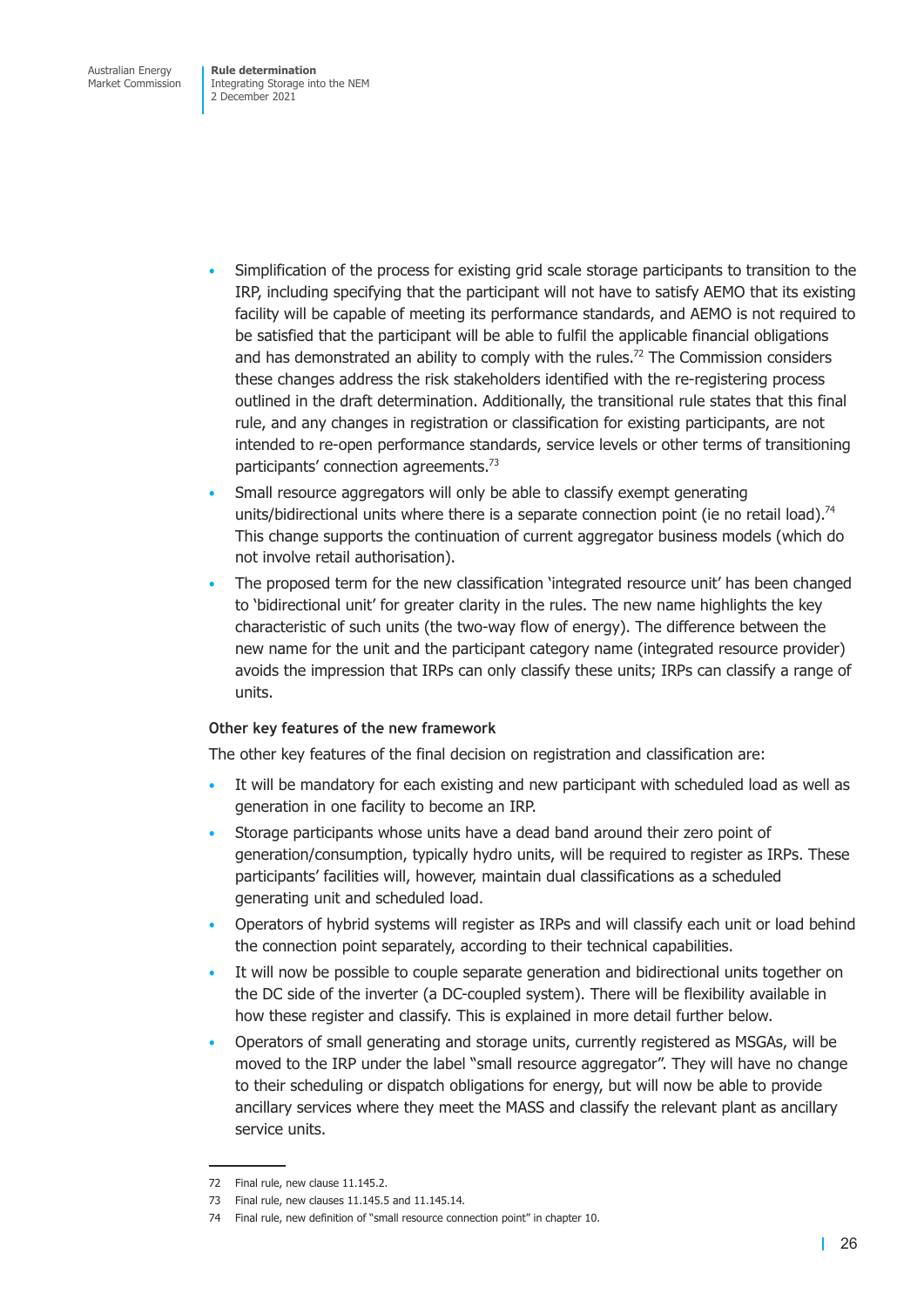- Simplification of the process for existing grid scale storage participants to transition to the IRP, including specifying that the participant will not have to satisfy AEMO that its existing facility will be capable of meeting its performance standards, and AEMO is not required to be satisfied that the participant will be able to fulfil the applicable financial obligations and has demonstrated an ability to comply with the rules.[72] The Commission considers these changes address the risk stakeholders identified with the re-registering process outlined in the draft determination. Additionally, the transitional rule states that this final rule, and any changes in registration or classification for existing participants, are not intended to re-open performance standards, service levels or other terms of transitioning participants' connection agreements.[73]
- Small resource aggregators will only be able to classify exempt generating units/bidirectional units where there is a separate connection point (ie no retail load).[74] This change supports the continuation of current aggregator business models (which do not involve retail authorisation).
- The proposed term for the new classification 'integrated resource unit' has been changed to 'bidirectional unit' for greater clarity in the rules. The new name highlights the key characteristic of such units (the two-way flow of energy). The difference between the new name for the unit and the participant category name (integrated resource provider) avoids the impression that IRPs can only classify these units; IRPs can classify a range of units.

#### Other key features of the new framework

The other key features of the final decision on registration and classification are:

- It will be mandatory for each existing and new participant with scheduled load as well as generation in one facility to become an IRP.
- Storage participants whose units have a dead band around their zero point of generation/consumption, typically hydro units, will be required to register as IRPs. These participants' facilities will, however, maintain dual classifications as a scheduled generating unit and scheduled load.
- Operators of hybrid systems will register as IRPs and will classify each unit or load behind the connection point separately, according to their technical capabilities.
- It will now be possible to couple separate generation and bidirectional units together on the DC side of the inverter (a DC-coupled system). There will be flexibility available in how these register and classify. This is explained in more detail further below.
- Operators of small generating and storage units, currently registered as MSGAs, will be moved to the IRP under the label "small resource aggregator". They will have no change to their scheduling or dispatch obligations for energy, but will now be able to provide ancillary services where they meet the MASS and classify the relevant plant as ancillary service units.

---

72 Final rule, new clause 11.145.2.

73 Final rule, new clauses 11.145.5 and 11.145.14.

74 Final rule, new definition of "small resource connection point" in chapter 10.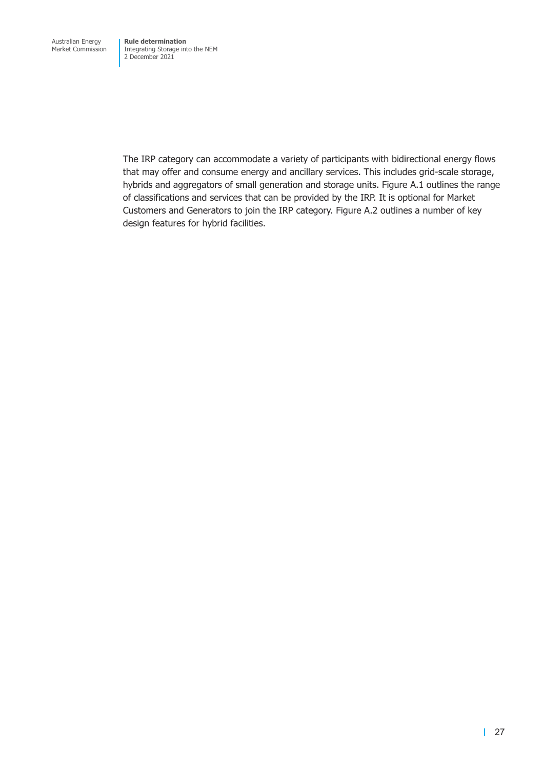The IRP category can accommodate a variety of participants with bidirectional energy flows that may offer and consume energy and ancillary services. This includes grid-scale storage, hybrids and aggregators of small generation and storage units. Figure A.1 outlines the range of classifications and services that can be provided by the IRP. It is optional for Market Customers and Generators to join the IRP category. Figure A.2 outlines a number of key design features for hybrid facilities.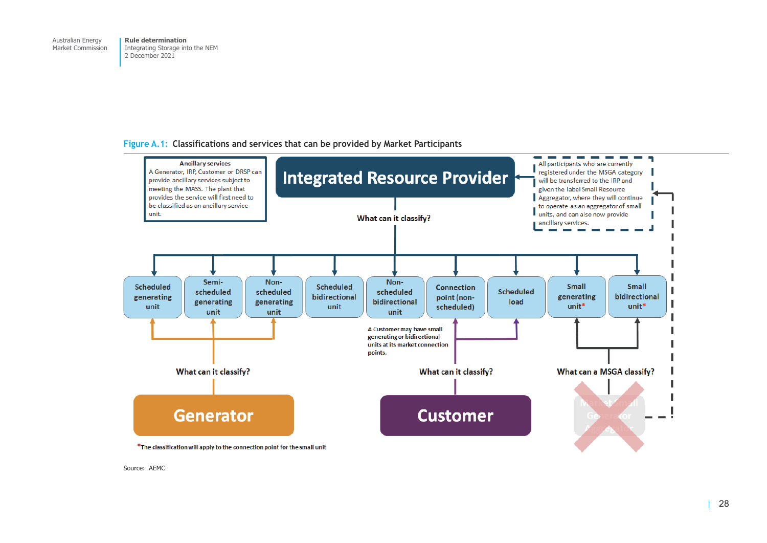Figure A.1: Classifications and services that can be provided by Market Participants

**Ancillary services**
A Generator, IRP, Customer or DRSP can provide ancillary services subject to meeting the MASS. The plant that provides the service will first need to be classified as an ancillary service unit.

**Integrated Resource Provider**

All participants who are currently registered under the MSGA category will be transferred to the IRP and given the label Small Resource Aggregator, where they will continue to operate as an aggregator of small units, and can also now provide ancillary services.

What can it classify?

- Scheduled generating unit
- Semi-scheduled generating unit
- Non-scheduled generating unit
- Scheduled bidirectional unit
- Non-scheduled bidirectional unit
- Connection point (non-scheduled)
- Scheduled load
- Small generating unit*
- Small bidirectional unit*

A Customer may have small generating or bidirectional units at its market connection points.

What can it classify?

**Generator**

What can it classify?

**Customer**

What can a MSGA classify?

Market Small Generator Aggregator

*The classification will apply to the connection point for the small unit

Source: AEMC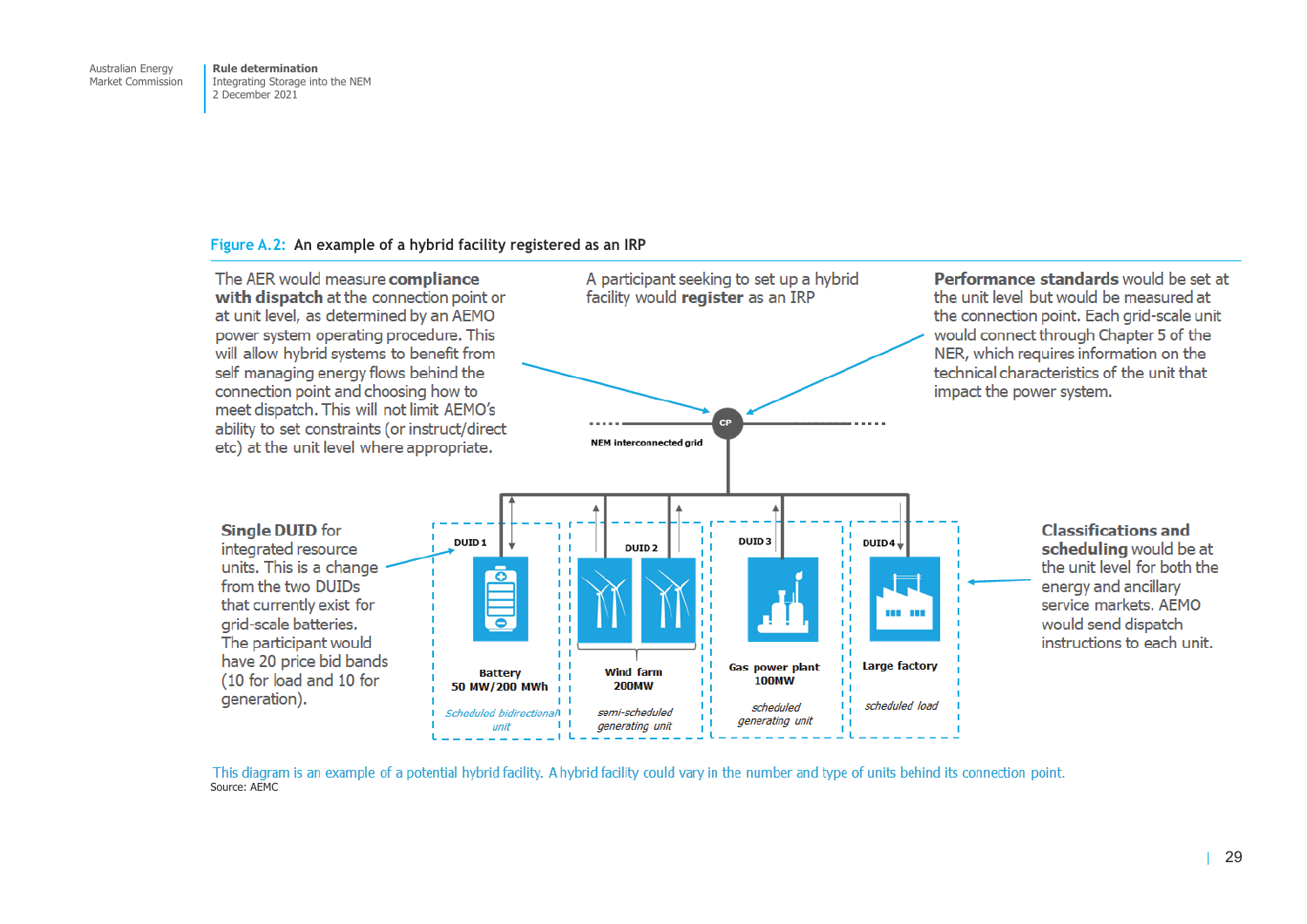**Figure A.2: An example of a hybrid facility registered as an IRP**

The AER would measure **compliance with dispatch** at the connection point or at unit level, as determined by an AEMO power system operating procedure. This will allow hybrid systems to benefit from self managing energy flows behind the connection point and choosing how to meet dispatch. This will not limit AEMO's ability to set constraints (or instruct/direct etc) at the unit level where appropriate.

A participant seeking to set up a hybrid facility would **register** as an IRP

**Performance standards** would be set at the unit level but would be measured at the connection point. Each grid-scale unit would connect through Chapter 5 of the NER, which requires information on the technical characteristics of the unit that impact the power system.

CP

NEM interconnected grid

**Single DUID** for integrated resource units. This is a change from the two DUIDs that currently exist for grid-scale batteries. The participant would have 20 price bid bands (10 for load and 10 for generation).

DUID 1 — Battery 50 MW/200 MWh — *Scheduled bidirectional unit*

DUID 2 — Wind farm 200MW — *semi-scheduled generating unit*

DUID 3 — Gas power plant 100MW — *scheduled generating unit*

DUID 4 — Large factory — *scheduled load*

**Classifications and scheduling** would be at the unit level for both the energy and ancillary service markets. AEMO would send dispatch instructions to each unit.

This diagram is an example of a potential hybrid facility. A hybrid facility could vary in the number and type of units behind its connection point.

Source: AEMC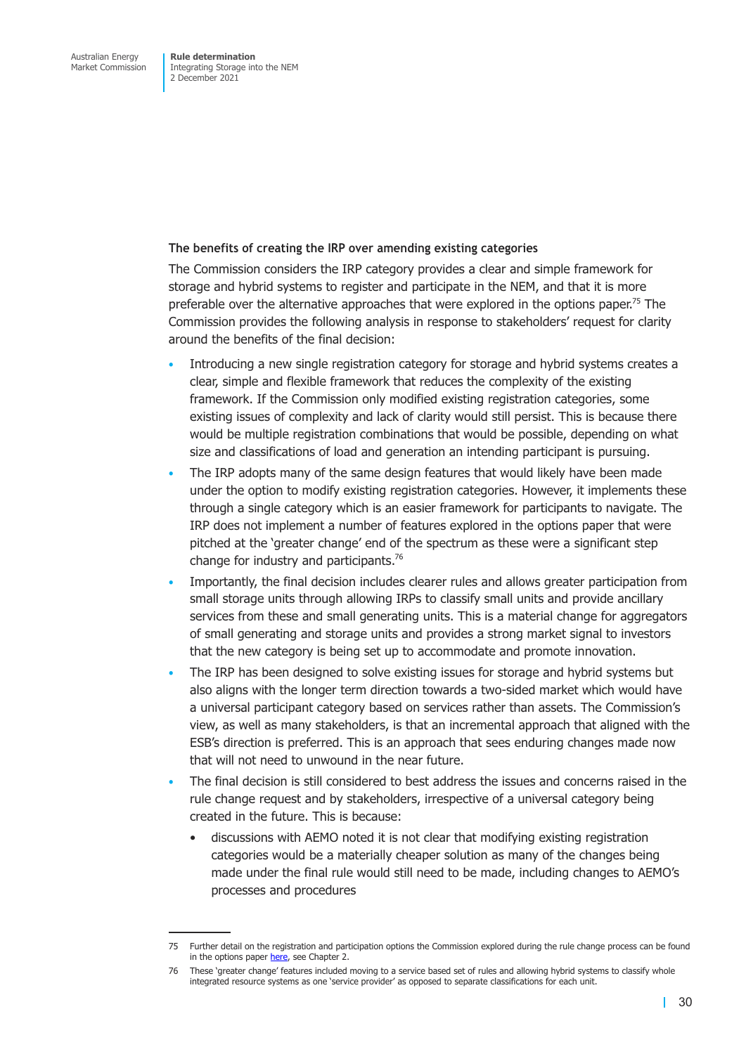### The benefits of creating the IRP over amending existing categories

The Commission considers the IRP category provides a clear and simple framework for storage and hybrid systems to register and participate in the NEM, and that it is more preferable over the alternative approaches that were explored in the options paper.[75] The Commission provides the following analysis in response to stakeholders' request for clarity around the benefits of the final decision:

- Introducing a new single registration category for storage and hybrid systems creates a clear, simple and flexible framework that reduces the complexity of the existing framework. If the Commission only modified existing registration categories, some existing issues of complexity and lack of clarity would still persist. This is because there would be multiple registration combinations that would be possible, depending on what size and classifications of load and generation an intending participant is pursuing.
- The IRP adopts many of the same design features that would likely have been made under the option to modify existing registration categories. However, it implements these through a single category which is an easier framework for participants to navigate. The IRP does not implement a number of features explored in the options paper that were pitched at the 'greater change' end of the spectrum as these were a significant step change for industry and participants.[76]
- Importantly, the final decision includes clearer rules and allows greater participation from small storage units through allowing IRPs to classify small units and provide ancillary services from these and small generating units. This is a material change for aggregators of small generating and storage units and provides a strong market signal to investors that the new category is being set up to accommodate and promote innovation.
- The IRP has been designed to solve existing issues for storage and hybrid systems but also aligns with the longer term direction towards a two-sided market which would have a universal participant category based on services rather than assets. The Commission's view, as well as many stakeholders, is that an incremental approach that aligned with the ESB's direction is preferred. This is an approach that sees enduring changes made now that will not need to unwound in the near future.
- The final decision is still considered to best address the issues and concerns raised in the rule change request and by stakeholders, irrespective of a universal category being created in the future. This is because:
  - discussions with AEMO noted it is not clear that modifying existing registration categories would be a materially cheaper solution as many of the changes being made under the final rule would still need to be made, including changes to AEMO's processes and procedures

---

75 Further detail on the registration and participation options the Commission explored during the rule change process can be found in the options paper here, see Chapter 2.

76 These 'greater change' features included moving to a service based set of rules and allowing hybrid systems to classify whole integrated resource systems as one 'service provider' as opposed to separate classifications for each unit.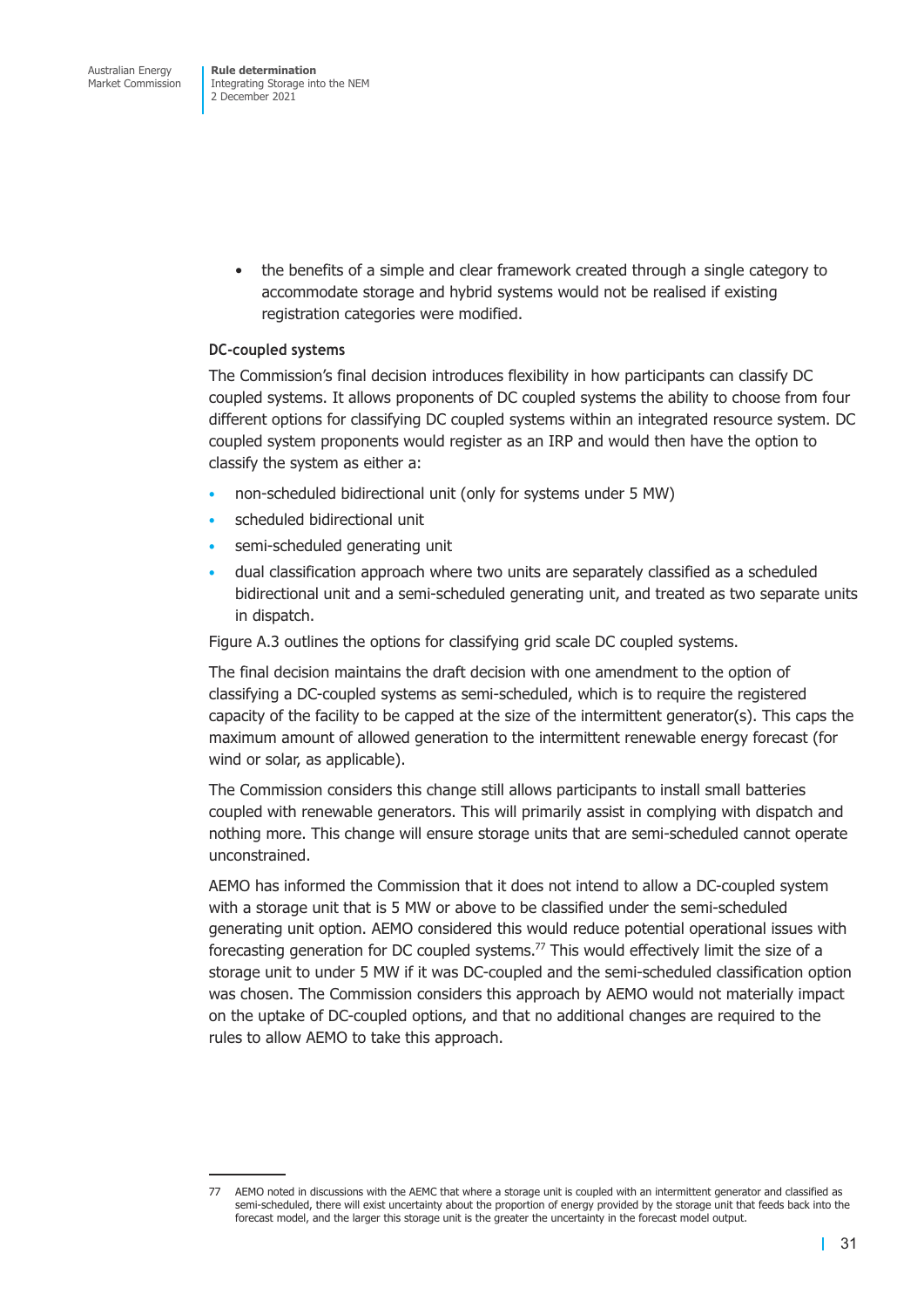- the benefits of a simple and clear framework created through a single category to accommodate storage and hybrid systems would not be realised if existing registration categories were modified.

### DC-coupled systems

The Commission's final decision introduces flexibility in how participants can classify DC coupled systems. It allows proponents of DC coupled systems the ability to choose from four different options for classifying DC coupled systems within an integrated resource system. DC coupled system proponents would register as an IRP and would then have the option to classify the system as either a:

- non-scheduled bidirectional unit (only for systems under 5 MW)
- scheduled bidirectional unit
- semi-scheduled generating unit
- dual classification approach where two units are separately classified as a scheduled bidirectional unit and a semi-scheduled generating unit, and treated as two separate units in dispatch.

Figure A.3 outlines the options for classifying grid scale DC coupled systems.

The final decision maintains the draft decision with one amendment to the option of classifying a DC-coupled systems as semi-scheduled, which is to require the registered capacity of the facility to be capped at the size of the intermittent generator(s). This caps the maximum amount of allowed generation to the intermittent renewable energy forecast (for wind or solar, as applicable).

The Commission considers this change still allows participants to install small batteries coupled with renewable generators. This will primarily assist in complying with dispatch and nothing more. This change will ensure storage units that are semi-scheduled cannot operate unconstrained.

AEMO has informed the Commission that it does not intend to allow a DC-coupled system with a storage unit that is 5 MW or above to be classified under the semi-scheduled generating unit option. AEMO considered this would reduce potential operational issues with forecasting generation for DC coupled systems.[77] This would effectively limit the size of a storage unit to under 5 MW if it was DC-coupled and the semi-scheduled classification option was chosen. The Commission considers this approach by AEMO would not materially impact on the uptake of DC-coupled options, and that no additional changes are required to the rules to allow AEMO to take this approach.

---

77 AEMO noted in discussions with the AEMC that where a storage unit is coupled with an intermittent generator and classified as semi-scheduled, there will exist uncertainty about the proportion of energy provided by the storage unit that feeds back into the forecast model, and the larger this storage unit is the greater the uncertainty in the forecast model output.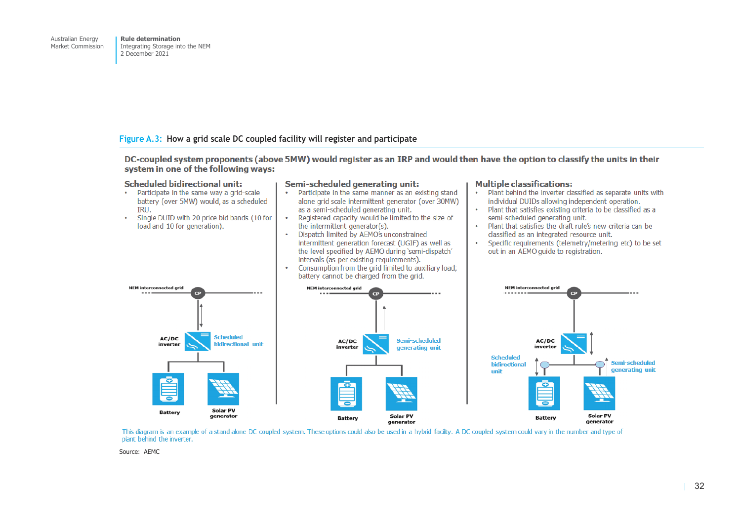Figure A.3: How a grid scale DC coupled facility will register and participate

**DC-coupled system proponents (above 5MW) would register as an IRP and would then have the option to classify the units in their system in one of the following ways:**

**Scheduled bidirectional unit:**

- Participate in the same way a grid-scale battery (over 5MW) would, as a scheduled IRU.
- Single DUID with 20 price bid bands (10 for load and 10 for generation).

**Semi-scheduled generating unit:**

- Participate in the same manner as an existing stand alone grid scale intermittent generator (over 30MW) as a semi-scheduled generating unit.
- Registered capacity would be limited to the size of the intermittent generator(s).
- Dispatch limited by AEMO's unconstrained intermittent generation forecast (UGIF) as well as the level specified by AEMO during 'semi-dispatch' intervals (as per existing requirements).
- Consumption from the grid limited to auxiliary load; battery cannot be charged from the grid.

**Multiple classifications:**

- Plant behind the inverter classified as separate units with individual DUIDs allowing independent operation.
- Plant that satisfies existing criteria to be classified as a semi-scheduled generating unit.
- Plant that satisfies the draft rule's new criteria can be classified as an integrated resource unit.
- Specific requirements (telemetry/metering etc) to be set out in an AEMO guide to registration.

NEM interconnected grid, CP, AC/DC inverter, Scheduled bidirectional unit, Battery, Solar PV generator

NEM interconnected grid, CP, AC/DC inverter, Semi-scheduled generating unit, Battery, Solar PV generator

NEM interconnected grid, CP, AC/DC inverter, Scheduled bidirectional unit, Semi-scheduled generating unit, Battery, Solar PV generator

This diagram is an example of a stand alone DC coupled system. These options could also be used in a hybrid facity. A DC coupled system could vary in the number and type of plant behind the inverter.

Source: AEMC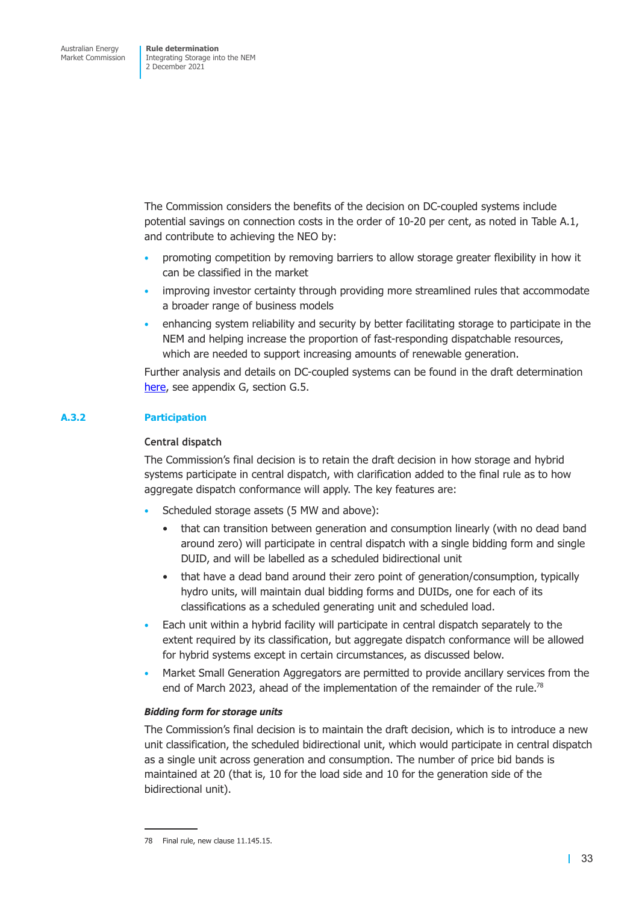The Commission considers the benefits of the decision on DC-coupled systems include potential savings on connection costs in the order of 10-20 per cent, as noted in Table A.1, and contribute to achieving the NEO by:

- promoting competition by removing barriers to allow storage greater flexibility in how it can be classified in the market
- improving investor certainty through providing more streamlined rules that accommodate a broader range of business models
- enhancing system reliability and security by better facilitating storage to participate in the NEM and helping increase the proportion of fast-responding dispatchable resources, which are needed to support increasing amounts of renewable generation.

Further analysis and details on DC-coupled systems can be found in the draft determination here, see appendix G, section G.5.

### A.3.2 Participation

#### Central dispatch

The Commission's final decision is to retain the draft decision in how storage and hybrid systems participate in central dispatch, with clarification added to the final rule as to how aggregate dispatch conformance will apply. The key features are:

- Scheduled storage assets (5 MW and above):
  - that can transition between generation and consumption linearly (with no dead band around zero) will participate in central dispatch with a single bidding form and single DUID, and will be labelled as a scheduled bidirectional unit
  - that have a dead band around their zero point of generation/consumption, typically hydro units, will maintain dual bidding forms and DUIDs, one for each of its classifications as a scheduled generating unit and scheduled load.
- Each unit within a hybrid facility will participate in central dispatch separately to the extent required by its classification, but aggregate dispatch conformance will be allowed for hybrid systems except in certain circumstances, as discussed below.
- Market Small Generation Aggregators are permitted to provide ancillary services from the end of March 2023, ahead of the implementation of the remainder of the rule.[78]

***Bidding form for storage units***

The Commission's final decision is to maintain the draft decision, which is to introduce a new unit classification, the scheduled bidirectional unit, which would participate in central dispatch as a single unit across generation and consumption. The number of price bid bands is maintained at 20 (that is, 10 for the load side and 10 for the generation side of the bidirectional unit).

78 Final rule, new clause 11.145.15.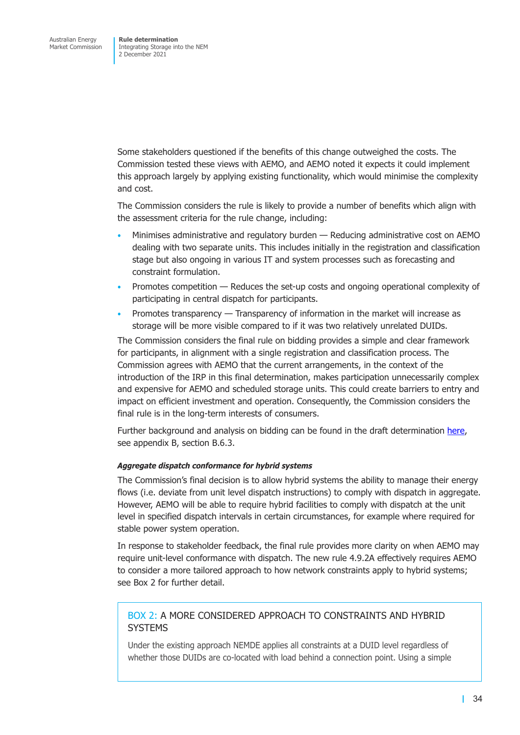Some stakeholders questioned if the benefits of this change outweighed the costs. The Commission tested these views with AEMO, and AEMO noted it expects it could implement this approach largely by applying existing functionality, which would minimise the complexity and cost.

The Commission considers the rule is likely to provide a number of benefits which align with the assessment criteria for the rule change, including:

- Minimises administrative and regulatory burden — Reducing administrative cost on AEMO dealing with two separate units. This includes initially in the registration and classification stage but also ongoing in various IT and system processes such as forecasting and constraint formulation.
- Promotes competition — Reduces the set-up costs and ongoing operational complexity of participating in central dispatch for participants.
- Promotes transparency — Transparency of information in the market will increase as storage will be more visible compared to if it was two relatively unrelated DUIDs.

The Commission considers the final rule on bidding provides a simple and clear framework for participants, in alignment with a single registration and classification process. The Commission agrees with AEMO that the current arrangements, in the context of the introduction of the IRP in this final determination, makes participation unnecessarily complex and expensive for AEMO and scheduled storage units. This could create barriers to entry and impact on efficient investment and operation. Consequently, the Commission considers the final rule is in the long-term interests of consumers.

Further background and analysis on bidding can be found in the draft determination here, see appendix B, section B.6.3.

#### *Aggregate dispatch conformance for hybrid systems*

The Commission's final decision is to allow hybrid systems the ability to manage their energy flows (i.e. deviate from unit level dispatch instructions) to comply with dispatch in aggregate. However, AEMO will be able to require hybrid facilities to comply with dispatch at the unit level in specified dispatch intervals in certain circumstances, for example where required for stable power system operation.

In response to stakeholder feedback, the final rule provides more clarity on when AEMO may require unit-level conformance with dispatch. The new rule 4.9.2A effectively requires AEMO to consider a more tailored approach to how network constraints apply to hybrid systems; see Box 2 for further detail.

> **BOX 2: A MORE CONSIDERED APPROACH TO CONSTRAINTS AND HYBRID SYSTEMS**
>
> Under the existing approach NEMDE applies all constraints at a DUID level regardless of whether those DUIDs are co-located with load behind a connection point. Using a simple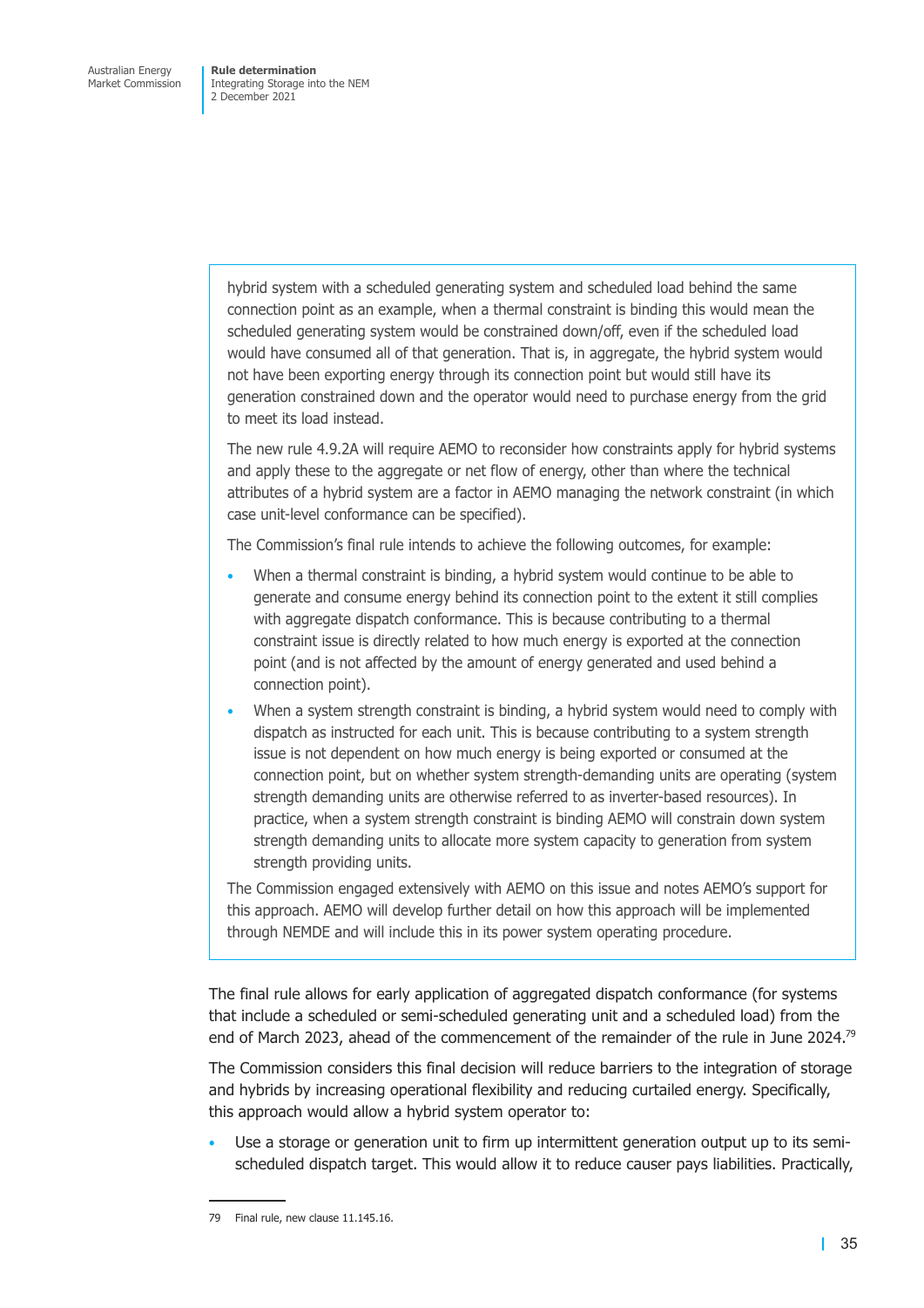hybrid system with a scheduled generating system and scheduled load behind the same connection point as an example, when a thermal constraint is binding this would mean the scheduled generating system would be constrained down/off, even if the scheduled load would have consumed all of that generation. That is, in aggregate, the hybrid system would not have been exporting energy through its connection point but would still have its generation constrained down and the operator would need to purchase energy from the grid to meet its load instead.

The new rule 4.9.2A will require AEMO to reconsider how constraints apply for hybrid systems and apply these to the aggregate or net flow of energy, other than where the technical attributes of a hybrid system are a factor in AEMO managing the network constraint (in which case unit-level conformance can be specified).

The Commission's final rule intends to achieve the following outcomes, for example:

- When a thermal constraint is binding, a hybrid system would continue to be able to generate and consume energy behind its connection point to the extent it still complies with aggregate dispatch conformance. This is because contributing to a thermal constraint issue is directly related to how much energy is exported at the connection point (and is not affected by the amount of energy generated and used behind a connection point).
- When a system strength constraint is binding, a hybrid system would need to comply with dispatch as instructed for each unit. This is because contributing to a system strength issue is not dependent on how much energy is being exported or consumed at the connection point, but on whether system strength-demanding units are operating (system strength demanding units are otherwise referred to as inverter-based resources). In practice, when a system strength constraint is binding AEMO will constrain down system strength demanding units to allocate more system capacity to generation from system strength providing units.

The Commission engaged extensively with AEMO on this issue and notes AEMO's support for this approach. AEMO will develop further detail on how this approach will be implemented through NEMDE and will include this in its power system operating procedure.

The final rule allows for early application of aggregated dispatch conformance (for systems that include a scheduled or semi-scheduled generating unit and a scheduled load) from the end of March 2023, ahead of the commencement of the remainder of the rule in June 2024.[79]

The Commission considers this final decision will reduce barriers to the integration of storage and hybrids by increasing operational flexibility and reducing curtailed energy. Specifically, this approach would allow a hybrid system operator to:

- Use a storage or generation unit to firm up intermittent generation output up to its semi-scheduled dispatch target. This would allow it to reduce causer pays liabilities. Practically,

79 Final rule, new clause 11.145.16.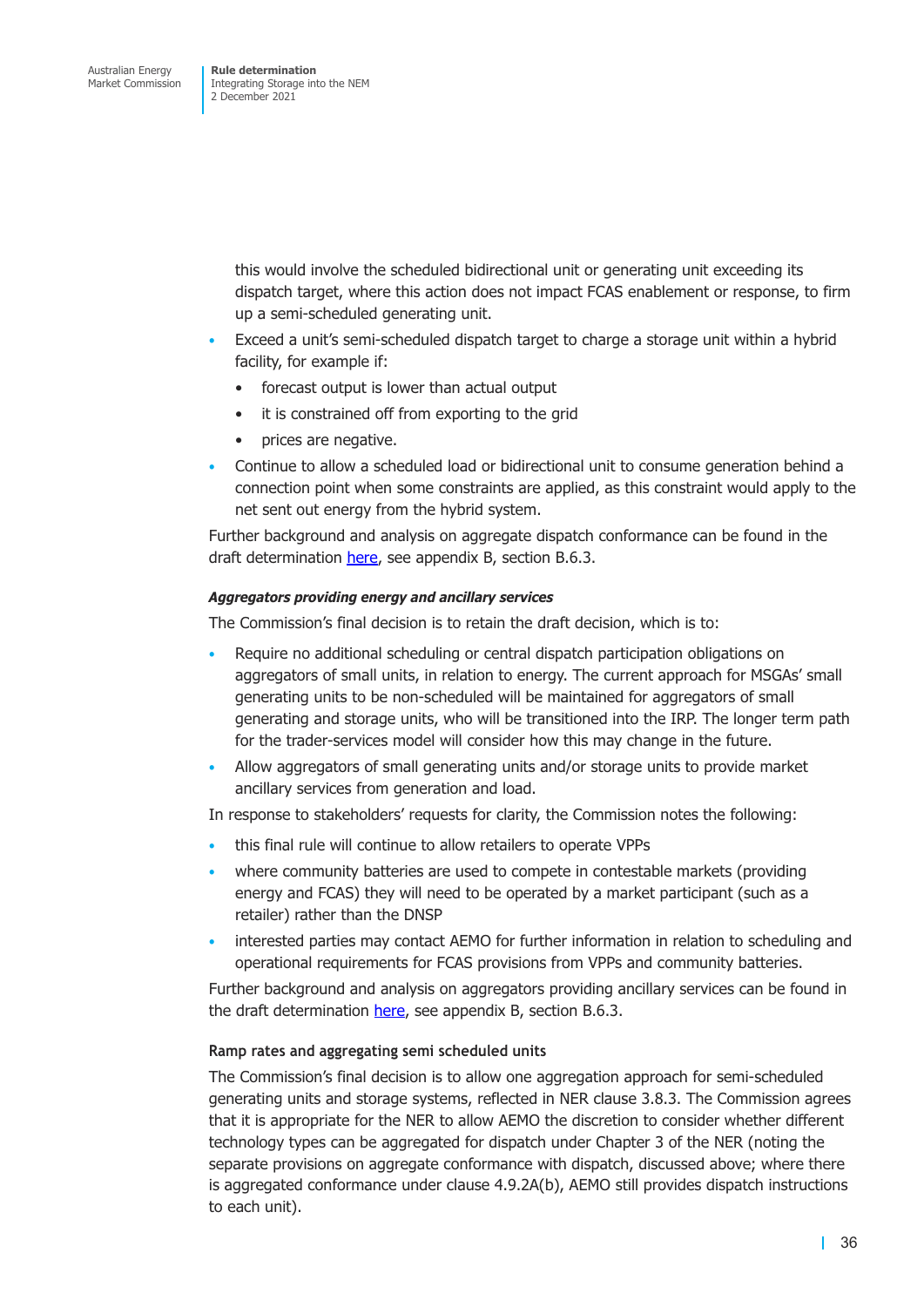this would involve the scheduled bidirectional unit or generating unit exceeding its dispatch target, where this action does not impact FCAS enablement or response, to firm up a semi-scheduled generating unit.

- Exceed a unit's semi-scheduled dispatch target to charge a storage unit within a hybrid facility, for example if:
  - forecast output is lower than actual output
  - it is constrained off from exporting to the grid
  - prices are negative.
- Continue to allow a scheduled load or bidirectional unit to consume generation behind a connection point when some constraints are applied, as this constraint would apply to the net sent out energy from the hybrid system.

Further background and analysis on aggregate dispatch conformance can be found in the draft determination here, see appendix B, section B.6.3.

***Aggregators providing energy and ancillary services***

The Commission's final decision is to retain the draft decision, which is to:

- Require no additional scheduling or central dispatch participation obligations on aggregators of small units, in relation to energy. The current approach for MSGAs' small generating units to be non-scheduled will be maintained for aggregators of small generating and storage units, who will be transitioned into the IRP. The longer term path for the trader-services model will consider how this may change in the future.
- Allow aggregators of small generating units and/or storage units to provide market ancillary services from generation and load.

In response to stakeholders' requests for clarity, the Commission notes the following:

- this final rule will continue to allow retailers to operate VPPs
- where community batteries are used to compete in contestable markets (providing energy and FCAS) they will need to be operated by a market participant (such as a retailer) rather than the DNSP
- interested parties may contact AEMO for further information in relation to scheduling and operational requirements for FCAS provisions from VPPs and community batteries.

Further background and analysis on aggregators providing ancillary services can be found in the draft determination here, see appendix B, section B.6.3.

**Ramp rates and aggregating semi scheduled units**

The Commission's final decision is to allow one aggregation approach for semi-scheduled generating units and storage systems, reflected in NER clause 3.8.3. The Commission agrees that it is appropriate for the NER to allow AEMO the discretion to consider whether different technology types can be aggregated for dispatch under Chapter 3 of the NER (noting the separate provisions on aggregate conformance with dispatch, discussed above; where there is aggregated conformance under clause 4.9.2A(b), AEMO still provides dispatch instructions to each unit).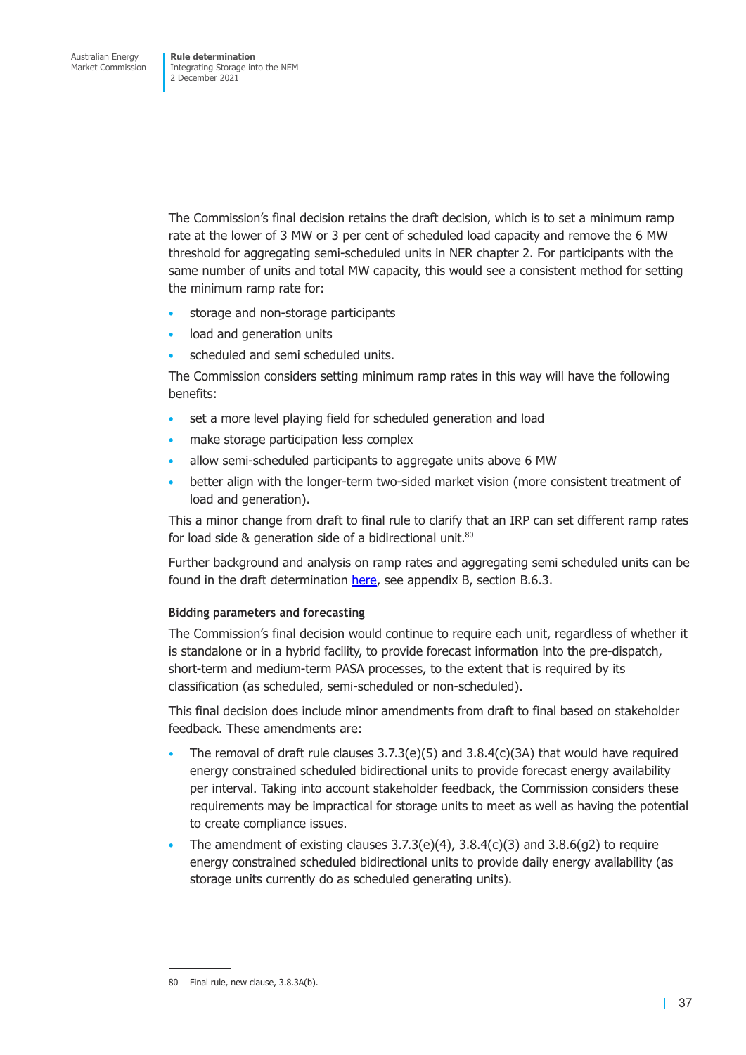The Commission's final decision retains the draft decision, which is to set a minimum ramp rate at the lower of 3 MW or 3 per cent of scheduled load capacity and remove the 6 MW threshold for aggregating semi-scheduled units in NER chapter 2. For participants with the same number of units and total MW capacity, this would see a consistent method for setting the minimum ramp rate for:

- storage and non-storage participants
- load and generation units
- scheduled and semi scheduled units.

The Commission considers setting minimum ramp rates in this way will have the following benefits:

- set a more level playing field for scheduled generation and load
- make storage participation less complex
- allow semi-scheduled participants to aggregate units above 6 MW
- better align with the longer-term two-sided market vision (more consistent treatment of load and generation).

This a minor change from draft to final rule to clarify that an IRP can set different ramp rates for load side & generation side of a bidirectional unit.[80]

Further background and analysis on ramp rates and aggregating semi scheduled units can be found in the draft determination here, see appendix B, section B.6.3.

### Bidding parameters and forecasting

The Commission's final decision would continue to require each unit, regardless of whether it is standalone or in a hybrid facility, to provide forecast information into the pre-dispatch, short-term and medium-term PASA processes, to the extent that is required by its classification (as scheduled, semi-scheduled or non-scheduled).

This final decision does include minor amendments from draft to final based on stakeholder feedback. These amendments are:

- The removal of draft rule clauses 3.7.3(e)(5) and 3.8.4(c)(3A) that would have required energy constrained scheduled bidirectional units to provide forecast energy availability per interval. Taking into account stakeholder feedback, the Commission considers these requirements may be impractical for storage units to meet as well as having the potential to create compliance issues.
- The amendment of existing clauses 3.7.3(e)(4), 3.8.4(c)(3) and 3.8.6(g2) to require energy constrained scheduled bidirectional units to provide daily energy availability (as storage units currently do as scheduled generating units).

80 Final rule, new clause, 3.8.3A(b).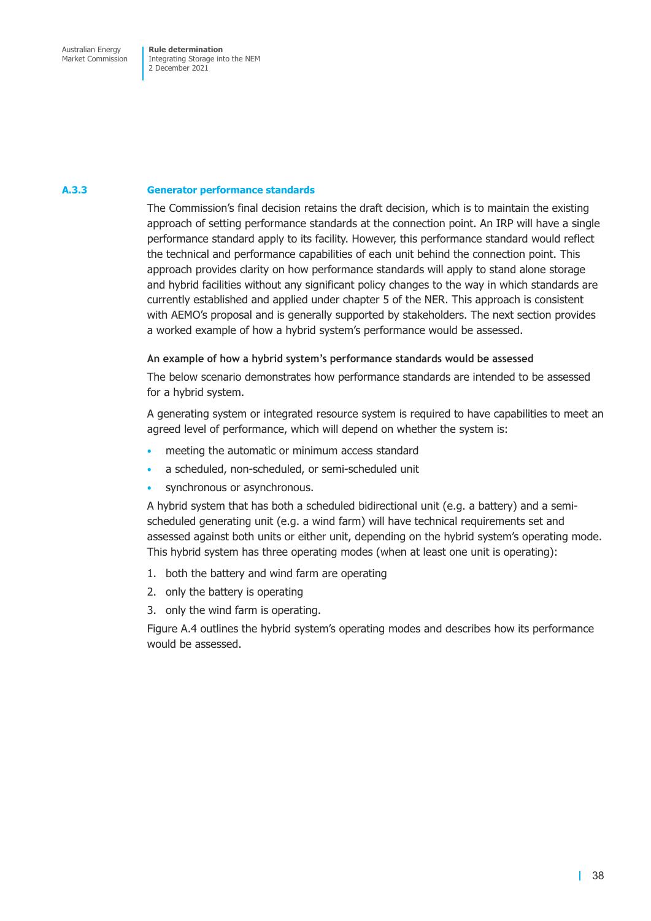### A.3.3 Generator performance standards

The Commission's final decision retains the draft decision, which is to maintain the existing approach of setting performance standards at the connection point. An IRP will have a single performance standard apply to its facility. However, this performance standard would reflect the technical and performance capabilities of each unit behind the connection point. This approach provides clarity on how performance standards will apply to stand alone storage and hybrid facilities without any significant policy changes to the way in which standards are currently established and applied under chapter 5 of the NER. This approach is consistent with AEMO's proposal and is generally supported by stakeholders. The next section provides a worked example of how a hybrid system's performance would be assessed.

#### An example of how a hybrid system's performance standards would be assessed

The below scenario demonstrates how performance standards are intended to be assessed for a hybrid system.

A generating system or integrated resource system is required to have capabilities to meet an agreed level of performance, which will depend on whether the system is:

- meeting the automatic or minimum access standard
- a scheduled, non-scheduled, or semi-scheduled unit
- synchronous or asynchronous.

A hybrid system that has both a scheduled bidirectional unit (e.g. a battery) and a semi-scheduled generating unit (e.g. a wind farm) will have technical requirements set and assessed against both units or either unit, depending on the hybrid system's operating mode. This hybrid system has three operating modes (when at least one unit is operating):

1. both the battery and wind farm are operating
2. only the battery is operating
3. only the wind farm is operating.

Figure A.4 outlines the hybrid system's operating modes and describes how its performance would be assessed.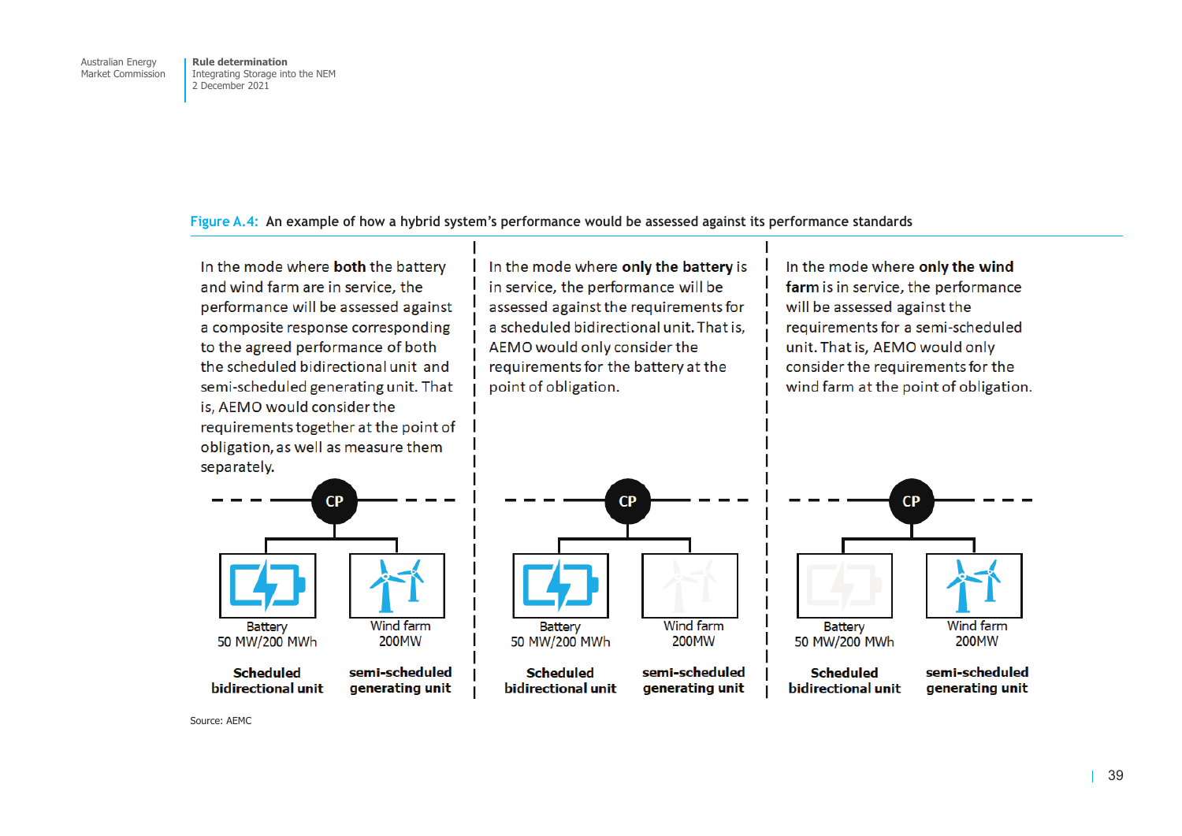Figure A.4: An example of how a hybrid system's performance would be assessed against its performance standards

In the mode where **both** the battery and wind farm are in service, the performance will be assessed against a composite response corresponding to the agreed performance of both the scheduled bidirectional unit and semi-scheduled generating unit. That is, AEMO would consider the requirements together at the point of obligation, as well as measure them separately.

CP

Battery 50 MW/200 MWh — **Scheduled bidirectional unit**

Wind farm 200MW — **semi-scheduled generating unit**

In the mode where **only the battery** is in service, the performance will be assessed against the requirements for a scheduled bidirectional unit. That is, AEMO would only consider the requirements for the battery at the point of obligation.

CP

Battery 50 MW/200 MWh — **Scheduled bidirectional unit**

Wind farm 200MW — **semi-scheduled generating unit**

In the mode where **only the wind farm** is in service, the performance will be assessed against the requirements for a semi-scheduled unit. That is, AEMO would only consider the requirements for the wind farm at the point of obligation.

CP

Battery 50 MW/200 MWh — **Scheduled bidirectional unit**

Wind farm 200MW — **semi-scheduled generating unit**

Source: AEMC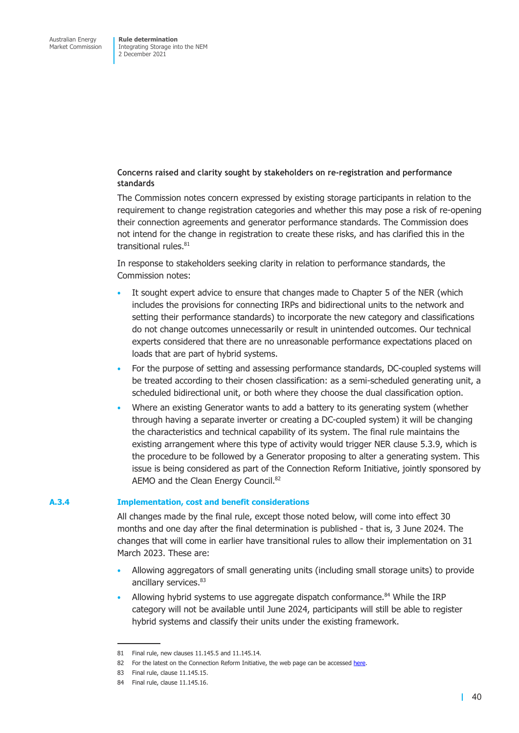**Concerns raised and clarity sought by stakeholders on re-registration and performance standards**

The Commission notes concern expressed by existing storage participants in relation to the requirement to change registration categories and whether this may pose a risk of re-opening their connection agreements and generator performance standards. The Commission does not intend for the change in registration to create these risks, and has clarified this in the transitional rules.[81]

In response to stakeholders seeking clarity in relation to performance standards, the Commission notes:

- It sought expert advice to ensure that changes made to Chapter 5 of the NER (which includes the provisions for connecting IRPs and bidirectional units to the network and setting their performance standards) to incorporate the new category and classifications do not change outcomes unnecessarily or result in unintended outcomes. Our technical experts considered that there are no unreasonable performance expectations placed on loads that are part of hybrid systems.
- For the purpose of setting and assessing performance standards, DC-coupled systems will be treated according to their chosen classification: as a semi-scheduled generating unit, a scheduled bidirectional unit, or both where they choose the dual classification option.
- Where an existing Generator wants to add a battery to its generating system (whether through having a separate inverter or creating a DC-coupled system) it will be changing the characteristics and technical capability of its system. The final rule maintains the existing arrangement where this type of activity would trigger NER clause 5.3.9, which is the procedure to be followed by a Generator proposing to alter a generating system. This issue is being considered as part of the Connection Reform Initiative, jointly sponsored by AEMO and the Clean Energy Council.[82]

### A.3.4 Implementation, cost and benefit considerations

All changes made by the final rule, except those noted below, will come into effect 30 months and one day after the final determination is published - that is, 3 June 2024. The changes that will come in earlier have transitional rules to allow their implementation on 31 March 2023. These are:

- Allowing aggregators of small generating units (including small storage units) to provide ancillary services.[83]
- Allowing hybrid systems to use aggregate dispatch conformance.[84] While the IRP category will not be available until June 2024, participants will still be able to register hybrid systems and classify their units under the existing framework.

---

81 Final rule, new clauses 11.145.5 and 11.145.14.

82 For the latest on the Connection Reform Initiative, the web page can be accessed here.

83 Final rule, clause 11.145.15.

84 Final rule, clause 11.145.16.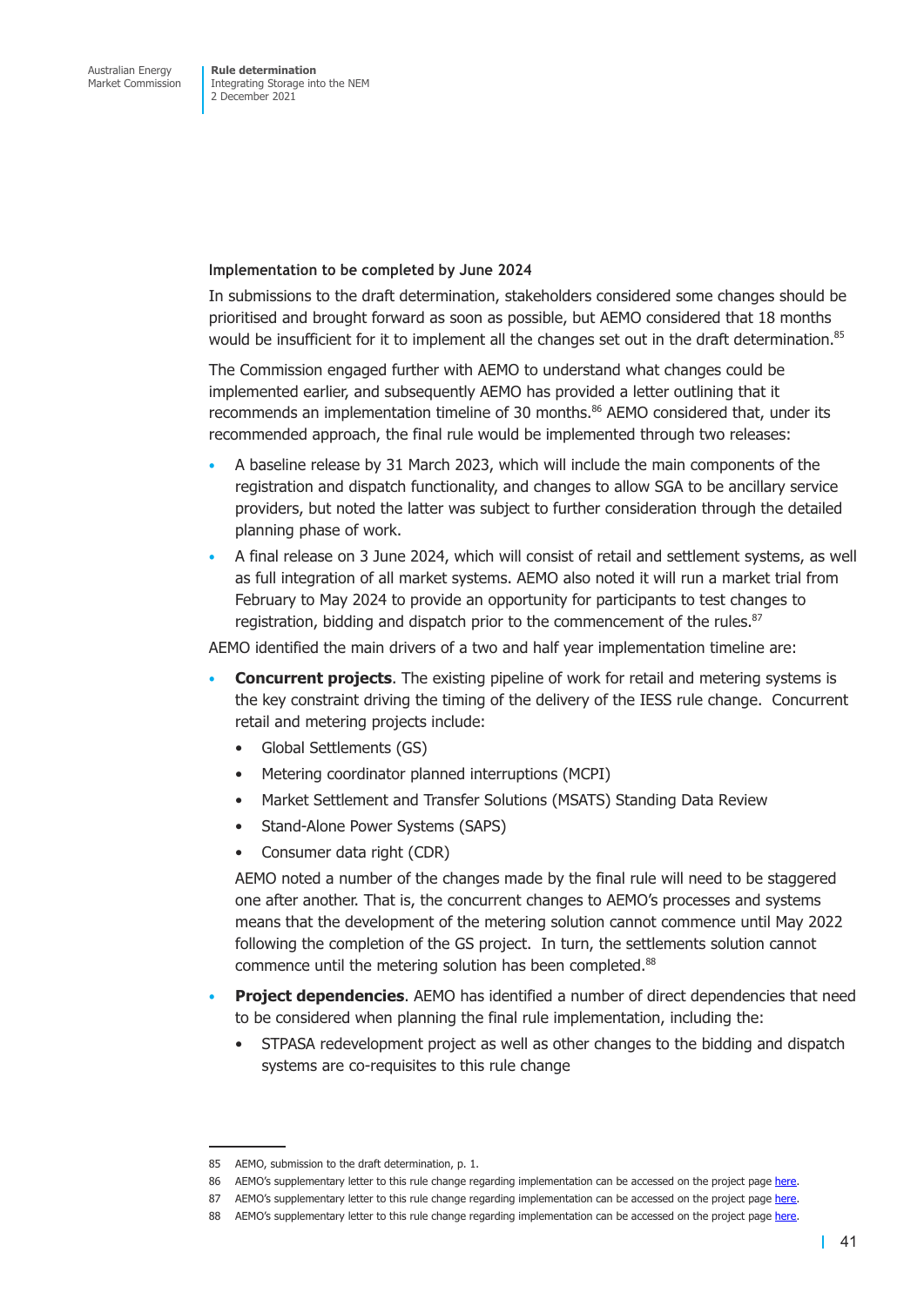### Implementation to be completed by June 2024

In submissions to the draft determination, stakeholders considered some changes should be prioritised and brought forward as soon as possible, but AEMO considered that 18 months would be insufficient for it to implement all the changes set out in the draft determination.[85]

The Commission engaged further with AEMO to understand what changes could be implemented earlier, and subsequently AEMO has provided a letter outlining that it recommends an implementation timeline of 30 months.[86] AEMO considered that, under its recommended approach, the final rule would be implemented through two releases:

- A baseline release by 31 March 2023, which will include the main components of the registration and dispatch functionality, and changes to allow SGA to be ancillary service providers, but noted the latter was subject to further consideration through the detailed planning phase of work.
- A final release on 3 June 2024, which will consist of retail and settlement systems, as well as full integration of all market systems. AEMO also noted it will run a market trial from February to May 2024 to provide an opportunity for participants to test changes to registration, bidding and dispatch prior to the commencement of the rules.[87]

AEMO identified the main drivers of a two and half year implementation timeline are:

- **Concurrent projects**. The existing pipeline of work for retail and metering systems is the key constraint driving the timing of the delivery of the IESS rule change. Concurrent retail and metering projects include:
  - Global Settlements (GS)
  - Metering coordinator planned interruptions (MCPI)
  - Market Settlement and Transfer Solutions (MSATS) Standing Data Review
  - Stand-Alone Power Systems (SAPS)
  - Consumer data right (CDR)

  AEMO noted a number of the changes made by the final rule will need to be staggered one after another. That is, the concurrent changes to AEMO's processes and systems means that the development of the metering solution cannot commence until May 2022 following the completion of the GS project. In turn, the settlements solution cannot commence until the metering solution has been completed.[88]
- **Project dependencies**. AEMO has identified a number of direct dependencies that need to be considered when planning the final rule implementation, including the:
  - STPASA redevelopment project as well as other changes to the bidding and dispatch systems are co-requisites to this rule change

---

85 AEMO, submission to the draft determination, p. 1.

86 AEMO's supplementary letter to this rule change regarding implementation can be accessed on the project page here.

87 AEMO's supplementary letter to this rule change regarding implementation can be accessed on the project page here.

88 AEMO's supplementary letter to this rule change regarding implementation can be accessed on the project page here.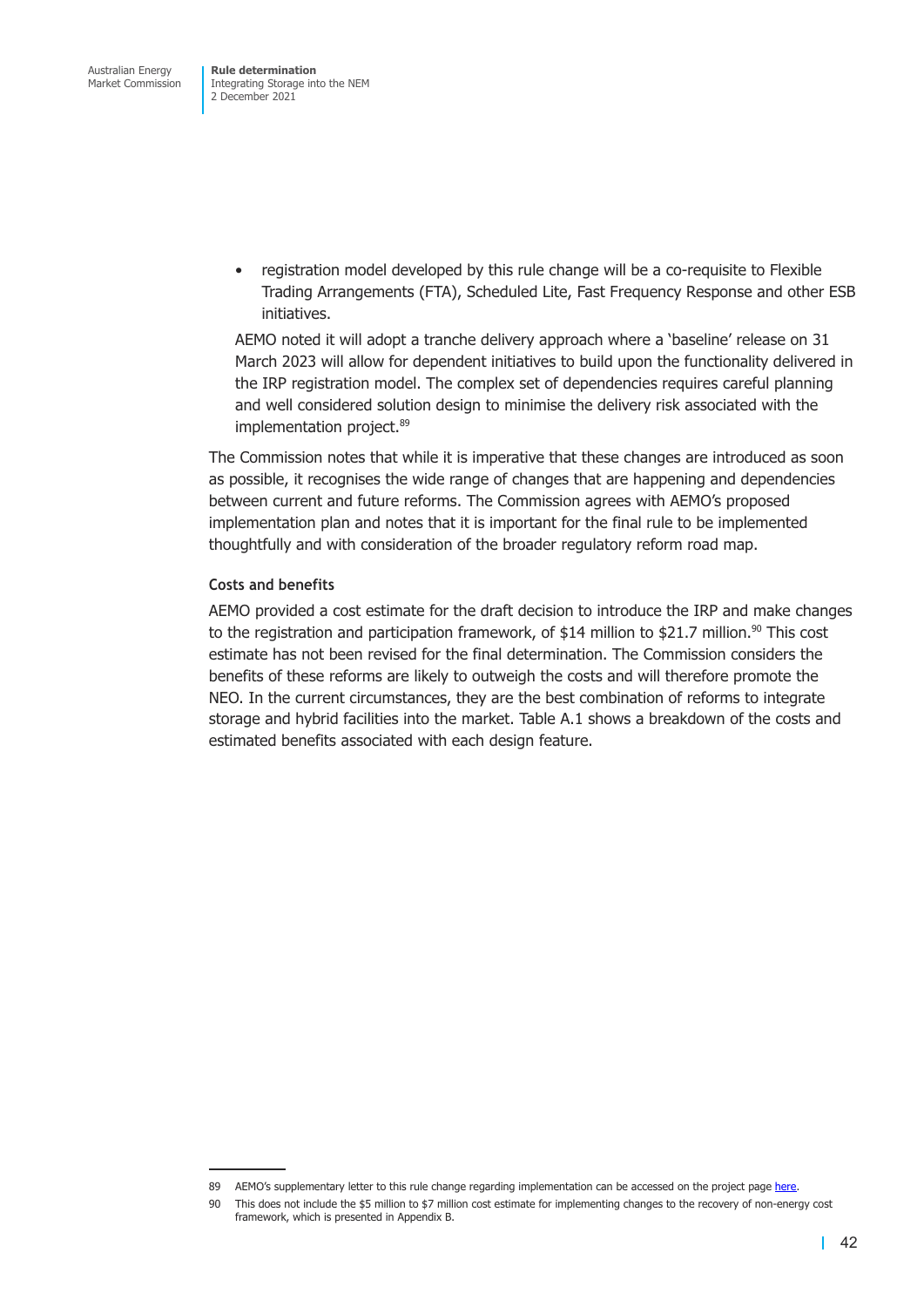- registration model developed by this rule change will be a co-requisite to Flexible Trading Arrangements (FTA), Scheduled Lite, Fast Frequency Response and other ESB initiatives.

AEMO noted it will adopt a tranche delivery approach where a 'baseline' release on 31 March 2023 will allow for dependent initiatives to build upon the functionality delivered in the IRP registration model. The complex set of dependencies requires careful planning and well considered solution design to minimise the delivery risk associated with the implementation project.[89]

The Commission notes that while it is imperative that these changes are introduced as soon as possible, it recognises the wide range of changes that are happening and dependencies between current and future reforms. The Commission agrees with AEMO's proposed implementation plan and notes that it is important for the final rule to be implemented thoughtfully and with consideration of the broader regulatory reform road map.

#### Costs and benefits

AEMO provided a cost estimate for the draft decision to introduce the IRP and make changes to the registration and participation framework, of $14 million to $21.7 million.[90] This cost estimate has not been revised for the final determination. The Commission considers the benefits of these reforms are likely to outweigh the costs and will therefore promote the NEO. In the current circumstances, they are the best combination of reforms to integrate storage and hybrid facilities into the market. Table A.1 shows a breakdown of the costs and estimated benefits associated with each design feature.

---

89 AEMO's supplementary letter to this rule change regarding implementation can be accessed on the project page here.

90 This does not include the $5 million to $7 million cost estimate for implementing changes to the recovery of non-energy cost framework, which is presented in Appendix B.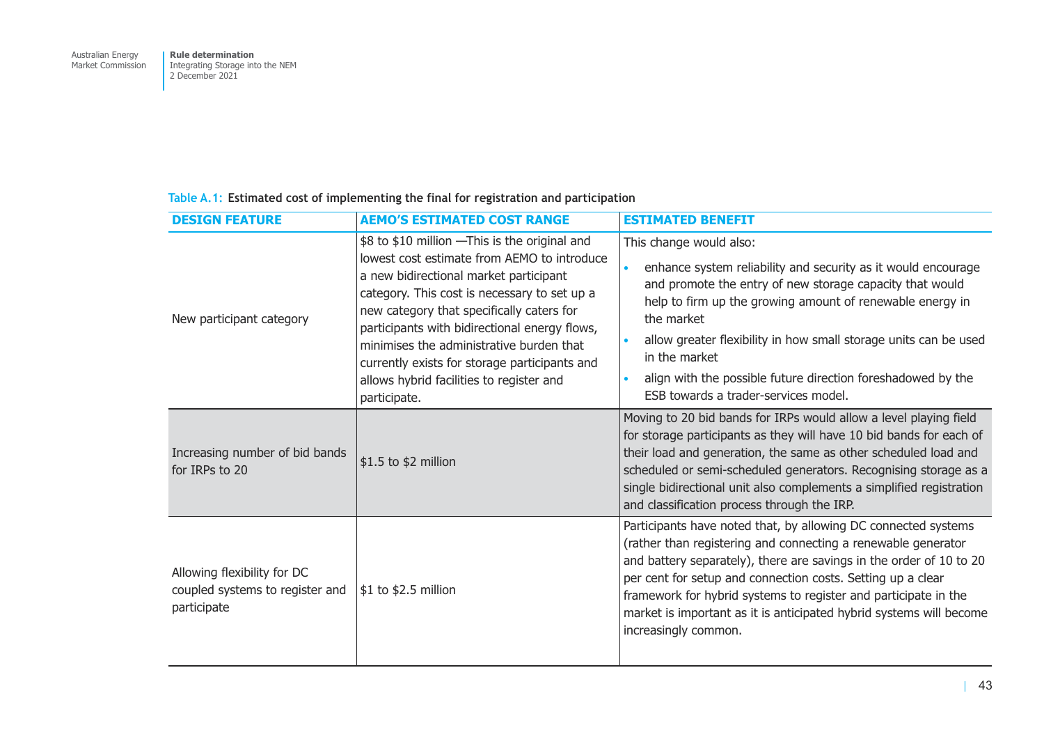Table A.1: **Estimated cost of implementing the final for registration and participation**

| DESIGN FEATURE | AEMO'S ESTIMATED COST RANGE | ESTIMATED BENEFIT |
|---|---|---|
| New participant category | $8 to $10 million —This is the original and lowest cost estimate from AEMO to introduce a new bidirectional market participant category. This cost is necessary to set up a new category that specifically caters for participants with bidirectional energy flows, minimises the administrative burden that currently exists for storage participants and allows hybrid facilities to register and participate. | This change would also:<br>• enhance system reliability and security as it would encourage and promote the entry of new storage capacity that would help to firm up the growing amount of renewable energy in the market<br>• allow greater flexibility in how small storage units can be used in the market<br>• align with the possible future direction foreshadowed by the ESB towards a trader-services model. |
| Increasing number of bid bands for IRPs to 20 | $1.5 to $2 million | Moving to 20 bid bands for IRPs would allow a level playing field for storage participants as they will have 10 bid bands for each of their load and generation, the same as other scheduled load and scheduled or semi-scheduled generators. Recognising storage as a single bidirectional unit also complements a simplified registration and classification process through the IRP. |
| Allowing flexibility for DC coupled systems to register and participate | $1 to $2.5 million | Participants have noted that, by allowing DC connected systems (rather than registering and connecting a renewable generator and battery separately), there are savings in the order of 10 to 20 per cent for setup and connection costs. Setting up a clear framework for hybrid systems to register and participate in the market is important as it is anticipated hybrid systems will become increasingly common. |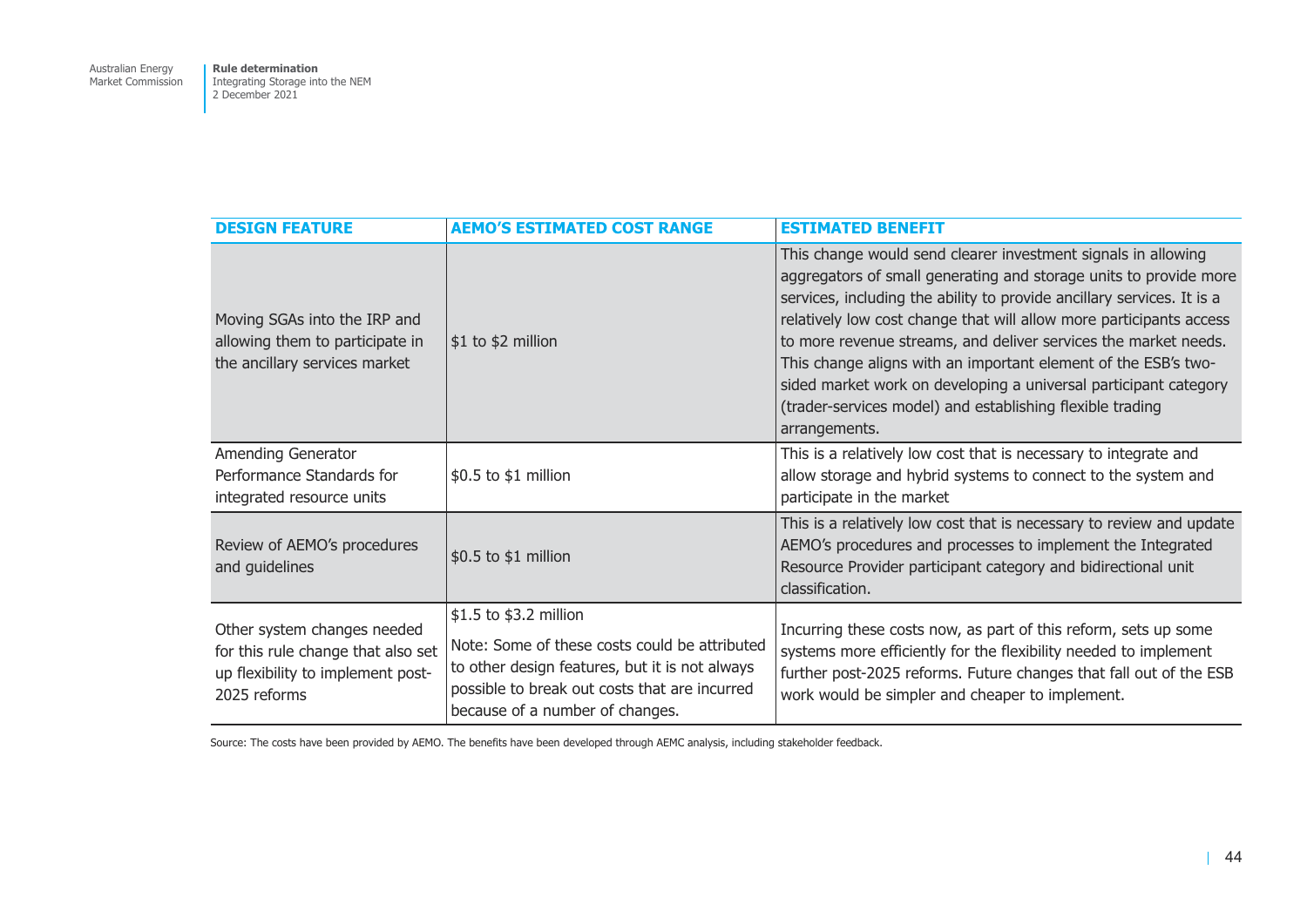| DESIGN FEATURE | AEMO'S ESTIMATED COST RANGE | ESTIMATED BENEFIT |
|---|---|---|
| Moving SGAs into the IRP and allowing them to participate in the ancillary services market | $1 to $2 million | This change would send clearer investment signals in allowing aggregators of small generating and storage units to provide more services, including the ability to provide ancillary services. It is a relatively low cost change that will allow more participants access to more revenue streams, and deliver services the market needs. This change aligns with an important element of the ESB's two-sided market work on developing a universal participant category (trader-services model) and establishing flexible trading arrangements. |
| Amending Generator Performance Standards for integrated resource units | $0.5 to $1 million | This is a relatively low cost that is necessary to integrate and allow storage and hybrid systems to connect to the system and participate in the market |
| Review of AEMO's procedures and guidelines | $0.5 to $1 million | This is a relatively low cost that is necessary to review and update AEMO's procedures and processes to implement the Integrated Resource Provider participant category and bidirectional unit classification. |
| Other system changes needed for this rule change that also set up flexibility to implement post-2025 reforms | $1.5 to $3.2 million<br><br>Note: Some of these costs could be attributed to other design features, but it is not always possible to break out costs that are incurred because of a number of changes. | Incurring these costs now, as part of this reform, sets up some systems more efficiently for the flexibility needed to implement further post-2025 reforms. Future changes that fall out of the ESB work would be simpler and cheaper to implement. |

Source: The costs have been provided by AEMO. The benefits have been developed through AEMC analysis, including stakeholder feedback.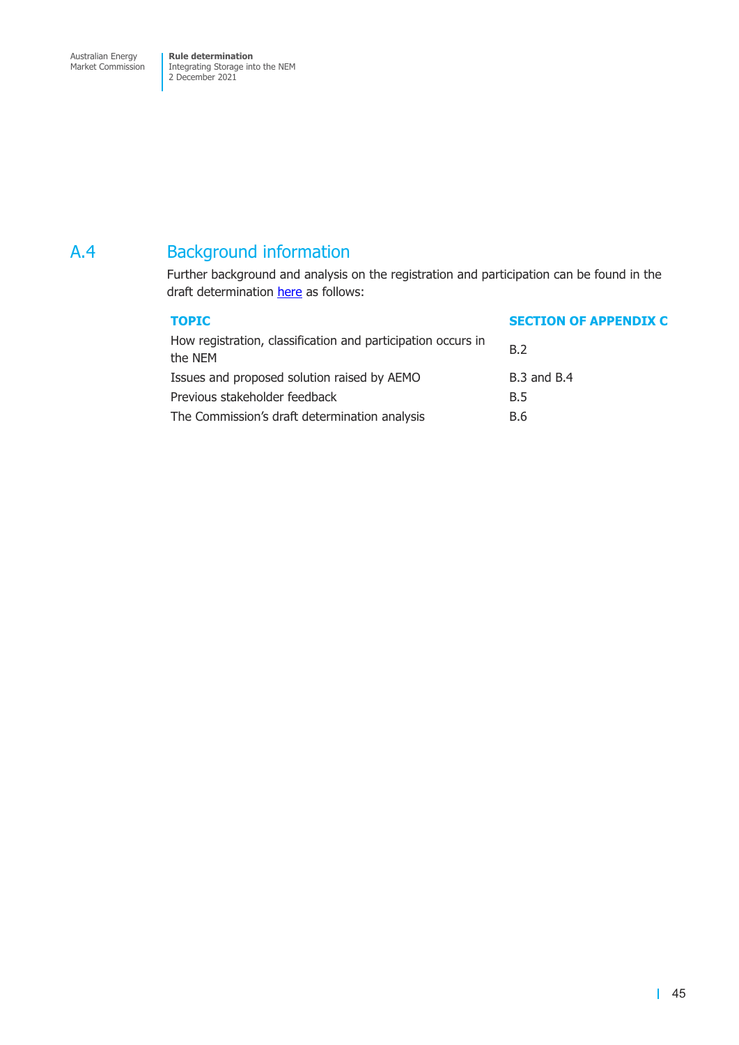## A.4 Background information

Further background and analysis on the registration and participation can be found in the draft determination here as follows:

| TOPIC | SECTION OF APPENDIX C |
| --- | --- |
| How registration, classification and participation occurs in the NEM | B.2 |
| Issues and proposed solution raised by AEMO | B.3 and B.4 |
| Previous stakeholder feedback | B.5 |
| The Commission's draft determination analysis | B.6 |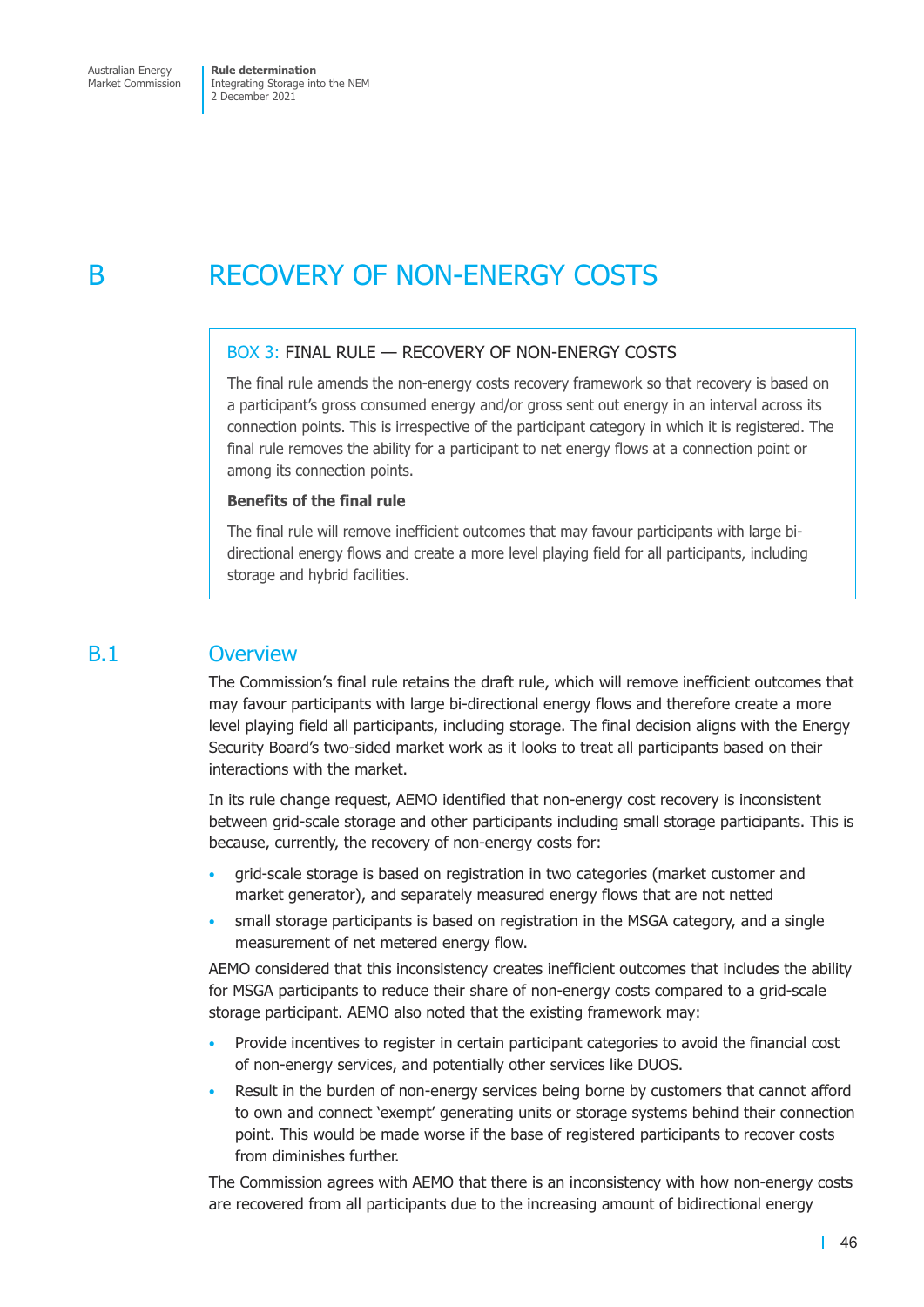// Appendix
# B RECOVERY OF NON-ENERGY COSTS

> **BOX 3: FINAL RULE — RECOVERY OF NON-ENERGY COSTS**
>
> The final rule amends the non-energy costs recovery framework so that recovery is based on a participant's gross consumed energy and/or gross sent out energy in an interval across its connection points. This is irrespective of the participant category in which it is registered. The final rule removes the ability for a participant to net energy flows at a connection point or among its connection points.
>
> **Benefits of the final rule**
>
> The final rule will remove inefficient outcomes that may favour participants with large bi-directional energy flows and create a more level playing field for all participants, including storage and hybrid facilities.

## B.1 Overview

The Commission's final rule retains the draft rule, which will remove inefficient outcomes that may favour participants with large bi-directional energy flows and therefore create a more level playing field all participants, including storage. The final decision aligns with the Energy Security Board's two-sided market work as it looks to treat all participants based on their interactions with the market.

In its rule change request, AEMO identified that non-energy cost recovery is inconsistent between grid-scale storage and other participants including small storage participants. This is because, currently, the recovery of non-energy costs for:

- grid-scale storage is based on registration in two categories (market customer and market generator), and separately measured energy flows that are not netted
- small storage participants is based on registration in the MSGA category, and a single measurement of net metered energy flow.

AEMO considered that this inconsistency creates inefficient outcomes that includes the ability for MSGA participants to reduce their share of non-energy costs compared to a grid-scale storage participant. AEMO also noted that the existing framework may:

- Provide incentives to register in certain participant categories to avoid the financial cost of non-energy services, and potentially other services like DUOS.
- Result in the burden of non-energy services being borne by customers that cannot afford to own and connect 'exempt' generating units or storage systems behind their connection point. This would be made worse if the base of registered participants to recover costs from diminishes further.

The Commission agrees with AEMO that there is an inconsistency with how non-energy costs are recovered from all participants due to the increasing amount of bidirectional energy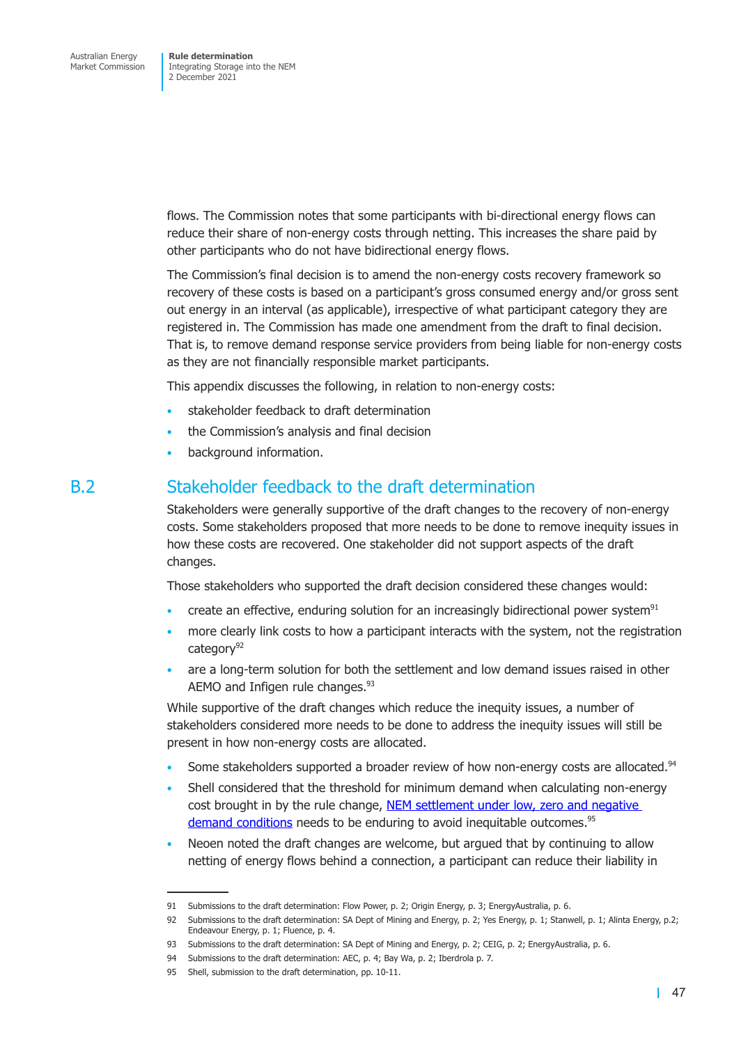flows. The Commission notes that some participants with bi-directional energy flows can reduce their share of non-energy costs through netting. This increases the share paid by other participants who do not have bidirectional energy flows.

The Commission's final decision is to amend the non-energy costs recovery framework so recovery of these costs is based on a participant's gross consumed energy and/or gross sent out energy in an interval (as applicable), irrespective of what participant category they are registered in. The Commission has made one amendment from the draft to final decision. That is, to remove demand response service providers from being liable for non-energy costs as they are not financially responsible market participants.

This appendix discusses the following, in relation to non-energy costs:

- stakeholder feedback to draft determination
- the Commission's analysis and final decision
- background information.

## B.2 Stakeholder feedback to the draft determination

Stakeholders were generally supportive of the draft changes to the recovery of non-energy costs. Some stakeholders proposed that more needs to be done to remove inequity issues in how these costs are recovered. One stakeholder did not support aspects of the draft changes.

Those stakeholders who supported the draft decision considered these changes would:

- create an effective, enduring solution for an increasingly bidirectional power system[91]
- more clearly link costs to how a participant interacts with the system, not the registration category[92]
- are a long-term solution for both the settlement and low demand issues raised in other AEMO and Infigen rule changes.[93]

While supportive of the draft changes which reduce the inequity issues, a number of stakeholders considered more needs to be done to address the inequity issues will still be present in how non-energy costs are allocated.

- Some stakeholders supported a broader review of how non-energy costs are allocated.[94]
- Shell considered that the threshold for minimum demand when calculating non-energy cost brought in by the rule change, [NEM settlement under low, zero and negative demand conditions]() needs to be enduring to avoid inequitable outcomes.[95]
- Neoen noted the draft changes are welcome, but argued that by continuing to allow netting of energy flows behind a connection, a participant can reduce their liability in

---

91 Submissions to the draft determination: Flow Power, p. 2; Origin Energy, p. 3; EnergyAustralia, p. 6.

92 Submissions to the draft determination: SA Dept of Mining and Energy, p. 2; Yes Energy, p. 1; Stanwell, p. 1; Alinta Energy, p.2; Endeavour Energy, p. 1; Fluence, p. 4.

93 Submissions to the draft determination: SA Dept of Mining and Energy, p. 2; CEIG, p. 2; EnergyAustralia, p. 6.

94 Submissions to the draft determination: AEC, p. 4; Bay Wa, p. 2; Iberdrola p. 7.

95 Shell, submission to the draft determination, pp. 10-11.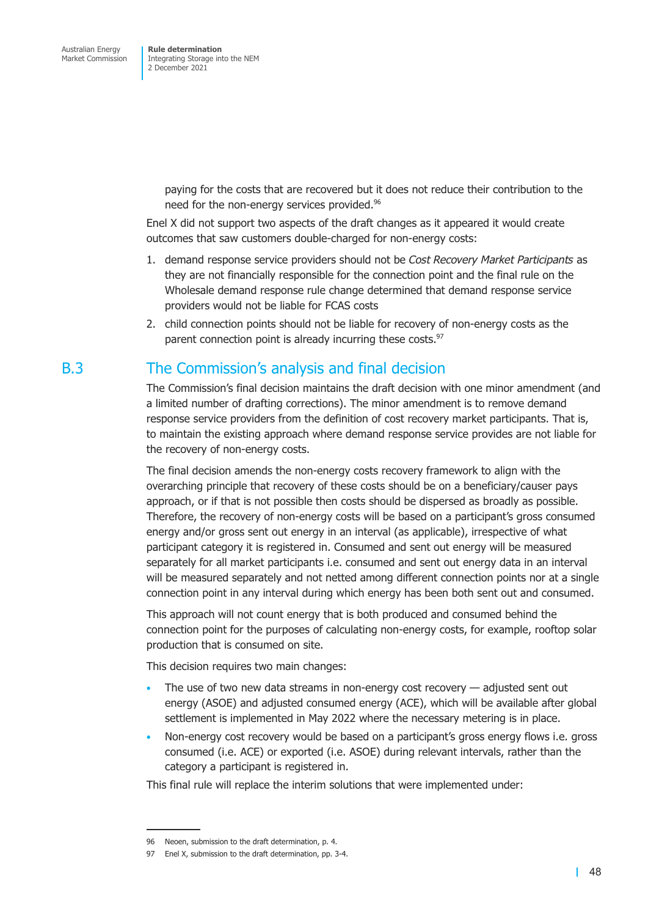paying for the costs that are recovered but it does not reduce their contribution to the need for the non-energy services provided.[96]

Enel X did not support two aspects of the draft changes as it appeared it would create outcomes that saw customers double-charged for non-energy costs:

1. demand response service providers should not be *Cost Recovery Market Participants* as they are not financially responsible for the connection point and the final rule on the Wholesale demand response rule change determined that demand response service providers would not be liable for FCAS costs
2. child connection points should not be liable for recovery of non-energy costs as the parent connection point is already incurring these costs.[97]

## B.3 The Commission's analysis and final decision

The Commission's final decision maintains the draft decision with one minor amendment (and a limited number of drafting corrections). The minor amendment is to remove demand response service providers from the definition of cost recovery market participants. That is, to maintain the existing approach where demand response service provides are not liable for the recovery of non-energy costs.

The final decision amends the non-energy costs recovery framework to align with the overarching principle that recovery of these costs should be on a beneficiary/causer pays approach, or if that is not possible then costs should be dispersed as broadly as possible. Therefore, the recovery of non-energy costs will be based on a participant's gross consumed energy and/or gross sent out energy in an interval (as applicable), irrespective of what participant category it is registered in. Consumed and sent out energy will be measured separately for all market participants i.e. consumed and sent out energy data in an interval will be measured separately and not netted among different connection points nor at a single connection point in any interval during which energy has been both sent out and consumed.

This approach will not count energy that is both produced and consumed behind the connection point for the purposes of calculating non-energy costs, for example, rooftop solar production that is consumed on site.

This decision requires two main changes:

- The use of two new data streams in non-energy cost recovery — adjusted sent out energy (ASOE) and adjusted consumed energy (ACE), which will be available after global settlement is implemented in May 2022 where the necessary metering is in place.
- Non-energy cost recovery would be based on a participant's gross energy flows i.e. gross consumed (i.e. ACE) or exported (i.e. ASOE) during relevant intervals, rather than the category a participant is registered in.

This final rule will replace the interim solutions that were implemented under:

---

96 Neoen, submission to the draft determination, p. 4.

97 Enel X, submission to the draft determination, pp. 3-4.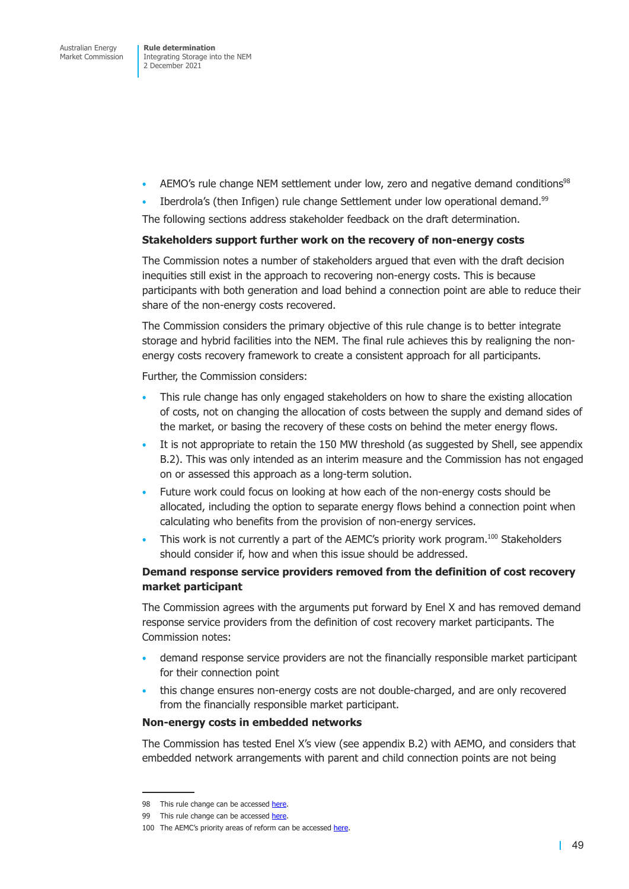- AEMO's rule change NEM settlement under low, zero and negative demand conditions[98]
- Iberdrola's (then Infigen) rule change Settlement under low operational demand.[99]

The following sections address stakeholder feedback on the draft determination.

**Stakeholders support further work on the recovery of non-energy costs**

The Commission notes a number of stakeholders argued that even with the draft decision inequities still exist in the approach to recovering non-energy costs. This is because participants with both generation and load behind a connection point are able to reduce their share of the non-energy costs recovered.

The Commission considers the primary objective of this rule change is to better integrate storage and hybrid facilities into the NEM. The final rule achieves this by realigning the non-energy costs recovery framework to create a consistent approach for all participants.

Further, the Commission considers:

- This rule change has only engaged stakeholders on how to share the existing allocation of costs, not on changing the allocation of costs between the supply and demand sides of the market, or basing the recovery of these costs on behind the meter energy flows.
- It is not appropriate to retain the 150 MW threshold (as suggested by Shell, see appendix B.2). This was only intended as an interim measure and the Commission has not engaged on or assessed this approach as a long-term solution.
- Future work could focus on looking at how each of the non-energy costs should be allocated, including the option to separate energy flows behind a connection point when calculating who benefits from the provision of non-energy services.
- This work is not currently a part of the AEMC's priority work program.[100] Stakeholders should consider if, how and when this issue should be addressed.

**Demand response service providers removed from the definition of cost recovery market participant**

The Commission agrees with the arguments put forward by Enel X and has removed demand response service providers from the definition of cost recovery market participants. The Commission notes:

- demand response service providers are not the financially responsible market participant for their connection point
- this change ensures non-energy costs are not double-charged, and are only recovered from the financially responsible market participant.

**Non-energy costs in embedded networks**

The Commission has tested Enel X's view (see appendix B.2) with AEMO, and considers that embedded network arrangements with parent and child connection points are not being

98 This rule change can be accessed here.

99 This rule change can be accessed here.

100 The AEMC's priority areas of reform can be accessed here.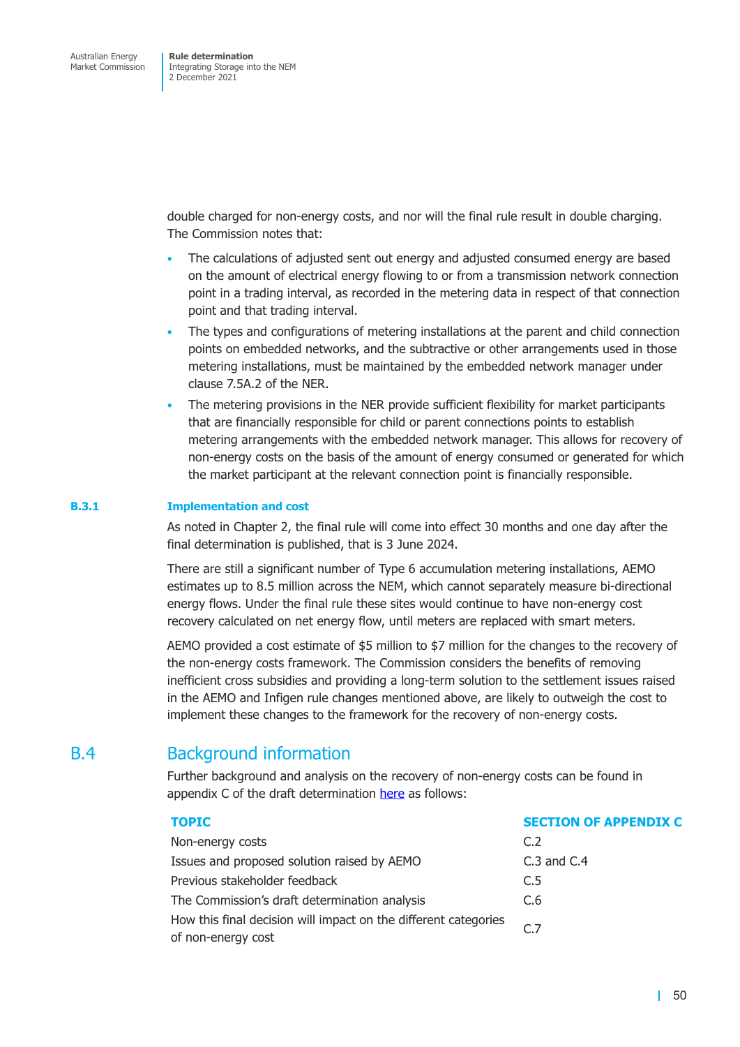double charged for non-energy costs, and nor will the final rule result in double charging. The Commission notes that:

- The calculations of adjusted sent out energy and adjusted consumed energy are based on the amount of electrical energy flowing to or from a transmission network connection point in a trading interval, as recorded in the metering data in respect of that connection point and that trading interval.
- The types and configurations of metering installations at the parent and child connection points on embedded networks, and the subtractive or other arrangements used in those metering installations, must be maintained by the embedded network manager under clause 7.5A.2 of the NER.
- The metering provisions in the NER provide sufficient flexibility for market participants that are financially responsible for child or parent connections points to establish metering arrangements with the embedded network manager. This allows for recovery of non-energy costs on the basis of the amount of energy consumed or generated for which the market participant at the relevant connection point is financially responsible.

### B.3.1 Implementation and cost

As noted in Chapter 2, the final rule will come into effect 30 months and one day after the final determination is published, that is 3 June 2024.

There are still a significant number of Type 6 accumulation metering installations, AEMO estimates up to 8.5 million across the NEM, which cannot separately measure bi-directional energy flows. Under the final rule these sites would continue to have non-energy cost recovery calculated on net energy flow, until meters are replaced with smart meters.

AEMO provided a cost estimate of $5 million to $7 million for the changes to the recovery of the non-energy costs framework. The Commission considers the benefits of removing inefficient cross subsidies and providing a long-term solution to the settlement issues raised in the AEMO and Infigen rule changes mentioned above, are likely to outweigh the cost to implement these changes to the framework for the recovery of non-energy costs.

## B.4 Background information

Further background and analysis on the recovery of non-energy costs can be found in appendix C of the draft determination [here](here) as follows:

| TOPIC | SECTION OF APPENDIX C |
|---|---|
| Non-energy costs | C.2 |
| Issues and proposed solution raised by AEMO | C.3 and C.4 |
| Previous stakeholder feedback | C.5 |
| The Commission's draft determination analysis | C.6 |
| How this final decision will impact on the different categories of non-energy cost | C.7 |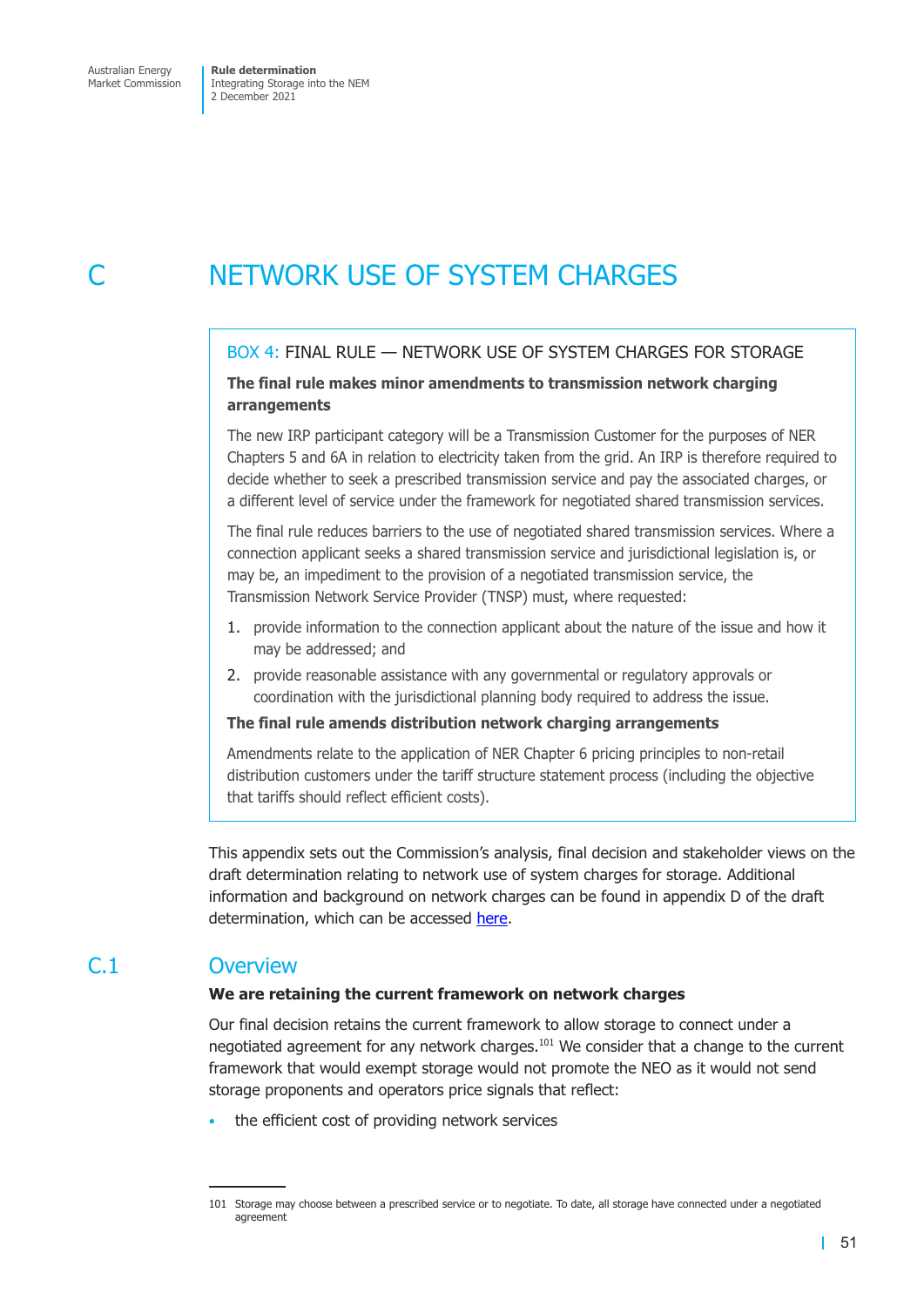# C NETWORK USE OF SYSTEM CHARGES

> **BOX 4: FINAL RULE — NETWORK USE OF SYSTEM CHARGES FOR STORAGE**
>
> **The final rule makes minor amendments to transmission network charging arrangements**
>
> The new IRP participant category will be a Transmission Customer for the purposes of NER Chapters 5 and 6A in relation to electricity taken from the grid. An IRP is therefore required to decide whether to seek a prescribed transmission service and pay the associated charges, or a different level of service under the framework for negotiated shared transmission services.
>
> The final rule reduces barriers to the use of negotiated shared transmission services. Where a connection applicant seeks a shared transmission service and jurisdictional legislation is, or may be, an impediment to the provision of a negotiated transmission service, the Transmission Network Service Provider (TNSP) must, where requested:
>
> 1. provide information to the connection applicant about the nature of the issue and how it may be addressed; and
> 2. provide reasonable assistance with any governmental or regulatory approvals or coordination with the jurisdictional planning body required to address the issue.
>
> **The final rule amends distribution network charging arrangements**
>
> Amendments relate to the application of NER Chapter 6 pricing principles to non-retail distribution customers under the tariff structure statement process (including the objective that tariffs should reflect efficient costs).

This appendix sets out the Commission's analysis, final decision and stakeholder views on the draft determination relating to network use of system charges for storage. Additional information and background on network charges can be found in appendix D of the draft determination, which can be accessed here.

## C.1 Overview

**We are retaining the current framework on network charges**

Our final decision retains the current framework to allow storage to connect under a negotiated agreement for any network charges.[101] We consider that a change to the current framework that would exempt storage would not promote the NEO as it would not send storage proponents and operators price signals that reflect:

- the efficient cost of providing network services

---

101 Storage may choose between a prescribed service or to negotiate. To date, all storage have connected under a negotiated agreement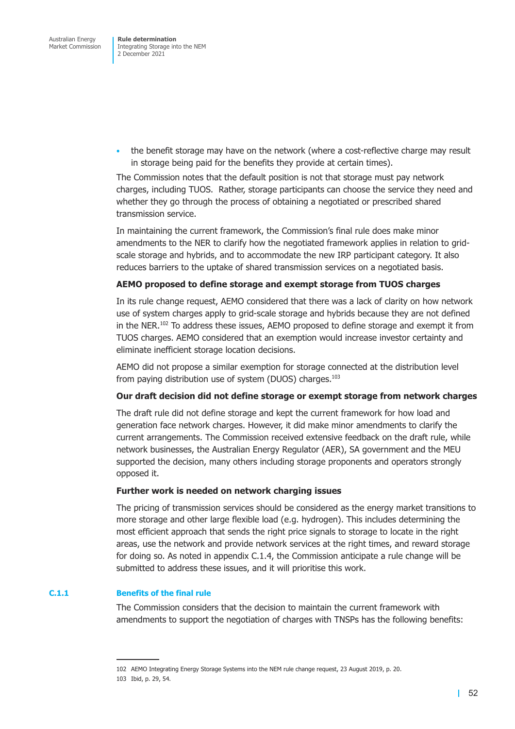- the benefit storage may have on the network (where a cost-reflective charge may result in storage being paid for the benefits they provide at certain times).

The Commission notes that the default position is not that storage must pay network charges, including TUOS. Rather, storage participants can choose the service they need and whether they go through the process of obtaining a negotiated or prescribed shared transmission service.

In maintaining the current framework, the Commission's final rule does make minor amendments to the NER to clarify how the negotiated framework applies in relation to grid-scale storage and hybrids, and to accommodate the new IRP participant category. It also reduces barriers to the uptake of shared transmission services on a negotiated basis.

**AEMO proposed to define storage and exempt storage from TUOS charges**

In its rule change request, AEMO considered that there was a lack of clarity on how network use of system charges apply to grid-scale storage and hybrids because they are not defined in the NER.[102] To address these issues, AEMO proposed to define storage and exempt it from TUOS charges. AEMO considered that an exemption would increase investor certainty and eliminate inefficient storage location decisions.

AEMO did not propose a similar exemption for storage connected at the distribution level from paying distribution use of system (DUOS) charges.[103]

**Our draft decision did not define storage or exempt storage from network charges**

The draft rule did not define storage and kept the current framework for how load and generation face network charges. However, it did make minor amendments to clarify the current arrangements. The Commission received extensive feedback on the draft rule, while network businesses, the Australian Energy Regulator (AER), SA government and the MEU supported the decision, many others including storage proponents and operators strongly opposed it.

**Further work is needed on network charging issues**

The pricing of transmission services should be considered as the energy market transitions to more storage and other large flexible load (e.g. hydrogen). This includes determining the most efficient approach that sends the right price signals to storage to locate in the right areas, use the network and provide network services at the right times, and reward storage for doing so. As noted in appendix C.1.4, the Commission anticipate a rule change will be submitted to address these issues, and it will prioritise this work.

### C.1.1 Benefits of the final rule

The Commission considers that the decision to maintain the current framework with amendments to support the negotiation of charges with TNSPs has the following benefits:

102 AEMO Integrating Energy Storage Systems into the NEM rule change request, 23 August 2019, p. 20.

103 Ibid, p. 29, 54.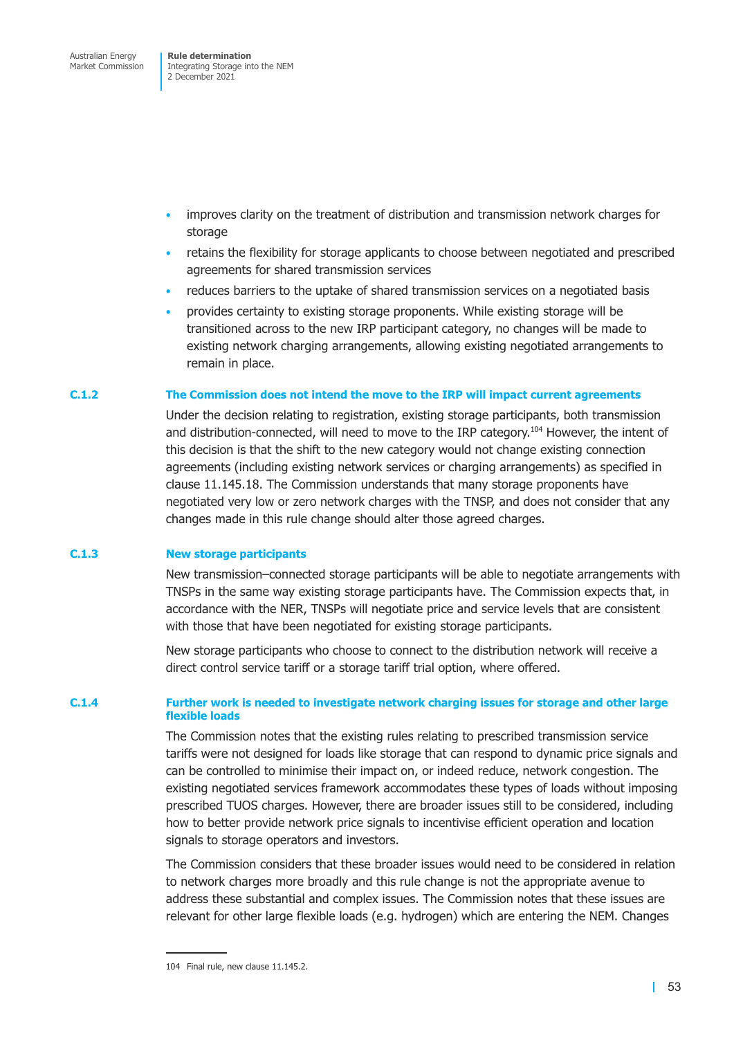- improves clarity on the treatment of distribution and transmission network charges for storage
- retains the flexibility for storage applicants to choose between negotiated and prescribed agreements for shared transmission services
- reduces barriers to the uptake of shared transmission services on a negotiated basis
- provides certainty to existing storage proponents. While existing storage will be transitioned across to the new IRP participant category, no changes will be made to existing network charging arrangements, allowing existing negotiated arrangements to remain in place.

### C.1.2 The Commission does not intend the move to the IRP will impact current agreements

Under the decision relating to registration, existing storage participants, both transmission and distribution-connected, will need to move to the IRP category.[104] However, the intent of this decision is that the shift to the new category would not change existing connection agreements (including existing network services or charging arrangements) as specified in clause 11.145.18. The Commission understands that many storage proponents have negotiated very low or zero network charges with the TNSP, and does not consider that any changes made in this rule change should alter those agreed charges.

### C.1.3 New storage participants

New transmission–connected storage participants will be able to negotiate arrangements with TNSPs in the same way existing storage participants have. The Commission expects that, in accordance with the NER, TNSPs will negotiate price and service levels that are consistent with those that have been negotiated for existing storage participants.

New storage participants who choose to connect to the distribution network will receive a direct control service tariff or a storage tariff trial option, where offered.

### C.1.4 Further work is needed to investigate network charging issues for storage and other large flexible loads

The Commission notes that the existing rules relating to prescribed transmission service tariffs were not designed for loads like storage that can respond to dynamic price signals and can be controlled to minimise their impact on, or indeed reduce, network congestion. The existing negotiated services framework accommodates these types of loads without imposing prescribed TUOS charges. However, there are broader issues still to be considered, including how to better provide network price signals to incentivise efficient operation and location signals to storage operators and investors.

The Commission considers that these broader issues would need to be considered in relation to network charges more broadly and this rule change is not the appropriate avenue to address these substantial and complex issues. The Commission notes that these issues are relevant for other large flexible loads (e.g. hydrogen) which are entering the NEM. Changes

104 Final rule, new clause 11.145.2.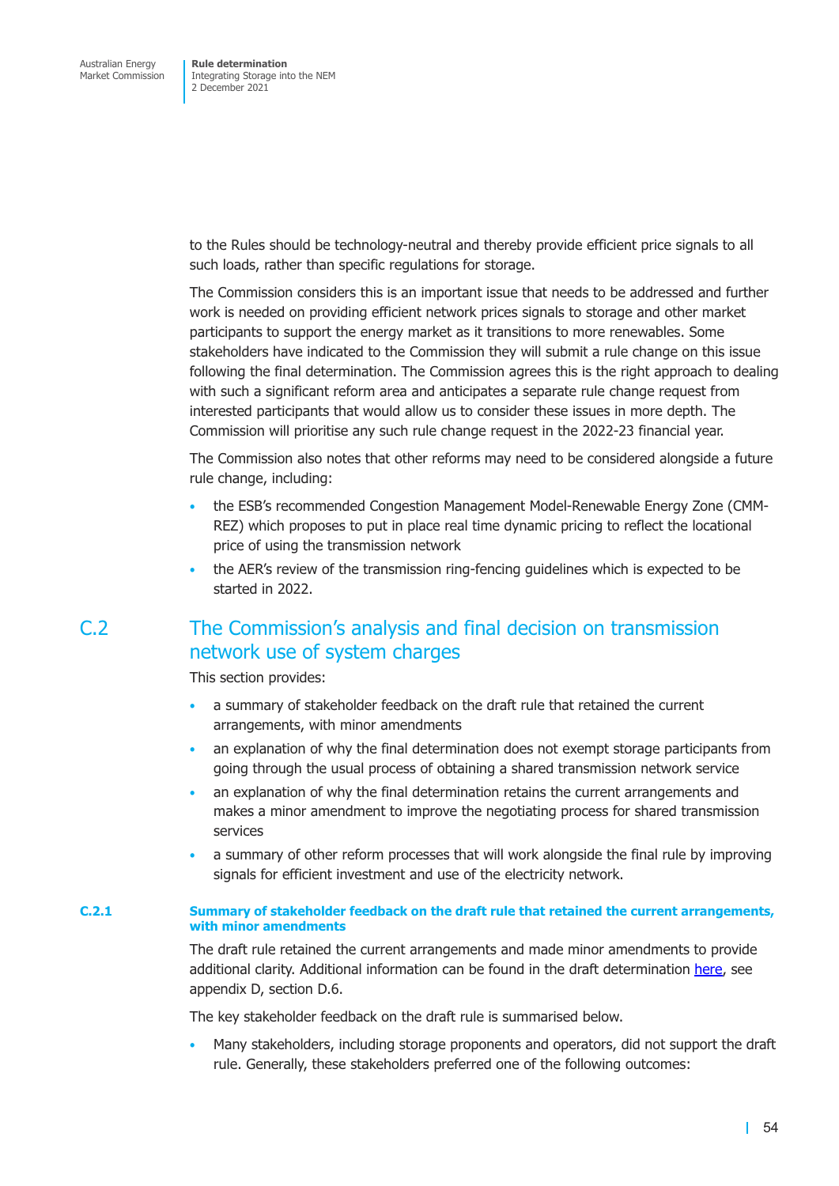to the Rules should be technology-neutral and thereby provide efficient price signals to all such loads, rather than specific regulations for storage.

The Commission considers this is an important issue that needs to be addressed and further work is needed on providing efficient network prices signals to storage and other market participants to support the energy market as it transitions to more renewables. Some stakeholders have indicated to the Commission they will submit a rule change on this issue following the final determination. The Commission agrees this is the right approach to dealing with such a significant reform area and anticipates a separate rule change request from interested participants that would allow us to consider these issues in more depth. The Commission will prioritise any such rule change request in the 2022-23 financial year.

The Commission also notes that other reforms may need to be considered alongside a future rule change, including:

- the ESB's recommended Congestion Management Model-Renewable Energy Zone (CMM-REZ) which proposes to put in place real time dynamic pricing to reflect the locational price of using the transmission network
- the AER's review of the transmission ring-fencing guidelines which is expected to be started in 2022.

## C.2 The Commission's analysis and final decision on transmission network use of system charges

This section provides:

- a summary of stakeholder feedback on the draft rule that retained the current arrangements, with minor amendments
- an explanation of why the final determination does not exempt storage participants from going through the usual process of obtaining a shared transmission network service
- an explanation of why the final determination retains the current arrangements and makes a minor amendment to improve the negotiating process for shared transmission services
- a summary of other reform processes that will work alongside the final rule by improving signals for efficient investment and use of the electricity network.

### C.2.1 Summary of stakeholder feedback on the draft rule that retained the current arrangements, with minor amendments

The draft rule retained the current arrangements and made minor amendments to provide additional clarity. Additional information can be found in the draft determination here, see appendix D, section D.6.

The key stakeholder feedback on the draft rule is summarised below.

- Many stakeholders, including storage proponents and operators, did not support the draft rule. Generally, these stakeholders preferred one of the following outcomes: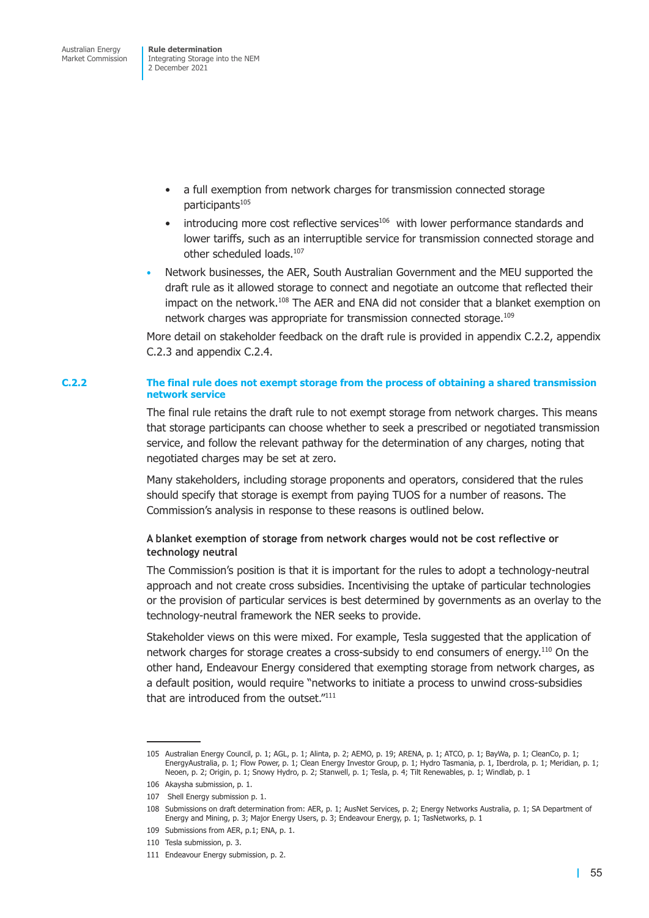- a full exemption from network charges for transmission connected storage participants[105]
- introducing more cost reflective services[106] with lower performance standards and lower tariffs, such as an interruptible service for transmission connected storage and other scheduled loads.[107]

- Network businesses, the AER, South Australian Government and the MEU supported the draft rule as it allowed storage to connect and negotiate an outcome that reflected their impact on the network.[108] The AER and ENA did not consider that a blanket exemption on network charges was appropriate for transmission connected storage.[109]

More detail on stakeholder feedback on the draft rule is provided in appendix C.2.2, appendix C.2.3 and appendix C.2.4.

### C.2.2 The final rule does not exempt storage from the process of obtaining a shared transmission network service

The final rule retains the draft rule to not exempt storage from network charges. This means that storage participants can choose whether to seek a prescribed or negotiated transmission service, and follow the relevant pathway for the determination of any charges, noting that negotiated charges may be set at zero.

Many stakeholders, including storage proponents and operators, considered that the rules should specify that storage is exempt from paying TUOS for a number of reasons. The Commission's analysis in response to these reasons is outlined below.

#### A blanket exemption of storage from network charges would not be cost reflective or technology neutral

The Commission's position is that it is important for the rules to adopt a technology-neutral approach and not create cross subsidies. Incentivising the uptake of particular technologies or the provision of particular services is best determined by governments as an overlay to the technology-neutral framework the NER seeks to provide.

Stakeholder views on this were mixed. For example, Tesla suggested that the application of network charges for storage creates a cross-subsidy to end consumers of energy.[110] On the other hand, Endeavour Energy considered that exempting storage from network charges, as a default position, would require "networks to initiate a process to unwind cross-subsidies that are introduced from the outset."[111]

---

105 Australian Energy Council, p. 1; AGL, p. 1; Alinta, p. 2; AEMO, p. 19; ARENA, p. 1; ATCO, p. 1; BayWa, p. 1; CleanCo, p. 1; EnergyAustralia, p. 1; Flow Power, p. 1; Clean Energy Investor Group, p. 1; Hydro Tasmania, p. 1, Iberdrola, p. 1; Meridian, p. 1; Neoen, p. 2; Origin, p. 1; Snowy Hydro, p. 2; Stanwell, p. 1; Tesla, p. 4; Tilt Renewables, p. 1; Windlab, p. 1

106 Akaysha submission, p. 1.

107 Shell Energy submission p. 1.

108 Submissions on draft determination from: AER, p. 1; AusNet Services, p. 2; Energy Networks Australia, p. 1; SA Department of Energy and Mining, p. 3; Major Energy Users, p. 3; Endeavour Energy, p. 1; TasNetworks, p. 1

109 Submissions from AER, p.1; ENA, p. 1.

110 Tesla submission, p. 3.

111 Endeavour Energy submission, p. 2.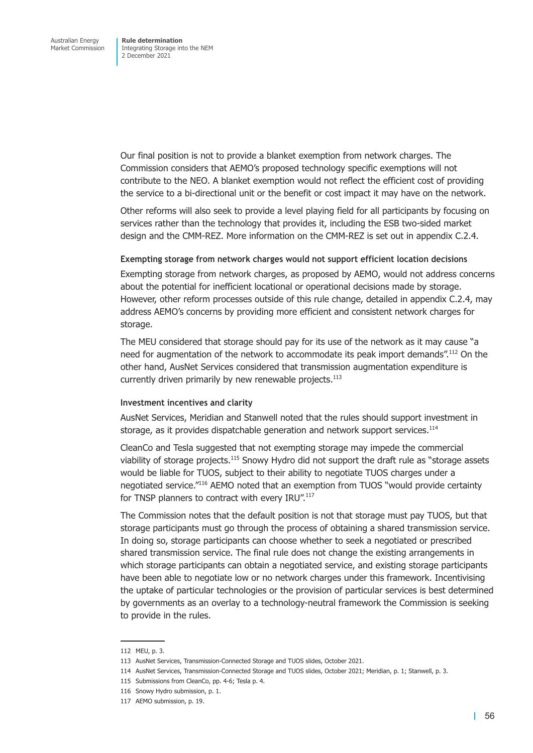Our final position is not to provide a blanket exemption from network charges. The Commission considers that AEMO's proposed technology specific exemptions will not contribute to the NEO. A blanket exemption would not reflect the efficient cost of providing the service to a bi-directional unit or the benefit or cost impact it may have on the network.

Other reforms will also seek to provide a level playing field for all participants by focusing on services rather than the technology that provides it, including the ESB two-sided market design and the CMM-REZ. More information on the CMM-REZ is set out in appendix C.2.4.

#### Exempting storage from network charges would not support efficient location decisions

Exempting storage from network charges, as proposed by AEMO, would not address concerns about the potential for inefficient locational or operational decisions made by storage. However, other reform processes outside of this rule change, detailed in appendix C.2.4, may address AEMO's concerns by providing more efficient and consistent network charges for storage.

The MEU considered that storage should pay for its use of the network as it may cause "a need for augmentation of the network to accommodate its peak import demands".[112] On the other hand, AusNet Services considered that transmission augmentation expenditure is currently driven primarily by new renewable projects.[113]

#### Investment incentives and clarity

AusNet Services, Meridian and Stanwell noted that the rules should support investment in storage, as it provides dispatchable generation and network support services.[114]

CleanCo and Tesla suggested that not exempting storage may impede the commercial viability of storage projects.[115] Snowy Hydro did not support the draft rule as "storage assets would be liable for TUOS, subject to their ability to negotiate TUOS charges under a negotiated service."[116] AEMO noted that an exemption from TUOS "would provide certainty for TNSP planners to contract with every IRU".[117]

The Commission notes that the default position is not that storage must pay TUOS, but that storage participants must go through the process of obtaining a shared transmission service. In doing so, storage participants can choose whether to seek a negotiated or prescribed shared transmission service. The final rule does not change the existing arrangements in which storage participants can obtain a negotiated service, and existing storage participants have been able to negotiate low or no network charges under this framework. Incentivising the uptake of particular technologies or the provision of particular services is best determined by governments as an overlay to a technology-neutral framework the Commission is seeking to provide in the rules.

---

112 MEU, p. 3.

113 AusNet Services, Transmission-Connected Storage and TUOS slides, October 2021.

114 AusNet Services, Transmission-Connected Storage and TUOS slides, October 2021; Meridian, p. 1; Stanwell, p. 3.

115 Submissions from CleanCo, pp. 4-6; Tesla p. 4.

116 Snowy Hydro submission, p. 1.

117 AEMO submission, p. 19.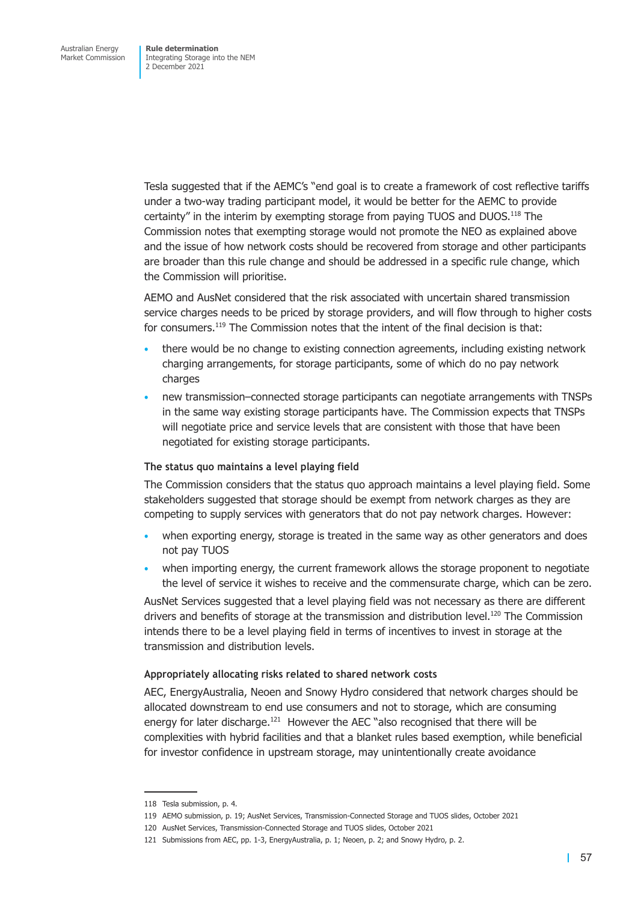Tesla suggested that if the AEMC's "end goal is to create a framework of cost reflective tariffs under a two-way trading participant model, it would be better for the AEMC to provide certainty" in the interim by exempting storage from paying TUOS and DUOS.[118] The Commission notes that exempting storage would not promote the NEO as explained above and the issue of how network costs should be recovered from storage and other participants are broader than this rule change and should be addressed in a specific rule change, which the Commission will prioritise.

AEMO and AusNet considered that the risk associated with uncertain shared transmission service charges needs to be priced by storage providers, and will flow through to higher costs for consumers.[119] The Commission notes that the intent of the final decision is that:

- there would be no change to existing connection agreements, including existing network charging arrangements, for storage participants, some of which do no pay network charges
- new transmission–connected storage participants can negotiate arrangements with TNSPs in the same way existing storage participants have. The Commission expects that TNSPs will negotiate price and service levels that are consistent with those that have been negotiated for existing storage participants.

#### The status quo maintains a level playing field

The Commission considers that the status quo approach maintains a level playing field. Some stakeholders suggested that storage should be exempt from network charges as they are competing to supply services with generators that do not pay network charges. However:

- when exporting energy, storage is treated in the same way as other generators and does not pay TUOS
- when importing energy, the current framework allows the storage proponent to negotiate the level of service it wishes to receive and the commensurate charge, which can be zero.

AusNet Services suggested that a level playing field was not necessary as there are different drivers and benefits of storage at the transmission and distribution level.[120] The Commission intends there to be a level playing field in terms of incentives to invest in storage at the transmission and distribution levels.

#### Appropriately allocating risks related to shared network costs

AEC, EnergyAustralia, Neoen and Snowy Hydro considered that network charges should be allocated downstream to end use consumers and not to storage, which are consuming energy for later discharge.[121] However the AEC "also recognised that there will be complexities with hybrid facilities and that a blanket rules based exemption, while beneficial for investor confidence in upstream storage, may unintentionally create avoidance

---

118 Tesla submission, p. 4.

119 AEMO submission, p. 19; AusNet Services, Transmission-Connected Storage and TUOS slides, October 2021

120 AusNet Services, Transmission-Connected Storage and TUOS slides, October 2021

121 Submissions from AEC, pp. 1-3, EnergyAustralia, p. 1; Neoen, p. 2; and Snowy Hydro, p. 2.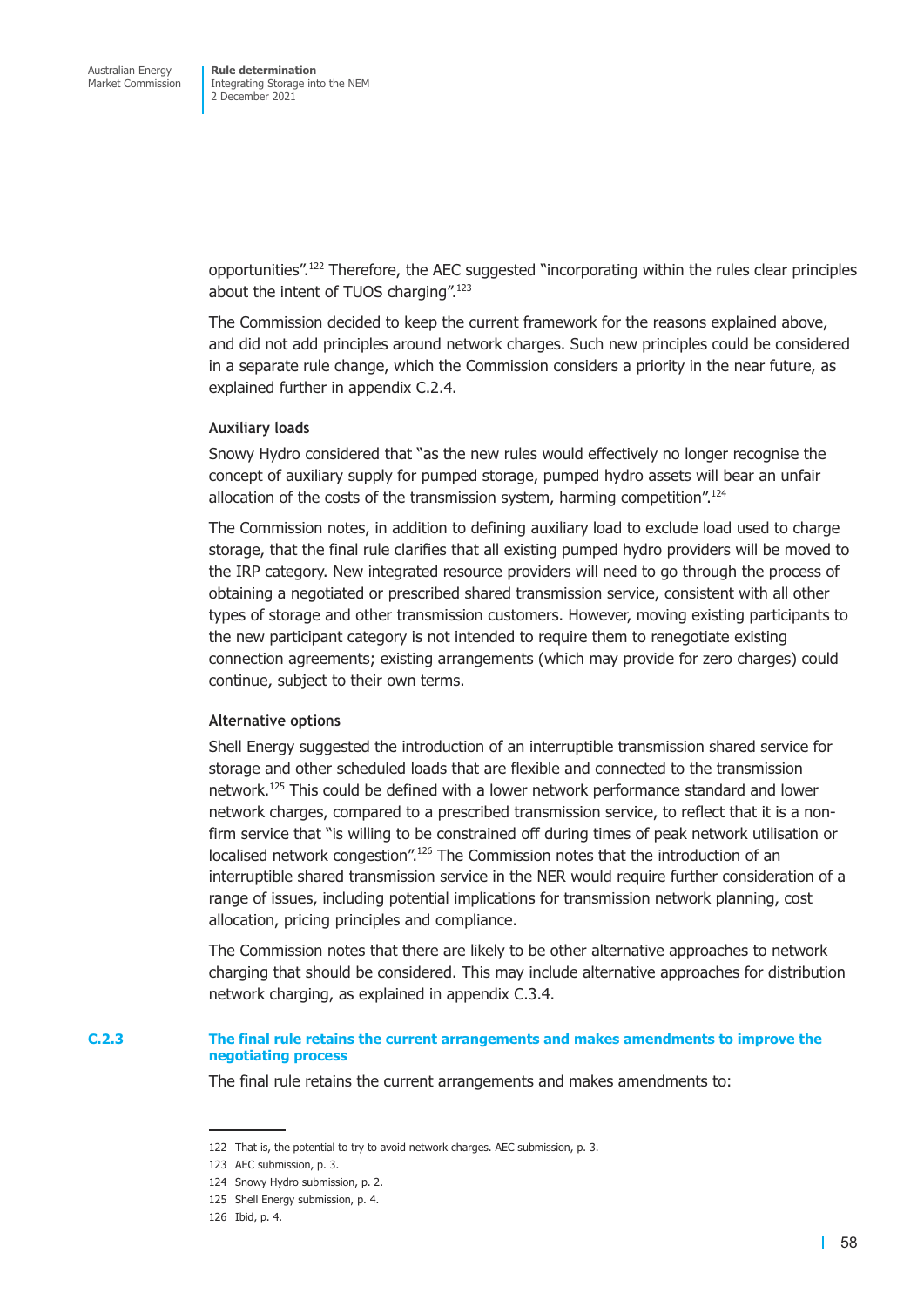opportunities".[122] Therefore, the AEC suggested "incorporating within the rules clear principles about the intent of TUOS charging".[123]

The Commission decided to keep the current framework for the reasons explained above, and did not add principles around network charges. Such new principles could be considered in a separate rule change, which the Commission considers a priority in the near future, as explained further in appendix C.2.4.

#### Auxiliary loads

Snowy Hydro considered that "as the new rules would effectively no longer recognise the concept of auxiliary supply for pumped storage, pumped hydro assets will bear an unfair allocation of the costs of the transmission system, harming competition".[124]

The Commission notes, in addition to defining auxiliary load to exclude load used to charge storage, that the final rule clarifies that all existing pumped hydro providers will be moved to the IRP category. New integrated resource providers will need to go through the process of obtaining a negotiated or prescribed shared transmission service, consistent with all other types of storage and other transmission customers. However, moving existing participants to the new participant category is not intended to require them to renegotiate existing connection agreements; existing arrangements (which may provide for zero charges) could continue, subject to their own terms.

#### Alternative options

Shell Energy suggested the introduction of an interruptible transmission shared service for storage and other scheduled loads that are flexible and connected to the transmission network.[125] This could be defined with a lower network performance standard and lower network charges, compared to a prescribed transmission service, to reflect that it is a non-firm service that "is willing to be constrained off during times of peak network utilisation or localised network congestion".[126] The Commission notes that the introduction of an interruptible shared transmission service in the NER would require further consideration of a range of issues, including potential implications for transmission network planning, cost allocation, pricing principles and compliance.

The Commission notes that there are likely to be other alternative approaches to network charging that should be considered. This may include alternative approaches for distribution network charging, as explained in appendix C.3.4.

### C.2.3 The final rule retains the current arrangements and makes amendments to improve the negotiating process

The final rule retains the current arrangements and makes amendments to:

---

122 That is, the potential to try to avoid network charges. AEC submission, p. 3.

123 AEC submission, p. 3.

124 Snowy Hydro submission, p. 2.

125 Shell Energy submission, p. 4.

126 Ibid, p. 4.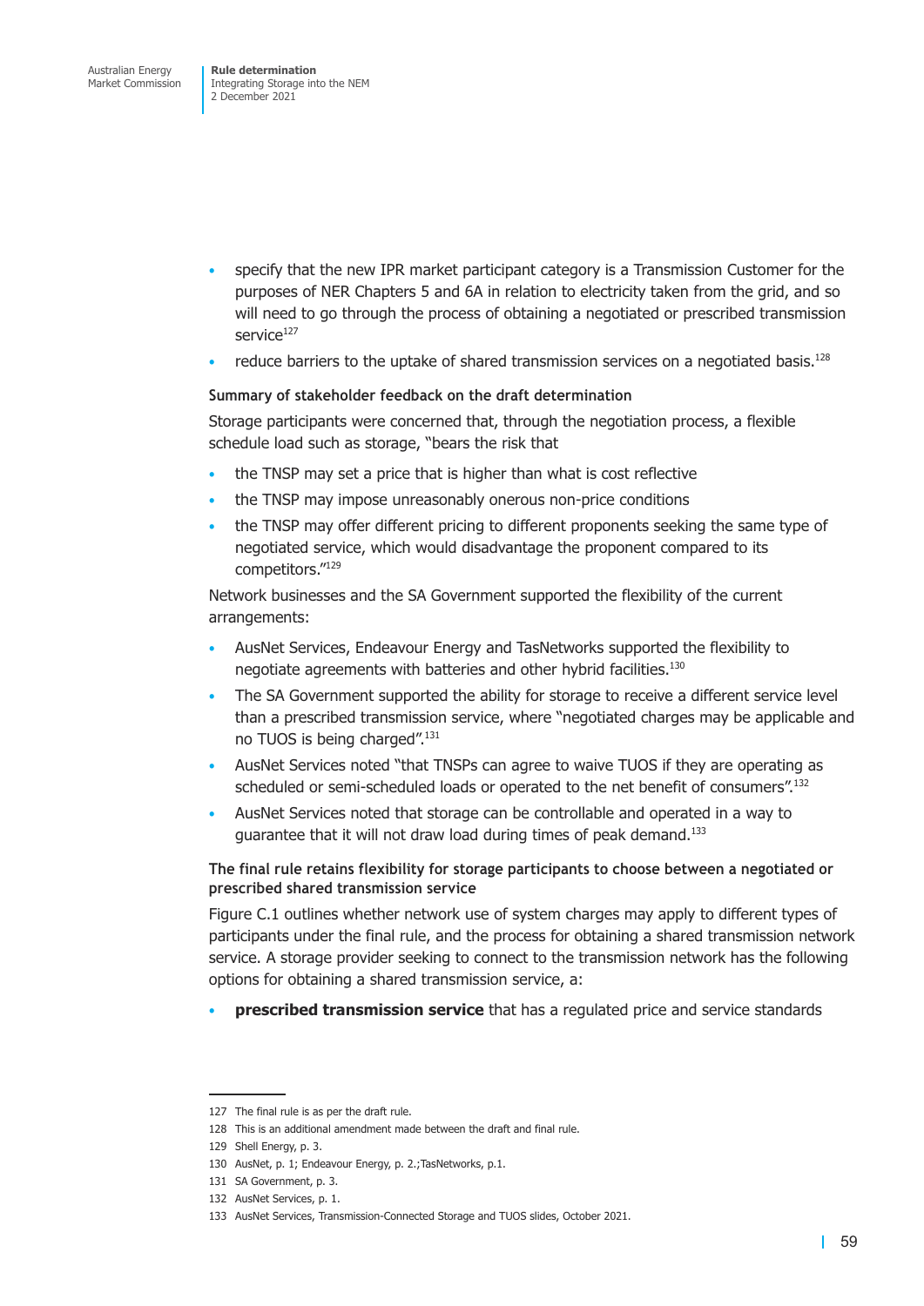- specify that the new IPR market participant category is a Transmission Customer for the purposes of NER Chapters 5 and 6A in relation to electricity taken from the grid, and so will need to go through the process of obtaining a negotiated or prescribed transmission service[127]
- reduce barriers to the uptake of shared transmission services on a negotiated basis.[128]

**Summary of stakeholder feedback on the draft determination**

Storage participants were concerned that, through the negotiation process, a flexible schedule load such as storage, "bears the risk that

- the TNSP may set a price that is higher than what is cost reflective
- the TNSP may impose unreasonably onerous non-price conditions
- the TNSP may offer different pricing to different proponents seeking the same type of negotiated service, which would disadvantage the proponent compared to its competitors."[129]

Network businesses and the SA Government supported the flexibility of the current arrangements:

- AusNet Services, Endeavour Energy and TasNetworks supported the flexibility to negotiate agreements with batteries and other hybrid facilities.[130]
- The SA Government supported the ability for storage to receive a different service level than a prescribed transmission service, where "negotiated charges may be applicable and no TUOS is being charged".[131]
- AusNet Services noted "that TNSPs can agree to waive TUOS if they are operating as scheduled or semi-scheduled loads or operated to the net benefit of consumers".[132]
- AusNet Services noted that storage can be controllable and operated in a way to guarantee that it will not draw load during times of peak demand.[133]

**The final rule retains flexibility for storage participants to choose between a negotiated or prescribed shared transmission service**

Figure C.1 outlines whether network use of system charges may apply to different types of participants under the final rule, and the process for obtaining a shared transmission network service. A storage provider seeking to connect to the transmission network has the following options for obtaining a shared transmission service, a:

- **prescribed transmission service** that has a regulated price and service standards

---

127 The final rule is as per the draft rule.

128 This is an additional amendment made between the draft and final rule.

129 Shell Energy, p. 3.

130 AusNet, p. 1; Endeavour Energy, p. 2.;TasNetworks, p.1.

131 SA Government, p. 3.

132 AusNet Services, p. 1.

133 AusNet Services, Transmission-Connected Storage and TUOS slides, October 2021.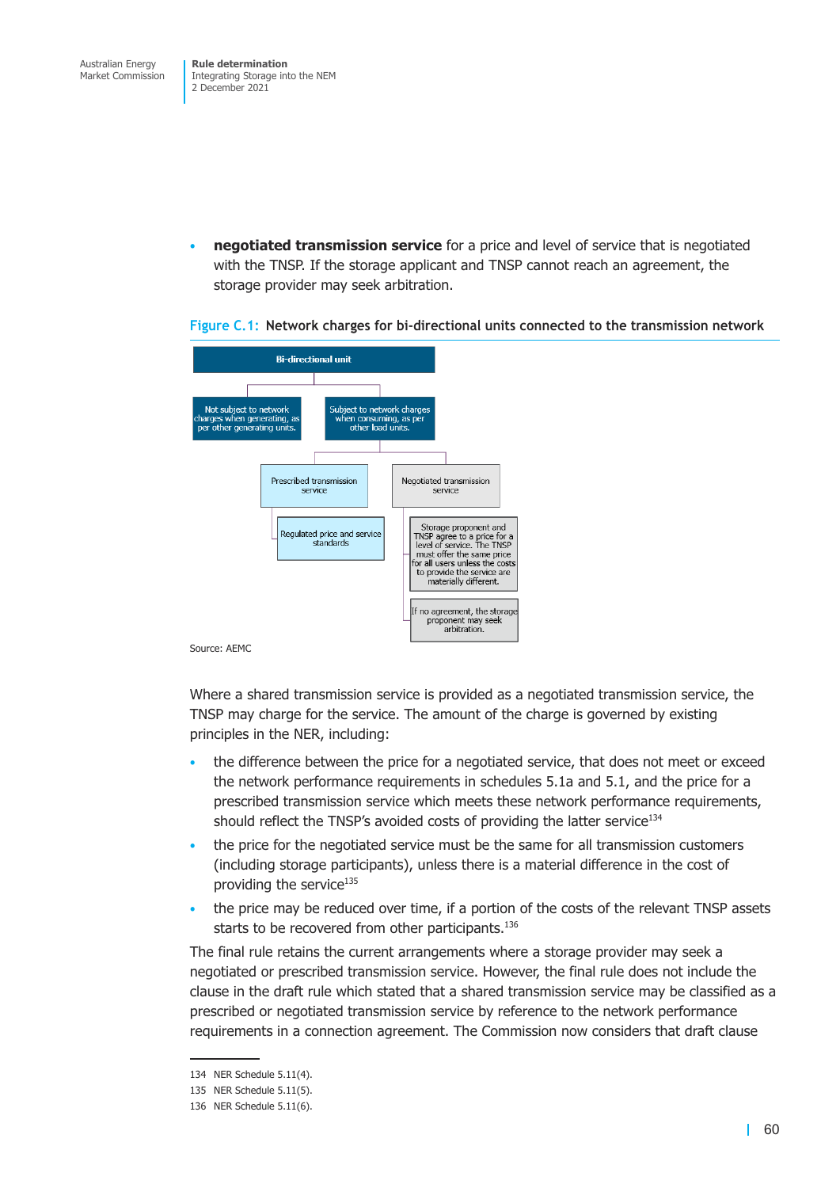- **negotiated transmission service** for a price and level of service that is negotiated with the TNSP. If the storage applicant and TNSP cannot reach an agreement, the storage provider may seek arbitration.

Figure C.1: Network charges for bi-directional units connected to the transmission network

- Bi-directional unit
  - Not subject to network charges when generating, as per other generating units.
  - Subject to network charges when consuming, as per other load units.
    - Prescribed transmission service
      - Regulated price and service standards
    - Negotiated transmission service
      - Storage proponent and TNSP agree to a price for a level of service. The TNSP must offer the same price for all users unless the costs to provide the service are materially different.
      - If no agreement, the storage proponent may seek arbitration.

Source: AEMC

Where a shared transmission service is provided as a negotiated transmission service, the TNSP may charge for the service. The amount of the charge is governed by existing principles in the NER, including:

- the difference between the price for a negotiated service, that does not meet or exceed the network performance requirements in schedules 5.1a and 5.1, and the price for a prescribed transmission service which meets these network performance requirements, should reflect the TNSP's avoided costs of providing the latter service[134]
- the price for the negotiated service must be the same for all transmission customers (including storage participants), unless there is a material difference in the cost of providing the service[135]
- the price may be reduced over time, if a portion of the costs of the relevant TNSP assets starts to be recovered from other participants.[136]

The final rule retains the current arrangements where a storage provider may seek a negotiated or prescribed transmission service. However, the final rule does not include the clause in the draft rule which stated that a shared transmission service may be classified as a prescribed or negotiated transmission service by reference to the network performance requirements in a connection agreement. The Commission now considers that draft clause

134 NER Schedule 5.11(4).

135 NER Schedule 5.11(5).

136 NER Schedule 5.11(6).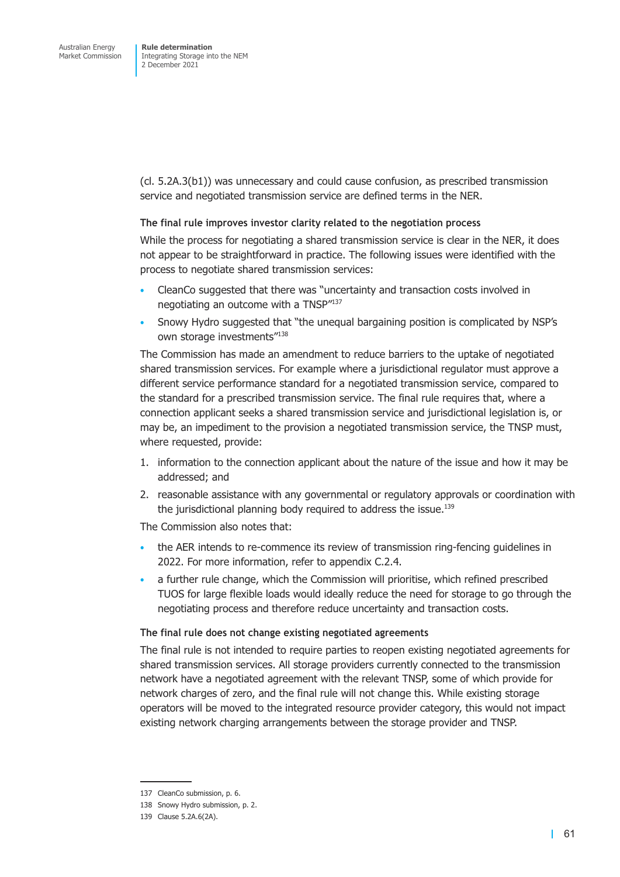(cl. 5.2A.3(b1)) was unnecessary and could cause confusion, as prescribed transmission service and negotiated transmission service are defined terms in the NER.

### The final rule improves investor clarity related to the negotiation process

While the process for negotiating a shared transmission service is clear in the NER, it does not appear to be straightforward in practice. The following issues were identified with the process to negotiate shared transmission services:

- CleanCo suggested that there was "uncertainty and transaction costs involved in negotiating an outcome with a TNSP"[137]
- Snowy Hydro suggested that "the unequal bargaining position is complicated by NSP's own storage investments"[138]

The Commission has made an amendment to reduce barriers to the uptake of negotiated shared transmission services. For example where a jurisdictional regulator must approve a different service performance standard for a negotiated transmission service, compared to the standard for a prescribed transmission service. The final rule requires that, where a connection applicant seeks a shared transmission service and jurisdictional legislation is, or may be, an impediment to the provision a negotiated transmission service, the TNSP must, where requested, provide:

1. information to the connection applicant about the nature of the issue and how it may be addressed; and
2. reasonable assistance with any governmental or regulatory approvals or coordination with the jurisdictional planning body required to address the issue.[139]

The Commission also notes that:

- the AER intends to re-commence its review of transmission ring-fencing guidelines in 2022. For more information, refer to appendix C.2.4.
- a further rule change, which the Commission will prioritise, which refined prescribed TUOS for large flexible loads would ideally reduce the need for storage to go through the negotiating process and therefore reduce uncertainty and transaction costs.

### The final rule does not change existing negotiated agreements

The final rule is not intended to require parties to reopen existing negotiated agreements for shared transmission services. All storage providers currently connected to the transmission network have a negotiated agreement with the relevant TNSP, some of which provide for network charges of zero, and the final rule will not change this. While existing storage operators will be moved to the integrated resource provider category, this would not impact existing network charging arrangements between the storage provider and TNSP.

---

137 CleanCo submission, p. 6.

138 Snowy Hydro submission, p. 2.

139 Clause 5.2A.6(2A).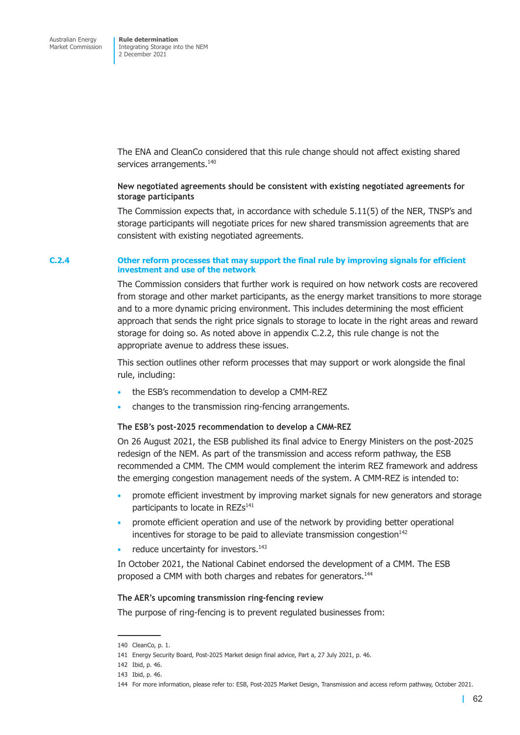The ENA and CleanCo considered that this rule change should not affect existing shared services arrangements.[140]

**New negotiated agreements should be consistent with existing negotiated agreements for storage participants**

The Commission expects that, in accordance with schedule 5.11(5) of the NER, TNSP's and storage participants will negotiate prices for new shared transmission agreements that are consistent with existing negotiated agreements.

### C.2.4 Other reform processes that may support the final rule by improving signals for efficient investment and use of the network

The Commission considers that further work is required on how network costs are recovered from storage and other market participants, as the energy market transitions to more storage and to a more dynamic pricing environment. This includes determining the most efficient approach that sends the right price signals to storage to locate in the right areas and reward storage for doing so. As noted above in appendix C.2.2, this rule change is not the appropriate avenue to address these issues.

This section outlines other reform processes that may support or work alongside the final rule, including:

- the ESB's recommendation to develop a CMM-REZ
- changes to the transmission ring-fencing arrangements.

**The ESB's post-2025 recommendation to develop a CMM-REZ**

On 26 August 2021, the ESB published its final advice to Energy Ministers on the post-2025 redesign of the NEM. As part of the transmission and access reform pathway, the ESB recommended a CMM. The CMM would complement the interim REZ framework and address the emerging congestion management needs of the system. A CMM-REZ is intended to:

- promote efficient investment by improving market signals for new generators and storage participants to locate in REZs[141]
- promote efficient operation and use of the network by providing better operational incentives for storage to be paid to alleviate transmission congestion[142]
- reduce uncertainty for investors.[143]

In October 2021, the National Cabinet endorsed the development of a CMM. The ESB proposed a CMM with both charges and rebates for generators.[144]

**The AER's upcoming transmission ring-fencing review**

The purpose of ring-fencing is to prevent regulated businesses from:

140 CleanCo, p. 1.

141 Energy Security Board, Post-2025 Market design final advice, Part a, 27 July 2021, p. 46.

142 Ibid, p. 46.

143 Ibid, p. 46.

144 For more information, please refer to: ESB, Post-2025 Market Design, Transmission and access reform pathway, October 2021.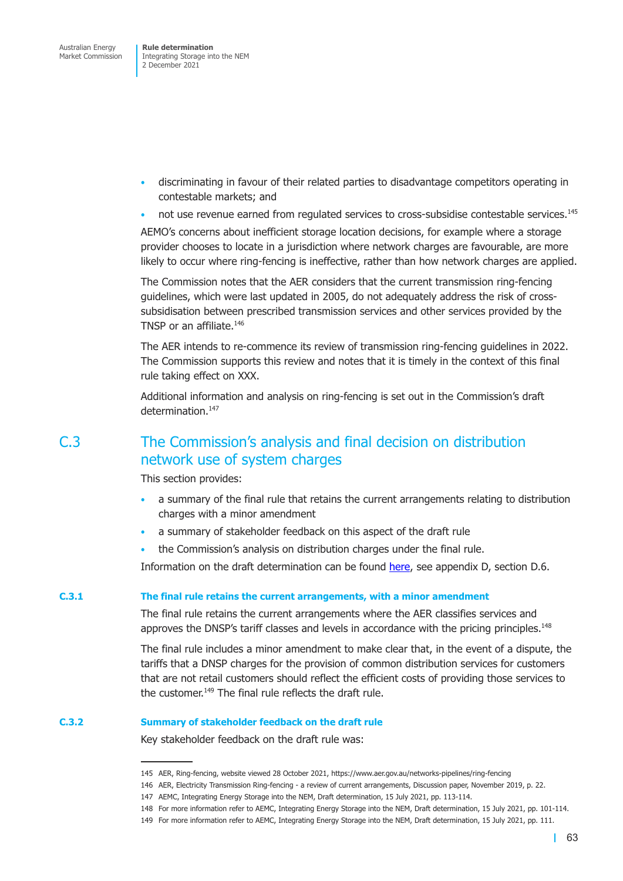- discriminating in favour of their related parties to disadvantage competitors operating in contestable markets; and
- not use revenue earned from regulated services to cross-subsidise contestable services.[145]

AEMO's concerns about inefficient storage location decisions, for example where a storage provider chooses to locate in a jurisdiction where network charges are favourable, are more likely to occur where ring-fencing is ineffective, rather than how network charges are applied.

The Commission notes that the AER considers that the current transmission ring-fencing guidelines, which were last updated in 2005, do not adequately address the risk of cross-subsidisation between prescribed transmission services and other services provided by the TNSP or an affiliate.[146]

The AER intends to re-commence its review of transmission ring-fencing guidelines in 2022. The Commission supports this review and notes that it is timely in the context of this final rule taking effect on XXX.

Additional information and analysis on ring-fencing is set out in the Commission's draft determination.[147]

## C.3 The Commission's analysis and final decision on distribution network use of system charges

This section provides:

- a summary of the final rule that retains the current arrangements relating to distribution charges with a minor amendment
- a summary of stakeholder feedback on this aspect of the draft rule
- the Commission's analysis on distribution charges under the final rule.

Information on the draft determination can be found here, see appendix D, section D.6.

### C.3.1 The final rule retains the current arrangements, with a minor amendment

The final rule retains the current arrangements where the AER classifies services and approves the DNSP's tariff classes and levels in accordance with the pricing principles.[148]

The final rule includes a minor amendment to make clear that, in the event of a dispute, the tariffs that a DNSP charges for the provision of common distribution services for customers that are not retail customers should reflect the efficient costs of providing those services to the customer.[149] The final rule reflects the draft rule.

### C.3.2 Summary of stakeholder feedback on the draft rule

Key stakeholder feedback on the draft rule was:

---

145 AER, Ring-fencing, website viewed 28 October 2021, https://www.aer.gov.au/networks-pipelines/ring-fencing

146 AER, Electricity Transmission Ring-fencing - a review of current arrangements, Discussion paper, November 2019, p. 22.

147 AEMC, Integrating Energy Storage into the NEM, Draft determination, 15 July 2021, pp. 113-114.

148 For more information refer to AEMC, Integrating Energy Storage into the NEM, Draft determination, 15 July 2021, pp. 101-114.

149 For more information refer to AEMC, Integrating Energy Storage into the NEM, Draft determination, 15 July 2021, pp. 111.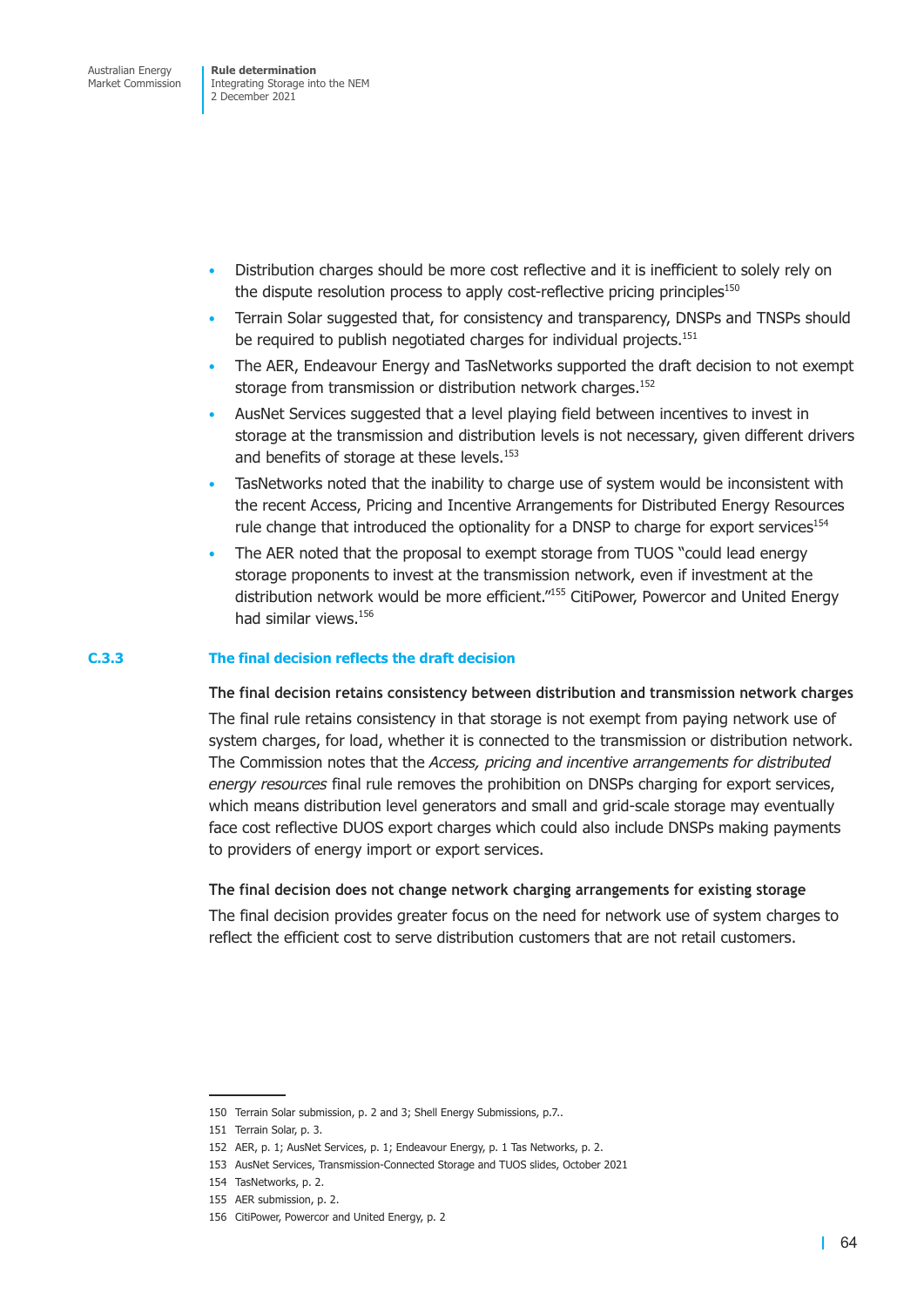- Distribution charges should be more cost reflective and it is inefficient to solely rely on the dispute resolution process to apply cost-reflective pricing principles[150]
- Terrain Solar suggested that, for consistency and transparency, DNSPs and TNSPs should be required to publish negotiated charges for individual projects.[151]
- The AER, Endeavour Energy and TasNetworks supported the draft decision to not exempt storage from transmission or distribution network charges.[152]
- AusNet Services suggested that a level playing field between incentives to invest in storage at the transmission and distribution levels is not necessary, given different drivers and benefits of storage at these levels.[153]
- TasNetworks noted that the inability to charge use of system would be inconsistent with the recent Access, Pricing and Incentive Arrangements for Distributed Energy Resources rule change that introduced the optionality for a DNSP to charge for export services[154]
- The AER noted that the proposal to exempt storage from TUOS "could lead energy storage proponents to invest at the transmission network, even if investment at the distribution network would be more efficient."[155] CitiPower, Powercor and United Energy had similar views.[156]

### C.3.3 The final decision reflects the draft decision

**The final decision retains consistency between distribution and transmission network charges**

The final rule retains consistency in that storage is not exempt from paying network use of system charges, for load, whether it is connected to the transmission or distribution network. The Commission notes that the *Access, pricing and incentive arrangements for distributed energy resources* final rule removes the prohibition on DNSPs charging for export services, which means distribution level generators and small and grid-scale storage may eventually face cost reflective DUOS export charges which could also include DNSPs making payments to providers of energy import or export services.

**The final decision does not change network charging arrangements for existing storage**

The final decision provides greater focus on the need for network use of system charges to reflect the efficient cost to serve distribution customers that are not retail customers.

---

150 Terrain Solar submission, p. 2 and 3; Shell Energy Submissions, p.7..

151 Terrain Solar, p. 3.

152 AER, p. 1; AusNet Services, p. 1; Endeavour Energy, p. 1 Tas Networks, p. 2.

153 AusNet Services, Transmission-Connected Storage and TUOS slides, October 2021

154 TasNetworks, p. 2.

155 AER submission, p. 2.

156 CitiPower, Powercor and United Energy, p. 2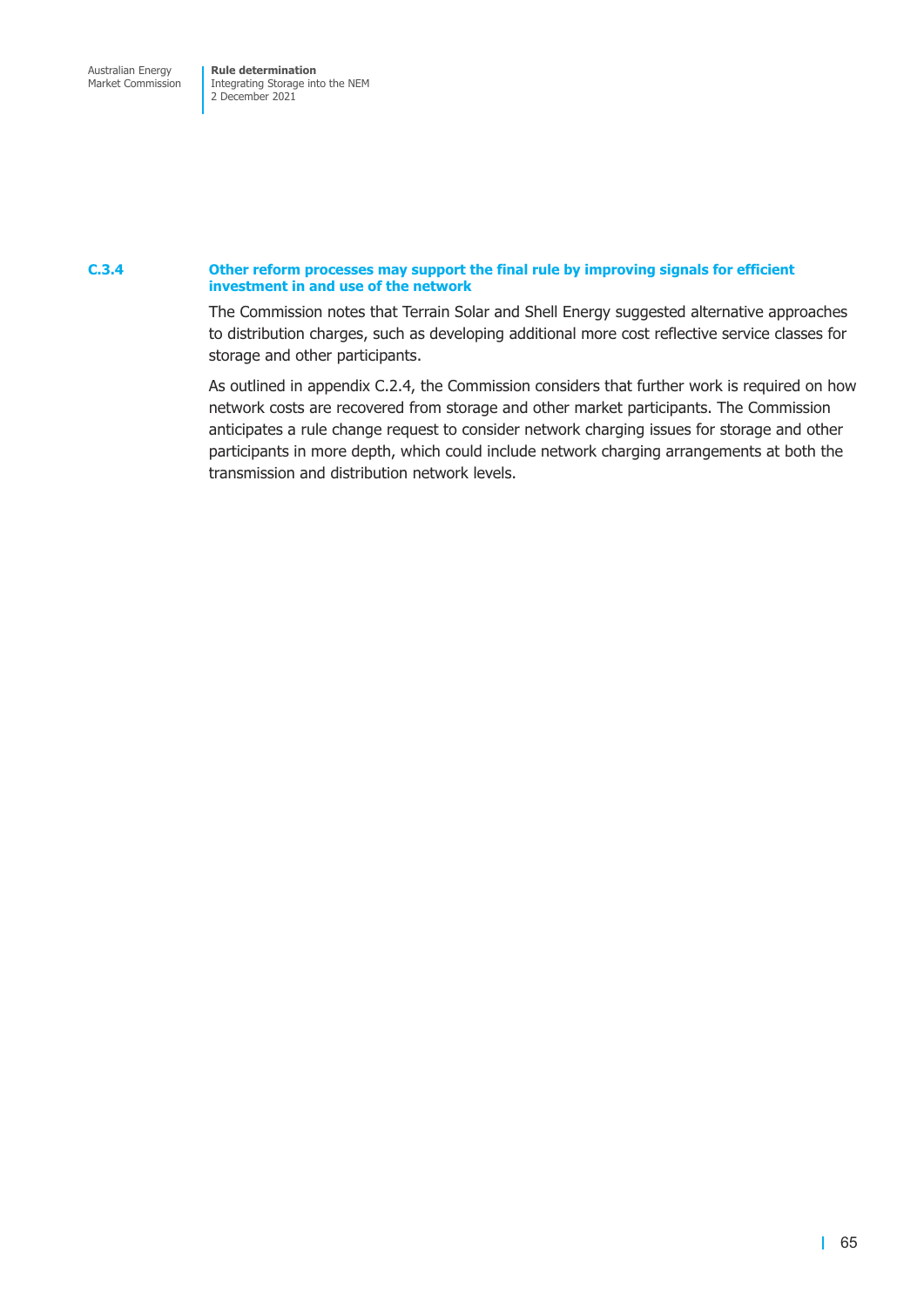### C.3.4 Other reform processes may support the final rule by improving signals for efficient investment in and use of the network

The Commission notes that Terrain Solar and Shell Energy suggested alternative approaches to distribution charges, such as developing additional more cost reflective service classes for storage and other participants.

As outlined in appendix C.2.4, the Commission considers that further work is required on how network costs are recovered from storage and other market participants. The Commission anticipates a rule change request to consider network charging issues for storage and other participants in more depth, which could include network charging arrangements at both the transmission and distribution network levels.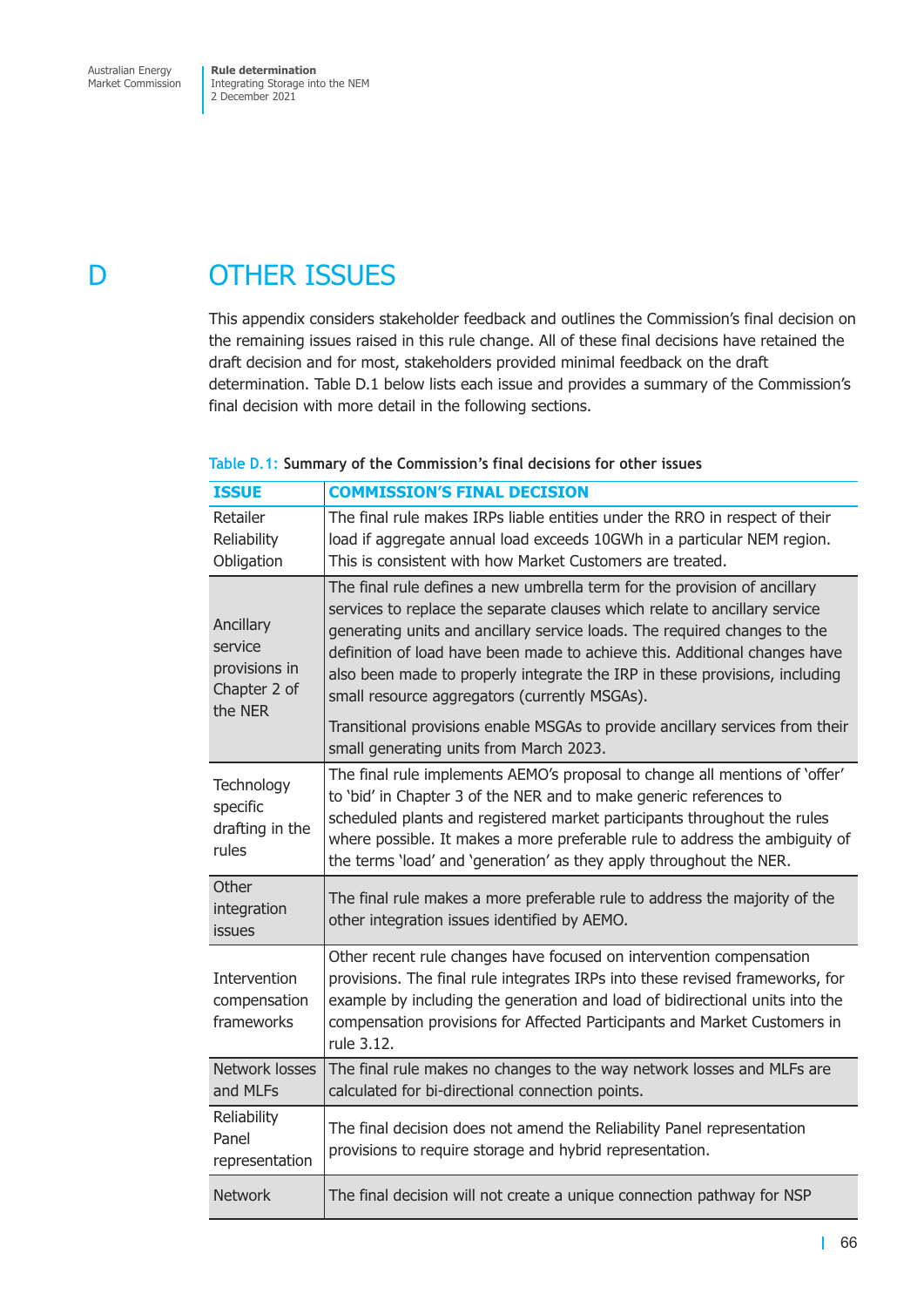# D OTHER ISSUES

This appendix considers stakeholder feedback and outlines the Commission's final decision on the remaining issues raised in this rule change. All of these final decisions have retained the draft decision and for most, stakeholders provided minimal feedback on the draft determination. Table D.1 below lists each issue and provides a summary of the Commission's final decision with more detail in the following sections.

Table D.1: **Summary of the Commission's final decisions for other issues**

| ISSUE | COMMISSION'S FINAL DECISION |
|---|---|
| Retailer Reliability Obligation | The final rule makes IRPs liable entities under the RRO in respect of their load if aggregate annual load exceeds 10GWh in a particular NEM region. This is consistent with how Market Customers are treated. |
| Ancillary service provisions in Chapter 2 of the NER | The final rule defines a new umbrella term for the provision of ancillary services to replace the separate clauses which relate to ancillary service generating units and ancillary service loads. The required changes to the definition of load have been made to achieve this. Additional changes have also been made to properly integrate the IRP in these provisions, including small resource aggregators (currently MSGAs).<br><br>Transitional provisions enable MSGAs to provide ancillary services from their small generating units from March 2023. |
| Technology specific drafting in the rules | The final rule implements AEMO's proposal to change all mentions of 'offer' to 'bid' in Chapter 3 of the NER and to make generic references to scheduled plants and registered market participants throughout the rules where possible. It makes a more preferable rule to address the ambiguity of the terms 'load' and 'generation' as they apply throughout the NER. |
| Other integration issues | The final rule makes a more preferable rule to address the majority of the other integration issues identified by AEMO. |
| Intervention compensation frameworks | Other recent rule changes have focused on intervention compensation provisions. The final rule integrates IRPs into these revised frameworks, for example by including the generation and load of bidirectional units into the compensation provisions for Affected Participants and Market Customers in rule 3.12. |
| Network losses and MLFs | The final rule makes no changes to the way network losses and MLFs are calculated for bi-directional connection points. |
| Reliability Panel representation | The final decision does not amend the Reliability Panel representation provisions to require storage and hybrid representation. |
| Network | The final decision will not create a unique connection pathway for NSP |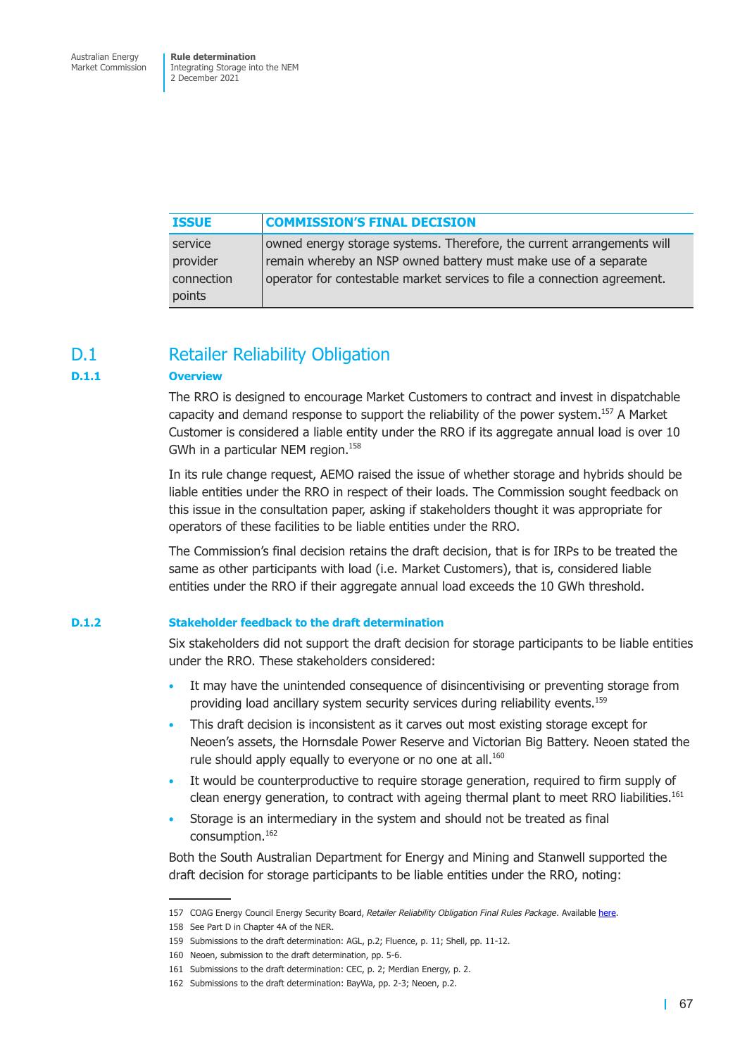| ISSUE | COMMISSION'S FINAL DECISION |
| --- | --- |
| service provider connection points | owned energy storage systems. Therefore, the current arrangements will remain whereby an NSP owned battery must make use of a separate operator for contestable market services to file a connection agreement. |

## D.1 Retailer Reliability Obligation

### D.1.1 Overview

The RRO is designed to encourage Market Customers to contract and invest in dispatchable capacity and demand response to support the reliability of the power system.[157] A Market Customer is considered a liable entity under the RRO if its aggregate annual load is over 10 GWh in a particular NEM region.[158]

In its rule change request, AEMO raised the issue of whether storage and hybrids should be liable entities under the RRO in respect of their loads. The Commission sought feedback on this issue in the consultation paper, asking if stakeholders thought it was appropriate for operators of these facilities to be liable entities under the RRO.

The Commission's final decision retains the draft decision, that is for IRPs to be treated the same as other participants with load (i.e. Market Customers), that is, considered liable entities under the RRO if their aggregate annual load exceeds the 10 GWh threshold.

### D.1.2 Stakeholder feedback to the draft determination

Six stakeholders did not support the draft decision for storage participants to be liable entities under the RRO. These stakeholders considered:

- It may have the unintended consequence of disincentivising or preventing storage from providing load ancillary system security services during reliability events.[159]
- This draft decision is inconsistent as it carves out most existing storage except for Neoen's assets, the Hornsdale Power Reserve and Victorian Big Battery. Neoen stated the rule should apply equally to everyone or no one at all.[160]
- It would be counterproductive to require storage generation, required to firm supply of clean energy generation, to contract with ageing thermal plant to meet RRO liabilities.[161]
- Storage is an intermediary in the system and should not be treated as final consumption.[162]

Both the South Australian Department for Energy and Mining and Stanwell supported the draft decision for storage participants to be liable entities under the RRO, noting:

157 COAG Energy Council Energy Security Board, *Retailer Reliability Obligation Final Rules Package*. Available here.

158 See Part D in Chapter 4A of the NER.

159 Submissions to the draft determination: AGL, p.2; Fluence, p. 11; Shell, pp. 11-12.

160 Neoen, submission to the draft determination, pp. 5-6.

161 Submissions to the draft determination: CEC, p. 2; Merdian Energy, p. 2.

162 Submissions to the draft determination: BayWa, pp. 2-3; Neoen, p.2.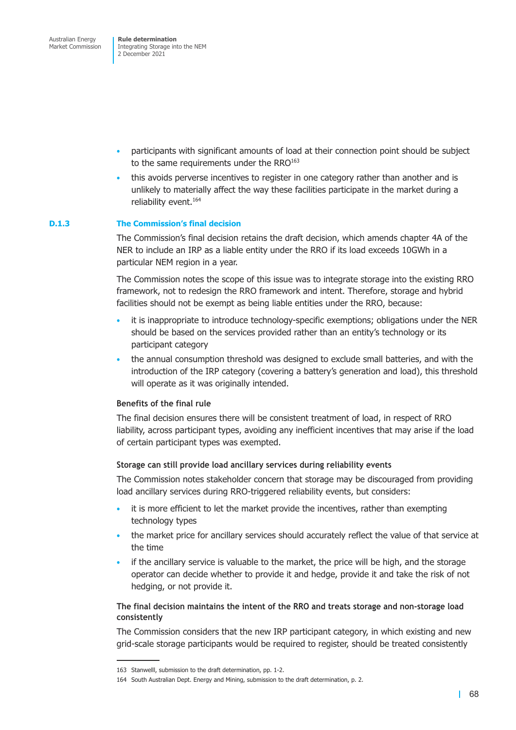- participants with significant amounts of load at their connection point should be subject to the same requirements under the RRO[163]
- this avoids perverse incentives to register in one category rather than another and is unlikely to materially affect the way these facilities participate in the market during a reliability event.[164]

### D.1.3 The Commission's final decision

The Commission's final decision retains the draft decision, which amends chapter 4A of the NER to include an IRP as a liable entity under the RRO if its load exceeds 10GWh in a particular NEM region in a year.

The Commission notes the scope of this issue was to integrate storage into the existing RRO framework, not to redesign the RRO framework and intent. Therefore, storage and hybrid facilities should not be exempt as being liable entities under the RRO, because:

- it is inappropriate to introduce technology-specific exemptions; obligations under the NER should be based on the services provided rather than an entity's technology or its participant category
- the annual consumption threshold was designed to exclude small batteries, and with the introduction of the IRP category (covering a battery's generation and load), this threshold will operate as it was originally intended.

#### Benefits of the final rule

The final decision ensures there will be consistent treatment of load, in respect of RRO liability, across participant types, avoiding any inefficient incentives that may arise if the load of certain participant types was exempted.

#### Storage can still provide load ancillary services during reliability events

The Commission notes stakeholder concern that storage may be discouraged from providing load ancillary services during RRO-triggered reliability events, but considers:

- it is more efficient to let the market provide the incentives, rather than exempting technology types
- the market price for ancillary services should accurately reflect the value of that service at the time
- if the ancillary service is valuable to the market, the price will be high, and the storage operator can decide whether to provide it and hedge, provide it and take the risk of not hedging, or not provide it.

#### The final decision maintains the intent of the RRO and treats storage and non-storage load consistently

The Commission considers that the new IRP participant category, in which existing and new grid-scale storage participants would be required to register, should be treated consistently

---

163 Stanwelll, submission to the draft determination, pp. 1-2.

164 South Australian Dept. Energy and Mining, submission to the draft determination, p. 2.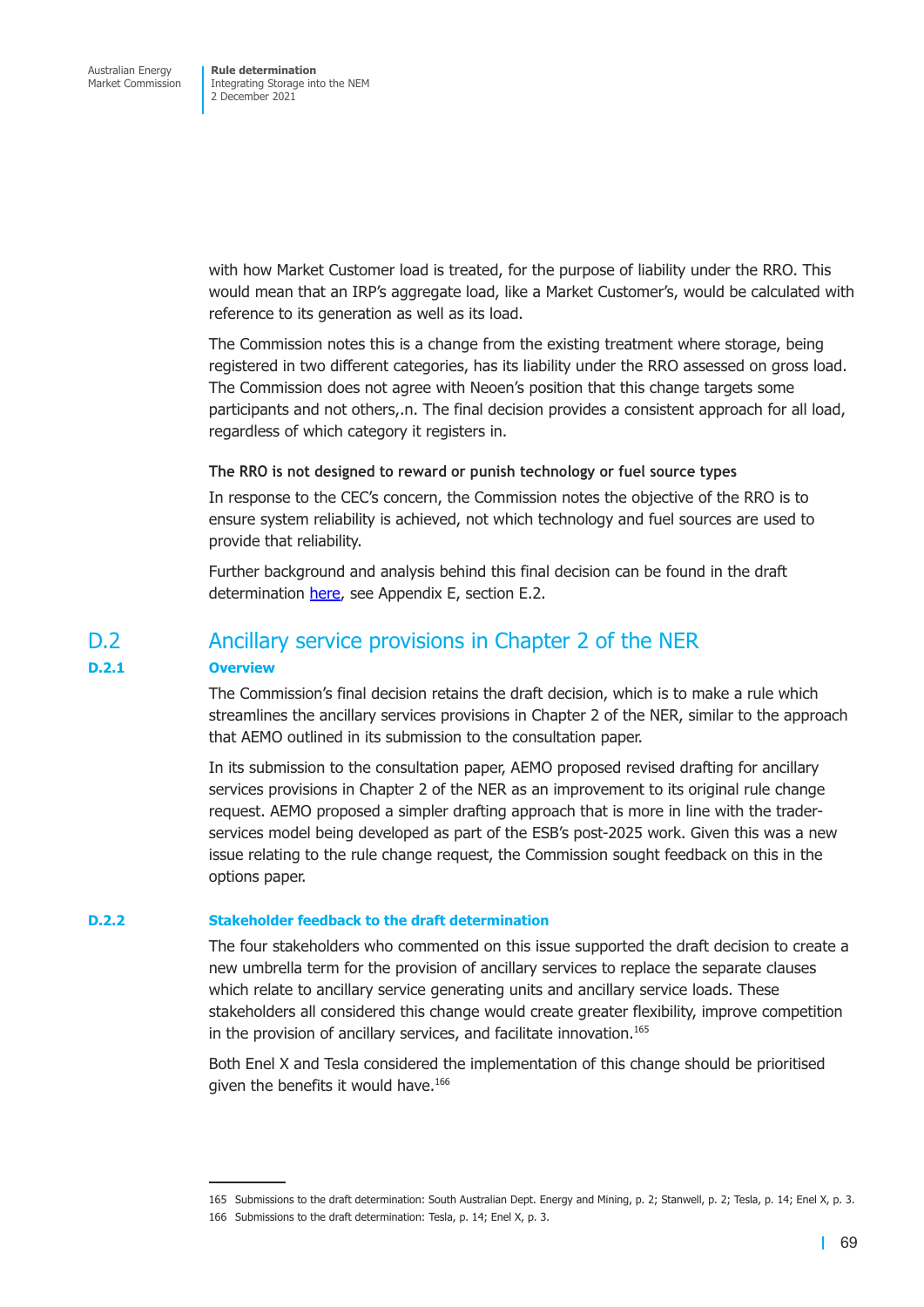with how Market Customer load is treated, for the purpose of liability under the RRO. This would mean that an IRP's aggregate load, like a Market Customer's, would be calculated with reference to its generation as well as its load.

The Commission notes this is a change from the existing treatment where storage, being registered in two different categories, has its liability under the RRO assessed on gross load. The Commission does not agree with Neoen's position that this change targets some participants and not others,.n. The final decision provides a consistent approach for all load, regardless of which category it registers in.

**The RRO is not designed to reward or punish technology or fuel source types**

In response to the CEC's concern, the Commission notes the objective of the RRO is to ensure system reliability is achieved, not which technology and fuel sources are used to provide that reliability.

Further background and analysis behind this final decision can be found in the draft determination here, see Appendix E, section E.2.

## D.2 Ancillary service provisions in Chapter 2 of the NER

### D.2.1 Overview

The Commission's final decision retains the draft decision, which is to make a rule which streamlines the ancillary services provisions in Chapter 2 of the NER, similar to the approach that AEMO outlined in its submission to the consultation paper.

In its submission to the consultation paper, AEMO proposed revised drafting for ancillary services provisions in Chapter 2 of the NER as an improvement to its original rule change request. AEMO proposed a simpler drafting approach that is more in line with the trader-services model being developed as part of the ESB's post-2025 work. Given this was a new issue relating to the rule change request, the Commission sought feedback on this in the options paper.

### D.2.2 Stakeholder feedback to the draft determination

The four stakeholders who commented on this issue supported the draft decision to create a new umbrella term for the provision of ancillary services to replace the separate clauses which relate to ancillary service generating units and ancillary service loads. These stakeholders all considered this change would create greater flexibility, improve competition in the provision of ancillary services, and facilitate innovation.[165]

Both Enel X and Tesla considered the implementation of this change should be prioritised given the benefits it would have.[166]

165 Submissions to the draft determination: South Australian Dept. Energy and Mining, p. 2; Stanwell, p. 2; Tesla, p. 14; Enel X, p. 3.

166 Submissions to the draft determination: Tesla, p. 14; Enel X, p. 3.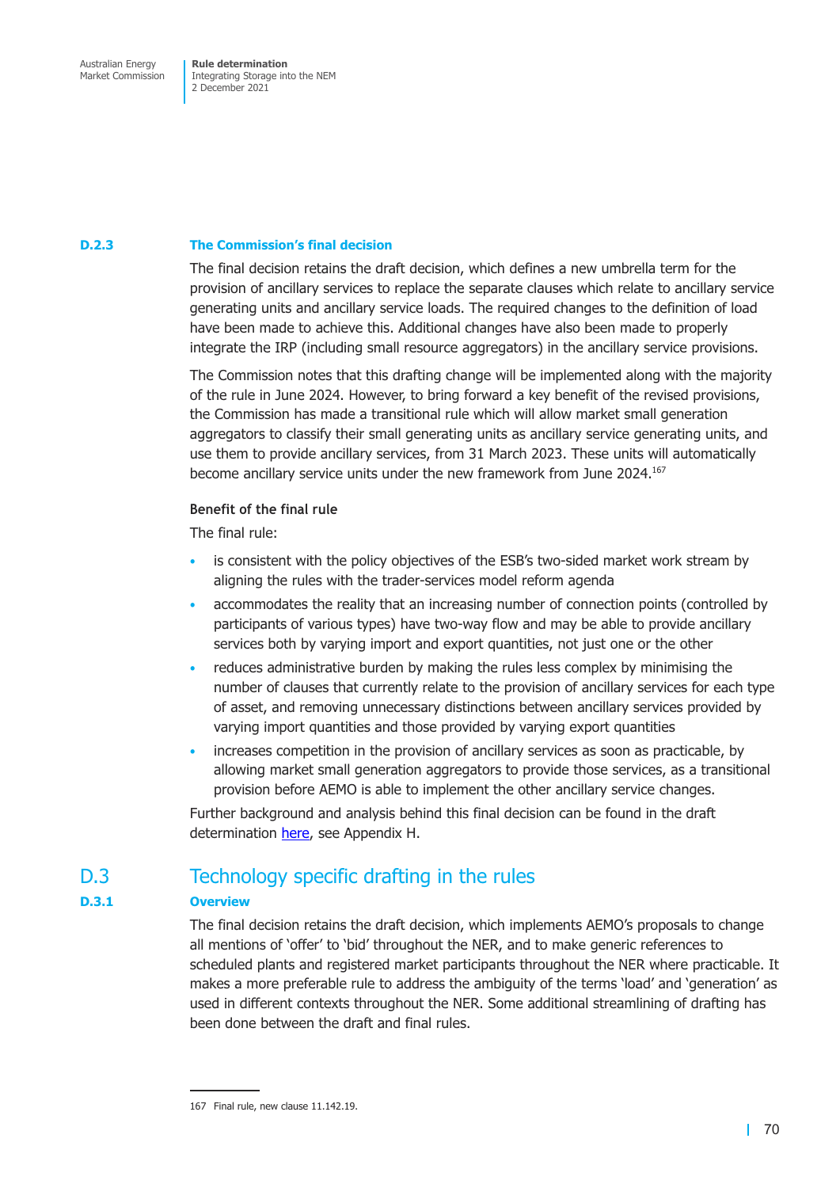### D.2.3 The Commission's final decision

The final decision retains the draft decision, which defines a new umbrella term for the provision of ancillary services to replace the separate clauses which relate to ancillary service generating units and ancillary service loads. The required changes to the definition of load have been made to achieve this. Additional changes have also been made to properly integrate the IRP (including small resource aggregators) in the ancillary service provisions.

The Commission notes that this drafting change will be implemented along with the majority of the rule in June 2024. However, to bring forward a key benefit of the revised provisions, the Commission has made a transitional rule which will allow market small generation aggregators to classify their small generating units as ancillary service generating units, and use them to provide ancillary services, from 31 March 2023. These units will automatically become ancillary service units under the new framework from June 2024.[167]

#### Benefit of the final rule

The final rule:

- is consistent with the policy objectives of the ESB's two-sided market work stream by aligning the rules with the trader-services model reform agenda
- accommodates the reality that an increasing number of connection points (controlled by participants of various types) have two-way flow and may be able to provide ancillary services both by varying import and export quantities, not just one or the other
- reduces administrative burden by making the rules less complex by minimising the number of clauses that currently relate to the provision of ancillary services for each type of asset, and removing unnecessary distinctions between ancillary services provided by varying import quantities and those provided by varying export quantities
- increases competition in the provision of ancillary services as soon as practicable, by allowing market small generation aggregators to provide those services, as a transitional provision before AEMO is able to implement the other ancillary service changes.

Further background and analysis behind this final decision can be found in the draft determination here, see Appendix H.

## D.3 Technology specific drafting in the rules

### D.3.1 Overview

The final decision retains the draft decision, which implements AEMO's proposals to change all mentions of 'offer' to 'bid' throughout the NER, and to make generic references to scheduled plants and registered market participants throughout the NER where practicable. It makes a more preferable rule to address the ambiguity of the terms 'load' and 'generation' as used in different contexts throughout the NER. Some additional streamlining of drafting has been done between the draft and final rules.

167 Final rule, new clause 11.142.19.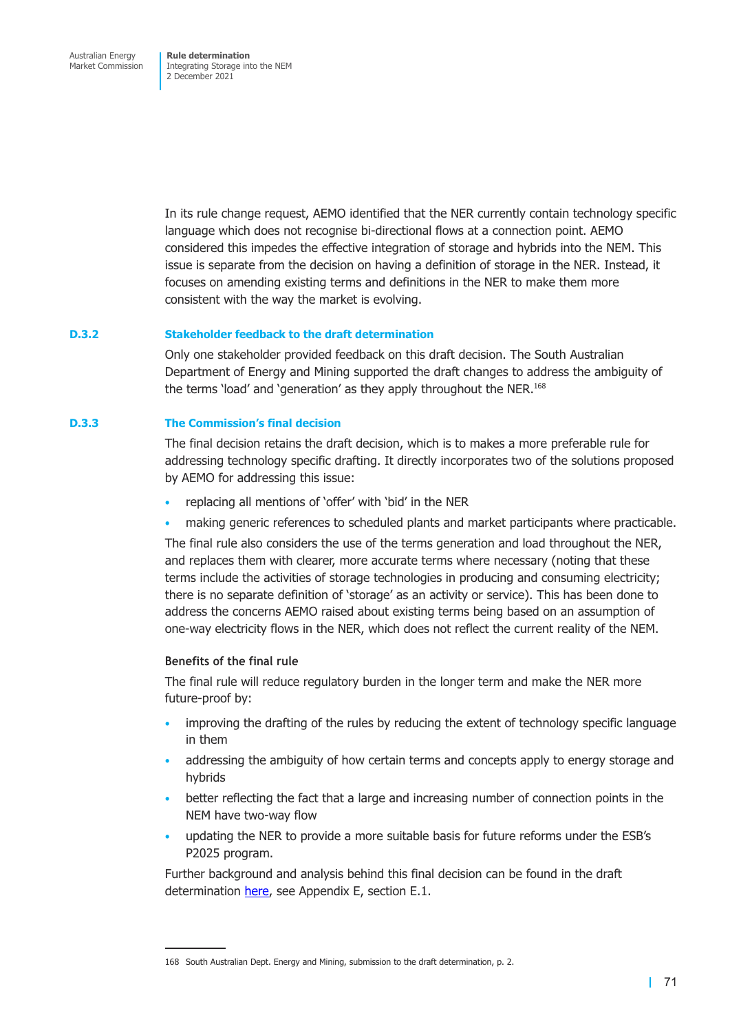In its rule change request, AEMO identified that the NER currently contain technology specific language which does not recognise bi-directional flows at a connection point. AEMO considered this impedes the effective integration of storage and hybrids into the NEM. This issue is separate from the decision on having a definition of storage in the NER. Instead, it focuses on amending existing terms and definitions in the NER to make them more consistent with the way the market is evolving.

### D.3.2 Stakeholder feedback to the draft determination

Only one stakeholder provided feedback on this draft decision. The South Australian Department of Energy and Mining supported the draft changes to address the ambiguity of the terms 'load' and 'generation' as they apply throughout the NER.[168]

### D.3.3 The Commission's final decision

The final decision retains the draft decision, which is to makes a more preferable rule for addressing technology specific drafting. It directly incorporates two of the solutions proposed by AEMO for addressing this issue:

- replacing all mentions of 'offer' with 'bid' in the NER
- making generic references to scheduled plants and market participants where practicable.

The final rule also considers the use of the terms generation and load throughout the NER, and replaces them with clearer, more accurate terms where necessary (noting that these terms include the activities of storage technologies in producing and consuming electricity; there is no separate definition of 'storage' as an activity or service). This has been done to address the concerns AEMO raised about existing terms being based on an assumption of one-way electricity flows in the NER, which does not reflect the current reality of the NEM.

#### Benefits of the final rule

The final rule will reduce regulatory burden in the longer term and make the NER more future-proof by:

- improving the drafting of the rules by reducing the extent of technology specific language in them
- addressing the ambiguity of how certain terms and concepts apply to energy storage and hybrids
- better reflecting the fact that a large and increasing number of connection points in the NEM have two-way flow
- updating the NER to provide a more suitable basis for future reforms under the ESB's P2025 program.

Further background and analysis behind this final decision can be found in the draft determination here, see Appendix E, section E.1.

---

168 South Australian Dept. Energy and Mining, submission to the draft determination, p. 2.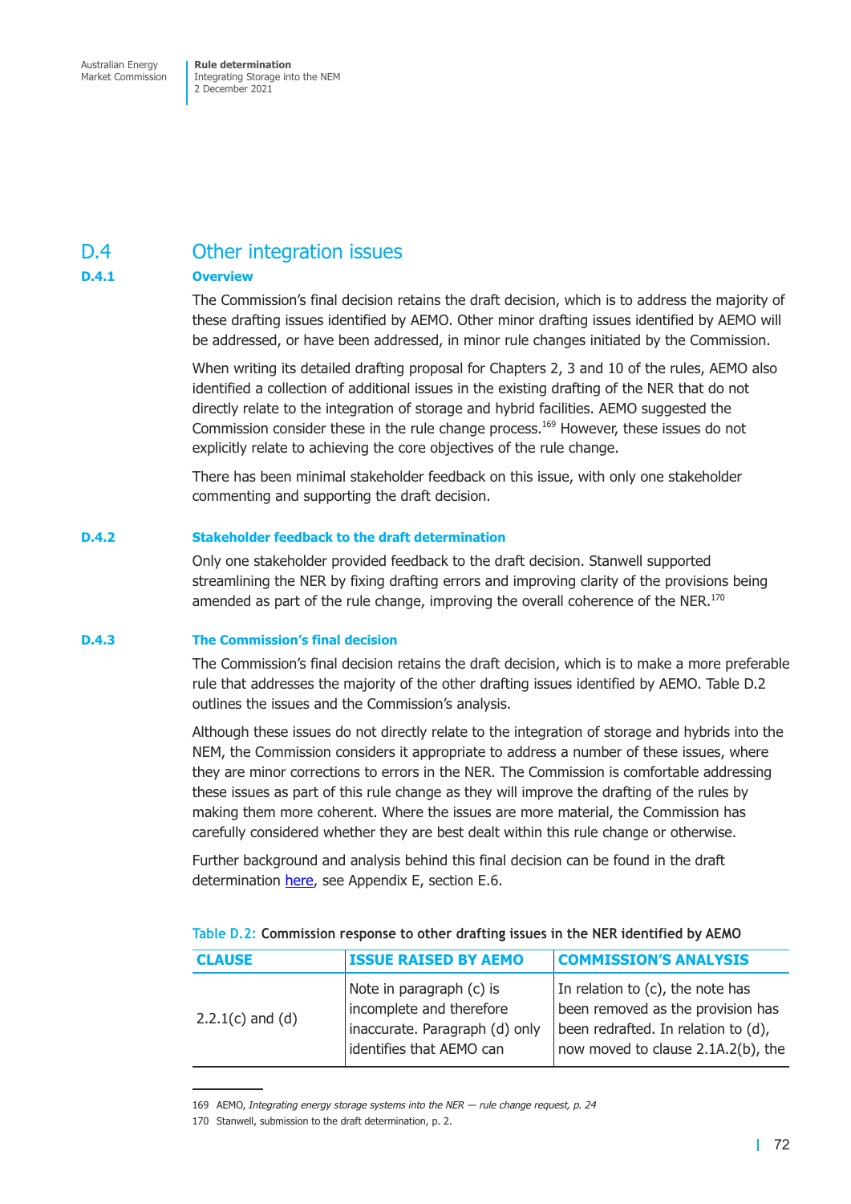## D.4 Other integration issues

### D.4.1 Overview

The Commission's final decision retains the draft decision, which is to address the majority of these drafting issues identified by AEMO. Other minor drafting issues identified by AEMO will be addressed, or have been addressed, in minor rule changes initiated by the Commission.

When writing its detailed drafting proposal for Chapters 2, 3 and 10 of the rules, AEMO also identified a collection of additional issues in the existing drafting of the NER that do not directly relate to the integration of storage and hybrid facilities. AEMO suggested the Commission consider these in the rule change process.[169] However, these issues do not explicitly relate to achieving the core objectives of the rule change.

There has been minimal stakeholder feedback on this issue, with only one stakeholder commenting and supporting the draft decision.

### D.4.2 Stakeholder feedback to the draft determination

Only one stakeholder provided feedback to the draft decision. Stanwell supported streamlining the NER by fixing drafting errors and improving clarity of the provisions being amended as part of the rule change, improving the overall coherence of the NER.[170]

### D.4.3 The Commission's final decision

The Commission's final decision retains the draft decision, which is to make a more preferable rule that addresses the majority of the other drafting issues identified by AEMO. Table D.2 outlines the issues and the Commission's analysis.

Although these issues do not directly relate to the integration of storage and hybrids into the NEM, the Commission considers it appropriate to address a number of these issues, where they are minor corrections to errors in the NER. The Commission is comfortable addressing these issues as part of this rule change as they will improve the drafting of the rules by making them more coherent. Where the issues are more material, the Commission has carefully considered whether they are best dealt within this rule change or otherwise.

Further background and analysis behind this final decision can be found in the draft determination here, see Appendix E, section E.6.

**Table D.2: Commission response to other drafting issues in the NER identified by AEMO**

| CLAUSE | ISSUE RAISED BY AEMO | COMMISSION'S ANALYSIS |
| --- | --- | --- |
| 2.2.1(c) and (d) | Note in paragraph (c) is incomplete and therefore inaccurate. Paragraph (d) only identifies that AEMO can | In relation to (c), the note has been removed as the provision has been redrafted. In relation to (d), now moved to clause 2.1A.2(b), the |

169 AEMO, *Integrating energy storage systems into the NER — rule change request*, p. 24

170 Stanwell, submission to the draft determination, p. 2.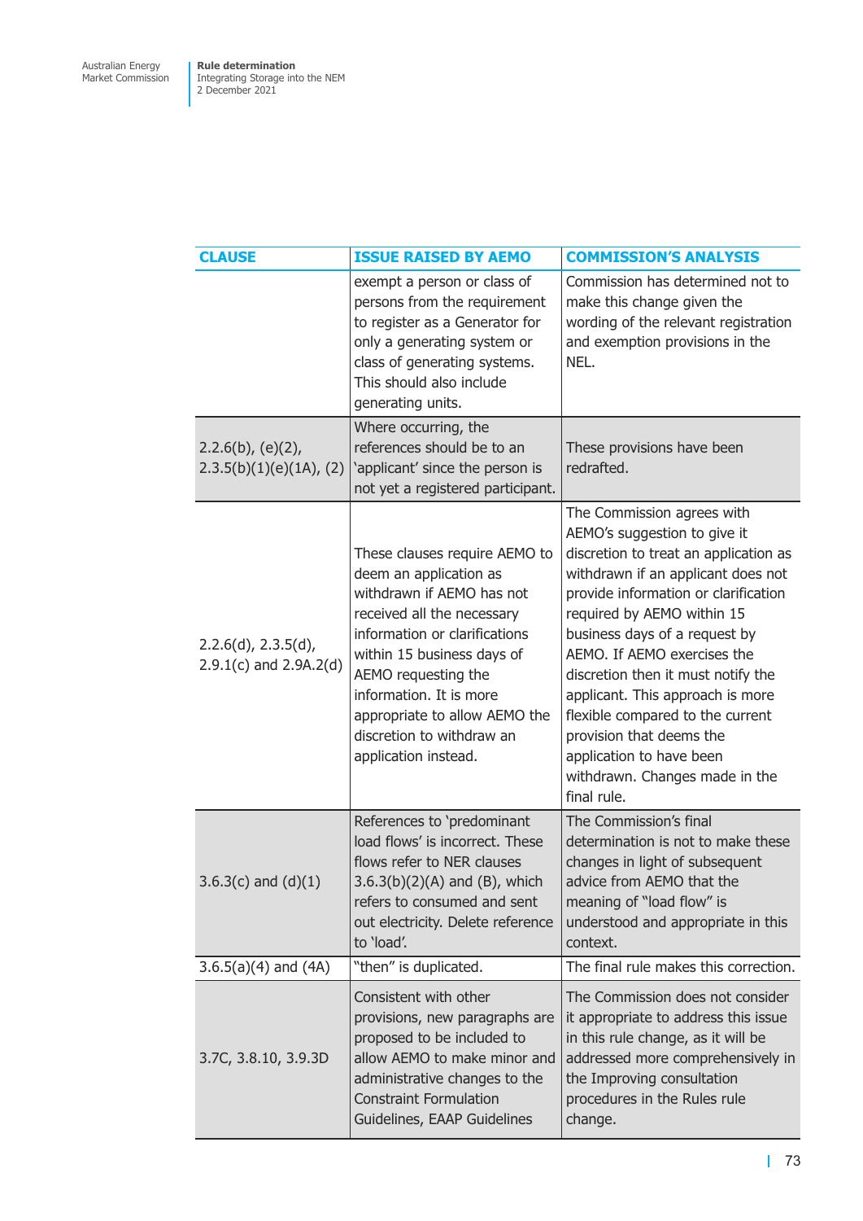| CLAUSE | ISSUE RAISED BY AEMO | COMMISSION'S ANALYSIS |
|---|---|---|
| | exempt a person or class of persons from the requirement to register as a Generator for only a generating system or class of generating systems. This should also include generating units. | Commission has determined not to make this change given the wording of the relevant registration and exemption provisions in the NEL. |
| 2.2.6(b), (e)(2), 2.3.5(b)(1)(e)(1A), (2) | Where occurring, the references should be to an 'applicant' since the person is not yet a registered participant. | These provisions have been redrafted. |
| 2.2.6(d), 2.3.5(d), 2.9.1(c) and 2.9A.2(d) | These clauses require AEMO to deem an application as withdrawn if AEMO has not received all the necessary information or clarifications within 15 business days of AEMO requesting the information. It is more appropriate to allow AEMO the discretion to withdraw an application instead. | The Commission agrees with AEMO's suggestion to give it discretion to treat an application as withdrawn if an applicant does not provide information or clarification required by AEMO within 15 business days of a request by AEMO. If AEMO exercises the discretion then it must notify the applicant. This approach is more flexible compared to the current provision that deems the application to have been withdrawn. Changes made in the final rule. |
| 3.6.3(c) and (d)(1) | References to 'predominant load flows' is incorrect. These flows refer to NER clauses 3.6.3(b)(2)(A) and (B), which refers to consumed and sent out electricity. Delete reference to 'load'. | The Commission's final determination is not to make these changes in light of subsequent advice from AEMO that the meaning of "load flow" is understood and appropriate in this context. |
| 3.6.5(a)(4) and (4A) | "then" is duplicated. | The final rule makes this correction. |
| 3.7C, 3.8.10, 3.9.3D | Consistent with other provisions, new paragraphs are proposed to be included to allow AEMO to make minor and administrative changes to the Constraint Formulation Guidelines, EAAP Guidelines | The Commission does not consider it appropriate to address this issue in this rule change, as it will be addressed more comprehensively in the Improving consultation procedures in the Rules rule change. |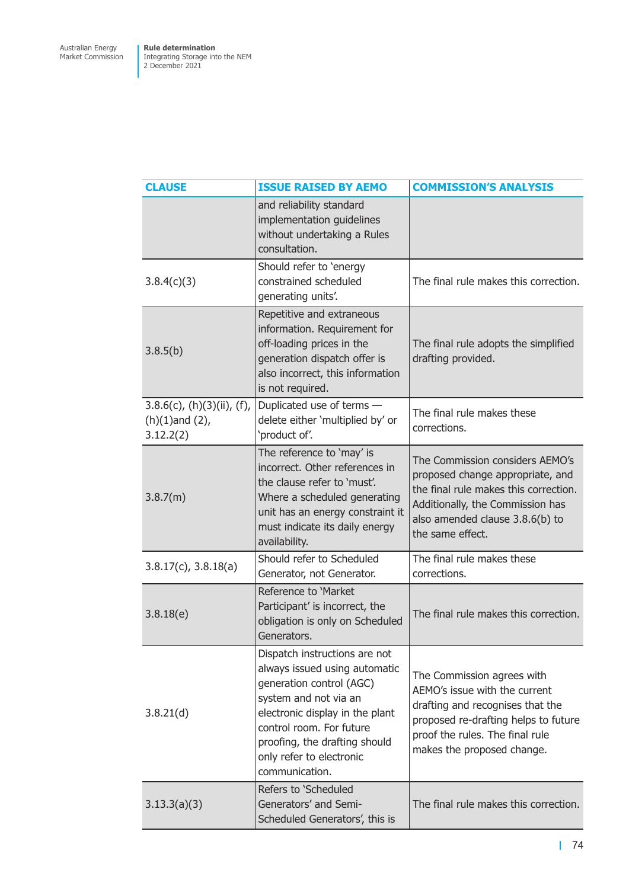| CLAUSE | ISSUE RAISED BY AEMO | COMMISSION'S ANALYSIS |
|---|---|---|
| | and reliability standard implementation guidelines without undertaking a Rules consultation. | |
| 3.8.4(c)(3) | Should refer to 'energy constrained scheduled generating units'. | The final rule makes this correction. |
| 3.8.5(b) | Repetitive and extraneous information. Requirement for off-loading prices in the generation dispatch offer is also incorrect, this information is not required. | The final rule adopts the simplified drafting provided. |
| 3.8.6(c), (h)(3)(ii), (f), (h)(1)and (2), 3.12.2(2) | Duplicated use of terms — delete either 'multiplied by' or 'product of'. | The final rule makes these corrections. |
| 3.8.7(m) | The reference to 'may' is incorrect. Other references in the clause refer to 'must'. Where a scheduled generating unit has an energy constraint it must indicate its daily energy availability. | The Commission considers AEMO's proposed change appropriate, and the final rule makes this correction. Additionally, the Commission has also amended clause 3.8.6(b) to the same effect. |
| 3.8.17(c), 3.8.18(a) | Should refer to Scheduled Generator, not Generator. | The final rule makes these corrections. |
| 3.8.18(e) | Reference to 'Market Participant' is incorrect, the obligation is only on Scheduled Generators. | The final rule makes this correction. |
| 3.8.21(d) | Dispatch instructions are not always issued using automatic generation control (AGC) system and not via an electronic display in the plant control room. For future proofing, the drafting should only refer to electronic communication. | The Commission agrees with AEMO's issue with the current drafting and recognises that the proposed re-drafting helps to future proof the rules. The final rule makes the proposed change. |
| 3.13.3(a)(3) | Refers to 'Scheduled Generators' and Semi-Scheduled Generators', this is | The final rule makes this correction. |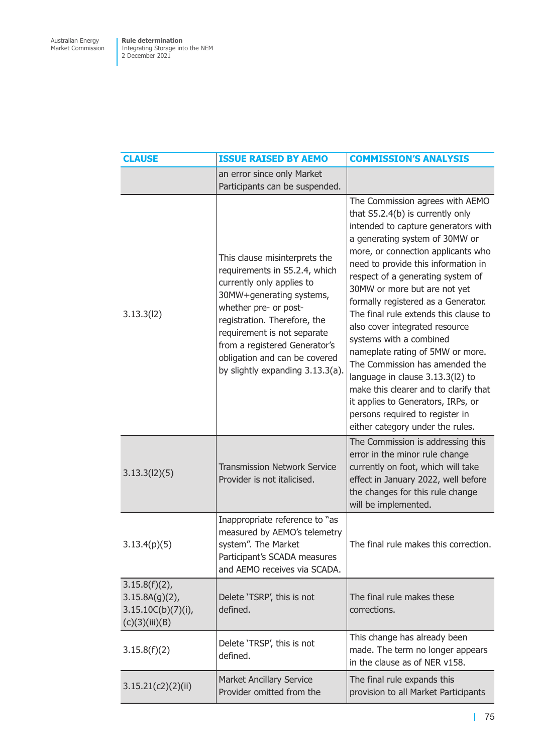| CLAUSE | ISSUE RAISED BY AEMO | COMMISSION'S ANALYSIS |
|---|---|---|
| | an error since only Market Participants can be suspended. | |
| 3.13.3(l2) | This clause misinterprets the requirements in S5.2.4, which currently only applies to 30MW+generating systems, whether pre- or post-registration. Therefore, the requirement is not separate from a registered Generator's obligation and can be covered by slightly expanding 3.13.3(a). | The Commission agrees with AEMO that S5.2.4(b) is currently only intended to capture generators with a generating system of 30MW or more, or connection applicants who need to provide this information in respect of a generating system of 30MW or more but are not yet formally registered as a Generator. The final rule extends this clause to also cover integrated resource systems with a combined nameplate rating of 5MW or more. The Commission has amended the language in clause 3.13.3(l2) to make this clearer and to clarify that it applies to Generators, IRPs, or persons required to register in either category under the rules. |
| 3.13.3(l2)(5) | Transmission Network Service Provider is not italicised. | The Commission is addressing this error in the minor rule change currently on foot, which will take effect in January 2022, well before the changes for this rule change will be implemented. |
| 3.13.4(p)(5) | Inappropriate reference to "as measured by AEMO's telemetry system". The Market Participant's SCADA measures and AEMO receives via SCADA. | The final rule makes this correction. |
| 3.15.8(f)(2), 3.15.8A(g)(2), 3.15.10C(b)(7)(i), (c)(3)(iii)(B) | Delete 'TSRP', this is not defined. | The final rule makes these corrections. |
| 3.15.8(f)(2) | Delete 'TRSP', this is not defined. | This change has already been made. The term no longer appears in the clause as of NER v158. |
| 3.15.21(c2)(2)(ii) | Market Ancillary Service Provider omitted from the | The final rule expands this provision to all Market Participants |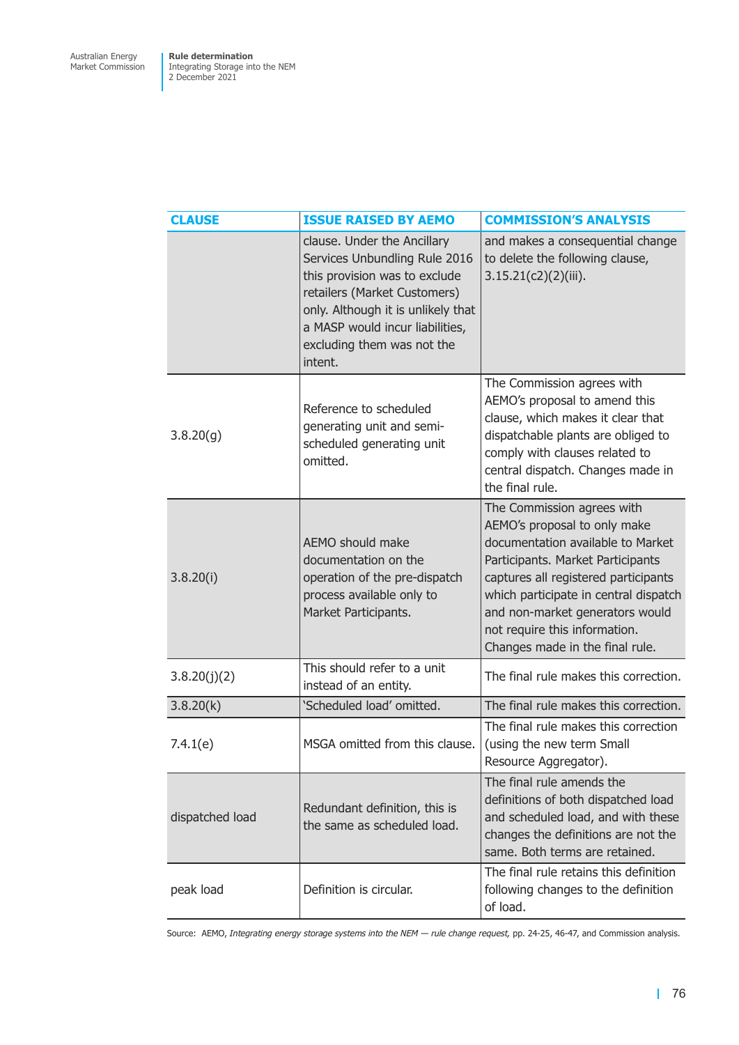| CLAUSE | ISSUE RAISED BY AEMO | COMMISSION'S ANALYSIS |
|---|---|---|
| | clause. Under the Ancillary Services Unbundling Rule 2016 this provision was to exclude retailers (Market Customers) only. Although it is unlikely that a MASP would incur liabilities, excluding them was not the intent. | and makes a consequential change to delete the following clause, 3.15.21(c2)(2)(iii). |
| 3.8.20(g) | Reference to scheduled generating unit and semi-scheduled generating unit omitted. | The Commission agrees with AEMO's proposal to amend this clause, which makes it clear that dispatchable plants are obliged to comply with clauses related to central dispatch. Changes made in the final rule. |
| 3.8.20(i) | AEMO should make documentation on the operation of the pre-dispatch process available only to Market Participants. | The Commission agrees with AEMO's proposal to only make documentation available to Market Participants. Market Participants captures all registered participants which participate in central dispatch and non-market generators would not require this information. Changes made in the final rule. |
| 3.8.20(j)(2) | This should refer to a unit instead of an entity. | The final rule makes this correction. |
| 3.8.20(k) | 'Scheduled load' omitted. | The final rule makes this correction. |
| 7.4.1(e) | MSGA omitted from this clause. | The final rule makes this correction (using the new term Small Resource Aggregator). |
| dispatched load | Redundant definition, this is the same as scheduled load. | The final rule amends the definitions of both dispatched load and scheduled load, and with these changes the definitions are not the same. Both terms are retained. |
| peak load | Definition is circular. | The final rule retains this definition following changes to the definition of load. |

Source: AEMO, *Integrating energy storage systems into the NEM — rule change request,* pp. 24-25, 46-47, and Commission analysis.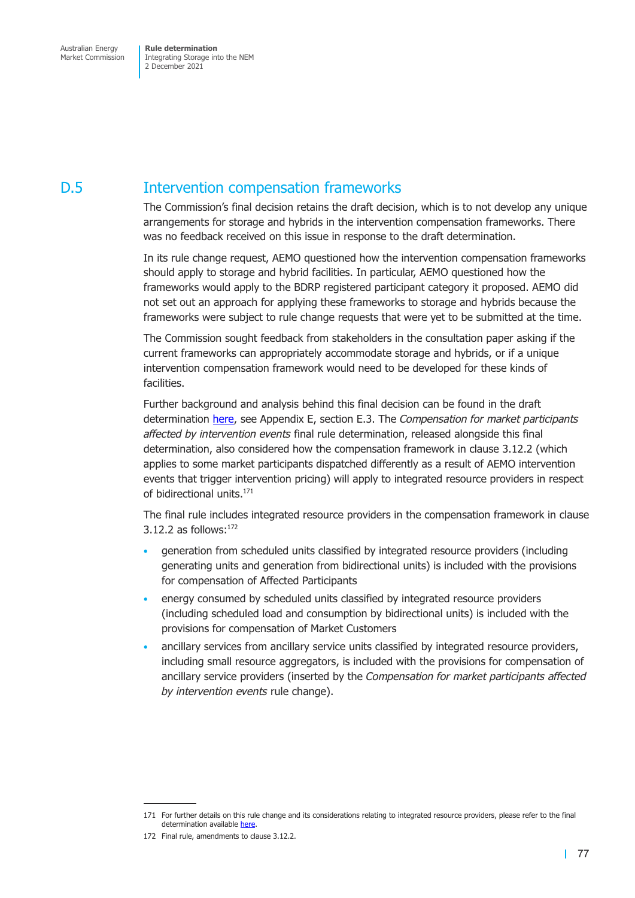## D.5 Intervention compensation frameworks

The Commission's final decision retains the draft decision, which is to not develop any unique arrangements for storage and hybrids in the intervention compensation frameworks. There was no feedback received on this issue in response to the draft determination.

In its rule change request, AEMO questioned how the intervention compensation frameworks should apply to storage and hybrid facilities. In particular, AEMO questioned how the frameworks would apply to the BDRP registered participant category it proposed. AEMO did not set out an approach for applying these frameworks to storage and hybrids because the frameworks were subject to rule change requests that were yet to be submitted at the time.

The Commission sought feedback from stakeholders in the consultation paper asking if the current frameworks can appropriately accommodate storage and hybrids, or if a unique intervention compensation framework would need to be developed for these kinds of facilities.

Further background and analysis behind this final decision can be found in the draft determination here, see Appendix E, section E.3. The *Compensation for market participants affected by intervention events* final rule determination, released alongside this final determination, also considered how the compensation framework in clause 3.12.2 (which applies to some market participants dispatched differently as a result of AEMO intervention events that trigger intervention pricing) will apply to integrated resource providers in respect of bidirectional units.[171]

The final rule includes integrated resource providers in the compensation framework in clause 3.12.2 as follows:[172]

- generation from scheduled units classified by integrated resource providers (including generating units and generation from bidirectional units) is included with the provisions for compensation of Affected Participants
- energy consumed by scheduled units classified by integrated resource providers (including scheduled load and consumption by bidirectional units) is included with the provisions for compensation of Market Customers
- ancillary services from ancillary service units classified by integrated resource providers, including small resource aggregators, is included with the provisions for compensation of ancillary service providers (inserted by the *Compensation for market participants affected by intervention events* rule change).

171 For further details on this rule change and its considerations relating to integrated resource providers, please refer to the final determination available here.

172 Final rule, amendments to clause 3.12.2.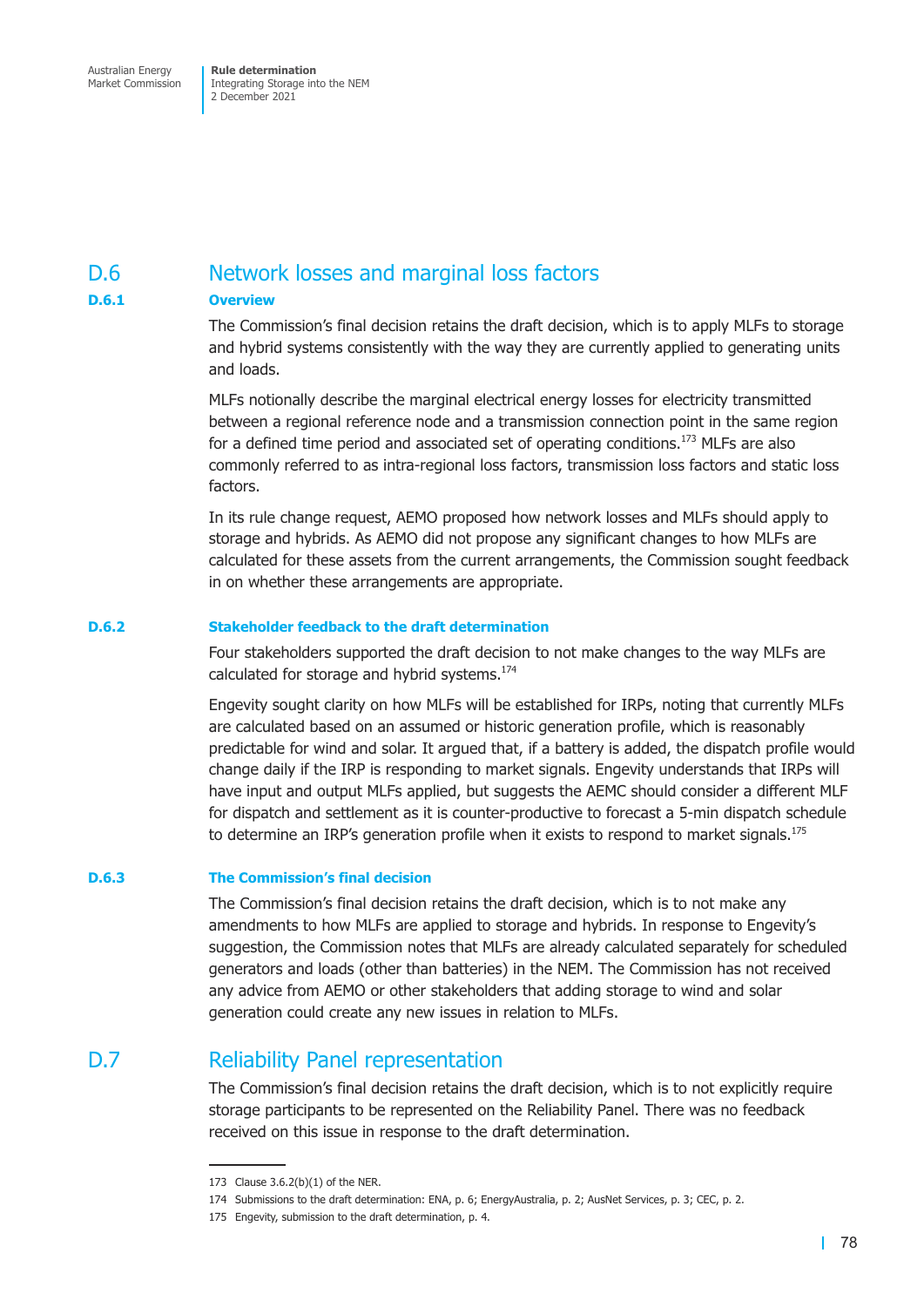## D.6 Network losses and marginal loss factors

### D.6.1 Overview

The Commission's final decision retains the draft decision, which is to apply MLFs to storage and hybrid systems consistently with the way they are currently applied to generating units and loads.

MLFs notionally describe the marginal electrical energy losses for electricity transmitted between a regional reference node and a transmission connection point in the same region for a defined time period and associated set of operating conditions.[173] MLFs are also commonly referred to as intra-regional loss factors, transmission loss factors and static loss factors.

In its rule change request, AEMO proposed how network losses and MLFs should apply to storage and hybrids. As AEMO did not propose any significant changes to how MLFs are calculated for these assets from the current arrangements, the Commission sought feedback in on whether these arrangements are appropriate.

### D.6.2 Stakeholder feedback to the draft determination

Four stakeholders supported the draft decision to not make changes to the way MLFs are calculated for storage and hybrid systems.[174]

Engevity sought clarity on how MLFs will be established for IRPs, noting that currently MLFs are calculated based on an assumed or historic generation profile, which is reasonably predictable for wind and solar. It argued that, if a battery is added, the dispatch profile would change daily if the IRP is responding to market signals. Engevity understands that IRPs will have input and output MLFs applied, but suggests the AEMC should consider a different MLF for dispatch and settlement as it is counter-productive to forecast a 5-min dispatch schedule to determine an IRP's generation profile when it exists to respond to market signals.[175]

### D.6.3 The Commission's final decision

The Commission's final decision retains the draft decision, which is to not make any amendments to how MLFs are applied to storage and hybrids. In response to Engevity's suggestion, the Commission notes that MLFs are already calculated separately for scheduled generators and loads (other than batteries) in the NEM. The Commission has not received any advice from AEMO or other stakeholders that adding storage to wind and solar generation could create any new issues in relation to MLFs.

## D.7 Reliability Panel representation

The Commission's final decision retains the draft decision, which is to not explicitly require storage participants to be represented on the Reliability Panel. There was no feedback received on this issue in response to the draft determination.

---

173 Clause 3.6.2(b)(1) of the NER.

174 Submissions to the draft determination: ENA, p. 6; EnergyAustralia, p. 2; AusNet Services, p. 3; CEC, p. 2.

175 Engevity, submission to the draft determination, p. 4.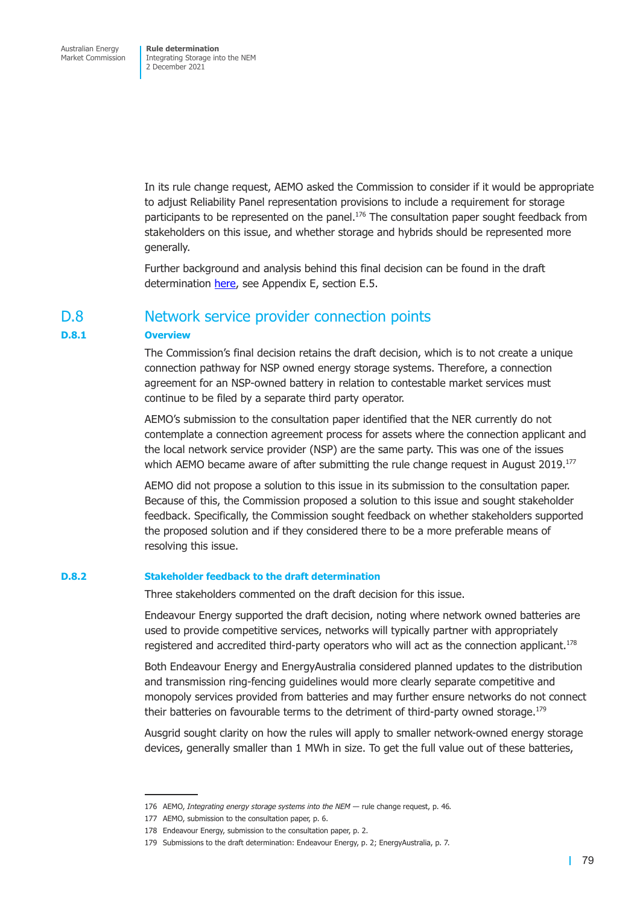In its rule change request, AEMO asked the Commission to consider if it would be appropriate to adjust Reliability Panel representation provisions to include a requirement for storage participants to be represented on the panel.[176] The consultation paper sought feedback from stakeholders on this issue, and whether storage and hybrids should be represented more generally.

Further background and analysis behind this final decision can be found in the draft determination here, see Appendix E, section E.5.

## D.8 Network service provider connection points

### D.8.1 Overview

The Commission's final decision retains the draft decision, which is to not create a unique connection pathway for NSP owned energy storage systems. Therefore, a connection agreement for an NSP-owned battery in relation to contestable market services must continue to be filed by a separate third party operator.

AEMO's submission to the consultation paper identified that the NER currently do not contemplate a connection agreement process for assets where the connection applicant and the local network service provider (NSP) are the same party. This was one of the issues which AEMO became aware of after submitting the rule change request in August 2019.[177]

AEMO did not propose a solution to this issue in its submission to the consultation paper. Because of this, the Commission proposed a solution to this issue and sought stakeholder feedback. Specifically, the Commission sought feedback on whether stakeholders supported the proposed solution and if they considered there to be a more preferable means of resolving this issue.

### D.8.2 Stakeholder feedback to the draft determination

Three stakeholders commented on the draft decision for this issue.

Endeavour Energy supported the draft decision, noting where network owned batteries are used to provide competitive services, networks will typically partner with appropriately registered and accredited third-party operators who will act as the connection applicant.[178]

Both Endeavour Energy and EnergyAustralia considered planned updates to the distribution and transmission ring-fencing guidelines would more clearly separate competitive and monopoly services provided from batteries and may further ensure networks do not connect their batteries on favourable terms to the detriment of third-party owned storage.[179]

Ausgrid sought clarity on how the rules will apply to smaller network-owned energy storage devices, generally smaller than 1 MWh in size. To get the full value out of these batteries,

---

176 AEMO, *Integrating energy storage systems into the NEM* — rule change request, p. 46.

177 AEMO, submission to the consultation paper, p. 6.

178 Endeavour Energy, submission to the consultation paper, p. 2.

179 Submissions to the draft determination: Endeavour Energy, p. 2; EnergyAustralia, p. 7.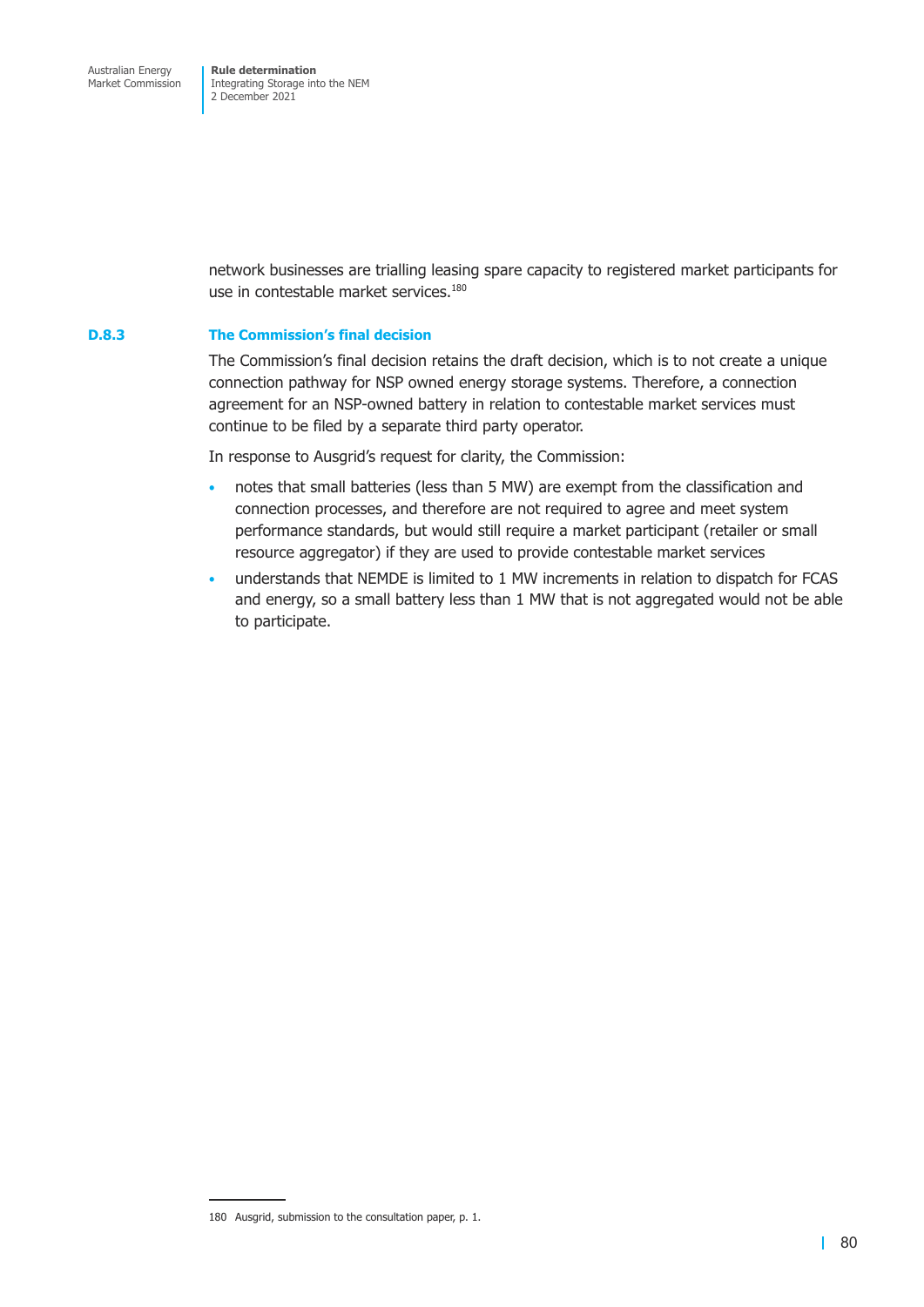network businesses are trialling leasing spare capacity to registered market participants for use in contestable market services.[180]

### D.8.3 The Commission's final decision

The Commission's final decision retains the draft decision, which is to not create a unique connection pathway for NSP owned energy storage systems. Therefore, a connection agreement for an NSP-owned battery in relation to contestable market services must continue to be filed by a separate third party operator.

In response to Ausgrid's request for clarity, the Commission:

- notes that small batteries (less than 5 MW) are exempt from the classification and connection processes, and therefore are not required to agree and meet system performance standards, but would still require a market participant (retailer or small resource aggregator) if they are used to provide contestable market services
- understands that NEMDE is limited to 1 MW increments in relation to dispatch for FCAS and energy, so a small battery less than 1 MW that is not aggregated would not be able to participate.

180 Ausgrid, submission to the consultation paper, p. 1.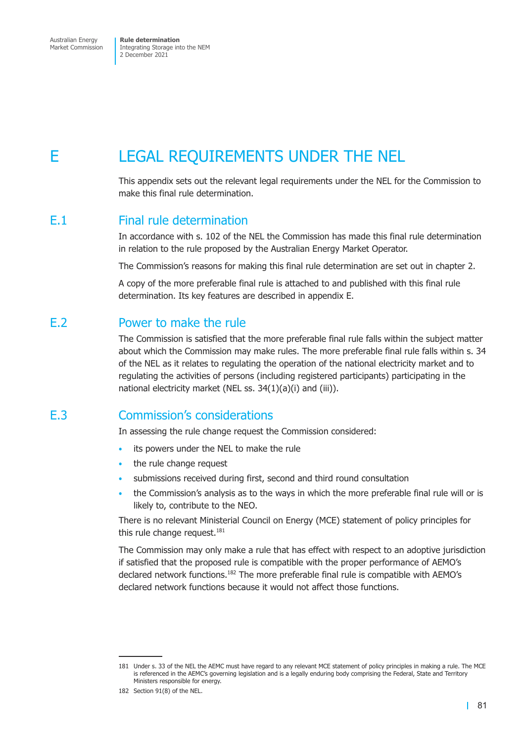# E LEGAL REQUIREMENTS UNDER THE NEL

This appendix sets out the relevant legal requirements under the NEL for the Commission to make this final rule determination.

## E.1 Final rule determination

In accordance with s. 102 of the NEL the Commission has made this final rule determination in relation to the rule proposed by the Australian Energy Market Operator.

The Commission's reasons for making this final rule determination are set out in chapter 2.

A copy of the more preferable final rule is attached to and published with this final rule determination. Its key features are described in appendix E.

## E.2 Power to make the rule

The Commission is satisfied that the more preferable final rule falls within the subject matter about which the Commission may make rules. The more preferable final rule falls within s. 34 of the NEL as it relates to regulating the operation of the national electricity market and to regulating the activities of persons (including registered participants) participating in the national electricity market (NEL ss. 34(1)(a)(i) and (iii)).

## E.3 Commission's considerations

In assessing the rule change request the Commission considered:

- its powers under the NEL to make the rule
- the rule change request
- submissions received during first, second and third round consultation
- the Commission's analysis as to the ways in which the more preferable final rule will or is likely to, contribute to the NEO.

There is no relevant Ministerial Council on Energy (MCE) statement of policy principles for this rule change request.[181]

The Commission may only make a rule that has effect with respect to an adoptive jurisdiction if satisfied that the proposed rule is compatible with the proper performance of AEMO's declared network functions.[182] The more preferable final rule is compatible with AEMO's declared network functions because it would not affect those functions.

---

181 Under s. 33 of the NEL the AEMC must have regard to any relevant MCE statement of policy principles in making a rule. The MCE is referenced in the AEMC's governing legislation and is a legally enduring body comprising the Federal, State and Territory Ministers responsible for energy.

182 Section 91(8) of the NEL.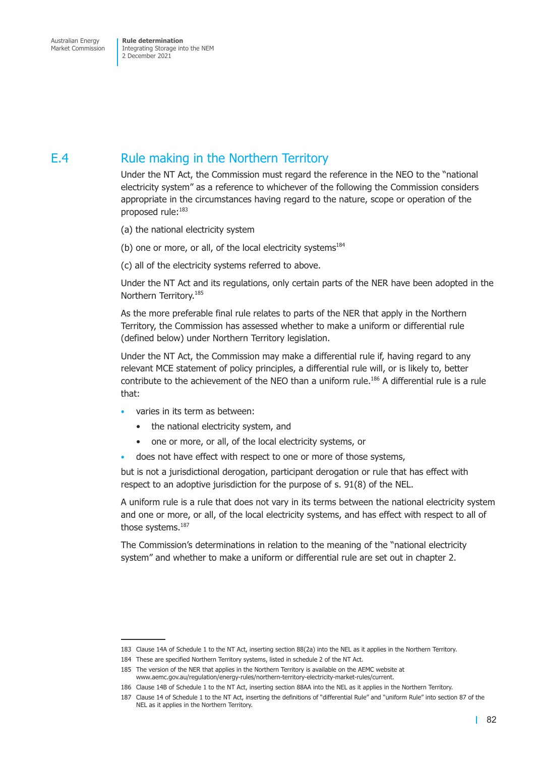## E.4 Rule making in the Northern Territory

Under the NT Act, the Commission must regard the reference in the NEO to the "national electricity system" as a reference to whichever of the following the Commission considers appropriate in the circumstances having regard to the nature, scope or operation of the proposed rule:[183]

(a) the national electricity system

(b) one or more, or all, of the local electricity systems[184]

(c) all of the electricity systems referred to above.

Under the NT Act and its regulations, only certain parts of the NER have been adopted in the Northern Territory.[185]

As the more preferable final rule relates to parts of the NER that apply in the Northern Territory, the Commission has assessed whether to make a uniform or differential rule (defined below) under Northern Territory legislation.

Under the NT Act, the Commission may make a differential rule if, having regard to any relevant MCE statement of policy principles, a differential rule will, or is likely to, better contribute to the achievement of the NEO than a uniform rule.[186] A differential rule is a rule that:

- varies in its term as between:
    - the national electricity system, and
    - one or more, or all, of the local electricity systems, or
- does not have effect with respect to one or more of those systems,

but is not a jurisdictional derogation, participant derogation or rule that has effect with respect to an adoptive jurisdiction for the purpose of s. 91(8) of the NEL.

A uniform rule is a rule that does not vary in its terms between the national electricity system and one or more, or all, of the local electricity systems, and has effect with respect to all of those systems.[187]

The Commission's determinations in relation to the meaning of the "national electricity system" and whether to make a uniform or differential rule are set out in chapter 2.

---

183 Clause 14A of Schedule 1 to the NT Act, inserting section 88(2a) into the NEL as it applies in the Northern Territory.

184 These are specified Northern Territory systems, listed in schedule 2 of the NT Act.

185 The version of the NER that applies in the Northern Territory is available on the AEMC website at www.aemc.gov.au/regulation/energy-rules/northern-territory-electricity-market-rules/current.

186 Clause 14B of Schedule 1 to the NT Act, inserting section 88AA into the NEL as it applies in the Northern Territory.

187 Clause 14 of Schedule 1 to the NT Act, inserting the definitions of "differential Rule" and "uniform Rule" into section 87 of the NEL as it applies in the Northern Territory.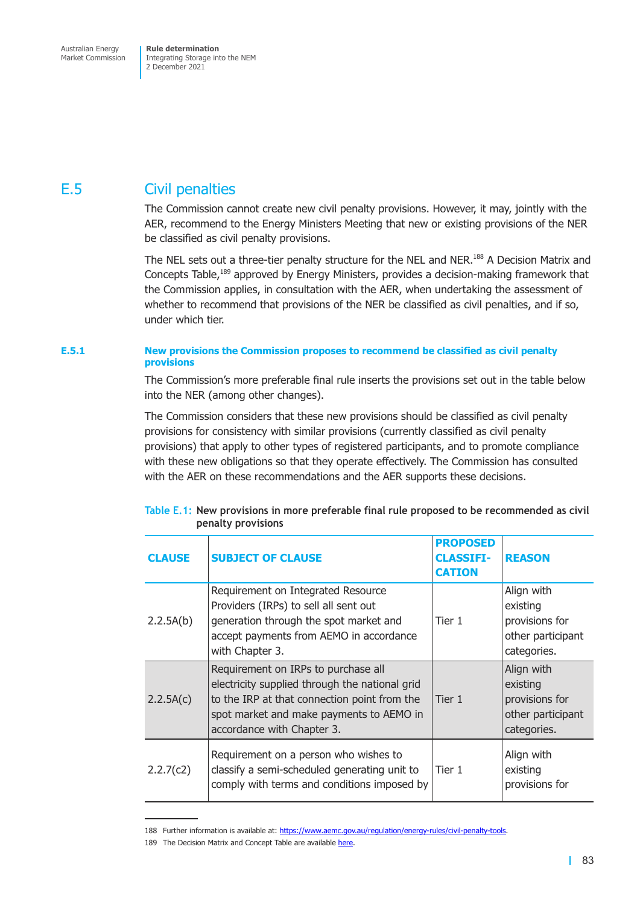## E.5 Civil penalties

The Commission cannot create new civil penalty provisions. However, it may, jointly with the AER, recommend to the Energy Ministers Meeting that new or existing provisions of the NER be classified as civil penalty provisions.

The NEL sets out a three-tier penalty structure for the NEL and NER.[188] A Decision Matrix and Concepts Table,[189] approved by Energy Ministers, provides a decision-making framework that the Commission applies, in consultation with the AER, when undertaking the assessment of whether to recommend that provisions of the NER be classified as civil penalties, and if so, under which tier.

### E.5.1 New provisions the Commission proposes to recommend be classified as civil penalty provisions

The Commission's more preferable final rule inserts the provisions set out in the table below into the NER (among other changes).

The Commission considers that these new provisions should be classified as civil penalty provisions for consistency with similar provisions (currently classified as civil penalty provisions) that apply to other types of registered participants, and to promote compliance with these new obligations so that they operate effectively. The Commission has consulted with the AER on these recommendations and the AER supports these decisions.

Table E.1: New provisions in more preferable final rule proposed to be recommended as civil penalty provisions

| CLAUSE | SUBJECT OF CLAUSE | PROPOSED CLASSIFICATION | REASON |
|---|---|---|---|
| 2.2.5A(b) | Requirement on Integrated Resource Providers (IRPs) to sell all sent out generation through the spot market and accept payments from AEMO in accordance with Chapter 3. | Tier 1 | Align with existing provisions for other participant categories. |
| 2.2.5A(c) | Requirement on IRPs to purchase all electricity supplied through the national grid to the IRP at that connection point from the spot market and make payments to AEMO in accordance with Chapter 3. | Tier 1 | Align with existing provisions for other participant categories. |
| 2.2.7(c2) | Requirement on a person who wishes to classify a semi-scheduled generating unit to comply with terms and conditions imposed by | Tier 1 | Align with existing provisions for |

188 Further information is available at: https://www.aemc.gov.au/regulation/energy-rules/civil-penalty-tools.

189 The Decision Matrix and Concept Table are available here.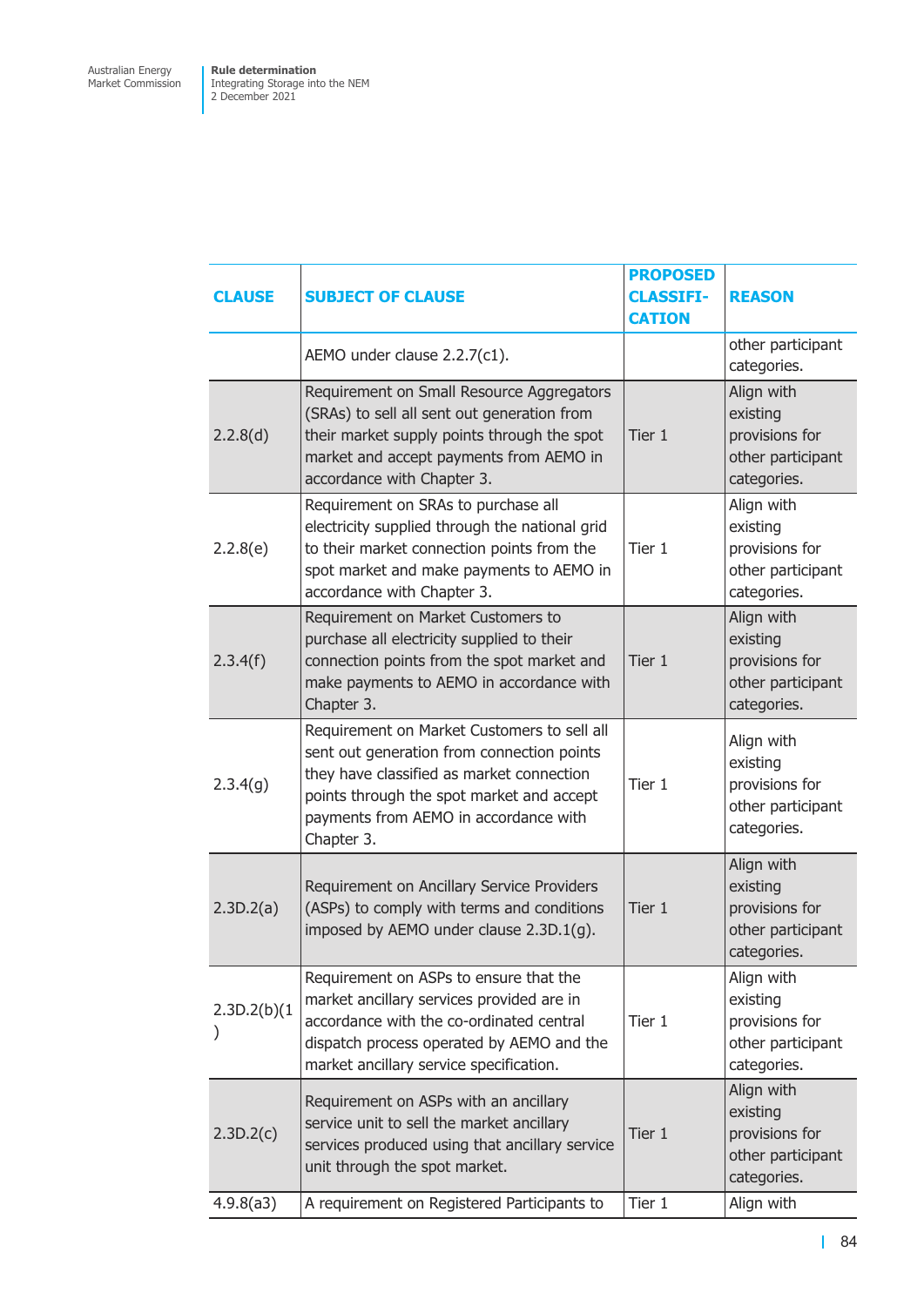| CLAUSE | SUBJECT OF CLAUSE | PROPOSED CLASSIFI-CATION | REASON |
|---|---|---|---|
| | AEMO under clause 2.2.7(c1). | | other participant categories. |
| 2.2.8(d) | Requirement on Small Resource Aggregators (SRAs) to sell all sent out generation from their market supply points through the spot market and accept payments from AEMO in accordance with Chapter 3. | Tier 1 | Align with existing provisions for other participant categories. |
| 2.2.8(e) | Requirement on SRAs to purchase all electricity supplied through the national grid to their market connection points from the spot market and make payments to AEMO in accordance with Chapter 3. | Tier 1 | Align with existing provisions for other participant categories. |
| 2.3.4(f) | Requirement on Market Customers to purchase all electricity supplied to their connection points from the spot market and make payments to AEMO in accordance with Chapter 3. | Tier 1 | Align with existing provisions for other participant categories. |
| 2.3.4(g) | Requirement on Market Customers to sell all sent out generation from connection points they have classified as market connection points through the spot market and accept payments from AEMO in accordance with Chapter 3. | Tier 1 | Align with existing provisions for other participant categories. |
| 2.3D.2(a) | Requirement on Ancillary Service Providers (ASPs) to comply with terms and conditions imposed by AEMO under clause 2.3D.1(g). | Tier 1 | Align with existing provisions for other participant categories. |
| 2.3D.2(b)(1) | Requirement on ASPs to ensure that the market ancillary services provided are in accordance with the co-ordinated central dispatch process operated by AEMO and the market ancillary service specification. | Tier 1 | Align with existing provisions for other participant categories. |
| 2.3D.2(c) | Requirement on ASPs with an ancillary service unit to sell the market ancillary services produced using that ancillary service unit through the spot market. | Tier 1 | Align with existing provisions for other participant categories. |
| 4.9.8(a3) | A requirement on Registered Participants to | Tier 1 | Align with |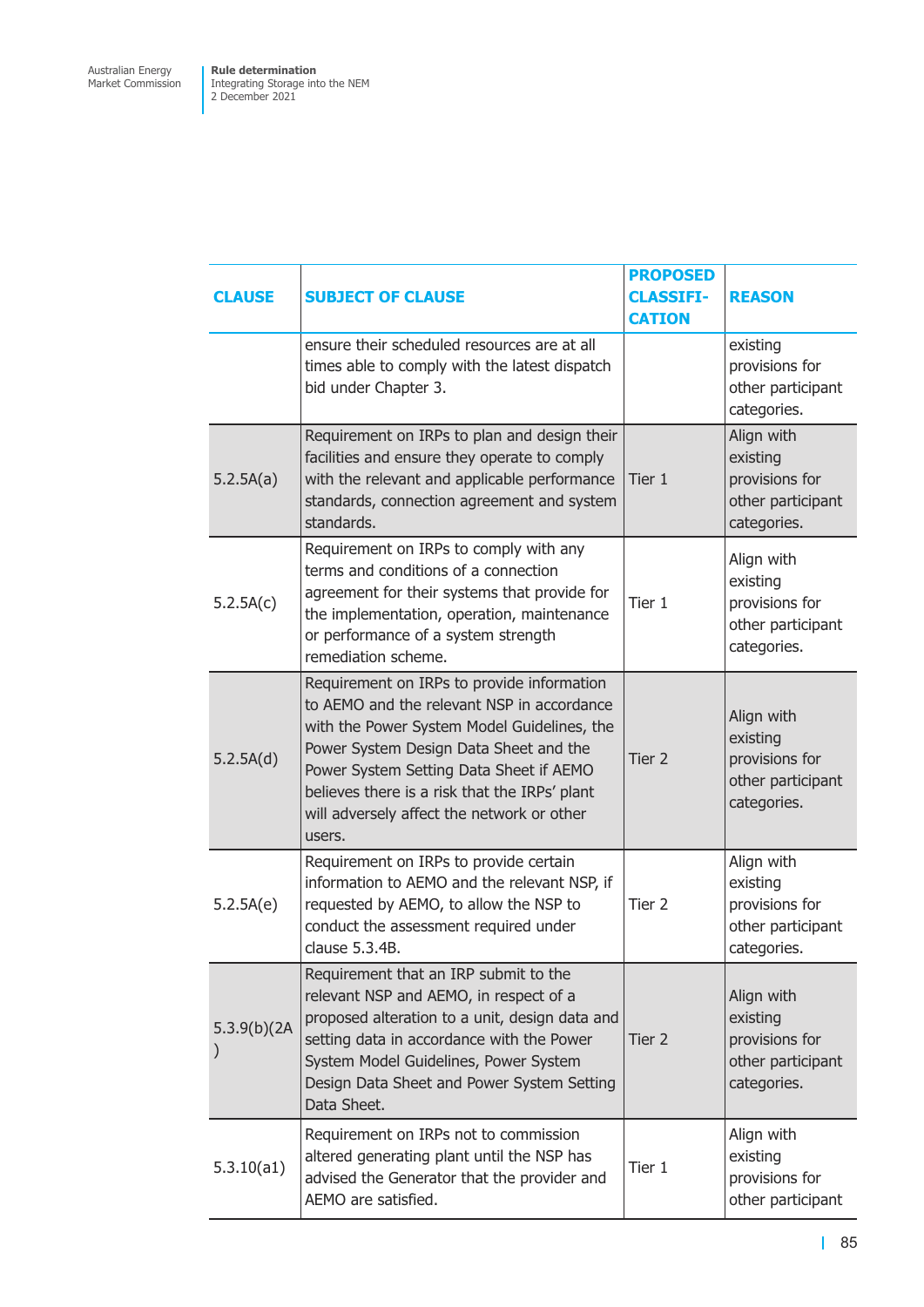| CLAUSE | SUBJECT OF CLAUSE | PROPOSED CLASSIFI-CATION | REASON |
|---|---|---|---|
| | ensure their scheduled resources are at all times able to comply with the latest dispatch bid under Chapter 3. | | existing provisions for other participant categories. |
| 5.2.5A(a) | Requirement on IRPs to plan and design their facilities and ensure they operate to comply with the relevant and applicable performance standards, connection agreement and system standards. | Tier 1 | Align with existing provisions for other participant categories. |
| 5.2.5A(c) | Requirement on IRPs to comply with any terms and conditions of a connection agreement for their systems that provide for the implementation, operation, maintenance or performance of a system strength remediation scheme. | Tier 1 | Align with existing provisions for other participant categories. |
| 5.2.5A(d) | Requirement on IRPs to provide information to AEMO and the relevant NSP in accordance with the Power System Model Guidelines, the Power System Design Data Sheet and the Power System Setting Data Sheet if AEMO believes there is a risk that the IRPs' plant will adversely affect the network or other users. | Tier 2 | Align with existing provisions for other participant categories. |
| 5.2.5A(e) | Requirement on IRPs to provide certain information to AEMO and the relevant NSP, if requested by AEMO, to allow the NSP to conduct the assessment required under clause 5.3.4B. | Tier 2 | Align with existing provisions for other participant categories. |
| 5.3.9(b)(2A) | Requirement that an IRP submit to the relevant NSP and AEMO, in respect of a proposed alteration to a unit, design data and setting data in accordance with the Power System Model Guidelines, Power System Design Data Sheet and Power System Setting Data Sheet. | Tier 2 | Align with existing provisions for other participant categories. |
| 5.3.10(a1) | Requirement on IRPs not to commission altered generating plant until the NSP has advised the Generator that the provider and AEMO are satisfied. | Tier 1 | Align with existing provisions for other participant |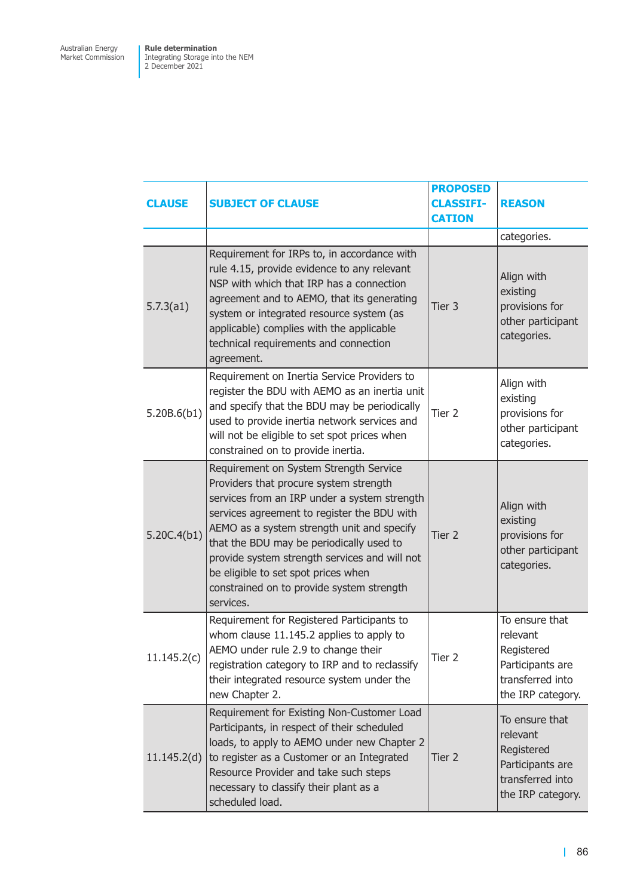| CLAUSE | SUBJECT OF CLAUSE | PROPOSED CLASSIFI-CATION | REASON |
|---|---|---|---|
| | | | categories. |
| 5.7.3(a1) | Requirement for IRPs to, in accordance with rule 4.15, provide evidence to any relevant NSP with which that IRP has a connection agreement and to AEMO, that its generating system or integrated resource system (as applicable) complies with the applicable technical requirements and connection agreement. | Tier 3 | Align with existing provisions for other participant categories. |
| 5.20B.6(b1) | Requirement on Inertia Service Providers to register the BDU with AEMO as an inertia unit and specify that the BDU may be periodically used to provide inertia network services and will not be eligible to set spot prices when constrained on to provide inertia. | Tier 2 | Align with existing provisions for other participant categories. |
| 5.20C.4(b1) | Requirement on System Strength Service Providers that procure system strength services from an IRP under a system strength services agreement to register the BDU with AEMO as a system strength unit and specify that the BDU may be periodically used to provide system strength services and will not be eligible to set spot prices when constrained on to provide system strength services. | Tier 2 | Align with existing provisions for other participant categories. |
| 11.145.2(c) | Requirement for Registered Participants to whom clause 11.145.2 applies to apply to AEMO under rule 2.9 to change their registration category to IRP and to reclassify their integrated resource system under the new Chapter 2. | Tier 2 | To ensure that relevant Registered Participants are transferred into the IRP category. |
| 11.145.2(d) | Requirement for Existing Non-Customer Load Participants, in respect of their scheduled loads, to apply to AEMO under new Chapter 2 to register as a Customer or an Integrated Resource Provider and take such steps necessary to classify their plant as a scheduled load. | Tier 2 | To ensure that relevant Registered Participants are transferred into the IRP category. |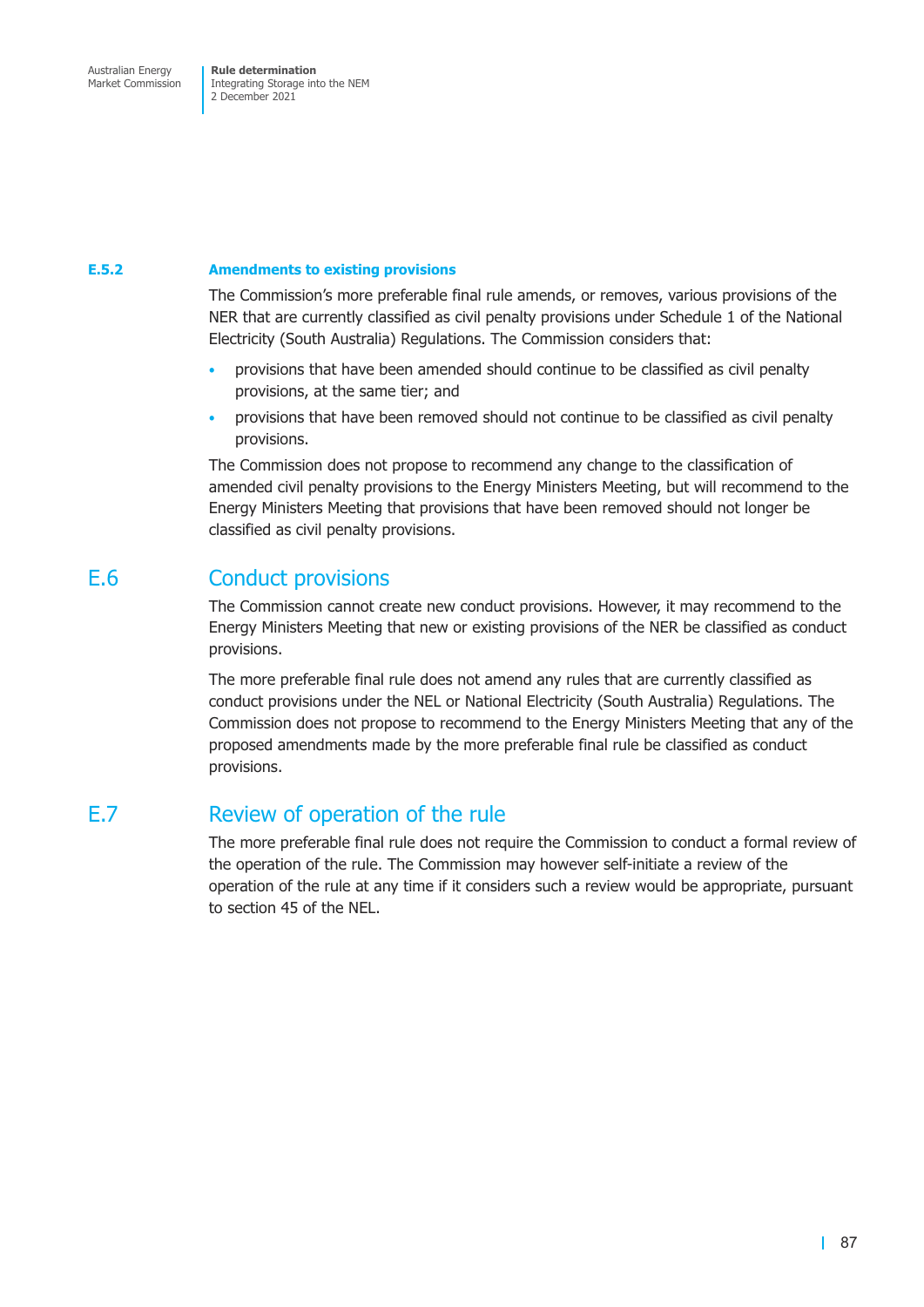### E.5.2 Amendments to existing provisions

The Commission's more preferable final rule amends, or removes, various provisions of the NER that are currently classified as civil penalty provisions under Schedule 1 of the National Electricity (South Australia) Regulations. The Commission considers that:

- provisions that have been amended should continue to be classified as civil penalty provisions, at the same tier; and
- provisions that have been removed should not continue to be classified as civil penalty provisions.

The Commission does not propose to recommend any change to the classification of amended civil penalty provisions to the Energy Ministers Meeting, but will recommend to the Energy Ministers Meeting that provisions that have been removed should not longer be classified as civil penalty provisions.

## E.6 Conduct provisions

The Commission cannot create new conduct provisions. However, it may recommend to the Energy Ministers Meeting that new or existing provisions of the NER be classified as conduct provisions.

The more preferable final rule does not amend any rules that are currently classified as conduct provisions under the NEL or National Electricity (South Australia) Regulations. The Commission does not propose to recommend to the Energy Ministers Meeting that any of the proposed amendments made by the more preferable final rule be classified as conduct provisions.

## E.7 Review of operation of the rule

The more preferable final rule does not require the Commission to conduct a formal review of the operation of the rule. The Commission may however self-initiate a review of the operation of the rule at any time if it considers such a review would be appropriate, pursuant to section 45 of the NEL.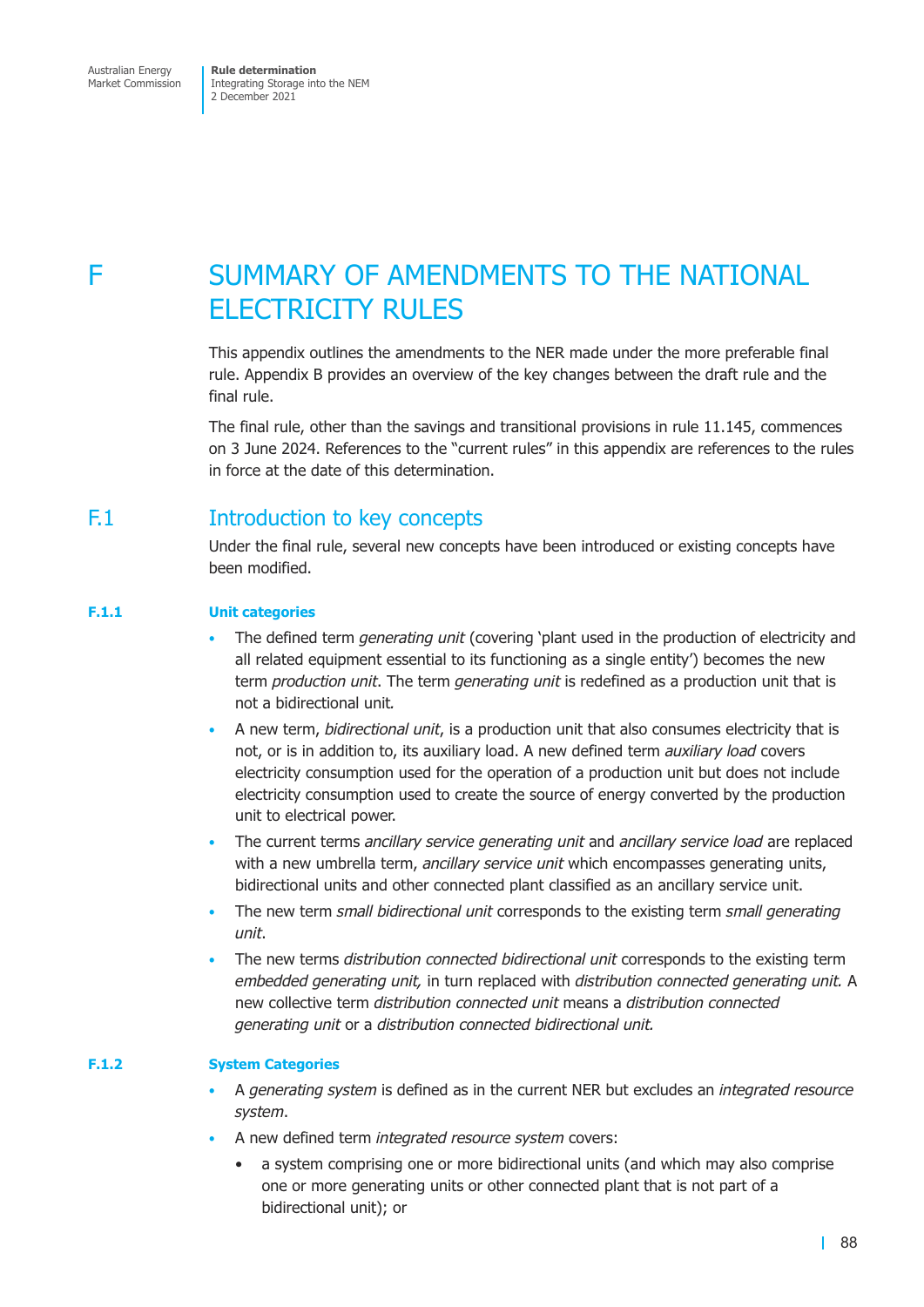# F SUMMARY OF AMENDMENTS TO THE NATIONAL ELECTRICITY RULES

This appendix outlines the amendments to the NER made under the more preferable final rule. Appendix B provides an overview of the key changes between the draft rule and the final rule.

The final rule, other than the savings and transitional provisions in rule 11.145, commences on 3 June 2024. References to the "current rules" in this appendix are references to the rules in force at the date of this determination.

## F.1 Introduction to key concepts

Under the final rule, several new concepts have been introduced or existing concepts have been modified.

### F.1.1 Unit categories

- The defined term *generating unit* (covering 'plant used in the production of electricity and all related equipment essential to its functioning as a single entity') becomes the new term *production unit*. The term *generating unit* is redefined as a production unit that is not a bidirectional unit.
- A new term, *bidirectional unit*, is a production unit that also consumes electricity that is not, or is in addition to, its auxiliary load. A new defined term *auxiliary load* covers electricity consumption used for the operation of a production unit but does not include electricity consumption used to create the source of energy converted by the production unit to electrical power.
- The current terms *ancillary service generating unit* and *ancillary service load* are replaced with a new umbrella term, *ancillary service unit* which encompasses generating units, bidirectional units and other connected plant classified as an ancillary service unit.
- The new term *small bidirectional unit* corresponds to the existing term *small generating unit*.
- The new terms *distribution connected bidirectional unit* corresponds to the existing term *embedded generating unit,* in turn replaced with *distribution connected generating unit.* A new collective term *distribution connected unit* means a *distribution connected generating unit* or a *distribution connected bidirectional unit.*

### F.1.2 System Categories

- A *generating system* is defined as in the current NER but excludes an *integrated resource system*.
- A new defined term *integrated resource system* covers:
  - a system comprising one or more bidirectional units (and which may also comprise one or more generating units or other connected plant that is not part of a bidirectional unit); or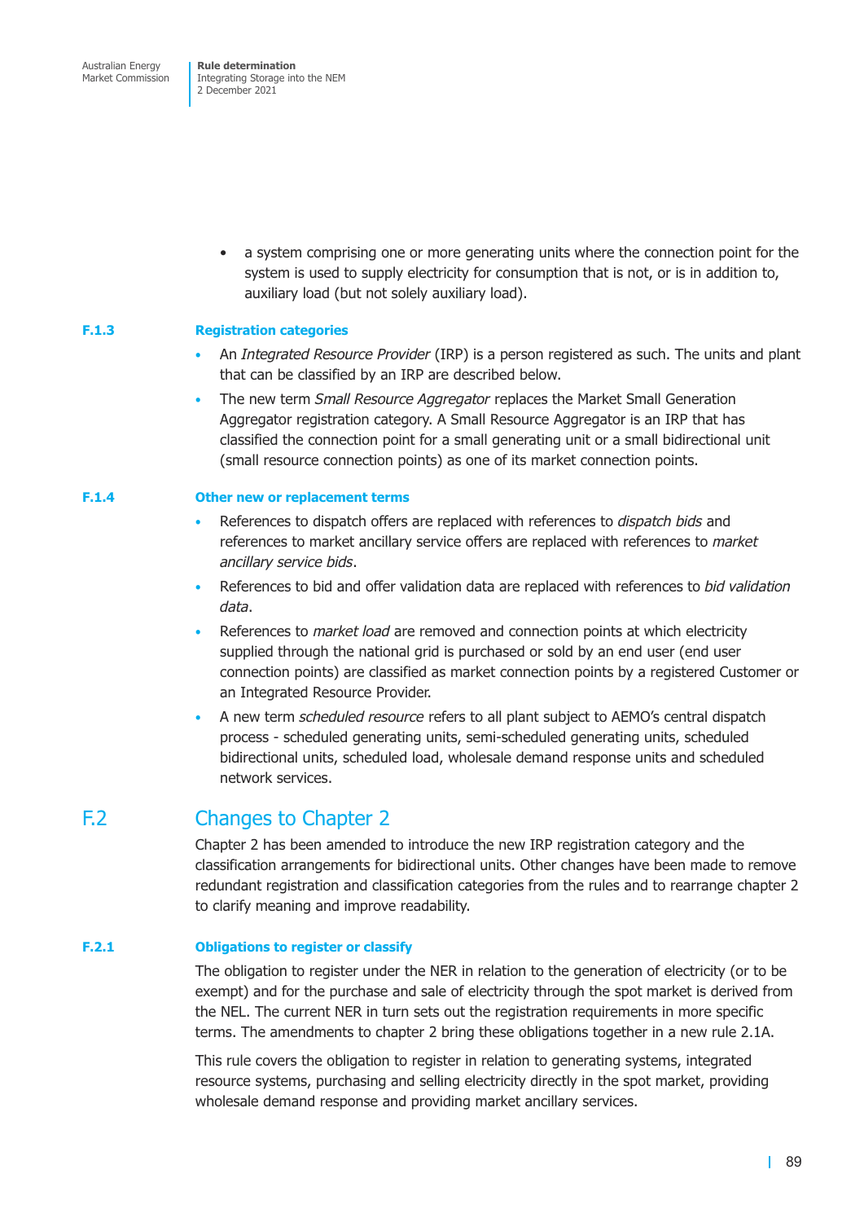- a system comprising one or more generating units where the connection point for the system is used to supply electricity for consumption that is not, or is in addition to, auxiliary load (but not solely auxiliary load).

### F.1.3 Registration categories

- An *Integrated Resource Provider* (IRP) is a person registered as such. The units and plant that can be classified by an IRP are described below.
- The new term *Small Resource Aggregator* replaces the Market Small Generation Aggregator registration category. A Small Resource Aggregator is an IRP that has classified the connection point for a small generating unit or a small bidirectional unit (small resource connection points) as one of its market connection points.

### F.1.4 Other new or replacement terms

- References to dispatch offers are replaced with references to *dispatch bids* and references to market ancillary service offers are replaced with references to *market ancillary service bids*.
- References to bid and offer validation data are replaced with references to *bid validation data*.
- References to *market load* are removed and connection points at which electricity supplied through the national grid is purchased or sold by an end user (end user connection points) are classified as market connection points by a registered Customer or an Integrated Resource Provider.
- A new term *scheduled resource* refers to all plant subject to AEMO's central dispatch process - scheduled generating units, semi-scheduled generating units, scheduled bidirectional units, scheduled load, wholesale demand response units and scheduled network services.

## F.2 Changes to Chapter 2

Chapter 2 has been amended to introduce the new IRP registration category and the classification arrangements for bidirectional units. Other changes have been made to remove redundant registration and classification categories from the rules and to rearrange chapter 2 to clarify meaning and improve readability.

### F.2.1 Obligations to register or classify

The obligation to register under the NER in relation to the generation of electricity (or to be exempt) and for the purchase and sale of electricity through the spot market is derived from the NEL. The current NER in turn sets out the registration requirements in more specific terms. The amendments to chapter 2 bring these obligations together in a new rule 2.1A.

This rule covers the obligation to register in relation to generating systems, integrated resource systems, purchasing and selling electricity directly in the spot market, providing wholesale demand response and providing market ancillary services.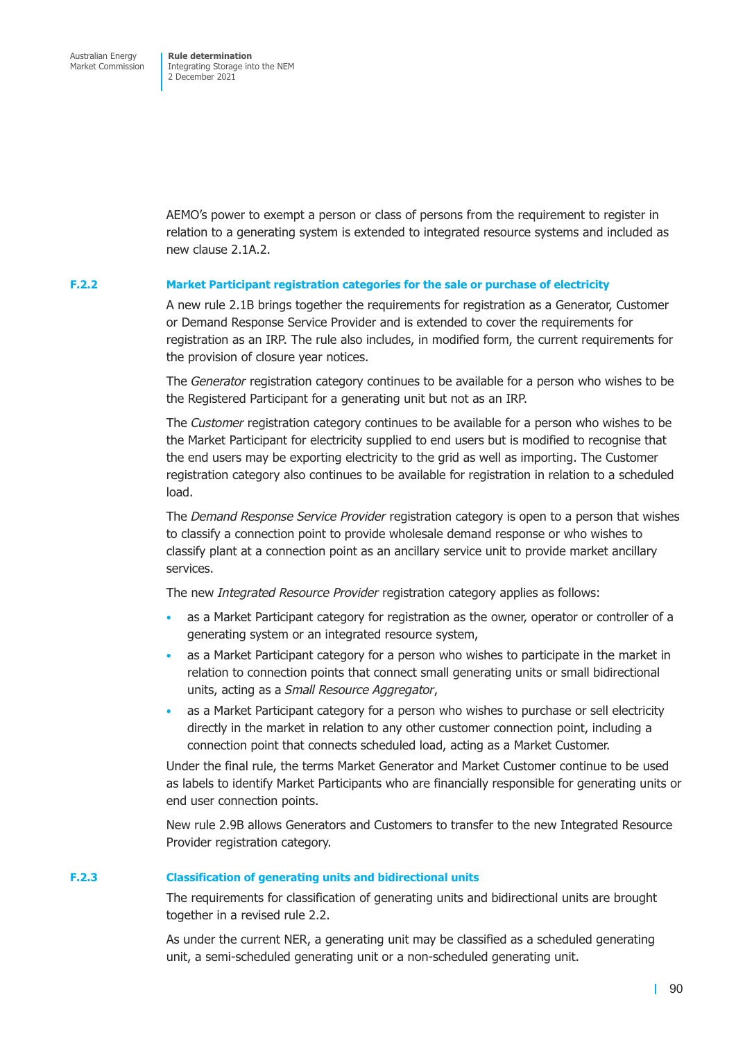AEMO's power to exempt a person or class of persons from the requirement to register in relation to a generating system is extended to integrated resource systems and included as new clause 2.1A.2.

### F.2.2 Market Participant registration categories for the sale or purchase of electricity

A new rule 2.1B brings together the requirements for registration as a Generator, Customer or Demand Response Service Provider and is extended to cover the requirements for registration as an IRP. The rule also includes, in modified form, the current requirements for the provision of closure year notices.

The *Generator* registration category continues to be available for a person who wishes to be the Registered Participant for a generating unit but not as an IRP.

The *Customer* registration category continues to be available for a person who wishes to be the Market Participant for electricity supplied to end users but is modified to recognise that the end users may be exporting electricity to the grid as well as importing. The Customer registration category also continues to be available for registration in relation to a scheduled load.

The *Demand Response Service Provider* registration category is open to a person that wishes to classify a connection point to provide wholesale demand response or who wishes to classify plant at a connection point as an ancillary service unit to provide market ancillary services.

The new *Integrated Resource Provider* registration category applies as follows:

- as a Market Participant category for registration as the owner, operator or controller of a generating system or an integrated resource system,
- as a Market Participant category for a person who wishes to participate in the market in relation to connection points that connect small generating units or small bidirectional units, acting as a *Small Resource Aggregator*,
- as a Market Participant category for a person who wishes to purchase or sell electricity directly in the market in relation to any other customer connection point, including a connection point that connects scheduled load, acting as a Market Customer.

Under the final rule, the terms Market Generator and Market Customer continue to be used as labels to identify Market Participants who are financially responsible for generating units or end user connection points.

New rule 2.9B allows Generators and Customers to transfer to the new Integrated Resource Provider registration category.

### F.2.3 Classification of generating units and bidirectional units

The requirements for classification of generating units and bidirectional units are brought together in a revised rule 2.2.

As under the current NER, a generating unit may be classified as a scheduled generating unit, a semi-scheduled generating unit or a non-scheduled generating unit.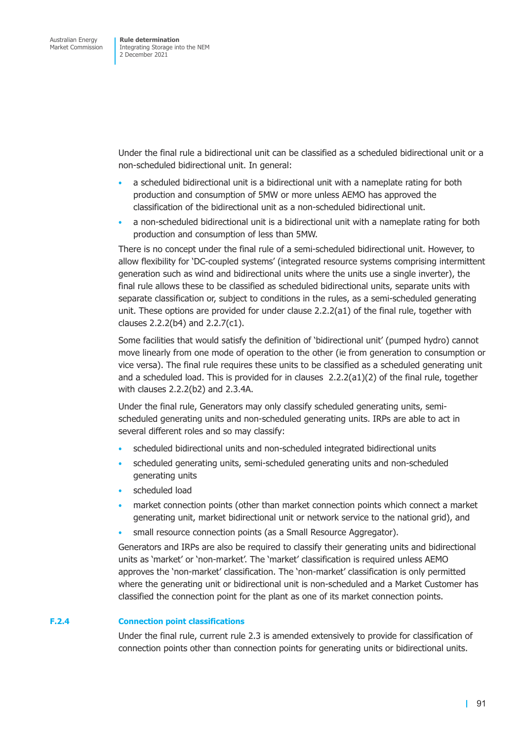Under the final rule a bidirectional unit can be classified as a scheduled bidirectional unit or a non-scheduled bidirectional unit. In general:

- a scheduled bidirectional unit is a bidirectional unit with a nameplate rating for both production and consumption of 5MW or more unless AEMO has approved the classification of the bidirectional unit as a non-scheduled bidirectional unit.
- a non-scheduled bidirectional unit is a bidirectional unit with a nameplate rating for both production and consumption of less than 5MW.

There is no concept under the final rule of a semi-scheduled bidirectional unit. However, to allow flexibility for 'DC-coupled systems' (integrated resource systems comprising intermittent generation such as wind and bidirectional units where the units use a single inverter), the final rule allows these to be classified as scheduled bidirectional units, separate units with separate classification or, subject to conditions in the rules, as a semi-scheduled generating unit. These options are provided for under clause 2.2.2(a1) of the final rule, together with clauses 2.2.2(b4) and 2.2.7(c1).

Some facilities that would satisfy the definition of 'bidirectional unit' (pumped hydro) cannot move linearly from one mode of operation to the other (ie from generation to consumption or vice versa). The final rule requires these units to be classified as a scheduled generating unit and a scheduled load. This is provided for in clauses 2.2.2(a1)(2) of the final rule, together with clauses 2.2.2(b2) and 2.3.4A.

Under the final rule, Generators may only classify scheduled generating units, semi-scheduled generating units and non-scheduled generating units. IRPs are able to act in several different roles and so may classify:

- scheduled bidirectional units and non-scheduled integrated bidirectional units
- scheduled generating units, semi-scheduled generating units and non-scheduled generating units
- scheduled load
- market connection points (other than market connection points which connect a market generating unit, market bidirectional unit or network service to the national grid), and
- small resource connection points (as a Small Resource Aggregator).

Generators and IRPs are also be required to classify their generating units and bidirectional units as 'market' or 'non-market'. The 'market' classification is required unless AEMO approves the 'non-market' classification. The 'non-market' classification is only permitted where the generating unit or bidirectional unit is non-scheduled and a Market Customer has classified the connection point for the plant as one of its market connection points.

### F.2.4 Connection point classifications

Under the final rule, current rule 2.3 is amended extensively to provide for classification of connection points other than connection points for generating units or bidirectional units.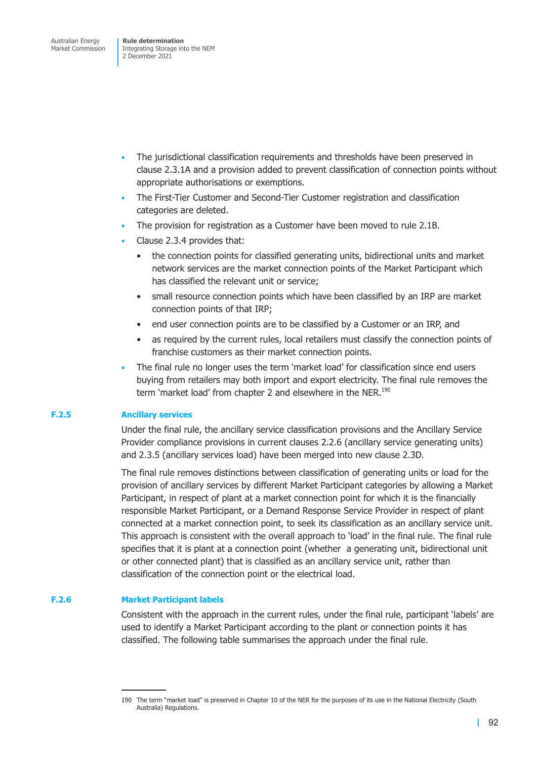- The jurisdictional classification requirements and thresholds have been preserved in clause 2.3.1A and a provision added to prevent classification of connection points without appropriate authorisations or exemptions.
- The First-Tier Customer and Second-Tier Customer registration and classification categories are deleted.
- The provision for registration as a Customer have been moved to rule 2.1B.
- Clause 2.3.4 provides that:
  - the connection points for classified generating units, bidirectional units and market network services are the market connection points of the Market Participant which has classified the relevant unit or service;
  - small resource connection points which have been classified by an IRP are market connection points of that IRP;
  - end user connection points are to be classified by a Customer or an IRP, and
  - as required by the current rules, local retailers must classify the connection points of franchise customers as their market connection points.
- The final rule no longer uses the term 'market load' for classification since end users buying from retailers may both import and export electricity. The final rule removes the term 'market load' from chapter 2 and elsewhere in the NER.[190]

### F.2.5 Ancillary services

Under the final rule, the ancillary service classification provisions and the Ancillary Service Provider compliance provisions in current clauses 2.2.6 (ancillary service generating units) and 2.3.5 (ancillary services load) have been merged into new clause 2.3D.

The final rule removes distinctions between classification of generating units or load for the provision of ancillary services by different Market Participant categories by allowing a Market Participant, in respect of plant at a market connection point for which it is the financially responsible Market Participant, or a Demand Response Service Provider in respect of plant connected at a market connection point, to seek its classification as an ancillary service unit. This approach is consistent with the overall approach to 'load' in the final rule. The final rule specifies that it is plant at a connection point (whether a generating unit, bidirectional unit or other connected plant) that is classified as an ancillary service unit, rather than classification of the connection point or the electrical load.

### F.2.6 Market Participant labels

Consistent with the approach in the current rules, under the final rule, participant 'labels' are used to identify a Market Participant according to the plant or connection points it has classified. The following table summarises the approach under the final rule.

---

190 The term "market load" is preserved in Chapter 10 of the NER for the purposes of its use in the National Electricity (South Australia) Regulations.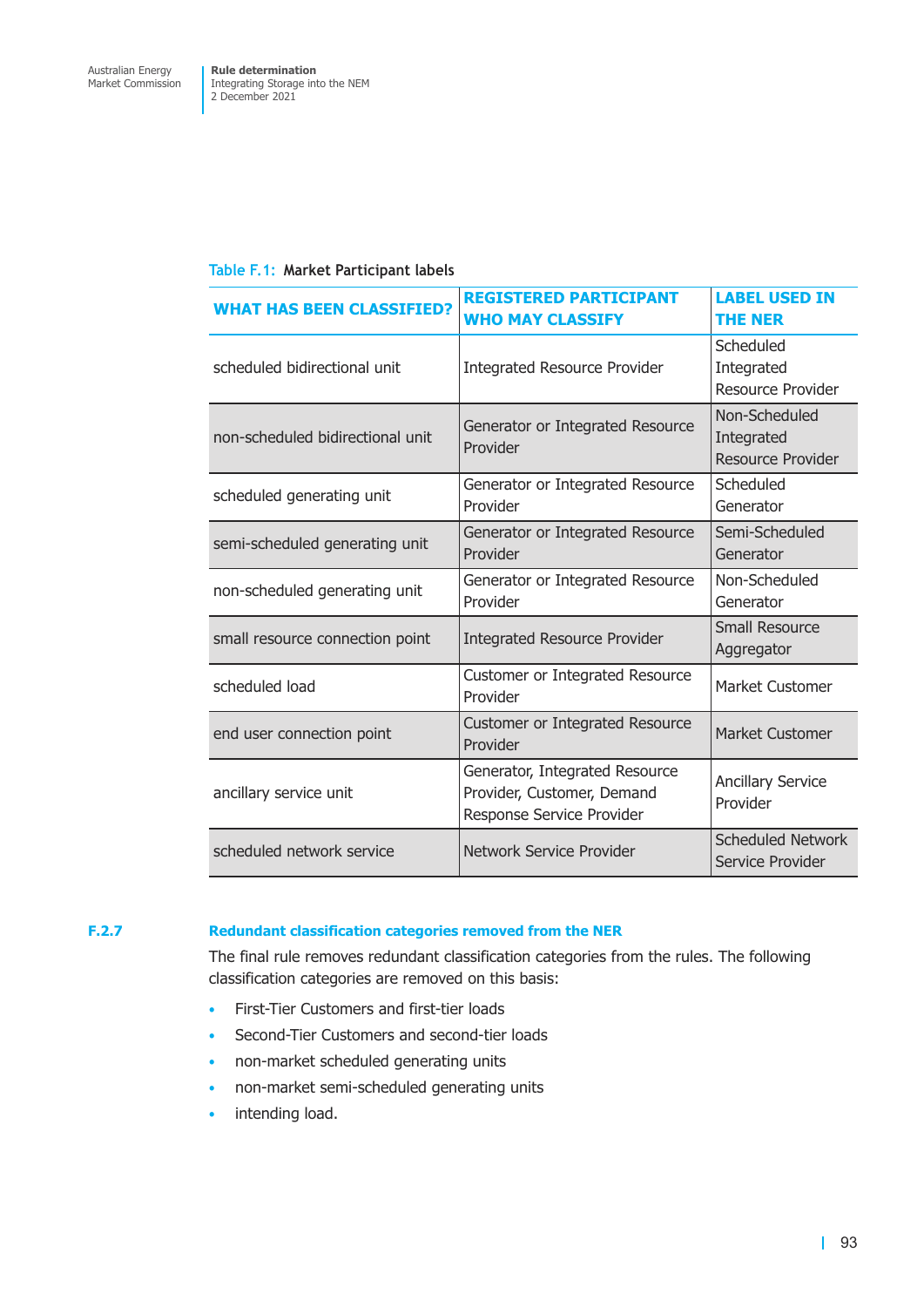Table F.1: Market Participant labels

| WHAT HAS BEEN CLASSIFIED? | REGISTERED PARTICIPANT WHO MAY CLASSIFY | LABEL USED IN THE NER |
| --- | --- | --- |
| scheduled bidirectional unit | Integrated Resource Provider | Scheduled Integrated Resource Provider |
| non-scheduled bidirectional unit | Generator or Integrated Resource Provider | Non-Scheduled Integrated Resource Provider |
| scheduled generating unit | Generator or Integrated Resource Provider | Scheduled Generator |
| semi-scheduled generating unit | Generator or Integrated Resource Provider | Semi-Scheduled Generator |
| non-scheduled generating unit | Generator or Integrated Resource Provider | Non-Scheduled Generator |
| small resource connection point | Integrated Resource Provider | Small Resource Aggregator |
| scheduled load | Customer or Integrated Resource Provider | Market Customer |
| end user connection point | Customer or Integrated Resource Provider | Market Customer |
| ancillary service unit | Generator, Integrated Resource Provider, Customer, Demand Response Service Provider | Ancillary Service Provider |
| scheduled network service | Network Service Provider | Scheduled Network Service Provider |

### F.2.7 Redundant classification categories removed from the NER

The final rule removes redundant classification categories from the rules. The following classification categories are removed on this basis:

- First-Tier Customers and first-tier loads
- Second-Tier Customers and second-tier loads
- non-market scheduled generating units
- non-market semi-scheduled generating units
- intending load.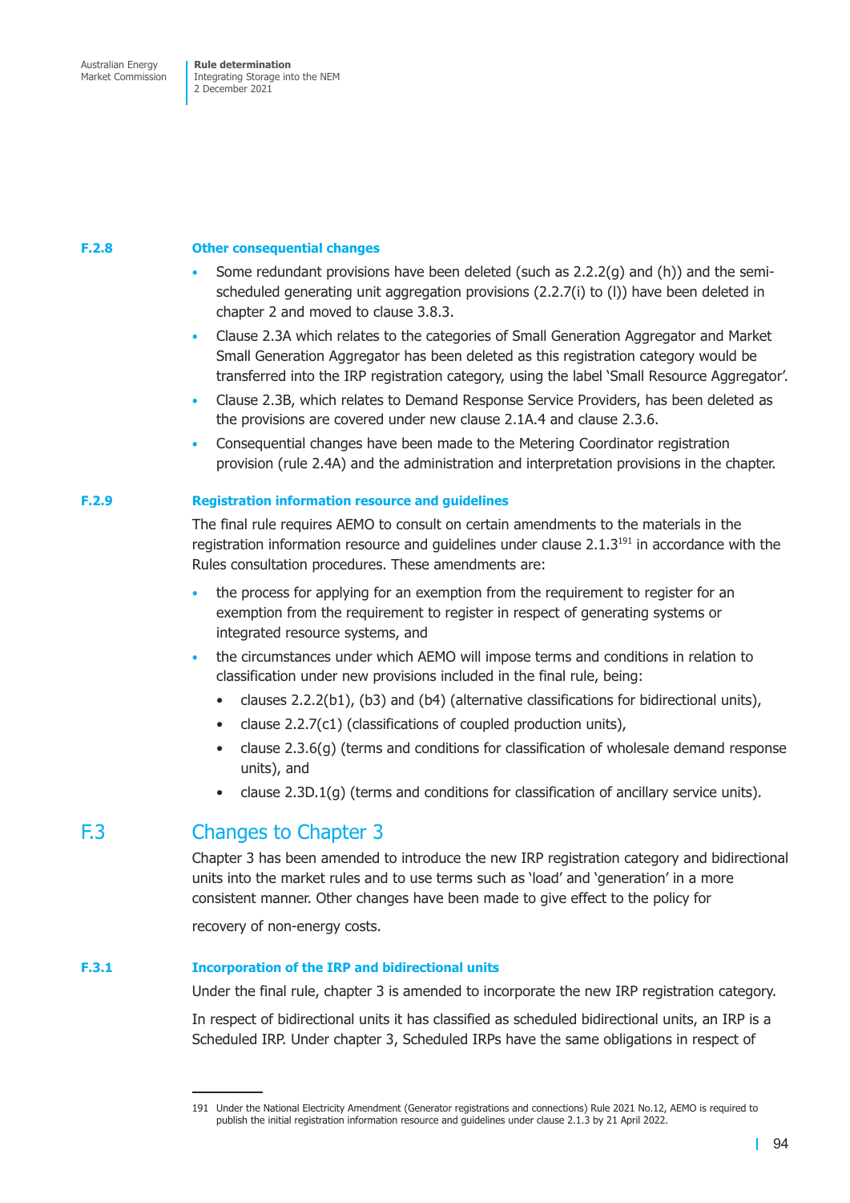### F.2.8 Other consequential changes

- Some redundant provisions have been deleted (such as 2.2.2(g) and (h)) and the semi-scheduled generating unit aggregation provisions (2.2.7(i) to (l)) have been deleted in chapter 2 and moved to clause 3.8.3.
- Clause 2.3A which relates to the categories of Small Generation Aggregator and Market Small Generation Aggregator has been deleted as this registration category would be transferred into the IRP registration category, using the label 'Small Resource Aggregator'.
- Clause 2.3B, which relates to Demand Response Service Providers, has been deleted as the provisions are covered under new clause 2.1A.4 and clause 2.3.6.
- Consequential changes have been made to the Metering Coordinator registration provision (rule 2.4A) and the administration and interpretation provisions in the chapter.

### F.2.9 Registration information resource and guidelines

The final rule requires AEMO to consult on certain amendments to the materials in the registration information resource and guidelines under clause 2.1.3[191] in accordance with the Rules consultation procedures. These amendments are:

- the process for applying for an exemption from the requirement to register for an exemption from the requirement to register in respect of generating systems or integrated resource systems, and
- the circumstances under which AEMO will impose terms and conditions in relation to classification under new provisions included in the final rule, being:
  - clauses 2.2.2(b1), (b3) and (b4) (alternative classifications for bidirectional units),
  - clause 2.2.7(c1) (classifications of coupled production units),
  - clause 2.3.6(g) (terms and conditions for classification of wholesale demand response units), and
  - clause 2.3D.1(g) (terms and conditions for classification of ancillary service units).

## F.3 Changes to Chapter 3

Chapter 3 has been amended to introduce the new IRP registration category and bidirectional units into the market rules and to use terms such as 'load' and 'generation' in a more consistent manner. Other changes have been made to give effect to the policy for

recovery of non-energy costs.

### F.3.1 Incorporation of the IRP and bidirectional units

Under the final rule, chapter 3 is amended to incorporate the new IRP registration category.

In respect of bidirectional units it has classified as scheduled bidirectional units, an IRP is a Scheduled IRP. Under chapter 3, Scheduled IRPs have the same obligations in respect of

191 Under the National Electricity Amendment (Generator registrations and connections) Rule 2021 No.12, AEMO is required to publish the initial registration information resource and guidelines under clause 2.1.3 by 21 April 2022.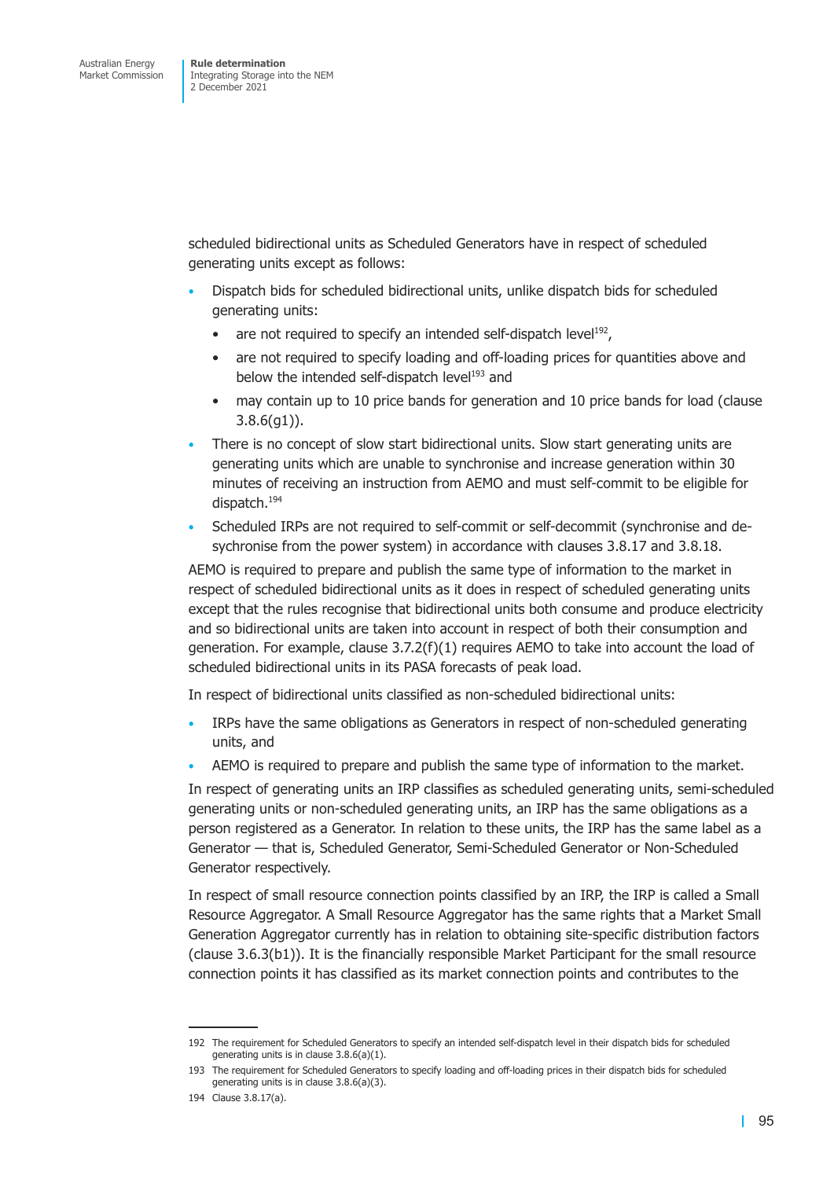scheduled bidirectional units as Scheduled Generators have in respect of scheduled generating units except as follows:

- Dispatch bids for scheduled bidirectional units, unlike dispatch bids for scheduled generating units:
  - are not required to specify an intended self-dispatch level[192],
  - are not required to specify loading and off-loading prices for quantities above and below the intended self-dispatch level[193] and
  - may contain up to 10 price bands for generation and 10 price bands for load (clause 3.8.6(g1)).
- There is no concept of slow start bidirectional units. Slow start generating units are generating units which are unable to synchronise and increase generation within 30 minutes of receiving an instruction from AEMO and must self-commit to be eligible for dispatch.[194]
- Scheduled IRPs are not required to self-commit or self-decommit (synchronise and de-sychronise from the power system) in accordance with clauses 3.8.17 and 3.8.18.

AEMO is required to prepare and publish the same type of information to the market in respect of scheduled bidirectional units as it does in respect of scheduled generating units except that the rules recognise that bidirectional units both consume and produce electricity and so bidirectional units are taken into account in respect of both their consumption and generation. For example, clause 3.7.2(f)(1) requires AEMO to take into account the load of scheduled bidirectional units in its PASA forecasts of peak load.

In respect of bidirectional units classified as non-scheduled bidirectional units:

- IRPs have the same obligations as Generators in respect of non-scheduled generating units, and
- AEMO is required to prepare and publish the same type of information to the market.

In respect of generating units an IRP classifies as scheduled generating units, semi-scheduled generating units or non-scheduled generating units, an IRP has the same obligations as a person registered as a Generator. In relation to these units, the IRP has the same label as a Generator — that is, Scheduled Generator, Semi-Scheduled Generator or Non-Scheduled Generator respectively.

In respect of small resource connection points classified by an IRP, the IRP is called a Small Resource Aggregator. A Small Resource Aggregator has the same rights that a Market Small Generation Aggregator currently has in relation to obtaining site-specific distribution factors (clause 3.6.3(b1)). It is the financially responsible Market Participant for the small resource connection points it has classified as its market connection points and contributes to the

---

192 The requirement for Scheduled Generators to specify an intended self-dispatch level in their dispatch bids for scheduled generating units is in clause 3.8.6(a)(1).

193 The requirement for Scheduled Generators to specify loading and off-loading prices in their dispatch bids for scheduled generating units is in clause 3.8.6(a)(3).

194 Clause 3.8.17(a).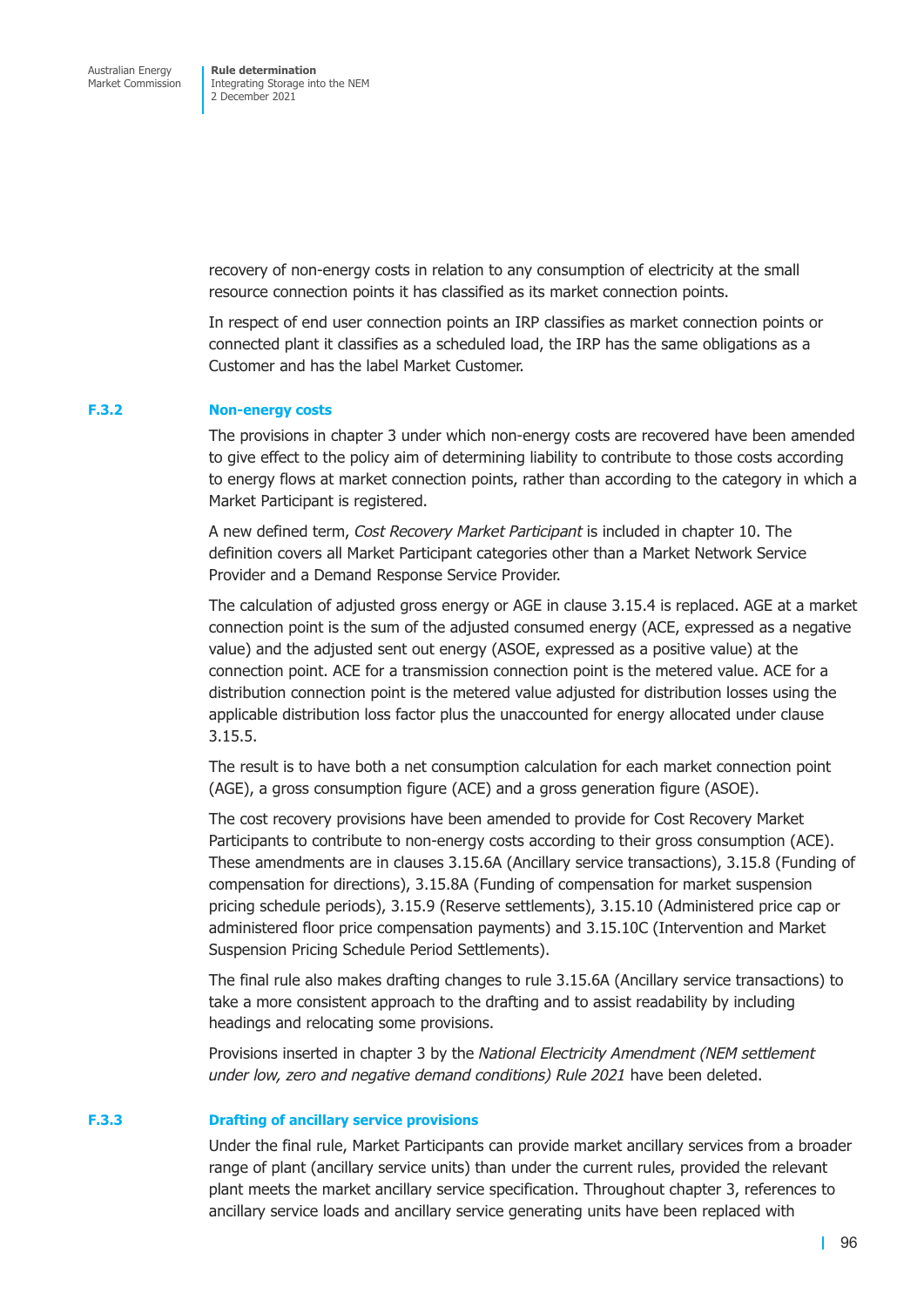recovery of non-energy costs in relation to any consumption of electricity at the small resource connection points it has classified as its market connection points.

In respect of end user connection points an IRP classifies as market connection points or connected plant it classifies as a scheduled load, the IRP has the same obligations as a Customer and has the label Market Customer.

### F.3.2 Non-energy costs

The provisions in chapter 3 under which non-energy costs are recovered have been amended to give effect to the policy aim of determining liability to contribute to those costs according to energy flows at market connection points, rather than according to the category in which a Market Participant is registered.

A new defined term, *Cost Recovery Market Participant* is included in chapter 10. The definition covers all Market Participant categories other than a Market Network Service Provider and a Demand Response Service Provider.

The calculation of adjusted gross energy or AGE in clause 3.15.4 is replaced. AGE at a market connection point is the sum of the adjusted consumed energy (ACE, expressed as a negative value) and the adjusted sent out energy (ASOE, expressed as a positive value) at the connection point. ACE for a transmission connection point is the metered value. ACE for a distribution connection point is the metered value adjusted for distribution losses using the applicable distribution loss factor plus the unaccounted for energy allocated under clause 3.15.5.

The result is to have both a net consumption calculation for each market connection point (AGE), a gross consumption figure (ACE) and a gross generation figure (ASOE).

The cost recovery provisions have been amended to provide for Cost Recovery Market Participants to contribute to non-energy costs according to their gross consumption (ACE). These amendments are in clauses 3.15.6A (Ancillary service transactions), 3.15.8 (Funding of compensation for directions), 3.15.8A (Funding of compensation for market suspension pricing schedule periods), 3.15.9 (Reserve settlements), 3.15.10 (Administered price cap or administered floor price compensation payments) and 3.15.10C (Intervention and Market Suspension Pricing Schedule Period Settlements).

The final rule also makes drafting changes to rule 3.15.6A (Ancillary service transactions) to take a more consistent approach to the drafting and to assist readability by including headings and relocating some provisions.

Provisions inserted in chapter 3 by the *National Electricity Amendment (NEM settlement under low, zero and negative demand conditions) Rule 2021* have been deleted.

### F.3.3 Drafting of ancillary service provisions

Under the final rule, Market Participants can provide market ancillary services from a broader range of plant (ancillary service units) than under the current rules, provided the relevant plant meets the market ancillary service specification. Throughout chapter 3, references to ancillary service loads and ancillary service generating units have been replaced with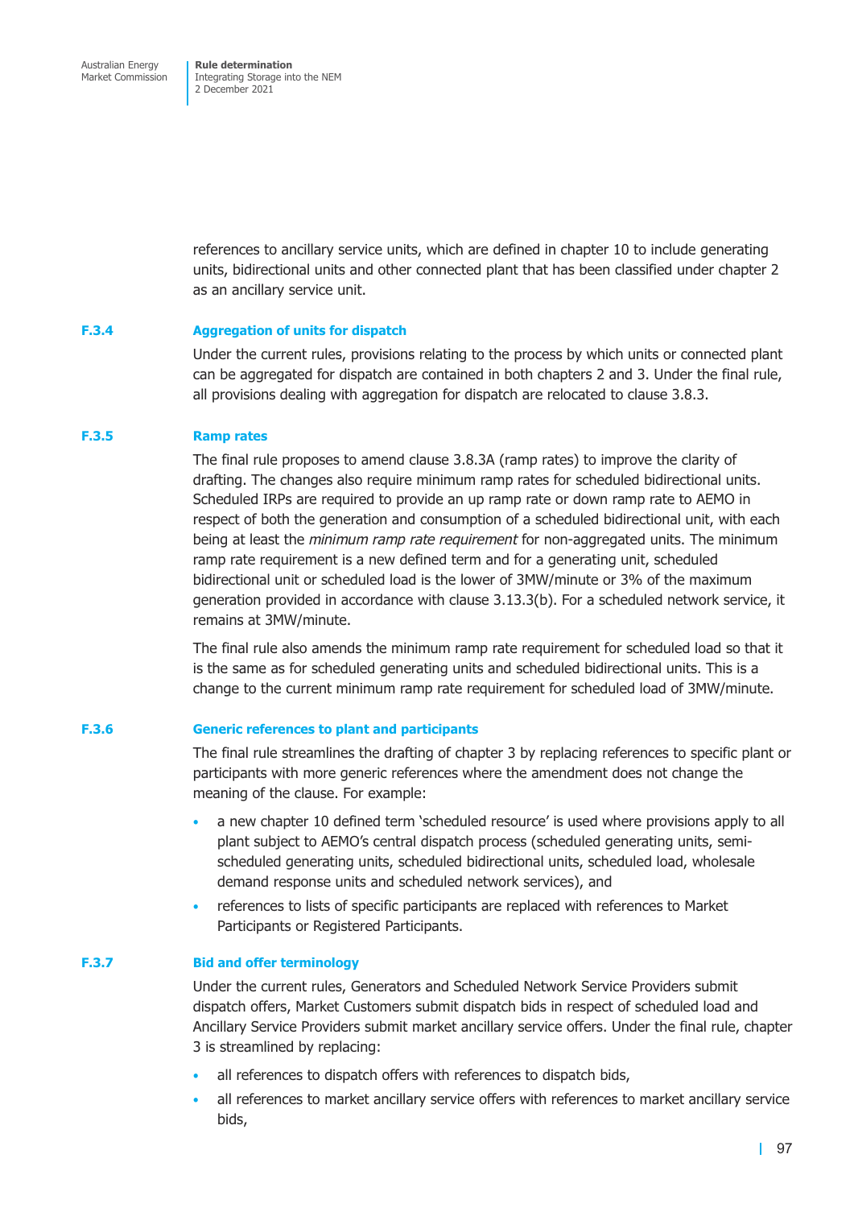references to ancillary service units, which are defined in chapter 10 to include generating units, bidirectional units and other connected plant that has been classified under chapter 2 as an ancillary service unit.

### F.3.4 Aggregation of units for dispatch

Under the current rules, provisions relating to the process by which units or connected plant can be aggregated for dispatch are contained in both chapters 2 and 3. Under the final rule, all provisions dealing with aggregation for dispatch are relocated to clause 3.8.3.

### F.3.5 Ramp rates

The final rule proposes to amend clause 3.8.3A (ramp rates) to improve the clarity of drafting. The changes also require minimum ramp rates for scheduled bidirectional units. Scheduled IRPs are required to provide an up ramp rate or down ramp rate to AEMO in respect of both the generation and consumption of a scheduled bidirectional unit, with each being at least the *minimum ramp rate requirement* for non-aggregated units. The minimum ramp rate requirement is a new defined term and for a generating unit, scheduled bidirectional unit or scheduled load is the lower of 3MW/minute or 3% of the maximum generation provided in accordance with clause 3.13.3(b). For a scheduled network service, it remains at 3MW/minute.

The final rule also amends the minimum ramp rate requirement for scheduled load so that it is the same as for scheduled generating units and scheduled bidirectional units. This is a change to the current minimum ramp rate requirement for scheduled load of 3MW/minute.

### F.3.6 Generic references to plant and participants

The final rule streamlines the drafting of chapter 3 by replacing references to specific plant or participants with more generic references where the amendment does not change the meaning of the clause. For example:

- a new chapter 10 defined term 'scheduled resource' is used where provisions apply to all plant subject to AEMO's central dispatch process (scheduled generating units, semi-scheduled generating units, scheduled bidirectional units, scheduled load, wholesale demand response units and scheduled network services), and
- references to lists of specific participants are replaced with references to Market Participants or Registered Participants.

### F.3.7 Bid and offer terminology

Under the current rules, Generators and Scheduled Network Service Providers submit dispatch offers, Market Customers submit dispatch bids in respect of scheduled load and Ancillary Service Providers submit market ancillary service offers. Under the final rule, chapter 3 is streamlined by replacing:

- all references to dispatch offers with references to dispatch bids,
- all references to market ancillary service offers with references to market ancillary service bids,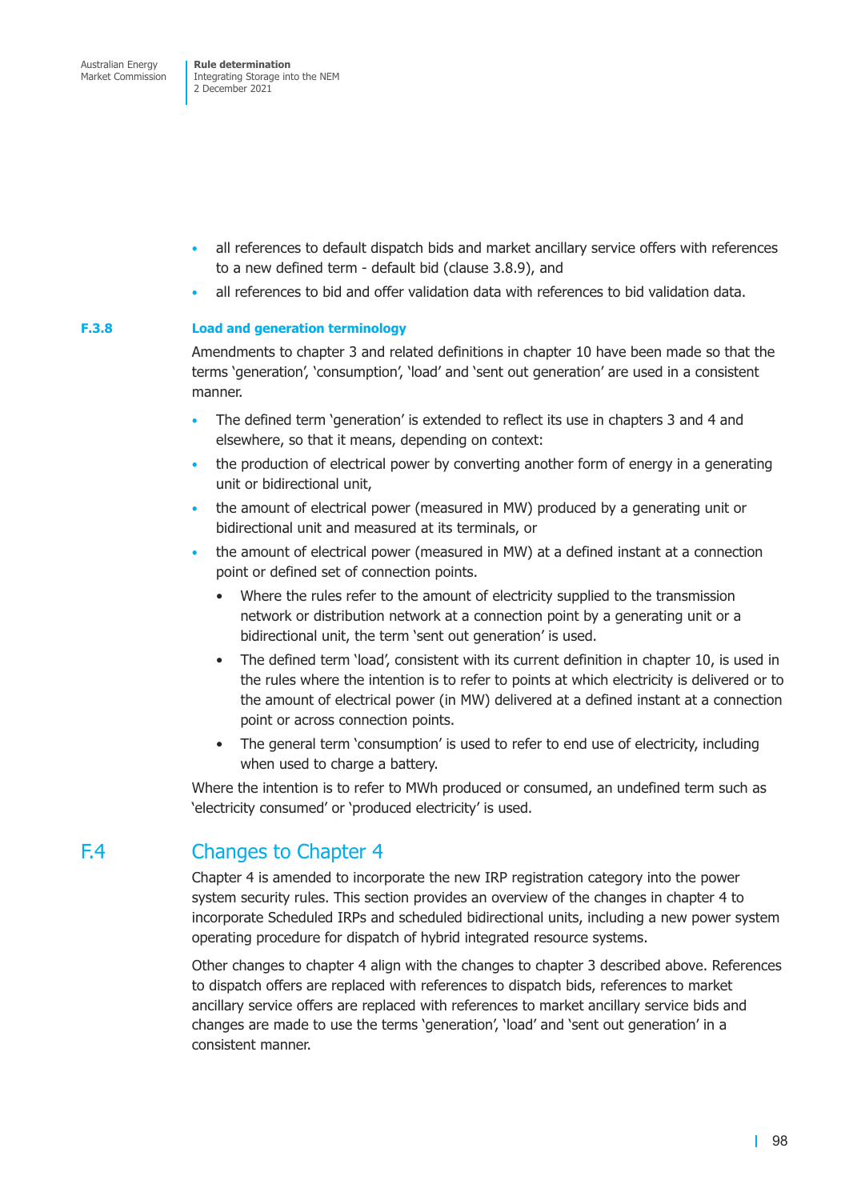- all references to default dispatch bids and market ancillary service offers with references to a new defined term - default bid (clause 3.8.9), and
- all references to bid and offer validation data with references to bid validation data.

### F.3.8 Load and generation terminology

Amendments to chapter 3 and related definitions in chapter 10 have been made so that the terms 'generation', 'consumption', 'load' and 'sent out generation' are used in a consistent manner.

- The defined term 'generation' is extended to reflect its use in chapters 3 and 4 and elsewhere, so that it means, depending on context:
- the production of electrical power by converting another form of energy in a generating unit or bidirectional unit,
- the amount of electrical power (measured in MW) produced by a generating unit or bidirectional unit and measured at its terminals, or
- the amount of electrical power (measured in MW) at a defined instant at a connection point or defined set of connection points.
  - Where the rules refer to the amount of electricity supplied to the transmission network or distribution network at a connection point by a generating unit or a bidirectional unit, the term 'sent out generation' is used.
  - The defined term 'load', consistent with its current definition in chapter 10, is used in the rules where the intention is to refer to points at which electricity is delivered or to the amount of electrical power (in MW) delivered at a defined instant at a connection point or across connection points.
  - The general term 'consumption' is used to refer to end use of electricity, including when used to charge a battery.

Where the intention is to refer to MWh produced or consumed, an undefined term such as 'electricity consumed' or 'produced electricity' is used.

## F.4 Changes to Chapter 4

Chapter 4 is amended to incorporate the new IRP registration category into the power system security rules. This section provides an overview of the changes in chapter 4 to incorporate Scheduled IRPs and scheduled bidirectional units, including a new power system operating procedure for dispatch of hybrid integrated resource systems.

Other changes to chapter 4 align with the changes to chapter 3 described above. References to dispatch offers are replaced with references to dispatch bids, references to market ancillary service offers are replaced with references to market ancillary service bids and changes are made to use the terms 'generation', 'load' and 'sent out generation' in a consistent manner.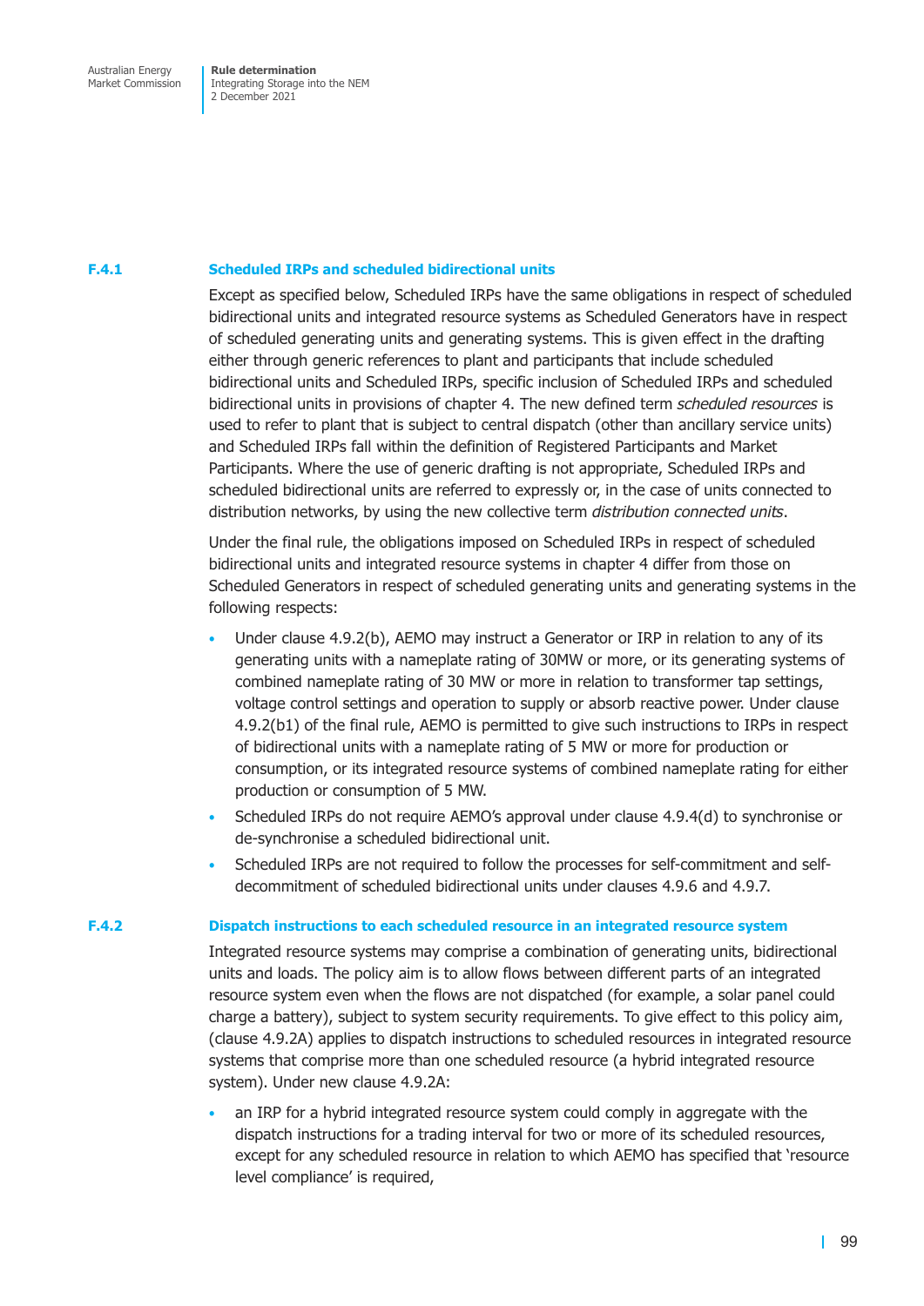### F.4.1 Scheduled IRPs and scheduled bidirectional units

Except as specified below, Scheduled IRPs have the same obligations in respect of scheduled bidirectional units and integrated resource systems as Scheduled Generators have in respect of scheduled generating units and generating systems. This is given effect in the drafting either through generic references to plant and participants that include scheduled bidirectional units and Scheduled IRPs, specific inclusion of Scheduled IRPs and scheduled bidirectional units in provisions of chapter 4. The new defined term *scheduled resources* is used to refer to plant that is subject to central dispatch (other than ancillary service units) and Scheduled IRPs fall within the definition of Registered Participants and Market Participants. Where the use of generic drafting is not appropriate, Scheduled IRPs and scheduled bidirectional units are referred to expressly or, in the case of units connected to distribution networks, by using the new collective term *distribution connected units*.

Under the final rule, the obligations imposed on Scheduled IRPs in respect of scheduled bidirectional units and integrated resource systems in chapter 4 differ from those on Scheduled Generators in respect of scheduled generating units and generating systems in the following respects:

- Under clause 4.9.2(b), AEMO may instruct a Generator or IRP in relation to any of its generating units with a nameplate rating of 30MW or more, or its generating systems of combined nameplate rating of 30 MW or more in relation to transformer tap settings, voltage control settings and operation to supply or absorb reactive power. Under clause 4.9.2(b1) of the final rule, AEMO is permitted to give such instructions to IRPs in respect of bidirectional units with a nameplate rating of 5 MW or more for production or consumption, or its integrated resource systems of combined nameplate rating for either production or consumption of 5 MW.
- Scheduled IRPs do not require AEMO's approval under clause 4.9.4(d) to synchronise or de-synchronise a scheduled bidirectional unit.
- Scheduled IRPs are not required to follow the processes for self-commitment and self-decommitment of scheduled bidirectional units under clauses 4.9.6 and 4.9.7.

### F.4.2 Dispatch instructions to each scheduled resource in an integrated resource system

Integrated resource systems may comprise a combination of generating units, bidirectional units and loads. The policy aim is to allow flows between different parts of an integrated resource system even when the flows are not dispatched (for example, a solar panel could charge a battery), subject to system security requirements. To give effect to this policy aim, (clause 4.9.2A) applies to dispatch instructions to scheduled resources in integrated resource systems that comprise more than one scheduled resource (a hybrid integrated resource system). Under new clause 4.9.2A:

- an IRP for a hybrid integrated resource system could comply in aggregate with the dispatch instructions for a trading interval for two or more of its scheduled resources, except for any scheduled resource in relation to which AEMO has specified that 'resource level compliance' is required,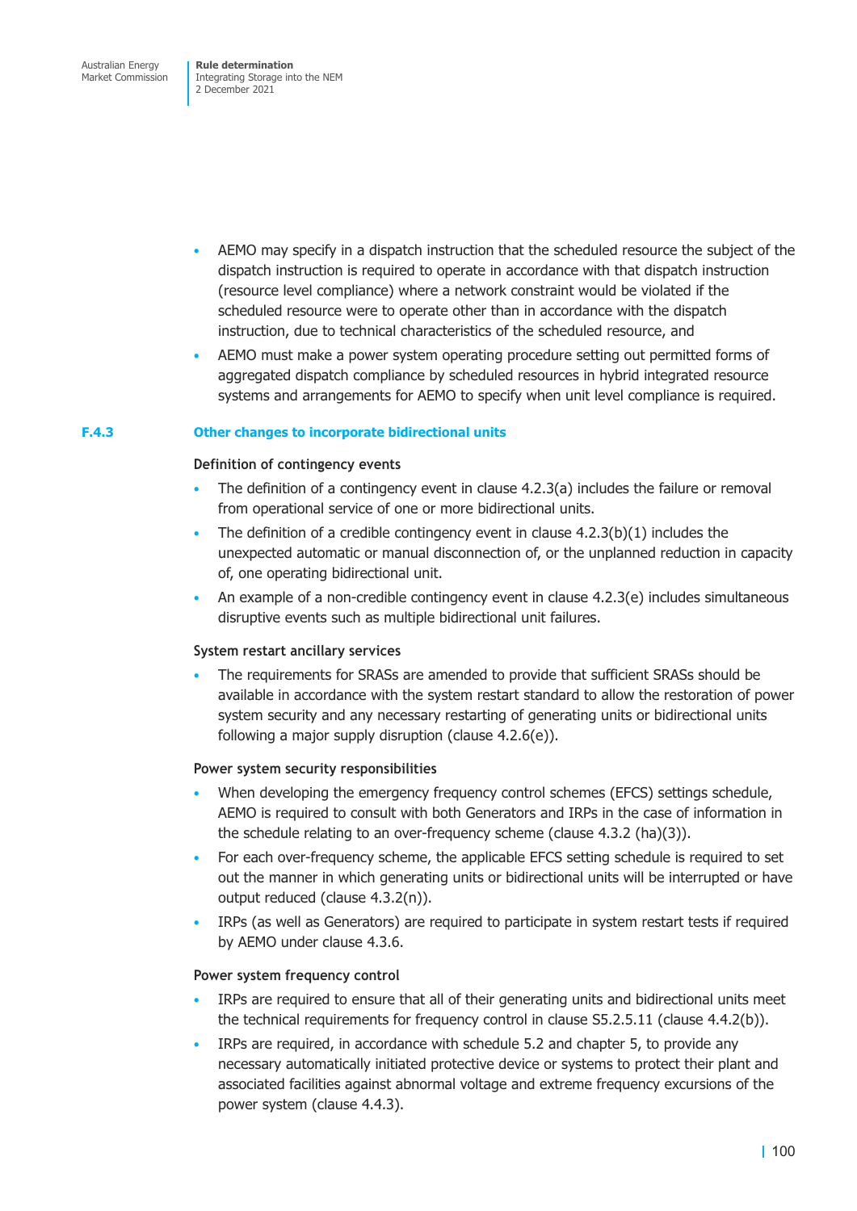- AEMO may specify in a dispatch instruction that the scheduled resource the subject of the dispatch instruction is required to operate in accordance with that dispatch instruction (resource level compliance) where a network constraint would be violated if the scheduled resource were to operate other than in accordance with the dispatch instruction, due to technical characteristics of the scheduled resource, and
- AEMO must make a power system operating procedure setting out permitted forms of aggregated dispatch compliance by scheduled resources in hybrid integrated resource systems and arrangements for AEMO to specify when unit level compliance is required.

### F.4.3 Other changes to incorporate bidirectional units

#### Definition of contingency events

- The definition of a contingency event in clause 4.2.3(a) includes the failure or removal from operational service of one or more bidirectional units.
- The definition of a credible contingency event in clause 4.2.3(b)(1) includes the unexpected automatic or manual disconnection of, or the unplanned reduction in capacity of, one operating bidirectional unit.
- An example of a non-credible contingency event in clause 4.2.3(e) includes simultaneous disruptive events such as multiple bidirectional unit failures.

#### System restart ancillary services

- The requirements for SRASs are amended to provide that sufficient SRASs should be available in accordance with the system restart standard to allow the restoration of power system security and any necessary restarting of generating units or bidirectional units following a major supply disruption (clause 4.2.6(e)).

#### Power system security responsibilities

- When developing the emergency frequency control schemes (EFCS) settings schedule, AEMO is required to consult with both Generators and IRPs in the case of information in the schedule relating to an over-frequency scheme (clause 4.3.2 (ha)(3)).
- For each over-frequency scheme, the applicable EFCS setting schedule is required to set out the manner in which generating units or bidirectional units will be interrupted or have output reduced (clause 4.3.2(n)).
- IRPs (as well as Generators) are required to participate in system restart tests if required by AEMO under clause 4.3.6.

#### Power system frequency control

- IRPs are required to ensure that all of their generating units and bidirectional units meet the technical requirements for frequency control in clause S5.2.5.11 (clause 4.4.2(b)).
- IRPs are required, in accordance with schedule 5.2 and chapter 5, to provide any necessary automatically initiated protective device or systems to protect their plant and associated facilities against abnormal voltage and extreme frequency excursions of the power system (clause 4.4.3).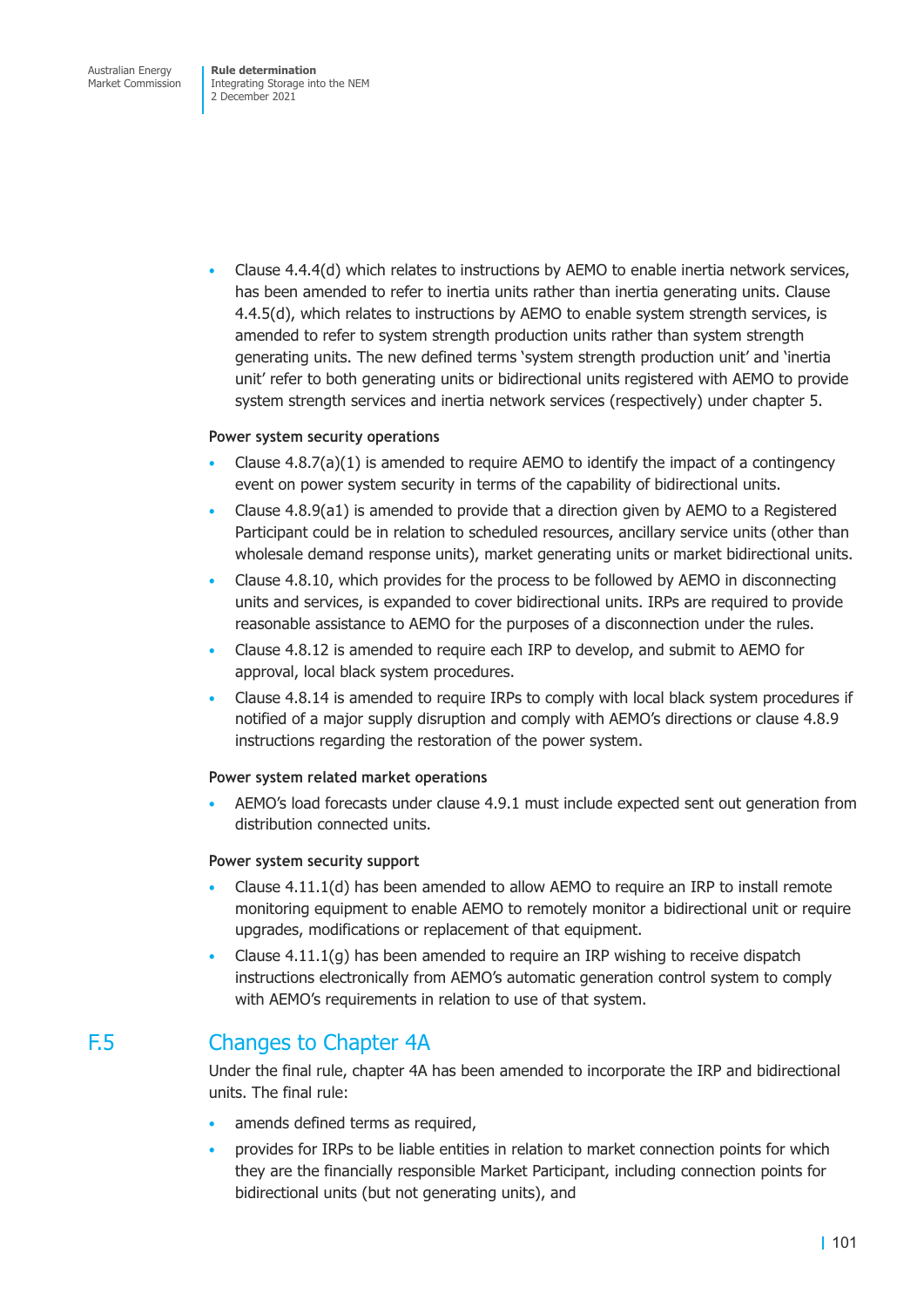- Clause 4.4.4(d) which relates to instructions by AEMO to enable inertia network services, has been amended to refer to inertia units rather than inertia generating units. Clause 4.4.5(d), which relates to instructions by AEMO to enable system strength services, is amended to refer to system strength production units rather than system strength generating units. The new defined terms 'system strength production unit' and 'inertia unit' refer to both generating units or bidirectional units registered with AEMO to provide system strength services and inertia network services (respectively) under chapter 5.

#### Power system security operations

- Clause 4.8.7(a)(1) is amended to require AEMO to identify the impact of a contingency event on power system security in terms of the capability of bidirectional units.
- Clause 4.8.9(a1) is amended to provide that a direction given by AEMO to a Registered Participant could be in relation to scheduled resources, ancillary service units (other than wholesale demand response units), market generating units or market bidirectional units.
- Clause 4.8.10, which provides for the process to be followed by AEMO in disconnecting units and services, is expanded to cover bidirectional units. IRPs are required to provide reasonable assistance to AEMO for the purposes of a disconnection under the rules.
- Clause 4.8.12 is amended to require each IRP to develop, and submit to AEMO for approval, local black system procedures.
- Clause 4.8.14 is amended to require IRPs to comply with local black system procedures if notified of a major supply disruption and comply with AEMO's directions or clause 4.8.9 instructions regarding the restoration of the power system.

#### Power system related market operations

- AEMO's load forecasts under clause 4.9.1 must include expected sent out generation from distribution connected units.

#### Power system security support

- Clause 4.11.1(d) has been amended to allow AEMO to require an IRP to install remote monitoring equipment to enable AEMO to remotely monitor a bidirectional unit or require upgrades, modifications or replacement of that equipment.
- Clause 4.11.1(g) has been amended to require an IRP wishing to receive dispatch instructions electronically from AEMO's automatic generation control system to comply with AEMO's requirements in relation to use of that system.

## F.5 Changes to Chapter 4A

Under the final rule, chapter 4A has been amended to incorporate the IRP and bidirectional units. The final rule:

- amends defined terms as required,
- provides for IRPs to be liable entities in relation to market connection points for which they are the financially responsible Market Participant, including connection points for bidirectional units (but not generating units), and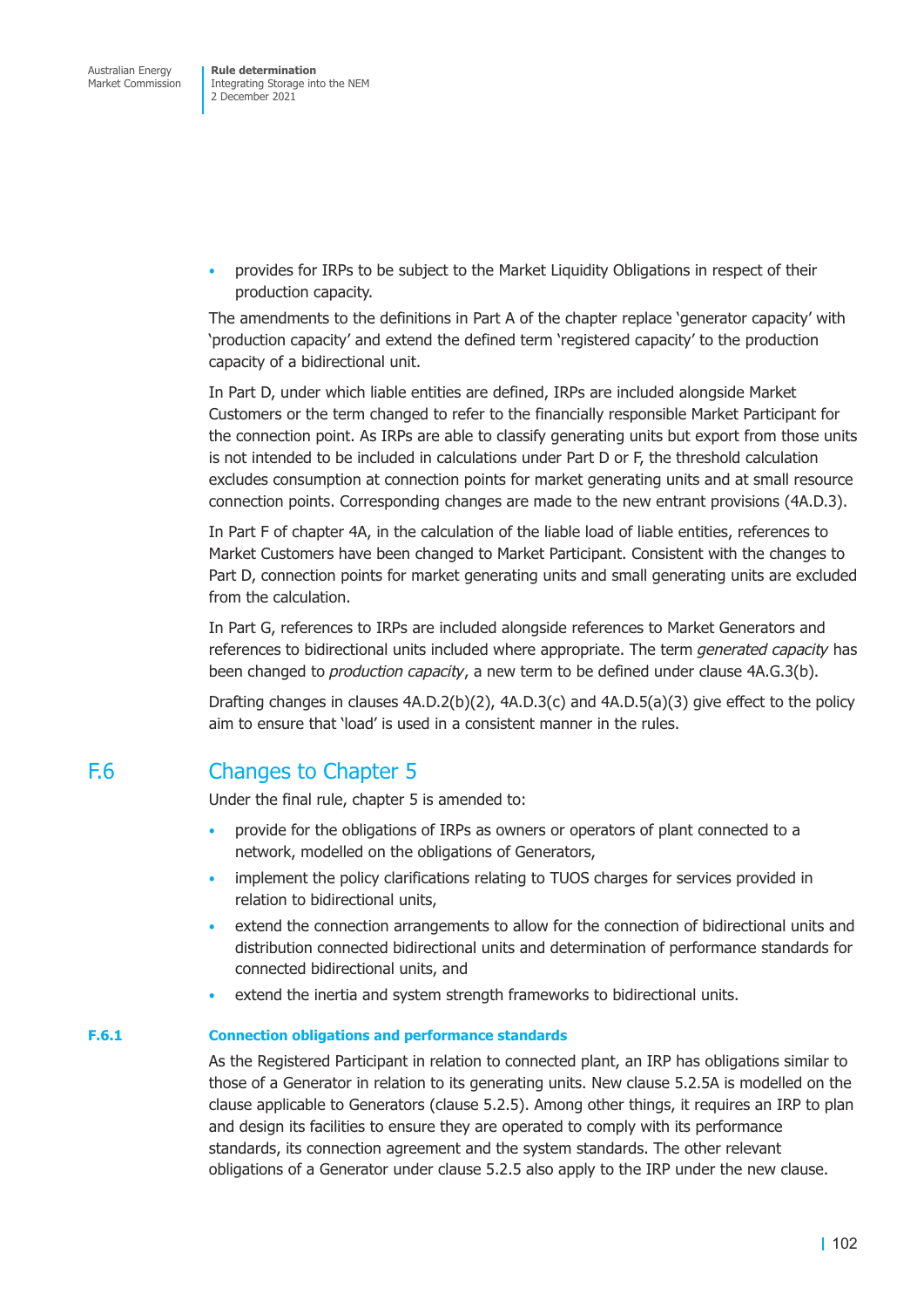- provides for IRPs to be subject to the Market Liquidity Obligations in respect of their production capacity.

The amendments to the definitions in Part A of the chapter replace 'generator capacity' with 'production capacity' and extend the defined term 'registered capacity' to the production capacity of a bidirectional unit.

In Part D, under which liable entities are defined, IRPs are included alongside Market Customers or the term changed to refer to the financially responsible Market Participant for the connection point. As IRPs are able to classify generating units but export from those units is not intended to be included in calculations under Part D or F, the threshold calculation excludes consumption at connection points for market generating units and at small resource connection points. Corresponding changes are made to the new entrant provisions (4A.D.3).

In Part F of chapter 4A, in the calculation of the liable load of liable entities, references to Market Customers have been changed to Market Participant. Consistent with the changes to Part D, connection points for market generating units and small generating units are excluded from the calculation.

In Part G, references to IRPs are included alongside references to Market Generators and references to bidirectional units included where appropriate. The term *generated capacity* has been changed to *production capacity*, a new term to be defined under clause 4A.G.3(b).

Drafting changes in clauses 4A.D.2(b)(2), 4A.D.3(c) and 4A.D.5(a)(3) give effect to the policy aim to ensure that 'load' is used in a consistent manner in the rules.

## F.6 Changes to Chapter 5

Under the final rule, chapter 5 is amended to:

- provide for the obligations of IRPs as owners or operators of plant connected to a network, modelled on the obligations of Generators,
- implement the policy clarifications relating to TUOS charges for services provided in relation to bidirectional units,
- extend the connection arrangements to allow for the connection of bidirectional units and distribution connected bidirectional units and determination of performance standards for connected bidirectional units, and
- extend the inertia and system strength frameworks to bidirectional units.

### F.6.1 Connection obligations and performance standards

As the Registered Participant in relation to connected plant, an IRP has obligations similar to those of a Generator in relation to its generating units. New clause 5.2.5A is modelled on the clause applicable to Generators (clause 5.2.5). Among other things, it requires an IRP to plan and design its facilities to ensure they are operated to comply with its performance standards, its connection agreement and the system standards. The other relevant obligations of a Generator under clause 5.2.5 also apply to the IRP under the new clause.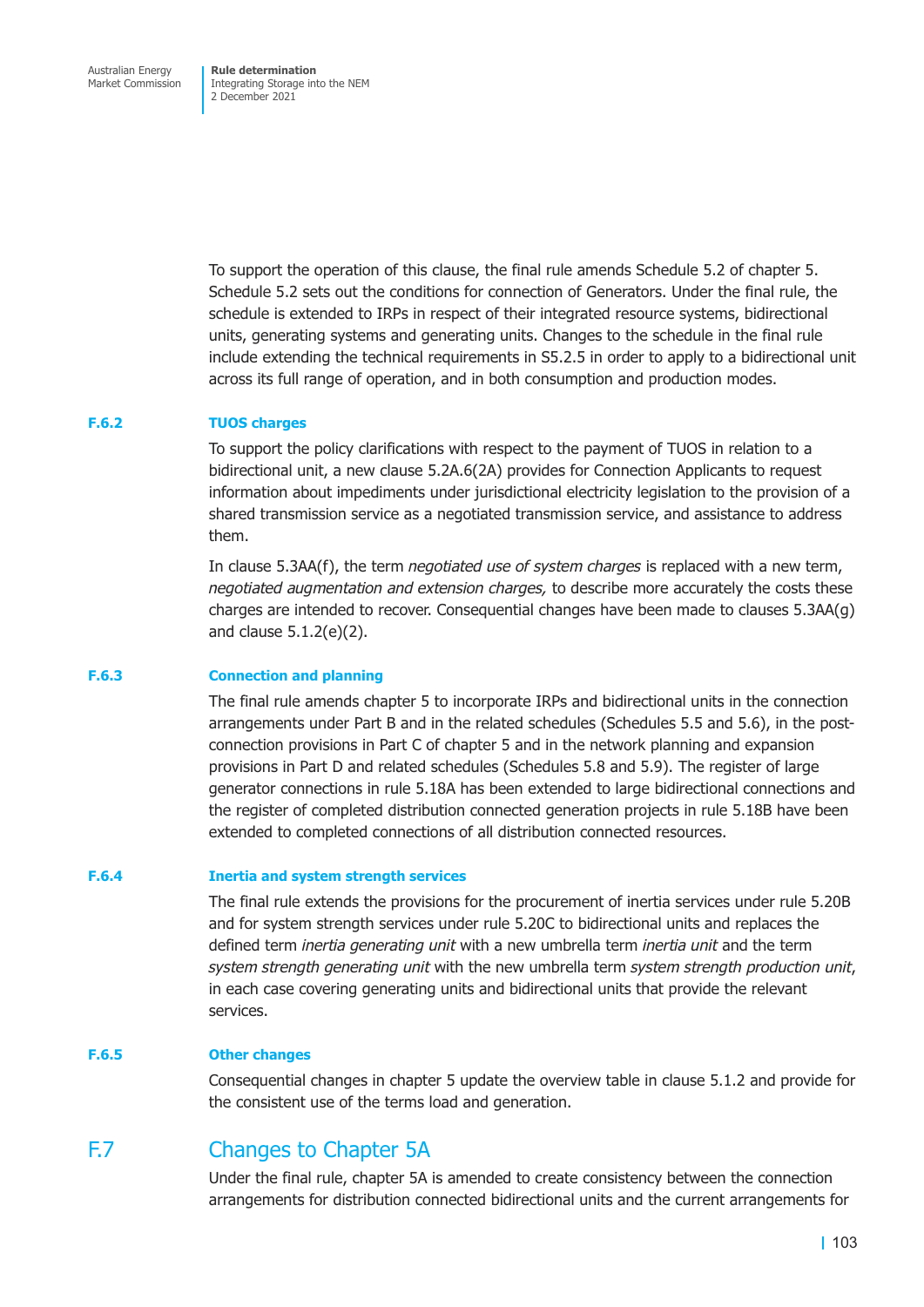To support the operation of this clause, the final rule amends Schedule 5.2 of chapter 5. Schedule 5.2 sets out the conditions for connection of Generators. Under the final rule, the schedule is extended to IRPs in respect of their integrated resource systems, bidirectional units, generating systems and generating units. Changes to the schedule in the final rule include extending the technical requirements in S5.2.5 in order to apply to a bidirectional unit across its full range of operation, and in both consumption and production modes.

### F.6.2 TUOS charges

To support the policy clarifications with respect to the payment of TUOS in relation to a bidirectional unit, a new clause 5.2A.6(2A) provides for Connection Applicants to request information about impediments under jurisdictional electricity legislation to the provision of a shared transmission service as a negotiated transmission service, and assistance to address them.

In clause 5.3AA(f), the term *negotiated use of system charges* is replaced with a new term, *negotiated augmentation and extension charges,* to describe more accurately the costs these charges are intended to recover. Consequential changes have been made to clauses 5.3AA(g) and clause 5.1.2(e)(2).

### F.6.3 Connection and planning

The final rule amends chapter 5 to incorporate IRPs and bidirectional units in the connection arrangements under Part B and in the related schedules (Schedules 5.5 and 5.6), in the post-connection provisions in Part C of chapter 5 and in the network planning and expansion provisions in Part D and related schedules (Schedules 5.8 and 5.9). The register of large generator connections in rule 5.18A has been extended to large bidirectional connections and the register of completed distribution connected generation projects in rule 5.18B have been extended to completed connections of all distribution connected resources.

### F.6.4 Inertia and system strength services

The final rule extends the provisions for the procurement of inertia services under rule 5.20B and for system strength services under rule 5.20C to bidirectional units and replaces the defined term *inertia generating unit* with a new umbrella term *inertia unit* and the term *system strength generating unit* with the new umbrella term *system strength production unit*, in each case covering generating units and bidirectional units that provide the relevant services.

### F.6.5 Other changes

Consequential changes in chapter 5 update the overview table in clause 5.1.2 and provide for the consistent use of the terms load and generation.

## F.7 Changes to Chapter 5A

Under the final rule, chapter 5A is amended to create consistency between the connection arrangements for distribution connected bidirectional units and the current arrangements for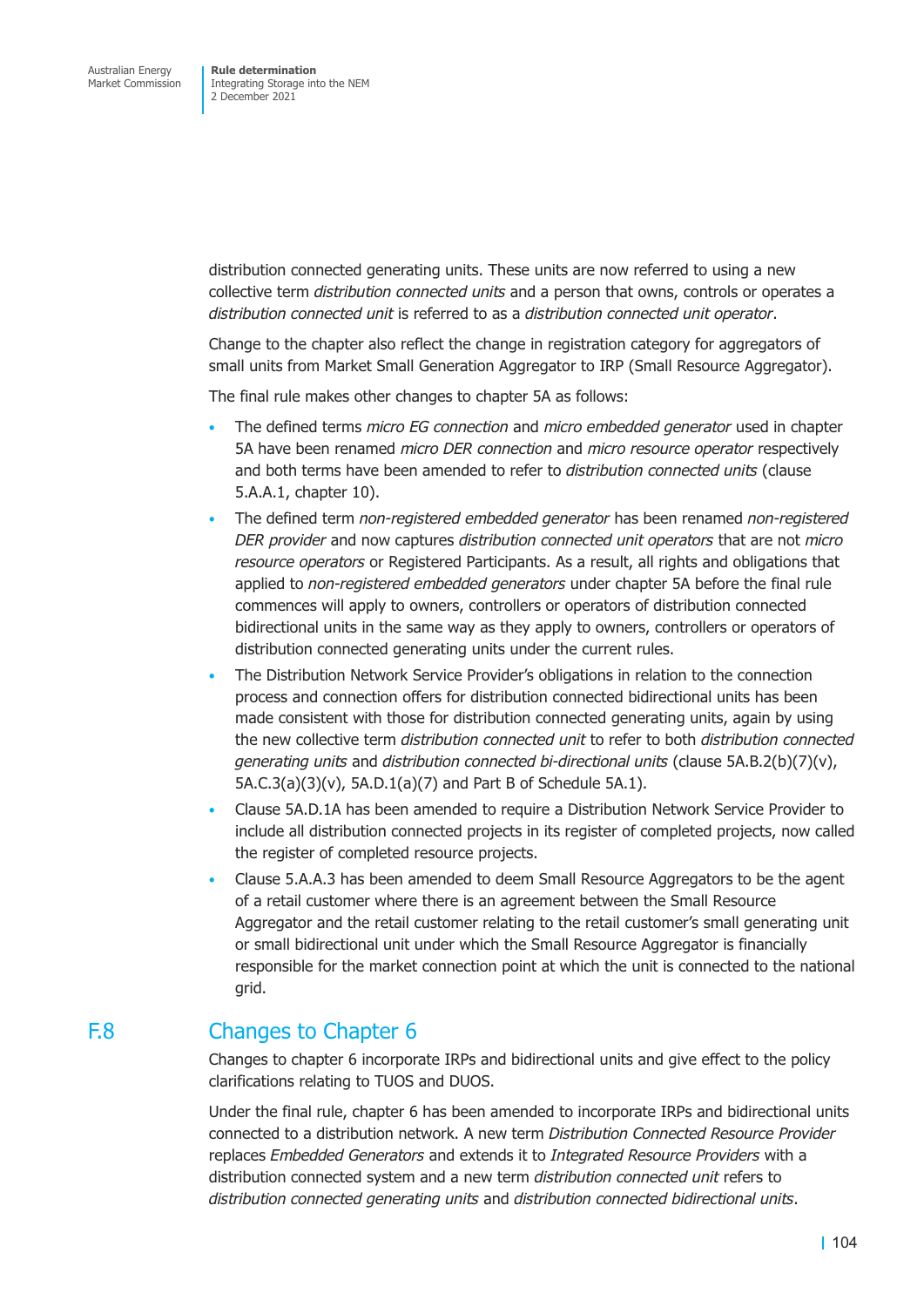distribution connected generating units. These units are now referred to using a new collective term *distribution connected units* and a person that owns, controls or operates a *distribution connected unit* is referred to as a *distribution connected unit operator*.

Change to the chapter also reflect the change in registration category for aggregators of small units from Market Small Generation Aggregator to IRP (Small Resource Aggregator).

The final rule makes other changes to chapter 5A as follows:

- The defined terms *micro EG connection* and *micro embedded generator* used in chapter 5A have been renamed *micro DER connection* and *micro resource operator* respectively and both terms have been amended to refer to *distribution connected units* (clause 5.A.A.1, chapter 10).
- The defined term *non-registered embedded generator* has been renamed *non-registered DER provider* and now captures *distribution connected unit operators* that are not *micro resource operators* or Registered Participants. As a result, all rights and obligations that applied to *non-registered embedded generators* under chapter 5A before the final rule commences will apply to owners, controllers or operators of distribution connected bidirectional units in the same way as they apply to owners, controllers or operators of distribution connected generating units under the current rules.
- The Distribution Network Service Provider's obligations in relation to the connection process and connection offers for distribution connected bidirectional units has been made consistent with those for distribution connected generating units, again by using the new collective term *distribution connected unit* to refer to both *distribution connected generating units* and *distribution connected bi-directional units* (clause 5A.B.2(b)(7)(v), 5A.C.3(a)(3)(v), 5A.D.1(a)(7) and Part B of Schedule 5A.1).
- Clause 5A.D.1A has amended to require a Distribution Network Service Provider to include all distribution connected projects in its register of completed projects, now called the register of completed resource projects.
- Clause 5.A.A.3 has been amended to deem Small Resource Aggregators to be the agent of a retail customer where there is an agreement between the Small Resource Aggregator and the retail customer relating to the retail customer's small generating unit or small bidirectional unit under which the Small Resource Aggregator is financially responsible for the market connection point at which the unit is connected to the national grid.

## F.8 Changes to Chapter 6

Changes to chapter 6 incorporate IRPs and bidirectional units and give effect to the policy clarifications relating to TUOS and DUOS.

Under the final rule, chapter 6 has been amended to incorporate IRPs and bidirectional units connected to a distribution network. A new term *Distribution Connected Resource Provider* replaces *Embedded Generators* and extends it to *Integrated Resource Providers* with a distribution connected system and a new term *distribution connected unit* refers to *distribution connected generating units* and *distribution connected bidirectional units*.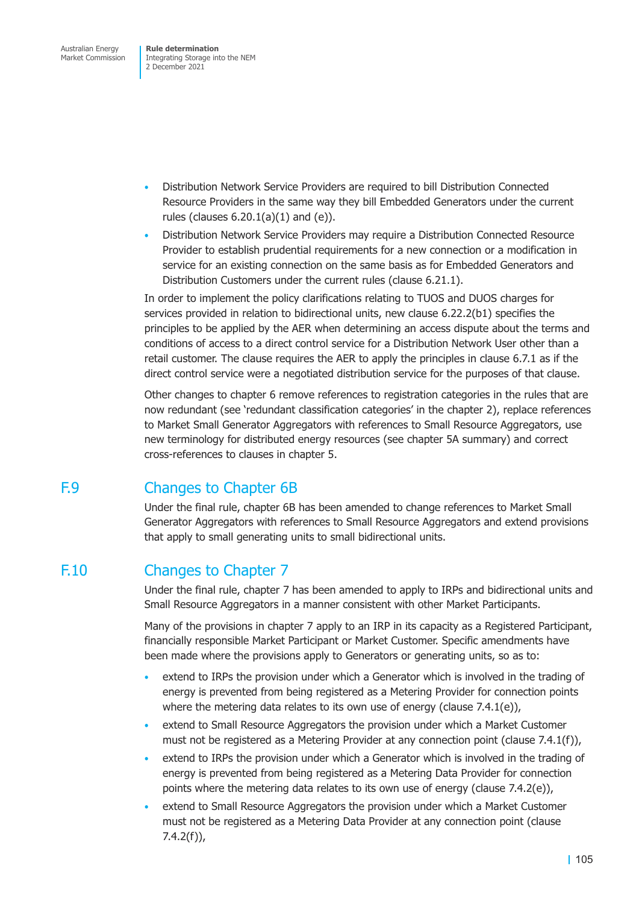- Distribution Network Service Providers are required to bill Distribution Connected Resource Providers in the same way they bill Embedded Generators under the current rules (clauses 6.20.1(a)(1) and (e)).
- Distribution Network Service Providers may require a Distribution Connected Resource Provider to establish prudential requirements for a new connection or a modification in service for an existing connection on the same basis as for Embedded Generators and Distribution Customers under the current rules (clause 6.21.1).

In order to implement the policy clarifications relating to TUOS and DUOS charges for services provided in relation to bidirectional units, new clause 6.22.2(b1) specifies the principles to be applied by the AER when determining an access dispute about the terms and conditions of access to a direct control service for a Distribution Network User other than a retail customer. The clause requires the AER to apply the principles in clause 6.7.1 as if the direct control service were a negotiated distribution service for the purposes of that clause.

Other changes to chapter 6 remove references to registration categories in the rules that are now redundant (see 'redundant classification categories' in the chapter 2), replace references to Market Small Generator Aggregators with references to Small Resource Aggregators, use new terminology for distributed energy resources (see chapter 5A summary) and correct cross-references to clauses in chapter 5.

## F.9 Changes to Chapter 6B

Under the final rule, chapter 6B has been amended to change references to Market Small Generator Aggregators with references to Small Resource Aggregators and extend provisions that apply to small generating units to small bidirectional units.

## F.10 Changes to Chapter 7

Under the final rule, chapter 7 has been amended to apply to IRPs and bidirectional units and Small Resource Aggregators in a manner consistent with other Market Participants.

Many of the provisions in chapter 7 apply to an IRP in its capacity as a Registered Participant, financially responsible Market Participant or Market Customer. Specific amendments have been made where the provisions apply to Generators or generating units, so as to:

- extend to IRPs the provision under which a Generator which is involved in the trading of energy is prevented from being registered as a Metering Provider for connection points where the metering data relates to its own use of energy (clause 7.4.1(e)),
- extend to Small Resource Aggregators the provision under which a Market Customer must not be registered as a Metering Provider at any connection point (clause 7.4.1(f)),
- extend to IRPs the provision under which a Generator which is involved in the trading of energy is prevented from being registered as a Metering Data Provider for connection points where the metering data relates to its own use of energy (clause 7.4.2(e)),
- extend to Small Resource Aggregators the provision under which a Market Customer must not be registered as a Metering Data Provider at any connection point (clause 7.4.2(f)),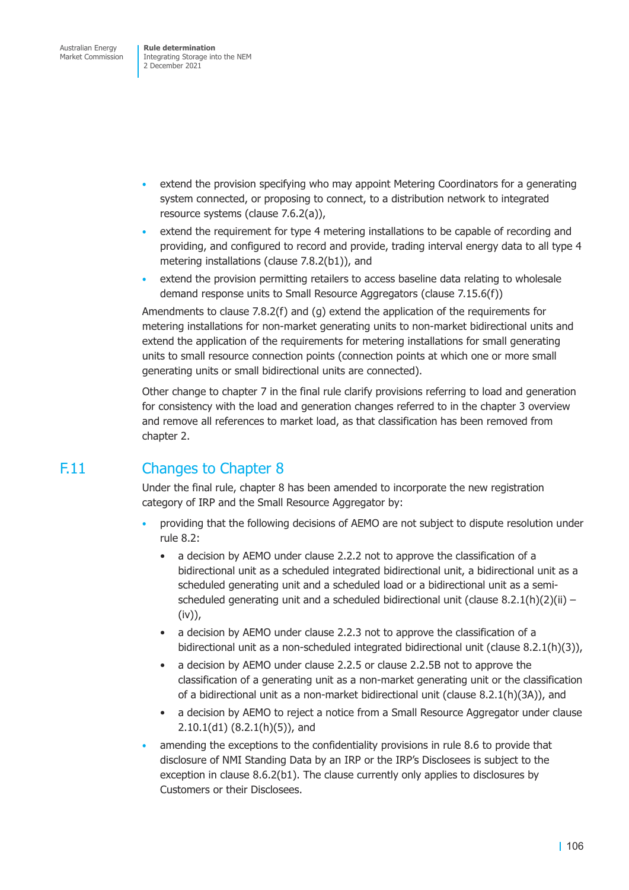- extend the provision specifying who may appoint Metering Coordinators for a generating system connected, or proposing to connect, to a distribution network to integrated resource systems (clause 7.6.2(a)),
- extend the requirement for type 4 metering installations to be capable of recording and providing, and configured to record and provide, trading interval energy data to all type 4 metering installations (clause 7.8.2(b1)), and
- extend the provision permitting retailers to access baseline data relating to wholesale demand response units to Small Resource Aggregators (clause 7.15.6(f))

Amendments to clause 7.8.2(f) and (g) extend the application of the requirements for metering installations for non-market generating units to non-market bidirectional units and extend the application of the requirements for metering installations for small generating units to small resource connection points (connection points at which one or more small generating units or small bidirectional units are connected).

Other change to chapter 7 in the final rule clarify provisions referring to load and generation for consistency with the load and generation changes referred to in the chapter 3 overview and remove all references to market load, as that classification has been removed from chapter 2.

## F.11 Changes to Chapter 8

Under the final rule, chapter 8 has been amended to incorporate the new registration category of IRP and the Small Resource Aggregator by:

- providing that the following decisions of AEMO are not subject to dispute resolution under rule 8.2:
  - a decision by AEMO under clause 2.2.2 not to approve the classification of a bidirectional unit as a scheduled integrated bidirectional unit, a bidirectional unit as a scheduled generating unit and a scheduled load or a bidirectional unit as a semi-scheduled generating unit and a scheduled bidirectional unit (clause 8.2.1(h)(2)(ii) – (iv)),
  - a decision by AEMO under clause 2.2.3 not to approve the classification of a bidirectional unit as a non-scheduled integrated bidirectional unit (clause 8.2.1(h)(3)),
  - a decision by AEMO under clause 2.2.5 or clause 2.2.5B not to approve the classification of a generating unit as a non-market generating unit or the classification of a bidirectional unit as a non-market bidirectional unit (clause 8.2.1(h)(3A)), and
  - a decision by AEMO to reject a notice from a Small Resource Aggregator under clause 2.10.1(d1) (8.2.1(h)(5)), and
- amending the exceptions to the confidentiality provisions in rule 8.6 to provide that disclosure of NMI Standing Data by an IRP or the IRP's Disclosees is subject to the exception in clause 8.6.2(b1). The clause currently only applies to disclosures by Customers or their Disclosees.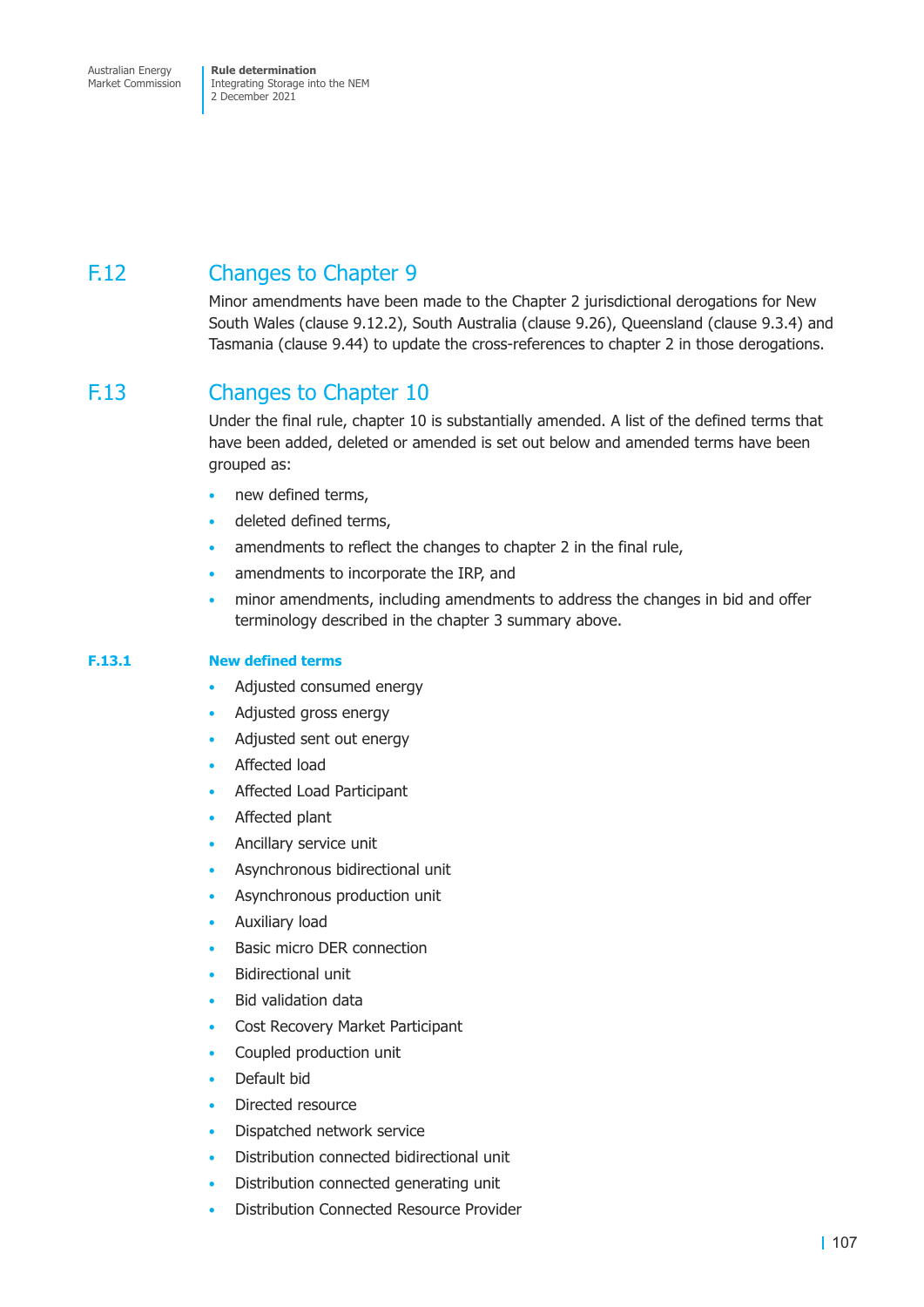## F.12 Changes to Chapter 9

Minor amendments have been made to the Chapter 2 jurisdictional derogations for New South Wales (clause 9.12.2), South Australia (clause 9.26), Queensland (clause 9.3.4) and Tasmania (clause 9.44) to update the cross-references to chapter 2 in those derogations.

## F.13 Changes to Chapter 10

Under the final rule, chapter 10 is substantially amended. A list of the defined terms that have been added, deleted or amended is set out below and amended terms have been grouped as:

- new defined terms,
- deleted defined terms,
- amendments to reflect the changes to chapter 2 in the final rule,
- amendments to incorporate the IRP, and
- minor amendments, including amendments to address the changes in bid and offer terminology described in the chapter 3 summary above.

### F.13.1 New defined terms

- Adjusted consumed energy
- Adjusted gross energy
- Adjusted sent out energy
- Affected load
- Affected Load Participant
- Affected plant
- Ancillary service unit
- Asynchronous bidirectional unit
- Asynchronous production unit
- Auxiliary load
- Basic micro DER connection
- Bidirectional unit
- Bid validation data
- Cost Recovery Market Participant
- Coupled production unit
- Default bid
- Directed resource
- Dispatched network service
- Distribution connected bidirectional unit
- Distribution connected generating unit
- Distribution Connected Resource Provider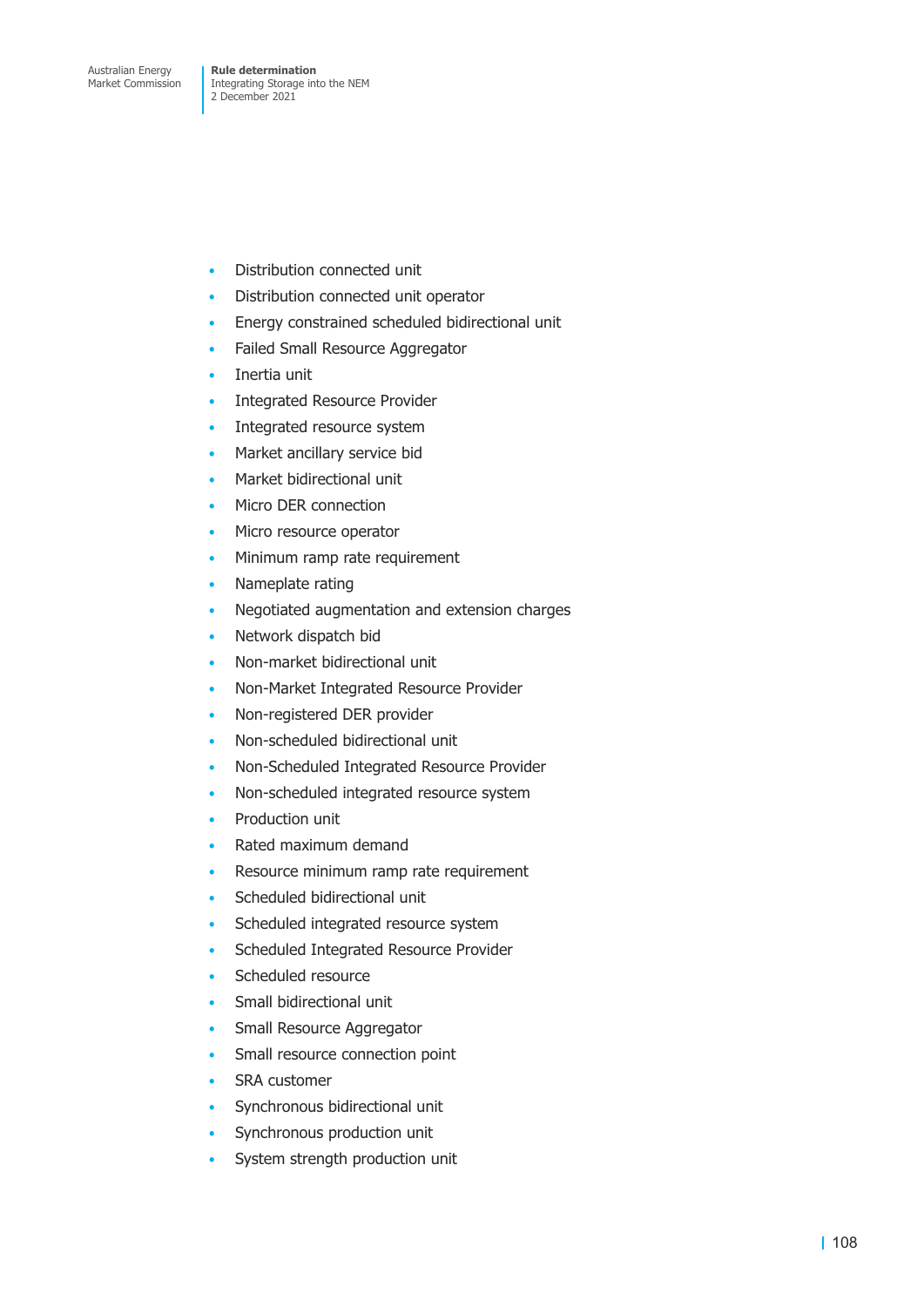- Distribution connected unit
- Distribution connected unit operator
- Energy constrained scheduled bidirectional unit
- Failed Small Resource Aggregator
- Inertia unit
- Integrated Resource Provider
- Integrated resource system
- Market ancillary service bid
- Market bidirectional unit
- Micro DER connection
- Micro resource operator
- Minimum ramp rate requirement
- Nameplate rating
- Negotiated augmentation and extension charges
- Network dispatch bid
- Non-market bidirectional unit
- Non-Market Integrated Resource Provider
- Non-registered DER provider
- Non-scheduled bidirectional unit
- Non-Scheduled Integrated Resource Provider
- Non-scheduled integrated resource system
- Production unit
- Rated maximum demand
- Resource minimum ramp rate requirement
- Scheduled bidirectional unit
- Scheduled integrated resource system
- Scheduled Integrated Resource Provider
- Scheduled resource
- Small bidirectional unit
- Small Resource Aggregator
- Small resource connection point
- SRA customer
- Synchronous bidirectional unit
- Synchronous production unit
- System strength production unit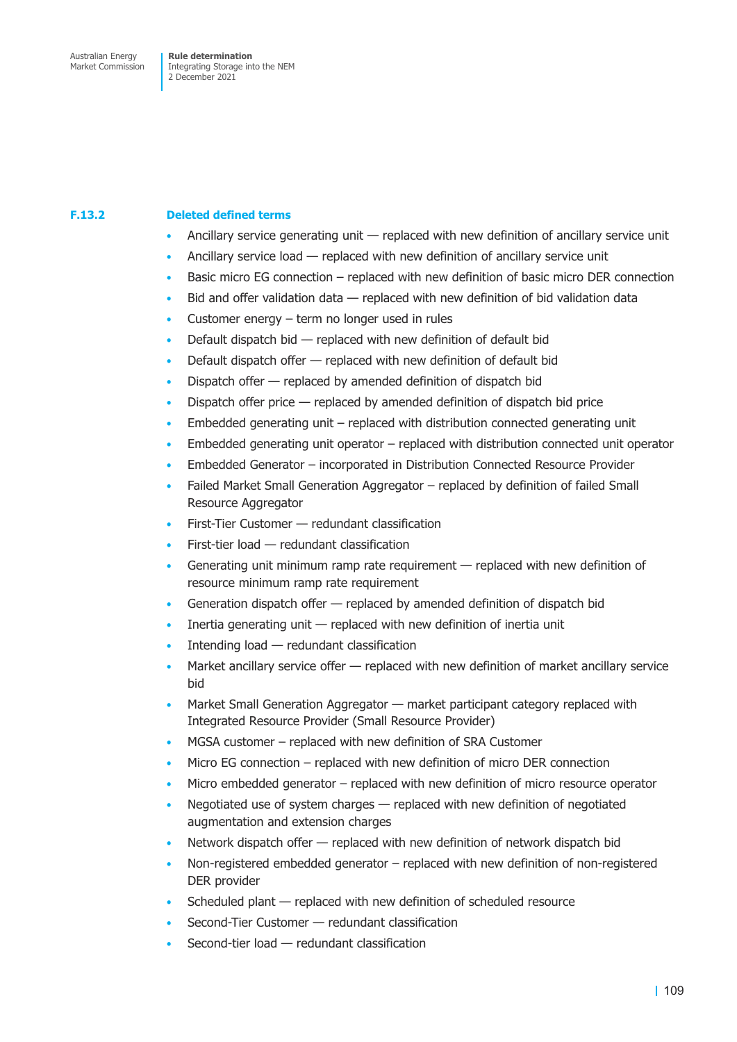### F.13.2 Deleted defined terms

- Ancillary service generating unit — replaced with new definition of ancillary service unit
- Ancillary service load — replaced with new definition of ancillary service unit
- Basic micro EG connection – replaced with new definition of basic micro DER connection
- Bid and offer validation data — replaced with new definition of bid validation data
- Customer energy – term no longer used in rules
- Default dispatch bid — replaced with new definition of default bid
- Default dispatch offer — replaced with new definition of default bid
- Dispatch offer — replaced by amended definition of dispatch bid
- Dispatch offer price — replaced by amended definition of dispatch bid price
- Embedded generating unit – replaced with distribution connected generating unit
- Embedded generating unit operator – replaced with distribution connected unit operator
- Embedded Generator – incorporated in Distribution Connected Resource Provider
- Failed Market Small Generation Aggregator – replaced by definition of failed Small Resource Aggregator
- First-Tier Customer — redundant classification
- First-tier load — redundant classification
- Generating unit minimum ramp rate requirement — replaced with new definition of resource minimum ramp rate requirement
- Generation dispatch offer — replaced by amended definition of dispatch bid
- Inertia generating unit — replaced with new definition of inertia unit
- Intending load — redundant classification
- Market ancillary service offer — replaced with new definition of market ancillary service bid
- Market Small Generation Aggregator — market participant category replaced with Integrated Resource Provider (Small Resource Provider)
- MGSA customer – replaced with new definition of SRA Customer
- Micro EG connection – replaced with new definition of micro DER connection
- Micro embedded generator – replaced with new definition of micro resource operator
- Negotiated use of system charges — replaced with new definition of negotiated augmentation and extension charges
- Network dispatch offer — replaced with new definition of network dispatch bid
- Non-registered embedded generator – replaced with new definition of non-registered DER provider
- Scheduled plant — replaced with new definition of scheduled resource
- Second-Tier Customer — redundant classification
- Second-tier load — redundant classification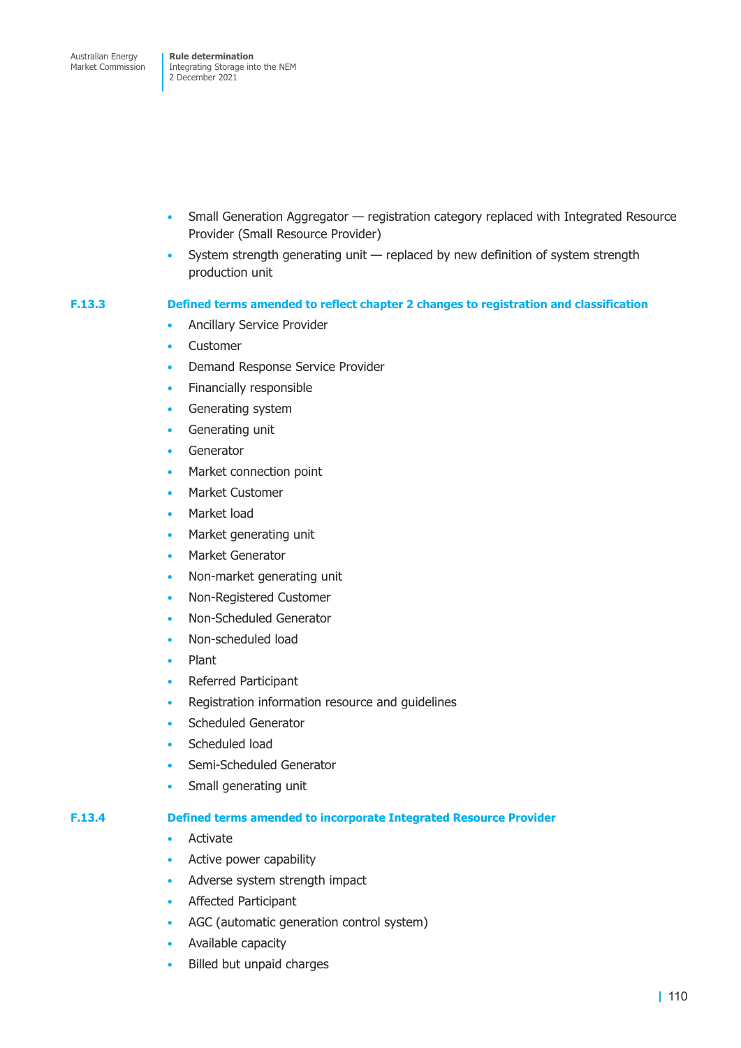- Small Generation Aggregator — registration category replaced with Integrated Resource Provider (Small Resource Provider)
- System strength generating unit — replaced by new definition of system strength production unit

### F.13.3 Defined terms amended to reflect chapter 2 changes to registration and classification

- Ancillary Service Provider
- Customer
- Demand Response Service Provider
- Financially responsible
- Generating system
- Generating unit
- Generator
- Market connection point
- Market Customer
- Market load
- Market generating unit
- Market Generator
- Non-market generating unit
- Non-Registered Customer
- Non-Scheduled Generator
- Non-scheduled load
- Plant
- Referred Participant
- Registration information resource and guidelines
- Scheduled Generator
- Scheduled load
- Semi-Scheduled Generator
- Small generating unit

### F.13.4 Defined terms amended to incorporate Integrated Resource Provider

- Activate
- Active power capability
- Adverse system strength impact
- Affected Participant
- AGC (automatic generation control system)
- Available capacity
- Billed but unpaid charges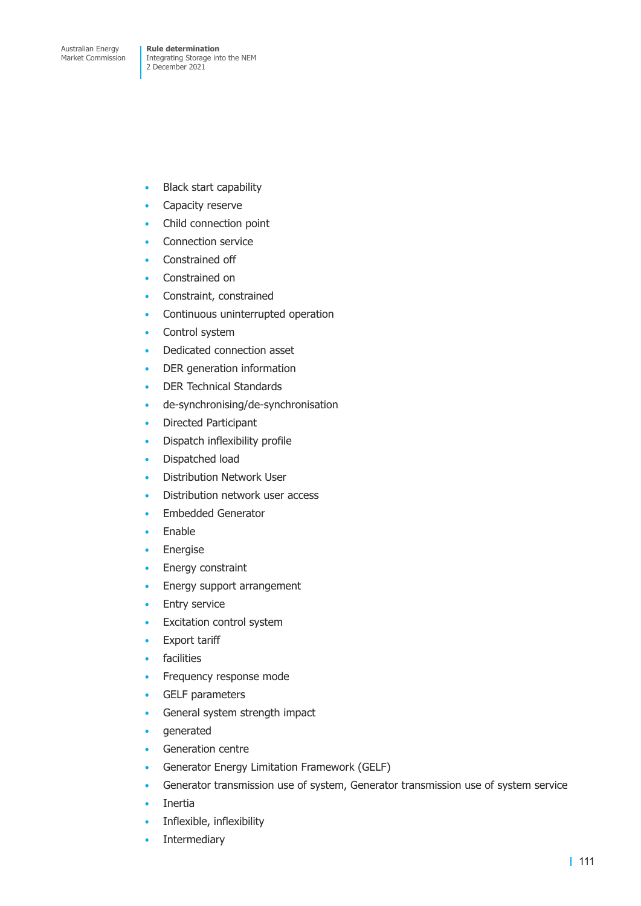- Black start capability
- Capacity reserve
- Child connection point
- Connection service
- Constrained off
- Constrained on
- Constraint, constrained
- Continuous uninterrupted operation
- Control system
- Dedicated connection asset
- DER generation information
- DER Technical Standards
- de-synchronising/de-synchronisation
- Directed Participant
- Dispatch inflexibility profile
- Dispatched load
- Distribution Network User
- Distribution network user access
- Embedded Generator
- Enable
- Energise
- Energy constraint
- Energy support arrangement
- Entry service
- Excitation control system
- Export tariff
- facilities
- Frequency response mode
- GELF parameters
- General system strength impact
- generated
- Generation centre
- Generator Energy Limitation Framework (GELF)
- Generator transmission use of system, Generator transmission use of system service
- Inertia
- Inflexible, inflexibility
- Intermediary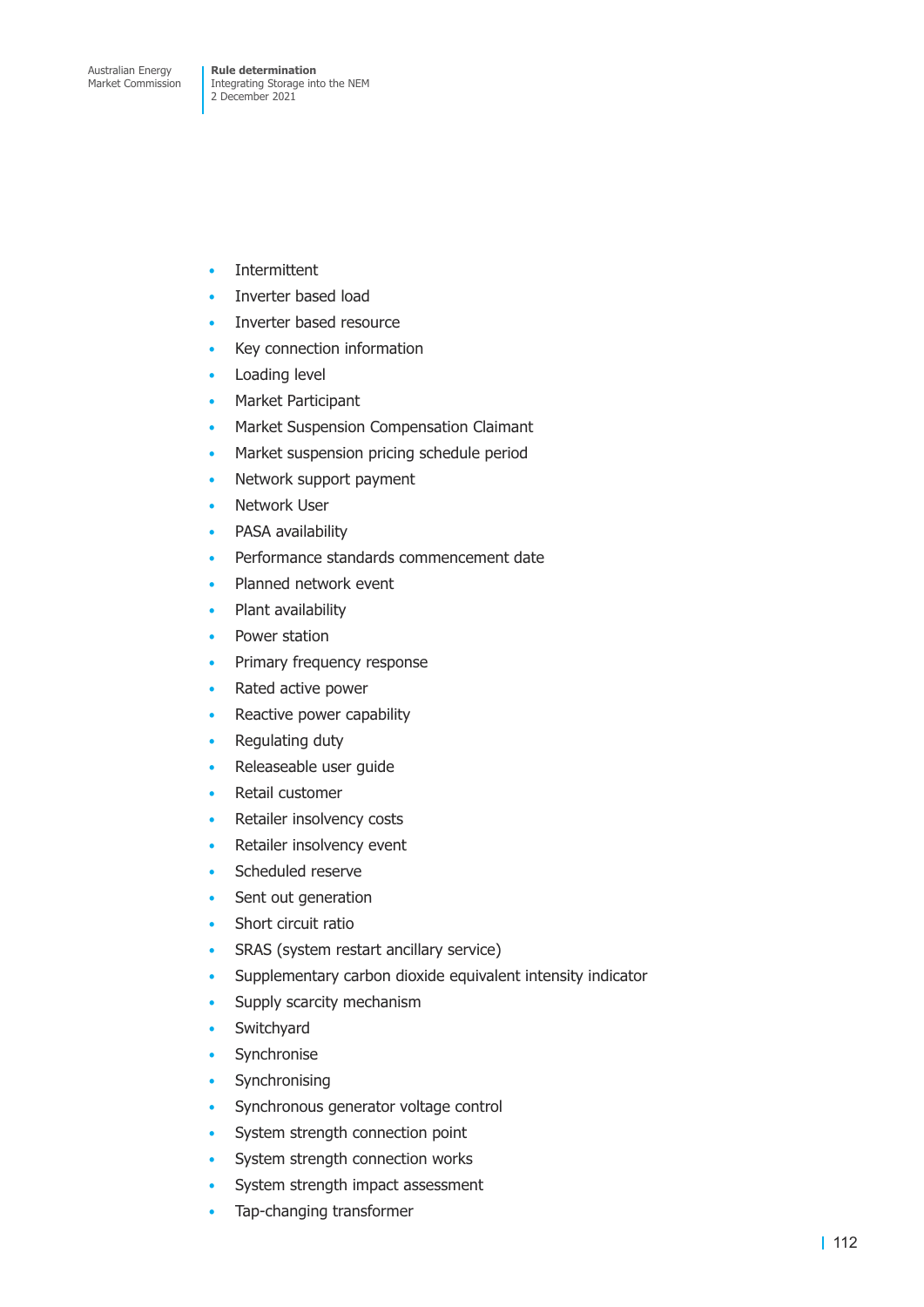- Intermittent
- Inverter based load
- Inverter based resource
- Key connection information
- Loading level
- Market Participant
- Market Suspension Compensation Claimant
- Market suspension pricing schedule period
- Network support payment
- Network User
- PASA availability
- Performance standards commencement date
- Planned network event
- Plant availability
- Power station
- Primary frequency response
- Rated active power
- Reactive power capability
- Regulating duty
- Releaseable user guide
- Retail customer
- Retailer insolvency costs
- Retailer insolvency event
- Scheduled reserve
- Sent out generation
- Short circuit ratio
- SRAS (system restart ancillary service)
- Supplementary carbon dioxide equivalent intensity indicator
- Supply scarcity mechanism
- Switchyard
- Synchronise
- Synchronising
- Synchronous generator voltage control
- System strength connection point
- System strength connection works
- System strength impact assessment
- Tap-changing transformer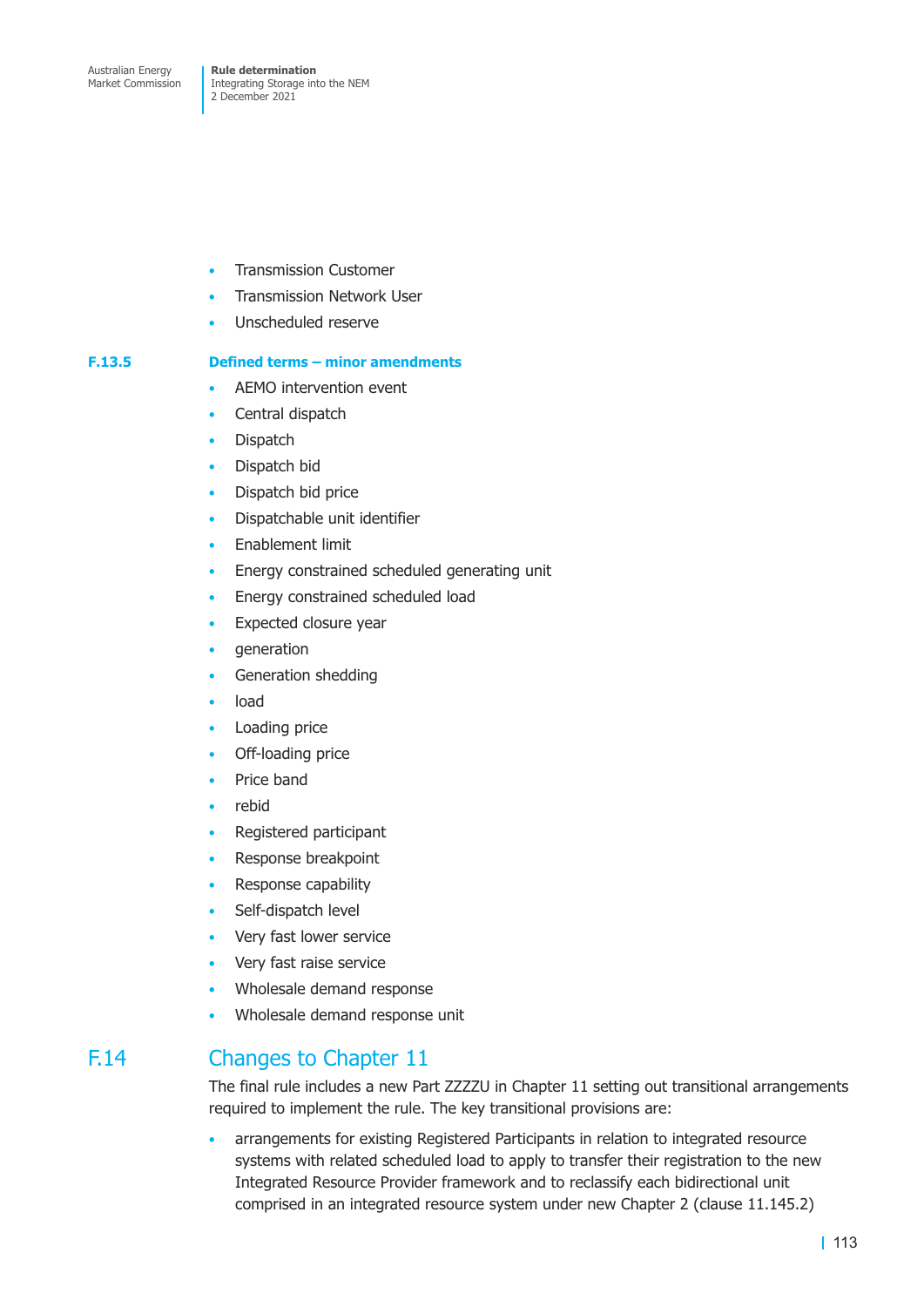- Transmission Customer
- Transmission Network User
- Unscheduled reserve

### F.13.5 Defined terms – minor amendments

- AEMO intervention event
- Central dispatch
- Dispatch
- Dispatch bid
- Dispatch bid price
- Dispatchable unit identifier
- Enablement limit
- Energy constrained scheduled generating unit
- Energy constrained scheduled load
- Expected closure year
- generation
- Generation shedding
- load
- Loading price
- Off-loading price
- Price band
- rebid
- Registered participant
- Response breakpoint
- Response capability
- Self-dispatch level
- Very fast lower service
- Very fast raise service
- Wholesale demand response
- Wholesale demand response unit

## F.14 Changes to Chapter 11

The final rule includes a new Part ZZZZU in Chapter 11 setting out transitional arrangements required to implement the rule. The key transitional provisions are:

- arrangements for existing Registered Participants in relation to integrated resource systems with related scheduled load to apply to transfer their registration to the new Integrated Resource Provider framework and to reclassify each bidirectional unit comprised in an integrated resource system under new Chapter 2 (clause 11.145.2)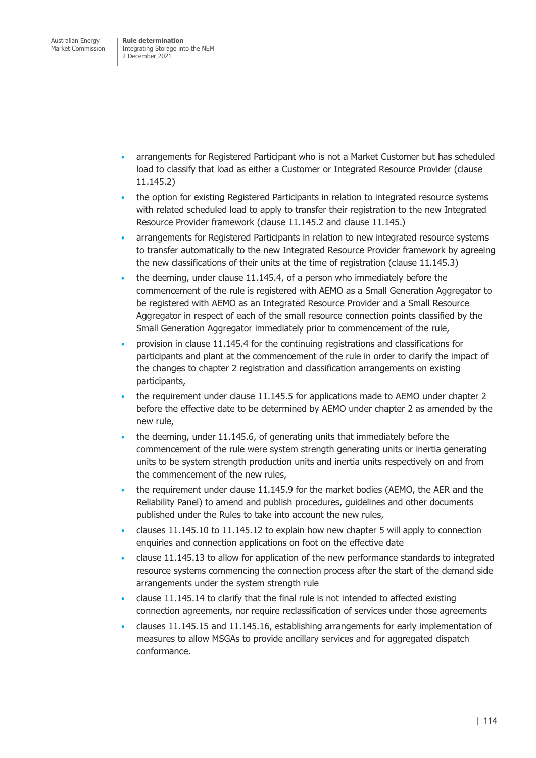- arrangements for Registered Participant who is not a Market Customer but has scheduled load to classify that load as either a Customer or Integrated Resource Provider (clause 11.145.2)
- the option for existing Registered Participants in relation to integrated resource systems with related scheduled load to apply to transfer their registration to the new Integrated Resource Provider framework (clause 11.145.2 and clause 11.145.)
- arrangements for Registered Participants in relation to new integrated resource systems to transfer automatically to the new Integrated Resource Provider framework by agreeing the new classifications of their units at the time of registration (clause 11.145.3)
- the deeming, under clause 11.145.4, of a person who immediately before the commencement of the rule is registered with AEMO as a Small Generation Aggregator to be registered with AEMO as an Integrated Resource Provider and a Small Resource Aggregator in respect of each of the small resource connection points classified by the Small Generation Aggregator immediately prior to commencement of the rule,
- provision in clause 11.145.4 for the continuing registrations and classifications for participants and plant at the commencement of the rule in order to clarify the impact of the changes to chapter 2 registration and classification arrangements on existing participants,
- the requirement under clause 11.145.5 for applications made to AEMO under chapter 2 before the effective date to be determined by AEMO under chapter 2 as amended by the new rule,
- the deeming, under 11.145.6, of generating units that immediately before the commencement of the rule were system strength generating units or inertia generating units to be system strength production units and inertia units respectively on and from the commencement of the new rules,
- the requirement under clause 11.145.9 for the market bodies (AEMO, the AER and the Reliability Panel) to amend and publish procedures, guidelines and other documents published under the Rules to take into account the new rules,
- clauses 11.145.10 to 11.145.12 to explain how new chapter 5 will apply to connection enquiries and connection applications on foot on the effective date
- clause 11.145.13 to allow for application of the new performance standards to integrated resource systems commencing the connection process after the start of the demand side arrangements under the system strength rule
- clause 11.145.14 to clarify that the final rule is not intended to affected existing connection agreements, nor require reclassification of services under those agreements
- clauses 11.145.15 and 11.145.16, establishing arrangements for early implementation of measures to allow MSGAs to provide ancillary services and for aggregated dispatch conformance.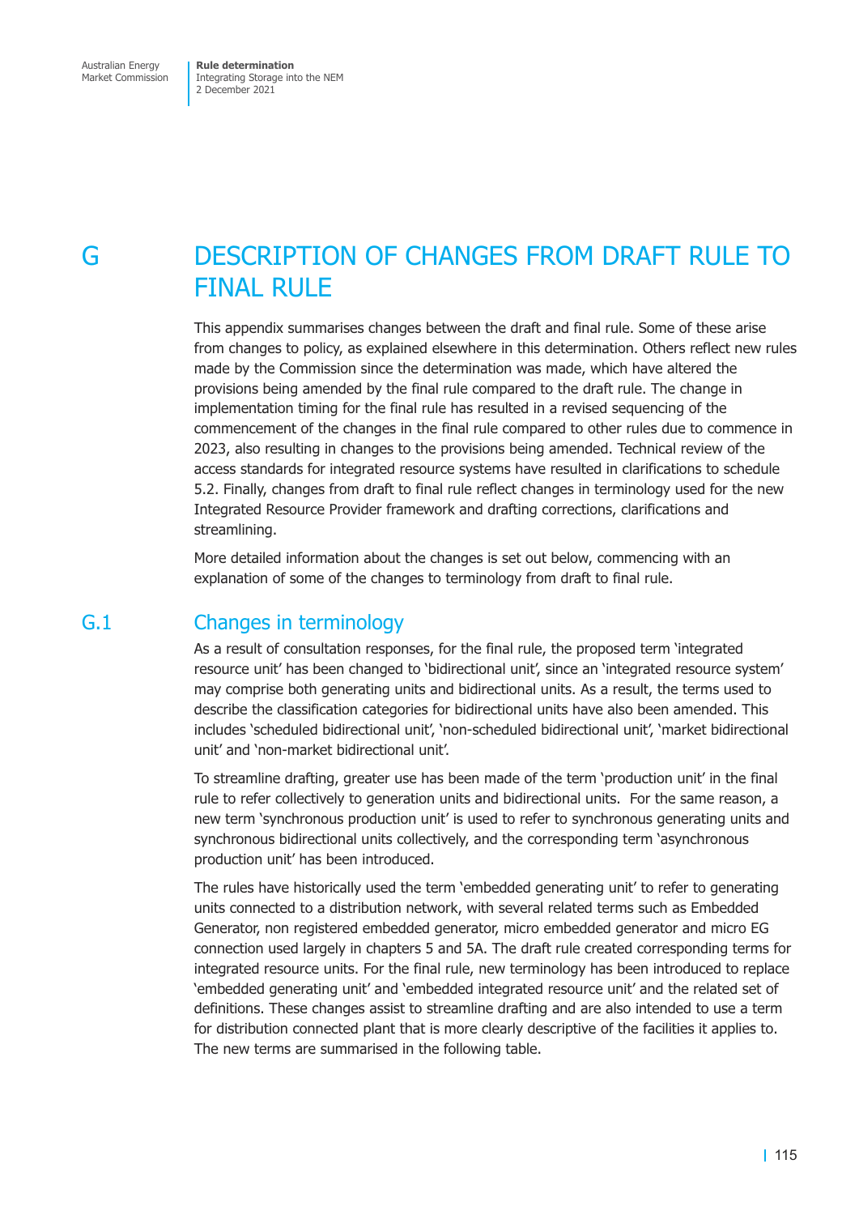# G DESCRIPTION OF CHANGES FROM DRAFT RULE TO FINAL RULE

This appendix summarises changes between the draft and final rule. Some of these arise from changes to policy, as explained elsewhere in this determination. Others reflect new rules made by the Commission since the determination was made, which have altered the provisions being amended by the final rule compared to the draft rule. The change in implementation timing for the final rule has resulted in a revised sequencing of the commencement of the changes in the final rule compared to other rules due to commence in 2023, also resulting in changes to the provisions being amended. Technical review of the access standards for integrated resource systems have resulted in clarifications to schedule 5.2. Finally, changes from draft to final rule reflect changes in terminology used for the new Integrated Resource Provider framework and drafting corrections, clarifications and streamlining.

More detailed information about the changes is set out below, commencing with an explanation of some of the changes to terminology from draft to final rule.

## G.1 Changes in terminology

As a result of consultation responses, for the final rule, the proposed term 'integrated resource unit' has been changed to 'bidirectional unit', since an 'integrated resource system' may comprise both generating units and bidirectional units. As a result, the terms used to describe the classification categories for bidirectional units have also been amended. This includes 'scheduled bidirectional unit', 'non-scheduled bidirectional unit', 'market bidirectional unit' and 'non-market bidirectional unit'.

To streamline drafting, greater use has been made of the term 'production unit' in the final rule to refer collectively to generation units and bidirectional units. For the same reason, a new term 'synchronous production unit' is used to refer to synchronous generating units and synchronous bidirectional units collectively, and the corresponding term 'asynchronous production unit' has been introduced.

The rules have historically used the term 'embedded generating unit' to refer to generating units connected to a distribution network, with several related terms such as Embedded Generator, non registered embedded generator, micro embedded generator and micro EG connection used largely in chapters 5 and 5A. The draft rule created corresponding terms for integrated resource units. For the final rule, new terminology has been introduced to replace 'embedded generating unit' and 'embedded integrated resource unit' and the related set of definitions. These changes assist to streamline drafting and are also intended to use a term for distribution connected plant that is more clearly descriptive of the facilities it applies to. The new terms are summarised in the following table.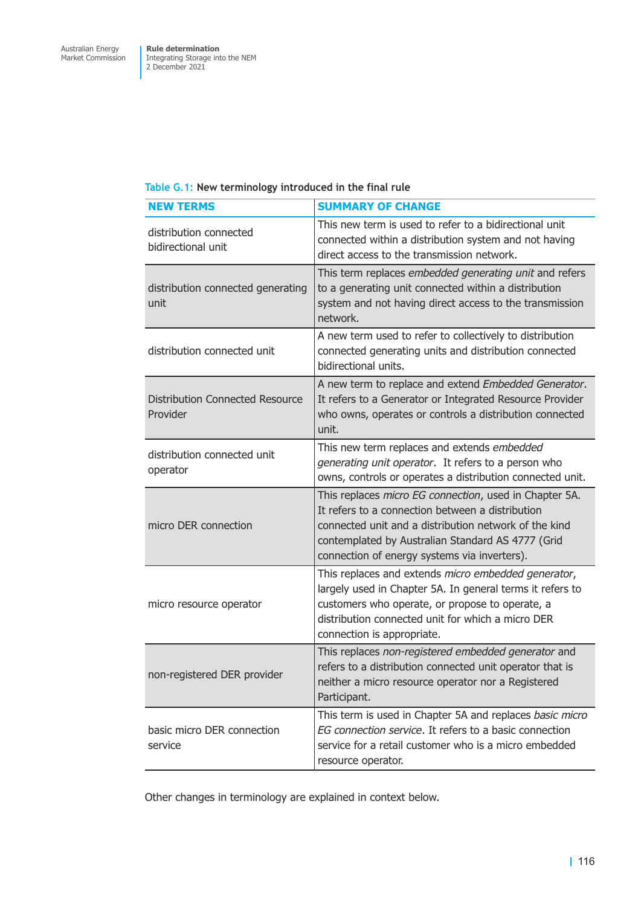Table G.1: New terminology introduced in the final rule

| NEW TERMS | SUMMARY OF CHANGE |
|---|---|
| distribution connected bidirectional unit | This new term is used to refer to a bidirectional unit connected within a distribution system and not having direct access to the transmission network. |
| distribution connected generating unit | This term replaces *embedded generating unit* and refers to a generating unit connected within a distribution system and not having direct access to the transmission network. |
| distribution connected unit | A new term used to refer to collectively to distribution connected generating units and distribution connected bidirectional units. |
| Distribution Connected Resource Provider | A new term to replace and extend *Embedded Generator*. It refers to a Generator or Integrated Resource Provider who owns, operates or controls a distribution connected unit. |
| distribution connected unit operator | This new term replaces and extends *embedded generating unit operator*. It refers to a person who owns, controls or operates a distribution connected unit. |
| micro DER connection | This replaces *micro EG connection*, used in Chapter 5A. It refers to a connection between a distribution connected unit and a distribution network of the kind contemplated by Australian Standard AS 4777 (Grid connection of energy systems via inverters). |
| micro resource operator | This replaces and extends *micro embedded generator*, largely used in Chapter 5A. In general terms it refers to customers who operate, or propose to operate, a distribution connected unit for which a micro DER connection is appropriate. |
| non-registered DER provider | This replaces *non-registered embedded generator* and refers to a distribution connected unit operator that is neither a micro resource operator nor a Registered Participant. |
| basic micro DER connection service | This term is used in Chapter 5A and replaces *basic micro EG connection service*. It refers to a basic connection service for a retail customer who is a micro embedded resource operator. |

Other changes in terminology are explained in context below.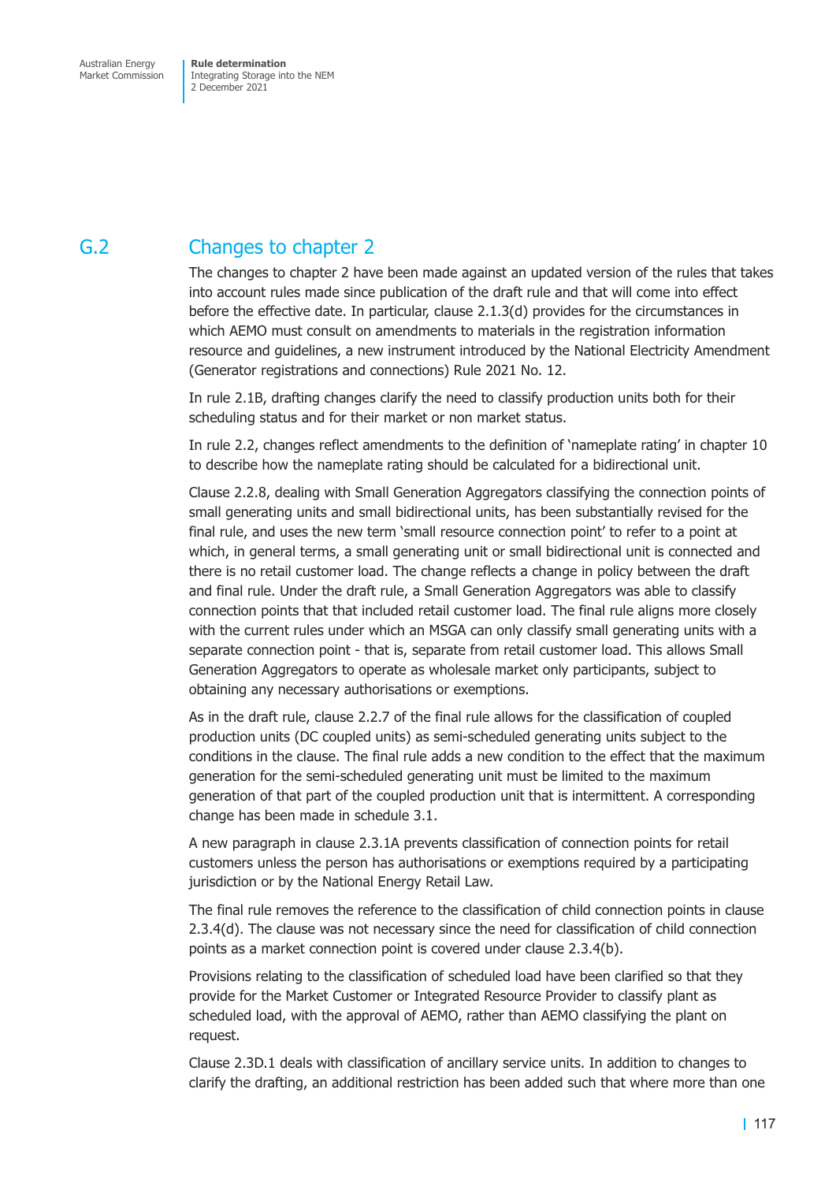## G.2 Changes to chapter 2

The changes to chapter 2 have been made against an updated version of the rules that takes into account rules made since publication of the draft rule and that will come into effect before the effective date. In particular, clause 2.1.3(d) provides for the circumstances in which AEMO must consult on amendments to materials in the registration information resource and guidelines, a new instrument introduced by the National Electricity Amendment (Generator registrations and connections) Rule 2021 No. 12.

In rule 2.1B, drafting changes clarify the need to classify production units both for their scheduling status and for their market or non market status.

In rule 2.2, changes reflect amendments to the definition of 'nameplate rating' in chapter 10 to describe how the nameplate rating should be calculated for a bidirectional unit.

Clause 2.2.8, dealing with Small Generation Aggregators classifying the connection points of small generating units and small bidirectional units, has been substantially revised for the final rule, and uses the new term 'small resource connection point' to refer to a point at which, in general terms, a small generating unit or small bidirectional unit is connected and there is no retail customer load. The change reflects a change in policy between the draft and final rule. Under the draft rule, a Small Generation Aggregators was able to classify connection points that that included retail customer load. The final rule aligns more closely with the current rules under which an MSGA can only classify small generating units with a separate connection point - that is, separate from retail customer load. This allows Small Generation Aggregators to operate as wholesale market only participants, subject to obtaining any necessary authorisations or exemptions.

As in the draft rule, clause 2.2.7 of the final rule allows for the classification of coupled production units (DC coupled units) as semi-scheduled generating units subject to the conditions in the clause. The final rule adds a new condition to the effect that the maximum generation for the semi-scheduled generating unit must be limited to the maximum generation of that part of the coupled production unit that is intermittent. A corresponding change has been made in schedule 3.1.

A new paragraph in clause 2.3.1A prevents classification of connection points for retail customers unless the person has authorisations or exemptions required by a participating jurisdiction or by the National Energy Retail Law.

The final rule removes the reference to the classification of child connection points in clause 2.3.4(d). The clause was not necessary since the need for classification of child connection points as a market connection point is covered under clause 2.3.4(b).

Provisions relating to the classification of scheduled load have been clarified so that they provide for the Market Customer or Integrated Resource Provider to classify plant as scheduled load, with the approval of AEMO, rather than AEMO classifying the plant on request.

Clause 2.3D.1 deals with classification of ancillary service units. In addition to changes to clarify the drafting, an additional restriction has been added such that where more than one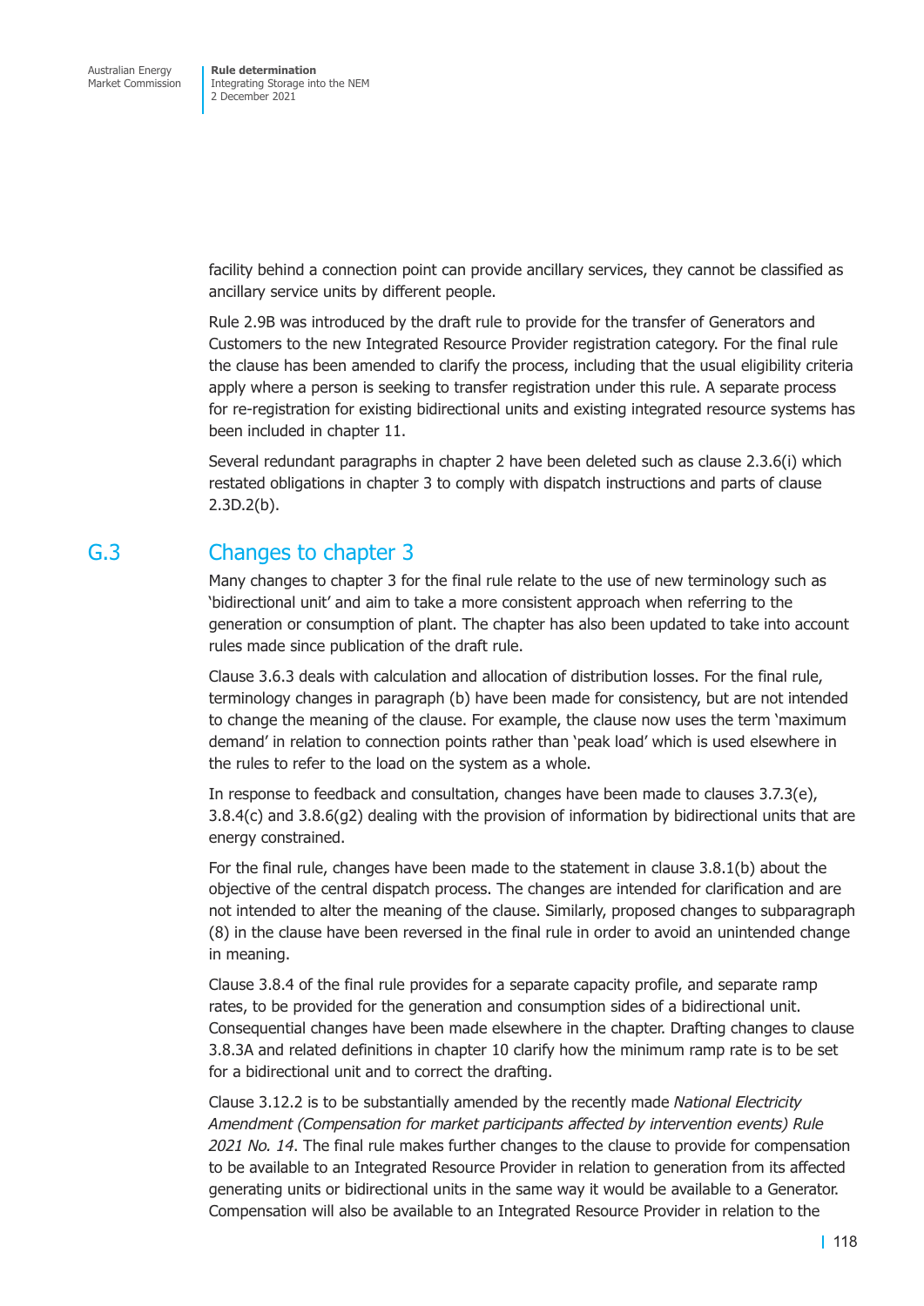facility behind a connection point can provide ancillary services, they cannot be classified as ancillary service units by different people.

Rule 2.9B was introduced by the draft rule to provide for the transfer of Generators and Customers to the new Integrated Resource Provider registration category. For the final rule the clause has been amended to clarify the process, including that the usual eligibility criteria apply where a person is seeking to transfer registration under this rule. A separate process for re-registration for existing bidirectional units and existing integrated resource systems has been included in chapter 11.

Several redundant paragraphs in chapter 2 have been deleted such as clause 2.3.6(i) which restated obligations in chapter 3 to comply with dispatch instructions and parts of clause 2.3D.2(b).

## G.3 Changes to chapter 3

Many changes to chapter 3 for the final rule relate to the use of new terminology such as 'bidirectional unit' and aim to take a more consistent approach when referring to the generation or consumption of plant. The chapter has also been updated to take into account rules made since publication of the draft rule.

Clause 3.6.3 deals with calculation and allocation of distribution losses. For the final rule, terminology changes in paragraph (b) have been made for consistency, but are not intended to change the meaning of the clause. For example, the clause now uses the term 'maximum demand' in relation to connection points rather than 'peak load' which is used elsewhere in the rules to refer to the load on the system as a whole.

In response to feedback and consultation, changes have been made to clauses 3.7.3(e), 3.8.4(c) and 3.8.6(g2) dealing with the provision of information by bidirectional units that are energy constrained.

For the final rule, changes have been made to the statement in clause 3.8.1(b) about the objective of the central dispatch process. The changes are intended for clarification and are not intended to alter the meaning of the clause. Similarly, proposed changes to subparagraph (8) in the clause have been reversed in the final rule in order to avoid an unintended change in meaning.

Clause 3.8.4 of the final rule provides for a separate capacity profile, and separate ramp rates, to be provided for the generation and consumption sides of a bidirectional unit. Consequential changes have been made elsewhere in the chapter. Drafting changes to clause 3.8.3A and related definitions in chapter 10 clarify how the minimum ramp rate is to be set for a bidirectional unit and to correct the drafting.

Clause 3.12.2 is to be substantially amended by the recently made *National Electricity Amendment (Compensation for market participants affected by intervention events) Rule 2021 No. 14*. The final rule makes further changes to the clause to provide for compensation to be available to an Integrated Resource Provider in relation to generation from its affected generating units or bidirectional units in the same way it would be available to a Generator. Compensation will also be available to an Integrated Resource Provider in relation to the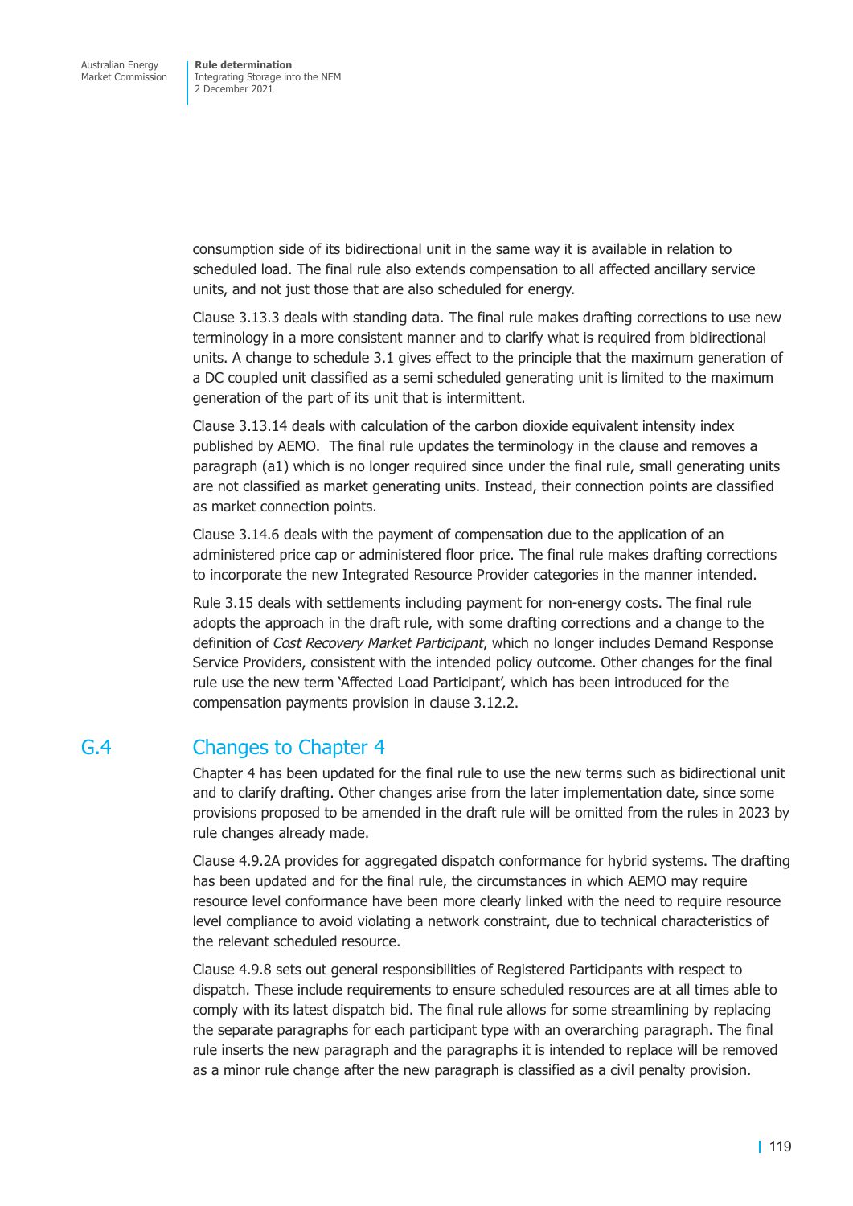consumption side of its bidirectional unit in the same way it is available in relation to scheduled load. The final rule also extends compensation to all affected ancillary service units, and not just those that are also scheduled for energy.

Clause 3.13.3 deals with standing data. The final rule makes drafting corrections to use new terminology in a more consistent manner and to clarify what is required from bidirectional units. A change to schedule 3.1 gives effect to the principle that the maximum generation of a DC coupled unit classified as a semi scheduled generating unit is limited to the maximum generation of the part of its unit that is intermittent.

Clause 3.13.14 deals with calculation of the carbon dioxide equivalent intensity index published by AEMO. The final rule updates the terminology in the clause and removes a paragraph (a1) which is no longer required since under the final rule, small generating units are not classified as market generating units. Instead, their connection points are classified as market connection points.

Clause 3.14.6 deals with the payment of compensation due to the application of an administered price cap or administered floor price. The final rule makes drafting corrections to incorporate the new Integrated Resource Provider categories in the manner intended.

Rule 3.15 deals with settlements including payment for non-energy costs. The final rule adopts the approach in the draft rule, with some drafting corrections and a change to the definition of *Cost Recovery Market Participant*, which no longer includes Demand Response Service Providers, consistent with the intended policy outcome. Other changes for the final rule use the new term 'Affected Load Participant', which has been introduced for the compensation payments provision in clause 3.12.2.

## G.4 Changes to Chapter 4

Chapter 4 has been updated for the final rule to use the new terms such as bidirectional unit and to clarify drafting. Other changes arise from the later implementation date, since some provisions proposed to be amended in the draft rule will be omitted from the rules in 2023 by rule changes already made.

Clause 4.9.2A provides for aggregated dispatch conformance for hybrid systems. The drafting has been updated and for the final rule, the circumstances in which AEMO may require resource level conformance have been more clearly linked with the need to require resource level compliance to avoid violating a network constraint, due to technical characteristics of the relevant scheduled resource.

Clause 4.9.8 sets out general responsibilities of Registered Participants with respect to dispatch. These include requirements to ensure scheduled resources are at all times able to comply with its latest dispatch bid. The final rule allows for some streamlining by replacing the separate paragraphs for each participant type with an overarching paragraph. The final rule inserts the new paragraph and the paragraphs it is intended to replace will be removed as a minor rule change after the new paragraph is classified as a civil penalty provision.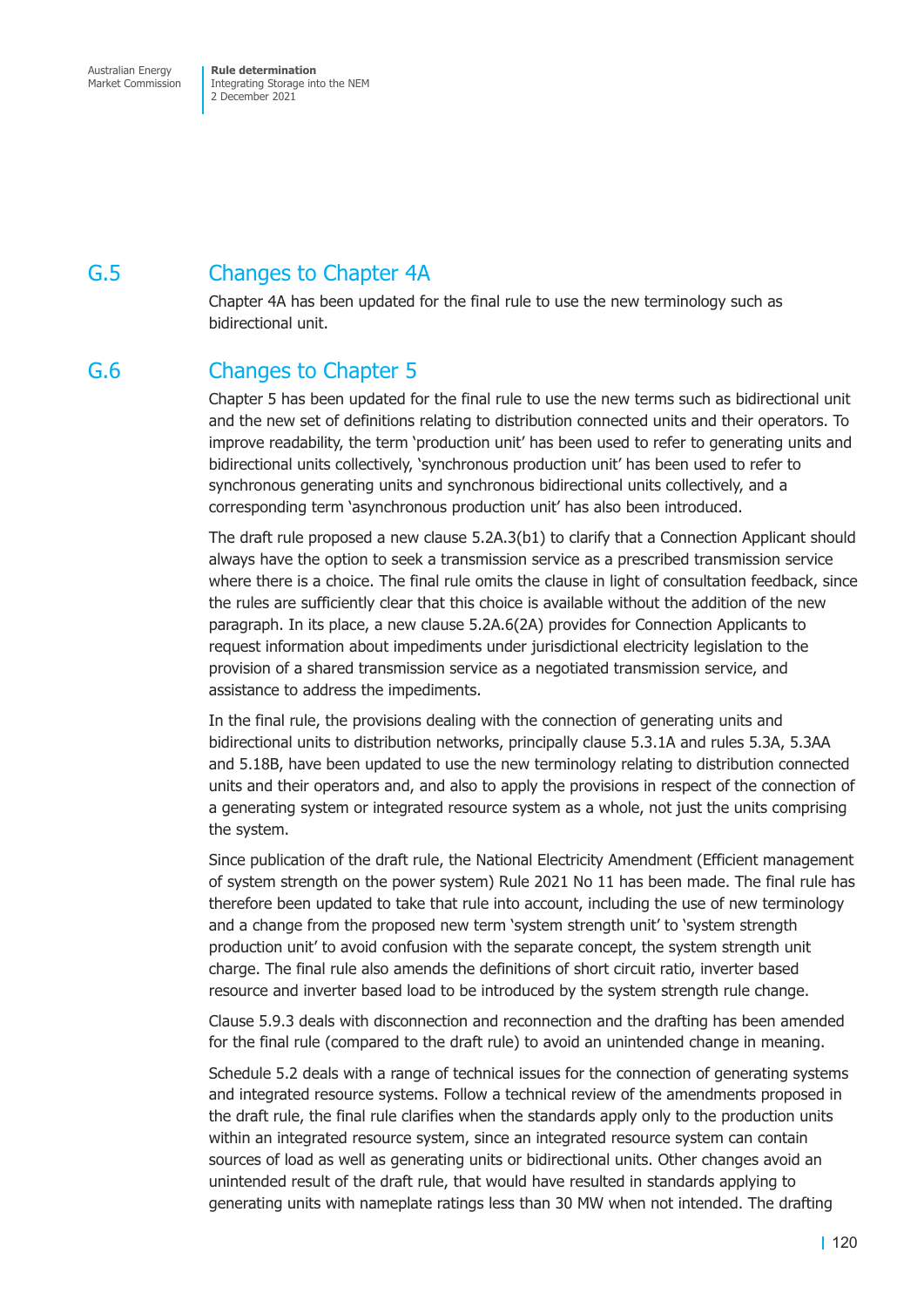## G.5 Changes to Chapter 4A

Chapter 4A has been updated for the final rule to use the new terminology such as bidirectional unit.

## G.6 Changes to Chapter 5

Chapter 5 has been updated for the final rule to use the new terms such as bidirectional unit and the new set of definitions relating to distribution connected units and their operators. To improve readability, the term 'production unit' has been used to refer to generating units and bidirectional units collectively, 'synchronous production unit' has been used to refer to synchronous generating units and synchronous bidirectional units collectively, and a corresponding term 'asynchronous production unit' has also been introduced.

The draft rule proposed a new clause 5.2A.3(b1) to clarify that a Connection Applicant should always have the option to seek a transmission service as a prescribed transmission service where there is a choice. The final rule omits the clause in light of consultation feedback, since the rules are sufficiently clear that this choice is available without the addition of the new paragraph. In its place, a new clause 5.2A.6(2A) provides for Connection Applicants to request information about impediments under jurisdictional electricity legislation to the provision of a shared transmission service as a negotiated transmission service, and assistance to address the impediments.

In the final rule, the provisions dealing with the connection of generating units and bidirectional units to distribution networks, principally clause 5.3.1A and rules 5.3A, 5.3AA and 5.18B, have been updated to use the new terminology relating to distribution connected units and their operators and, and also to apply the provisions in respect of the connection of a generating system or integrated resource system as a whole, not just the units comprising the system.

Since publication of the draft rule, the National Electricity Amendment (Efficient management of system strength on the power system) Rule 2021 No 11 has been made. The final rule has therefore been updated to take that rule into account, including the use of new terminology and a change from the proposed new term 'system strength unit' to 'system strength production unit' to avoid confusion with the separate concept, the system strength unit charge. The final rule also amends the definitions of short circuit ratio, inverter based resource and inverter based load to be introduced by the system strength rule change.

Clause 5.9.3 deals with disconnection and reconnection and the drafting has been amended for the final rule (compared to the draft rule) to avoid an unintended change in meaning.

Schedule 5.2 deals with a range of technical issues for the connection of generating systems and integrated resource systems. Follow a technical review of the amendments proposed in the draft rule, the final rule clarifies when the standards apply only to the production units within an integrated resource system, since an integrated resource system can contain sources of load as well as generating units or bidirectional units. Other changes avoid an unintended result of the draft rule, that would have resulted in standards applying to generating units with nameplate ratings less than 30 MW when not intended. The drafting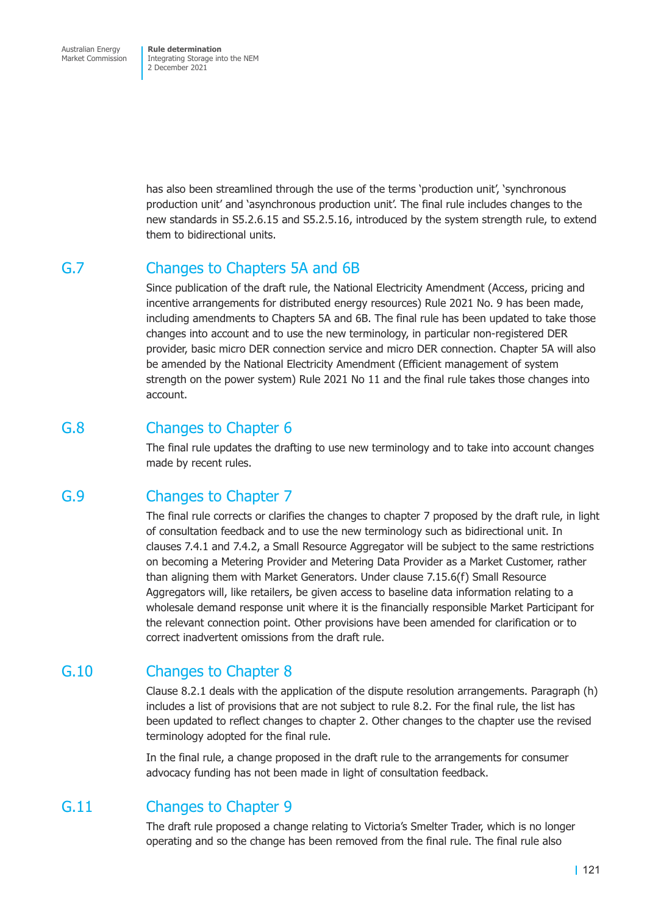has also been streamlined through the use of the terms 'production unit', 'synchronous production unit' and 'asynchronous production unit'. The final rule includes changes to the new standards in S5.2.6.15 and S5.2.5.16, introduced by the system strength rule, to extend them to bidirectional units.

## G.7 Changes to Chapters 5A and 6B

Since publication of the draft rule, the National Electricity Amendment (Access, pricing and incentive arrangements for distributed energy resources) Rule 2021 No. 9 has been made, including amendments to Chapters 5A and 6B. The final rule has been updated to take those changes into account and to use the new terminology, in particular non-registered DER provider, basic micro DER connection service and micro DER connection. Chapter 5A will also be amended by the National Electricity Amendment (Efficient management of system strength on the power system) Rule 2021 No 11 and the final rule takes those changes into account.

## G.8 Changes to Chapter 6

The final rule updates the drafting to use new terminology and to take into account changes made by recent rules.

## G.9 Changes to Chapter 7

The final rule corrects or clarifies the changes to chapter 7 proposed by the draft rule, in light of consultation feedback and to use the new terminology such as bidirectional unit. In clauses 7.4.1 and 7.4.2, a Small Resource Aggregator will be subject to the same restrictions on becoming a Metering Provider and Metering Data Provider as a Market Customer, rather than aligning them with Market Generators. Under clause 7.15.6(f) Small Resource Aggregators will, like retailers, be given access to baseline data information relating to a wholesale demand response unit where it is the financially responsible Market Participant for the relevant connection point. Other provisions have been amended for clarification or to correct inadvertent omissions from the draft rule.

## G.10 Changes to Chapter 8

Clause 8.2.1 deals with the application of the dispute resolution arrangements. Paragraph (h) includes a list of provisions that are not subject to rule 8.2. For the final rule, the list has been updated to reflect changes to chapter 2. Other changes to the chapter use the revised terminology adopted for the final rule.

In the final rule, a change proposed in the draft rule to the arrangements for consumer advocacy funding has not been made in light of consultation feedback.

## G.11 Changes to Chapter 9

The draft rule proposed a change relating to Victoria's Smelter Trader, which is no longer operating and so the change has been removed from the final rule. The final rule also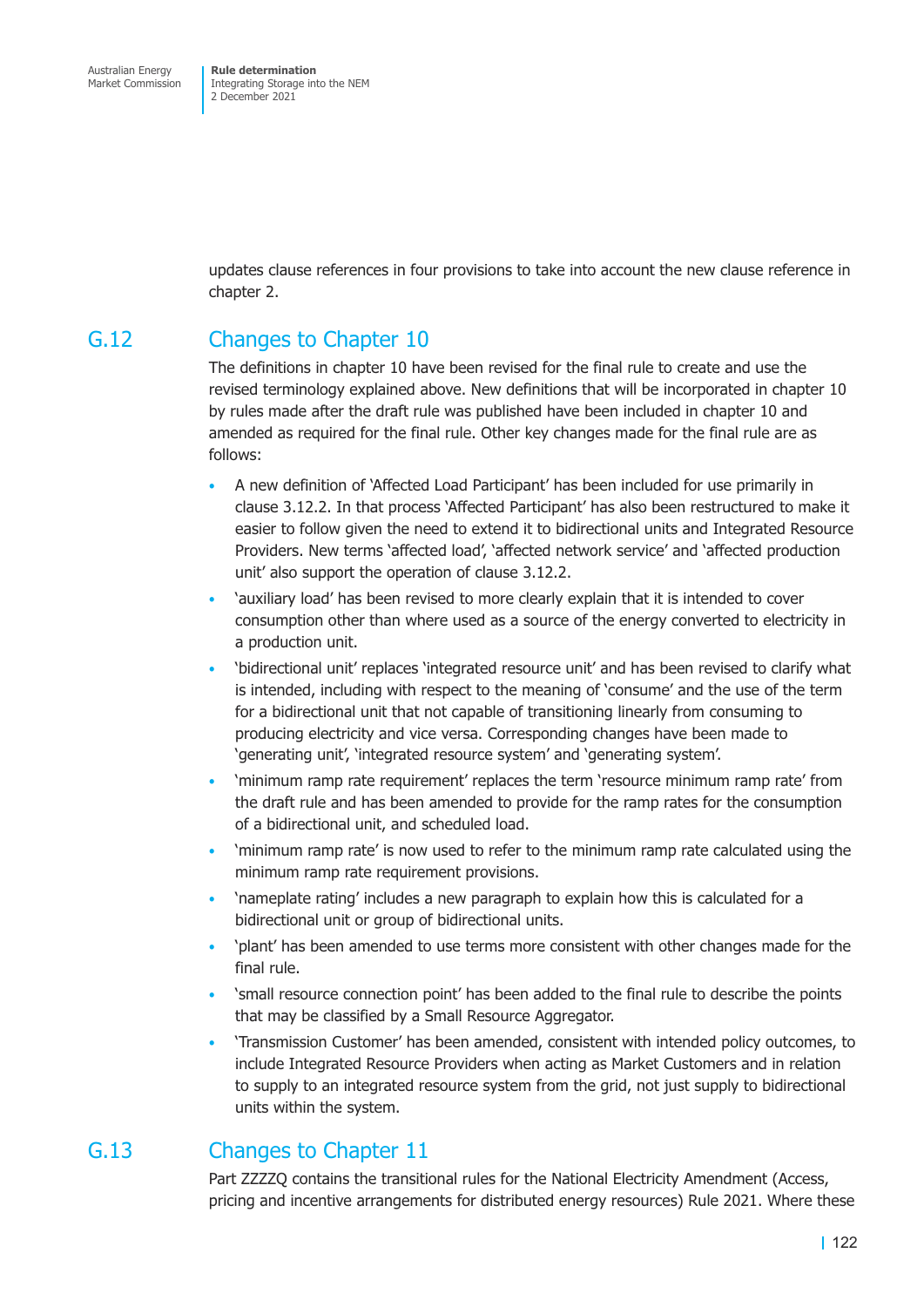updates clause references in four provisions to take into account the new clause reference in chapter 2.

## G.12 Changes to Chapter 10

The definitions in chapter 10 have been revised for the final rule to create and use the revised terminology explained above. New definitions that will be incorporated in chapter 10 by rules made after the draft rule was published have been included in chapter 10 and amended as required for the final rule. Other key changes made for the final rule are as follows:

- A new definition of 'Affected Load Participant' has been included for use primarily in clause 3.12.2. In that process 'Affected Participant' has also been restructured to make it easier to follow given the need to extend it to bidirectional units and Integrated Resource Providers. New terms 'affected load', 'affected network service' and 'affected production unit' also support the operation of clause 3.12.2.
- 'auxiliary load' has been revised to more clearly explain that it is intended to cover consumption other than where used as a source of the energy converted to electricity in a production unit.
- 'bidirectional unit' replaces 'integrated resource unit' and has been revised to clarify what is intended, including with respect to the meaning of 'consume' and the use of the term for a bidirectional unit that not capable of transitioning linearly from consuming to producing electricity and vice versa. Corresponding changes have been made to 'generating unit', 'integrated resource system' and 'generating system'.
- 'minimum ramp rate requirement' replaces the term 'resource minimum ramp rate' from the draft rule and has been amended to provide for the ramp rates for the consumption of a bidirectional unit, and scheduled load.
- 'minimum ramp rate' is now used to refer to the minimum ramp rate calculated using the minimum ramp rate requirement provisions.
- 'nameplate rating' includes a new paragraph to explain how this is calculated for a bidirectional unit or group of bidirectional units.
- 'plant' has been amended to use terms more consistent with other changes made for the final rule.
- 'small resource connection point' has been added to the final rule to describe the points that may be classified by a Small Resource Aggregator.
- 'Transmission Customer' has been amended, consistent with intended policy outcomes, to include Integrated Resource Providers when acting as Market Customers and in relation to supply to an integrated resource system from the grid, not just supply to bidirectional units within the system.

## G.13 Changes to Chapter 11

Part ZZZZQ contains the transitional rules for the National Electricity Amendment (Access, pricing and incentive arrangements for distributed energy resources) Rule 2021. Where these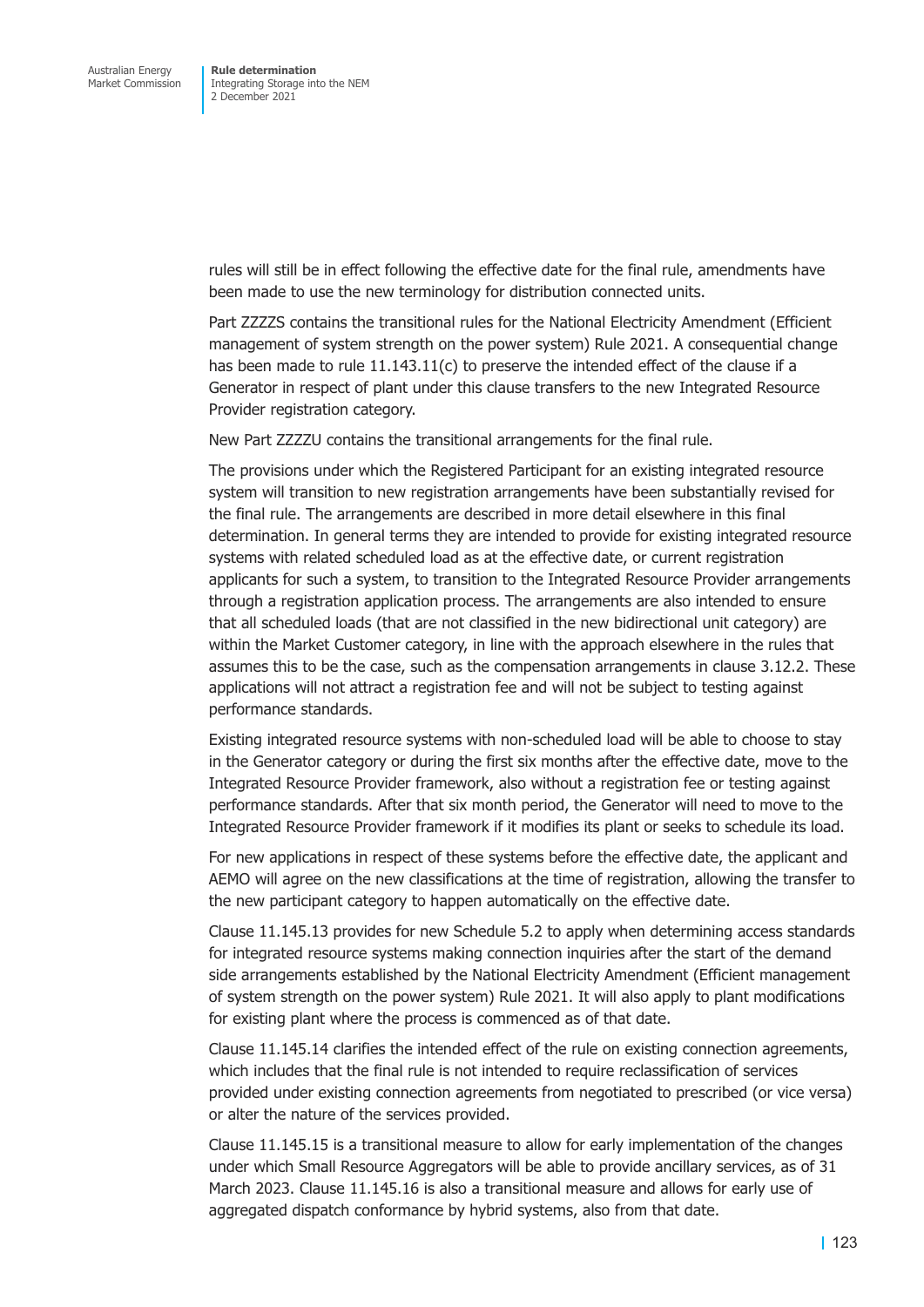rules will still be in effect following the effective date for the final rule, amendments have been made to use the new terminology for distribution connected units.

Part ZZZZS contains the transitional rules for the National Electricity Amendment (Efficient management of system strength on the power system) Rule 2021. A consequential change has been made to rule 11.143.11(c) to preserve the intended effect of the clause if a Generator in respect of plant under this clause transfers to the new Integrated Resource Provider registration category.

New Part ZZZZU contains the transitional arrangements for the final rule.

The provisions under which the Registered Participant for an existing integrated resource system will transition to new registration arrangements have been substantially revised for the final rule. The arrangements are described in more detail elsewhere in this final determination. In general terms they are intended to provide for existing integrated resource systems with related scheduled load as at the effective date, or current registration applicants for such a system, to transition to the Integrated Resource Provider arrangements through a registration application process. The arrangements are also intended to ensure that all scheduled loads (that are not classified in the new bidirectional unit category) are within the Market Customer category, in line with the approach elsewhere in the rules that assumes this to be the case, such as the compensation arrangements in clause 3.12.2. These applications will not attract a registration fee and will not be subject to testing against performance standards.

Existing integrated resource systems with non-scheduled load will be able to choose to stay in the Generator category or during the first six months after the effective date, move to the Integrated Resource Provider framework, also without a registration fee or testing against performance standards. After that six month period, the Generator will need to move to the Integrated Resource Provider framework if it modifies its plant or seeks to schedule its load.

For new applications in respect of these systems before the effective date, the applicant and AEMO will agree on the new classifications at the time of registration, allowing the transfer to the new participant category to happen automatically on the effective date.

Clause 11.145.13 provides for new Schedule 5.2 to apply when determining access standards for integrated resource systems making connection inquiries after the start of the demand side arrangements established by the National Electricity Amendment (Efficient management of system strength on the power system) Rule 2021. It will also apply to plant modifications for existing plant where the process is commenced as of that date.

Clause 11.145.14 clarifies the intended effect of the rule on existing connection agreements, which includes that the final rule is not intended to require reclassification of services provided under existing connection agreements from negotiated to prescribed (or vice versa) or alter the nature of the services provided.

Clause 11.145.15 is a transitional measure to allow for early implementation of the changes under which Small Resource Aggregators will be able to provide ancillary services, as of 31 March 2023. Clause 11.145.16 is also a transitional measure and allows for early use of aggregated dispatch conformance by hybrid systems, also from that date.